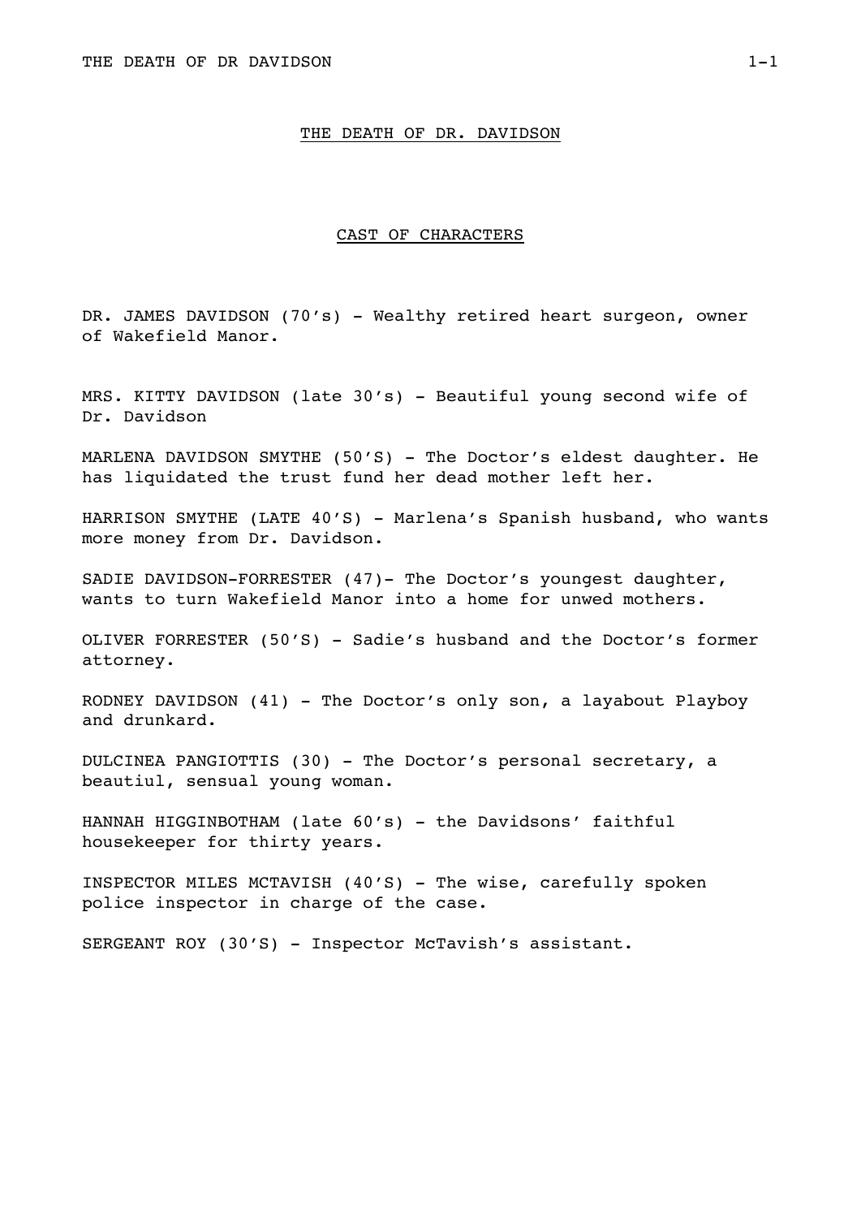# THE DEATH OF DR. DAVIDSON

## CAST OF CHARACTERS

DR. JAMES DAVIDSON (70's) - Wealthy retired heart surgeon, owner of Wakefield Manor.

MRS. KITTY DAVIDSON (late 30's) - Beautiful young second wife of Dr. Davidson

MARLENA DAVIDSON SMYTHE (50'S) - The Doctor's eldest daughter. He has liquidated the trust fund her dead mother left her.

HARRISON SMYTHE (LATE 40'S) - Marlena's Spanish husband, who wants more money from Dr. Davidson.

SADIE DAVIDSON-FORRESTER (47)- The Doctor's youngest daughter, wants to turn Wakefield Manor into a home for unwed mothers.

OLIVER FORRESTER (50'S) - Sadie's husband and the Doctor's former attorney.

RODNEY DAVIDSON (41) - The Doctor's only son, a layabout Playboy and drunkard.

DULCINEA PANGIOTTIS (30) - The Doctor's personal secretary, a beautiul, sensual young woman.

HANNAH HIGGINBOTHAM (late 60's) - the Davidsons' faithful housekeeper for thirty years.

INSPECTOR MILES MCTAVISH (40'S) - The wise, carefully spoken police inspector in charge of the case.

SERGEANT ROY (30'S) - Inspector McTavish's assistant.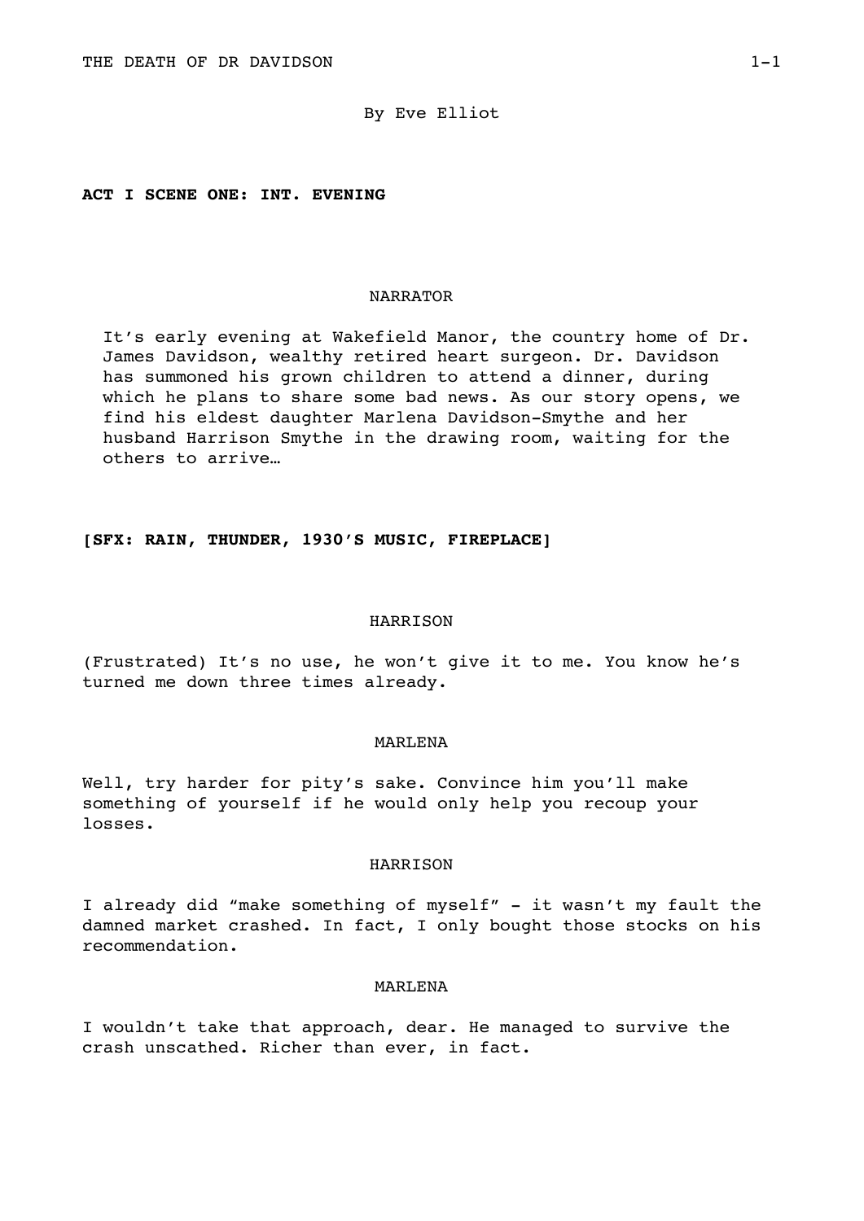By Eve Elliot

**ACT I SCENE ONE: INT. EVENING**

NARRATOR

It's early evening at Wakefield Manor, the country home of Dr. James Davidson, wealthy retired heart surgeon. Dr. Davidson has summoned his grown children to attend a dinner, during which he plans to share some bad news. As our story opens, we find his eldest daughter Marlena Davidson-Smythe and her husband Harrison Smythe in the drawing room, waiting for the others to arrive…

**[SFX: RAIN, THUNDER, 1930'S MUSIC, FIREPLACE]**

HARRISON

(Frustrated) It's no use, he won't give it to me. You know he's turned me down three times already.

MARLENA

Well, try harder for pity's sake. Convince him you'll make something of yourself if he would only help you recoup your losses.

HARRISON

I already did "make something of myself" - it wasn't my fault the damned market crashed. In fact, I only bought those stocks on his recommendation.

MARLENA

I wouldn't take that approach, dear. He managed to survive the crash unscathed. Richer than ever, in fact.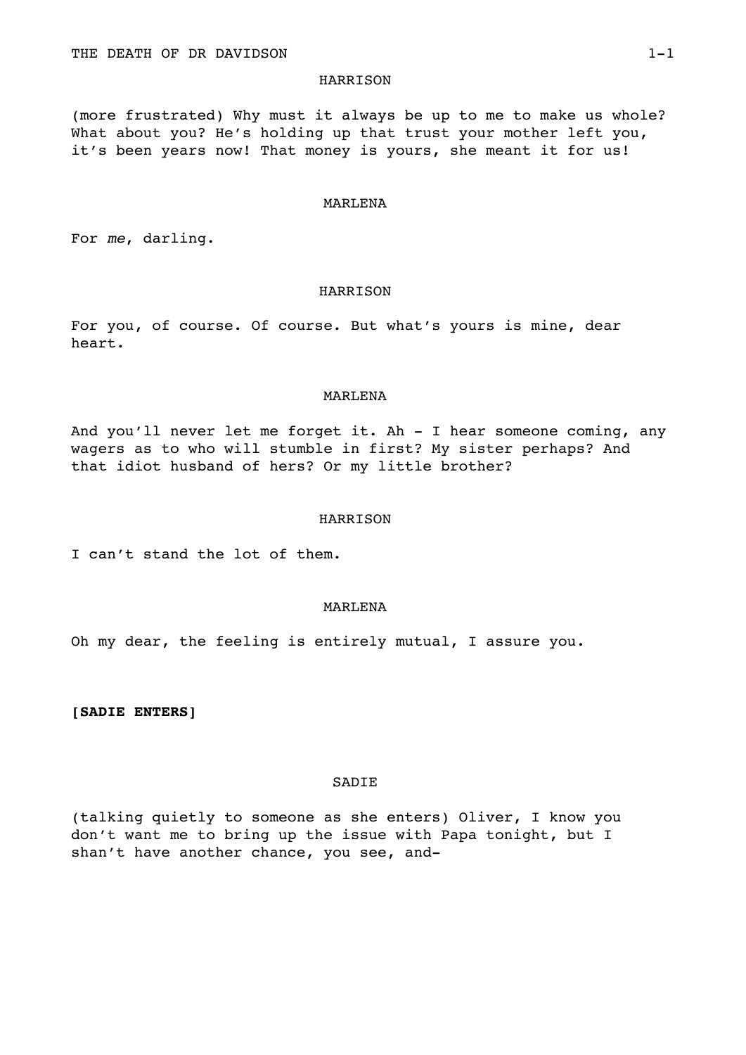HARRISON

(more frustrated) Why must it always be up to me to make us whole? What about you? He's holding up that trust your mother left you, it's been years now! That money is yours, she meant it for us!

MARLENA

For *me*, darling.

HARRISON

For you, of course. Of course. But what's yours is mine, dear heart.

MARLENA

And you'll never let me forget it. Ah - I hear someone coming, any wagers as to who will stumble in first? My sister perhaps? And that idiot husband of hers? Or my little brother?

HARRISON

I can't stand the lot of them.

MARLENA

Oh my dear, the feeling is entirely mutual, I assure you.

**[SADIE ENTERS]**

SADIE

(talking quietly to someone as she enters) Oliver, I know you don't want me to bring up the issue with Papa tonight, but I shan't have another chance, you see, and-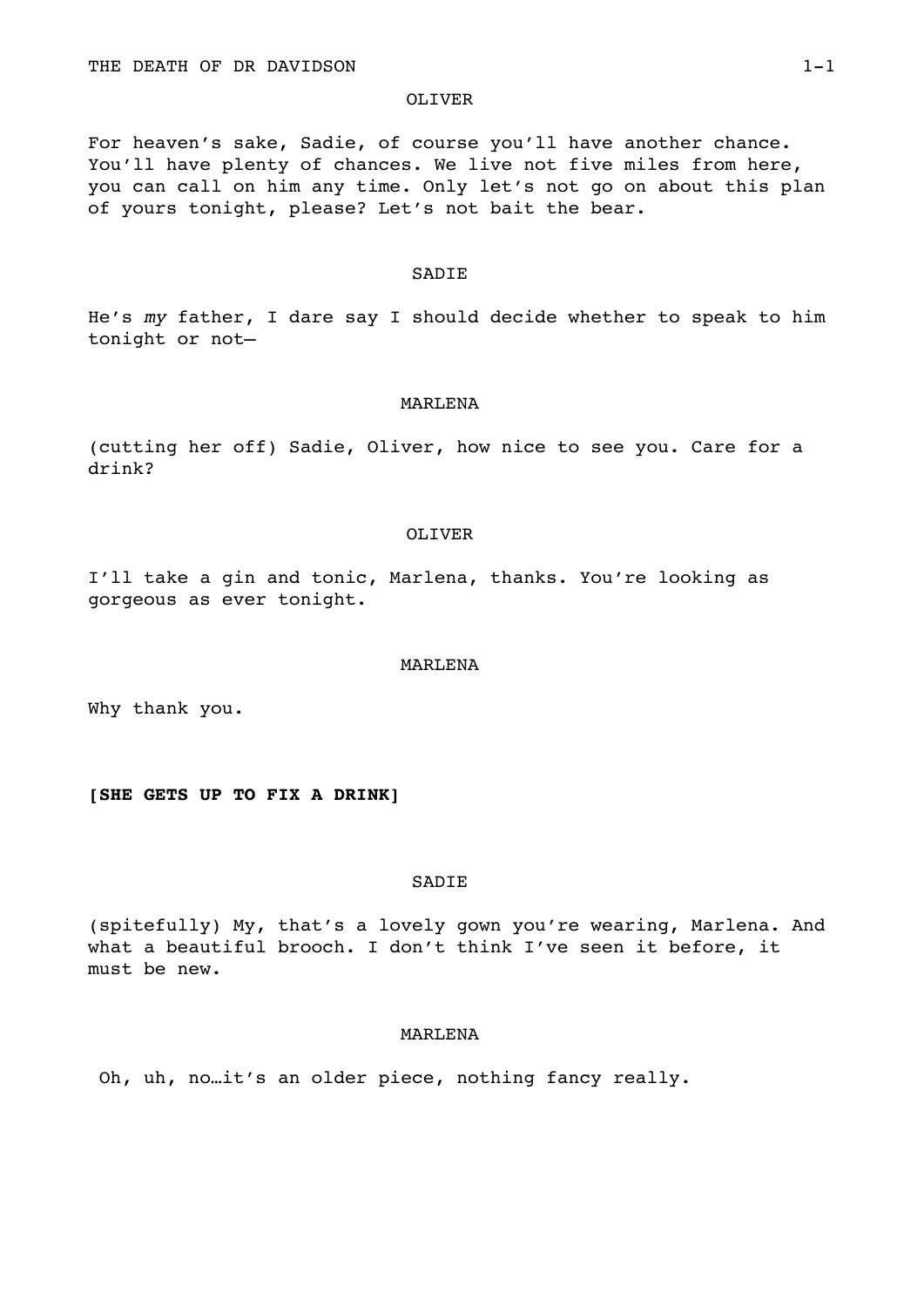OLIVER

For heaven's sake, Sadie, of course you'll have another chance. You'll have plenty of chances. We live not five miles from here, you can call on him any time. Only let's not go on about this plan of yours tonight, please? Let's not bait the bear.

SADIE

He's *my* father, I dare say I should decide whether to speak to him tonight or not—

MARLENA

(cutting her off) Sadie, Oliver, how nice to see you. Care for a drink?

OLIVER

I'll take a gin and tonic, Marlena, thanks. You're looking as gorgeous as ever tonight.

MARLENA

Why thank you.

**[SHE GETS UP TO FIX A DRINK]**

SADIE

(spitefully) My, that's a lovely gown you're wearing, Marlena. And what a beautiful brooch. I don't think I've seen it before, it must be new.

MARLENA

Oh, uh, no…it's an older piece, nothing fancy really.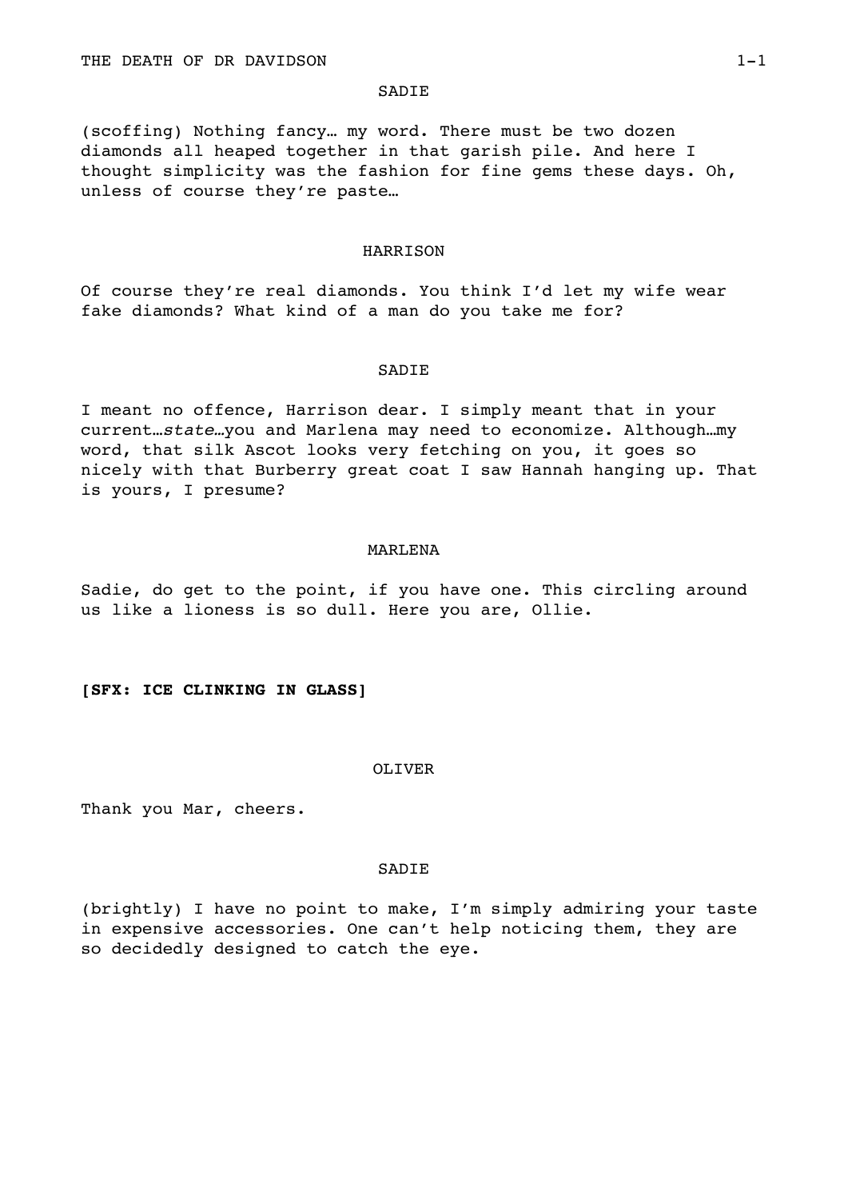SADIE

(scoffing) Nothing fancy… my word. There must be two dozen diamonds all heaped together in that garish pile. And here I thought simplicity was the fashion for fine gems these days. Oh, unless of course they're paste…

HARRISON

Of course they're real diamonds. You think I'd let my wife wear fake diamonds? What kind of a man do you take me for?

SADIE

I meant no offence, Harrison dear. I simply meant that in your current…*state*…you and Marlena may need to economize. Although…my word, that silk Ascot looks very fetching on you, it goes so nicely with that Burberry great coat I saw Hannah hanging up. That is yours, I presume?

MARLENA

Sadie, do get to the point, if you have one. This circling around us like a lioness is so dull. Here you are, Ollie.

**[SFX: ICE CLINKING IN GLASS]**

OLIVER

Thank you Mar, cheers.

SADIE

(brightly) I have no point to make, I'm simply admiring your taste in expensive accessories. One can't help noticing them, they are so decidedly designed to catch the eye.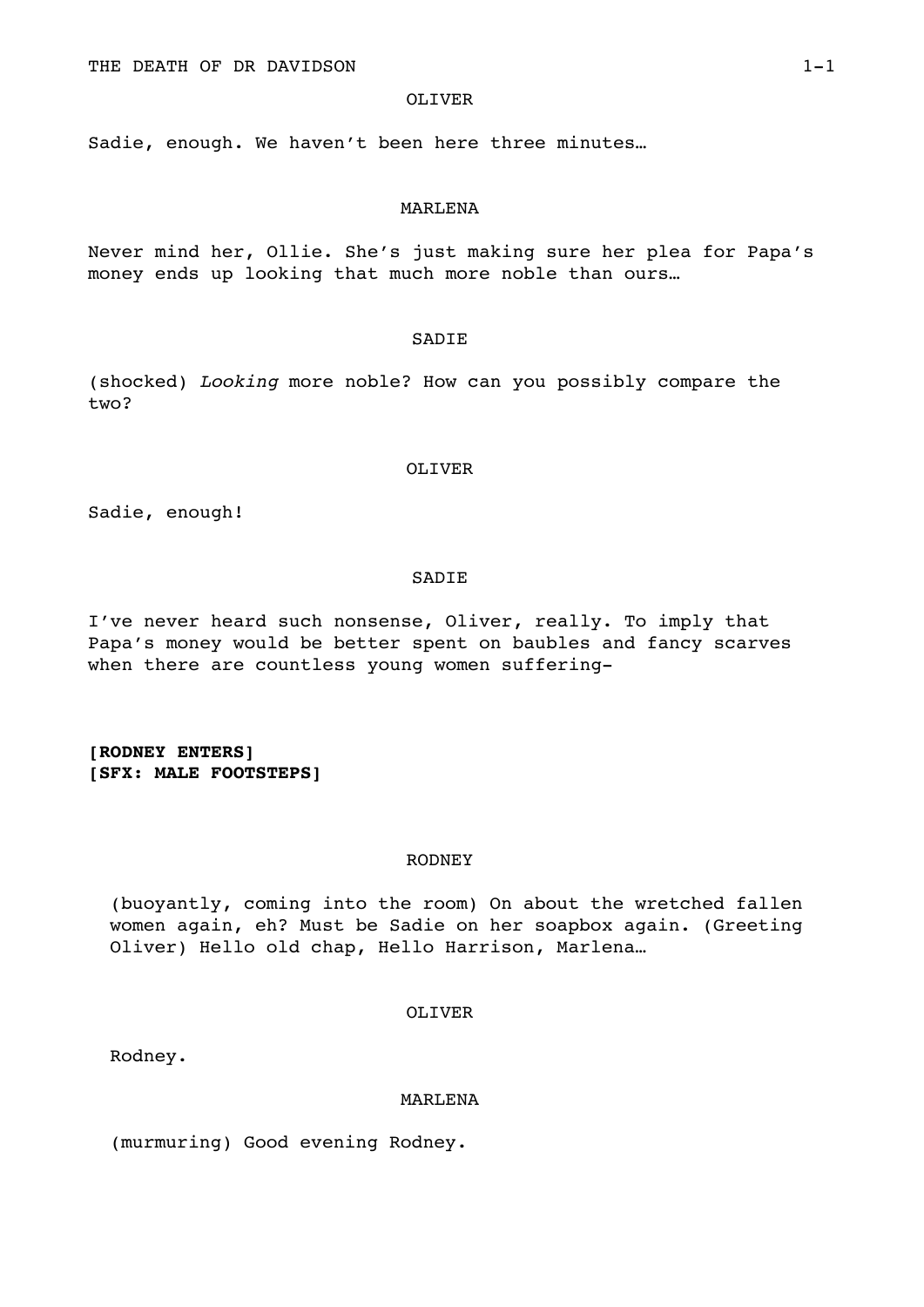OLIVER

Sadie, enough. We haven't been here three minutes…

MARLENA

Never mind her, Ollie. She's just making sure her plea for Papa's money ends up looking that much more noble than ours…

SADIE

(shocked) *Looking* more noble? How can you possibly compare the two?

OLIVER

Sadie, enough!

SADIE

I've never heard such nonsense, Oliver, really. To imply that Papa's money would be better spent on baubles and fancy scarves when there are countless young women suffering-

**[RODNEY ENTERS]**
**[SFX: MALE FOOTSTEPS]**

RODNEY

(buoyantly, coming into the room) On about the wretched fallen women again, eh? Must be Sadie on her soapbox again. (Greeting Oliver) Hello old chap, Hello Harrison, Marlena…

OLIVER

Rodney.

MARLENA

(murmuring) Good evening Rodney.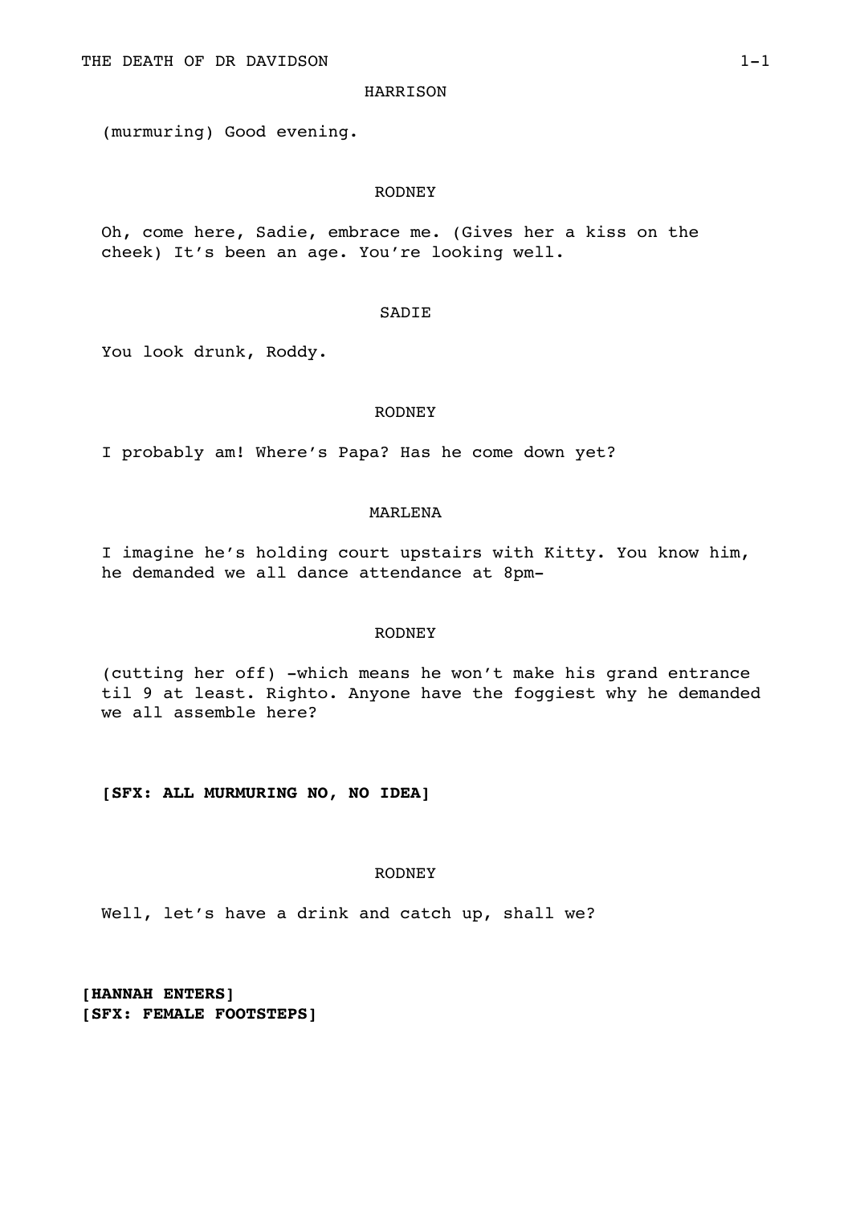HARRISON

(murmuring) Good evening.

RODNEY

Oh, come here, Sadie, embrace me. (Gives her a kiss on the cheek) It's been an age. You're looking well.

SADIE

You look drunk, Roddy.

RODNEY

I probably am! Where's Papa? Has he come down yet?

MARLENA

I imagine he's holding court upstairs with Kitty. You know him, he demanded we all dance attendance at 8pm-

RODNEY

(cutting her off) -which means he won't make his grand entrance til 9 at least. Righto. Anyone have the foggiest why he demanded we all assemble here?

**[SFX: ALL MURMURING NO, NO IDEA]**

RODNEY

Well, let's have a drink and catch up, shall we?

**[HANNAH ENTERS]**
**[SFX: FEMALE FOOTSTEPS]**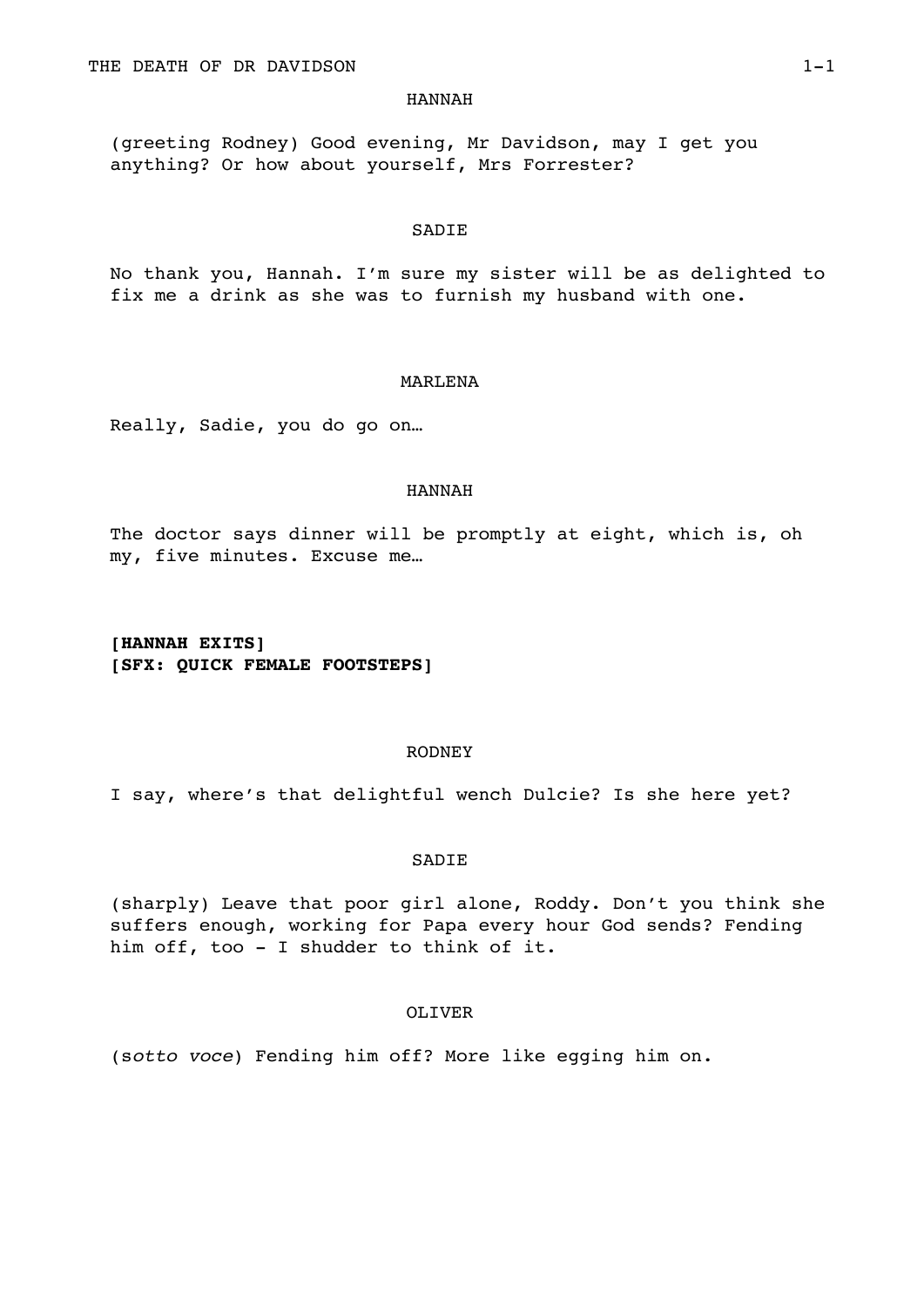HANNAH

(greeting Rodney) Good evening, Mr Davidson, may I get you anything? Or how about yourself, Mrs Forrester?

SADIE

No thank you, Hannah. I'm sure my sister will be as delighted to fix me a drink as she was to furnish my husband with one.

MARLENA

Really, Sadie, you do go on…

HANNAH

The doctor says dinner will be promptly at eight, which is, oh my, five minutes. Excuse me…

**[HANNAH EXITS]**
**[SFX: QUICK FEMALE FOOTSTEPS]**

RODNEY

I say, where's that delightful wench Dulcie? Is she here yet?

SADIE

(sharply) Leave that poor girl alone, Roddy. Don't you think she suffers enough, working for Papa every hour God sends? Fending him off, too - I shudder to think of it.

OLIVER

(s*otto voce*) Fending him off? More like egging him on.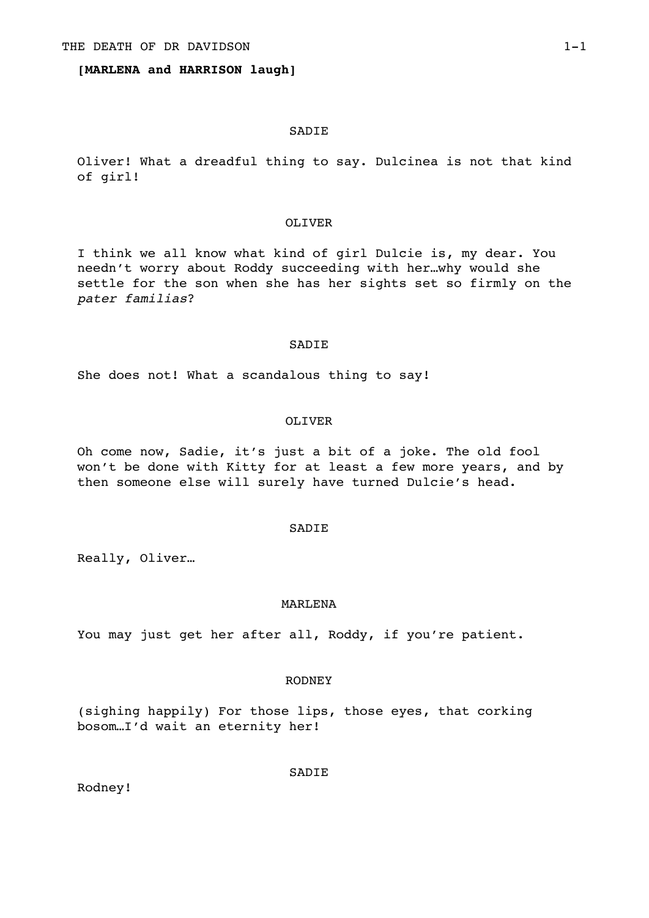**[MARLENA and HARRISON laugh]**

SADIE

Oliver! What a dreadful thing to say. Dulcinea is not that kind of girl!

OLIVER

I think we all know what kind of girl Dulcie is, my dear. You needn't worry about Roddy succeeding with her…why would she settle for the son when she has her sights set so firmly on the *pater familias*?

SADIE

She does not! What a scandalous thing to say!

OLIVER

Oh come now, Sadie, it's just a bit of a joke. The old fool won't be done with Kitty for at least a few more years, and by then someone else will surely have turned Dulcie's head.

SADIE

Really, Oliver…

MARLENA

You may just get her after all, Roddy, if you're patient.

RODNEY

(sighing happily) For those lips, those eyes, that corking bosom…I'd wait an eternity her!

SADIE

Rodney!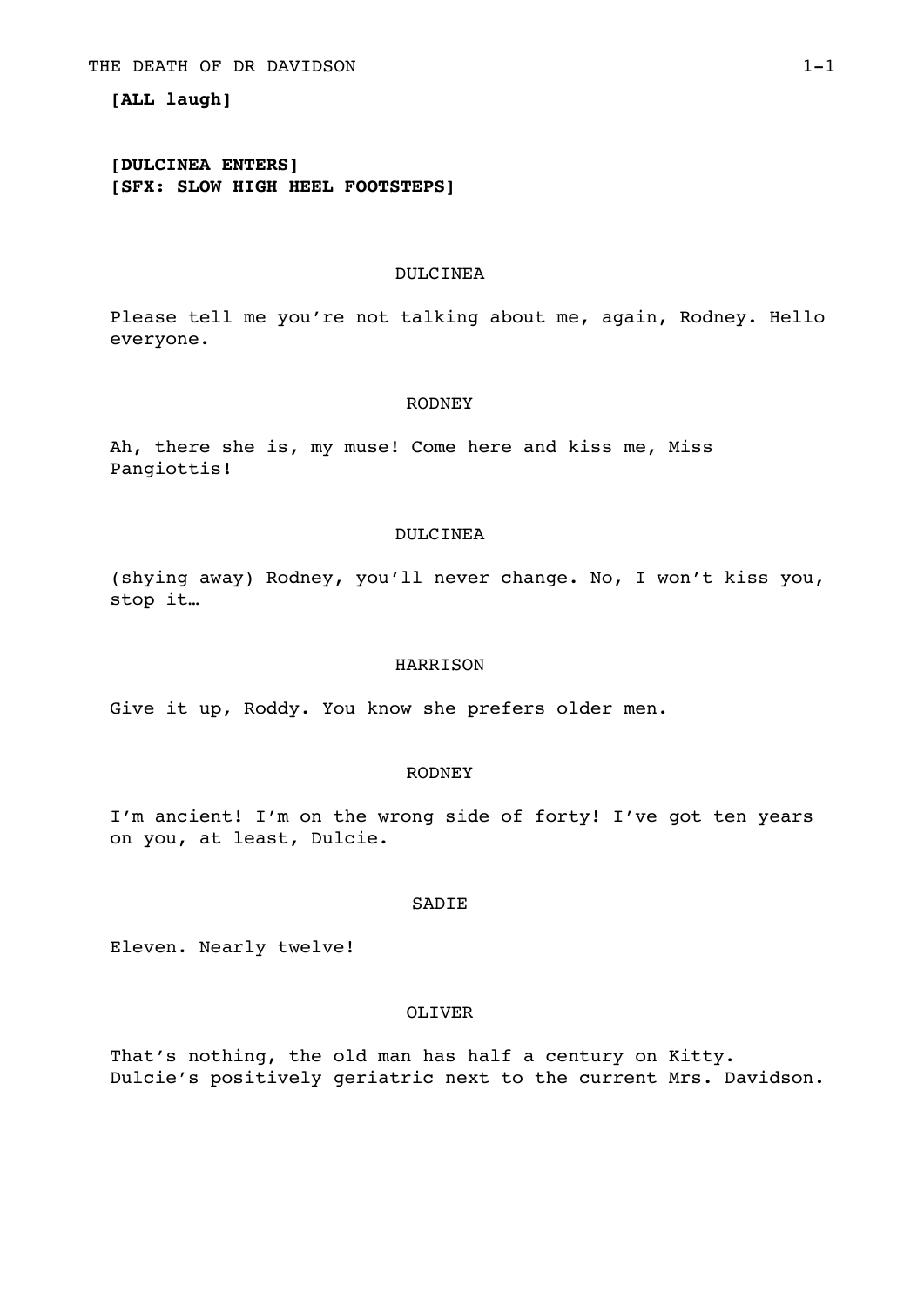**[ALL laugh]**

**[DULCINEA ENTERS]**
**[SFX: SLOW HIGH HEEL FOOTSTEPS]**

DULCINEA

Please tell me you're not talking about me, again, Rodney. Hello everyone.

RODNEY

Ah, there she is, my muse! Come here and kiss me, Miss Pangiottis!

DULCINEA

(shying away) Rodney, you'll never change. No, I won't kiss you, stop it…

HARRISON

Give it up, Roddy. You know she prefers older men.

RODNEY

I'm ancient! I'm on the wrong side of forty! I've got ten years on you, at least, Dulcie.

SADIE

Eleven. Nearly twelve!

OLIVER

That's nothing, the old man has half a century on Kitty. Dulcie's positively geriatric next to the current Mrs. Davidson.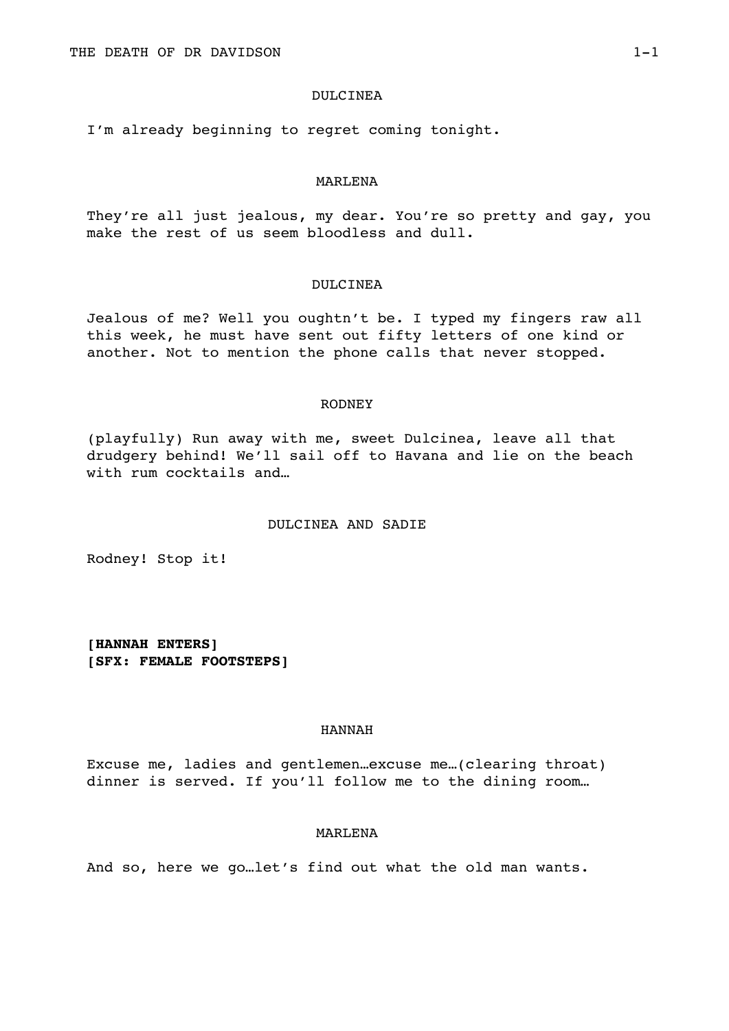DULCINEA

I'm already beginning to regret coming tonight.

MARLENA

They're all just jealous, my dear. You're so pretty and gay, you make the rest of us seem bloodless and dull.

DULCINEA

Jealous of me? Well you oughtn't be. I typed my fingers raw all this week, he must have sent out fifty letters of one kind or another. Not to mention the phone calls that never stopped.

RODNEY

(playfully) Run away with me, sweet Dulcinea, leave all that drudgery behind! We'll sail off to Havana and lie on the beach with rum cocktails and…

DULCINEA AND SADIE

Rodney! Stop it!

**[HANNAH ENTERS]**
**[SFX: FEMALE FOOTSTEPS]**

HANNAH

Excuse me, ladies and gentlemen…excuse me…(clearing throat) dinner is served. If you'll follow me to the dining room…

MARLENA

And so, here we go…let's find out what the old man wants.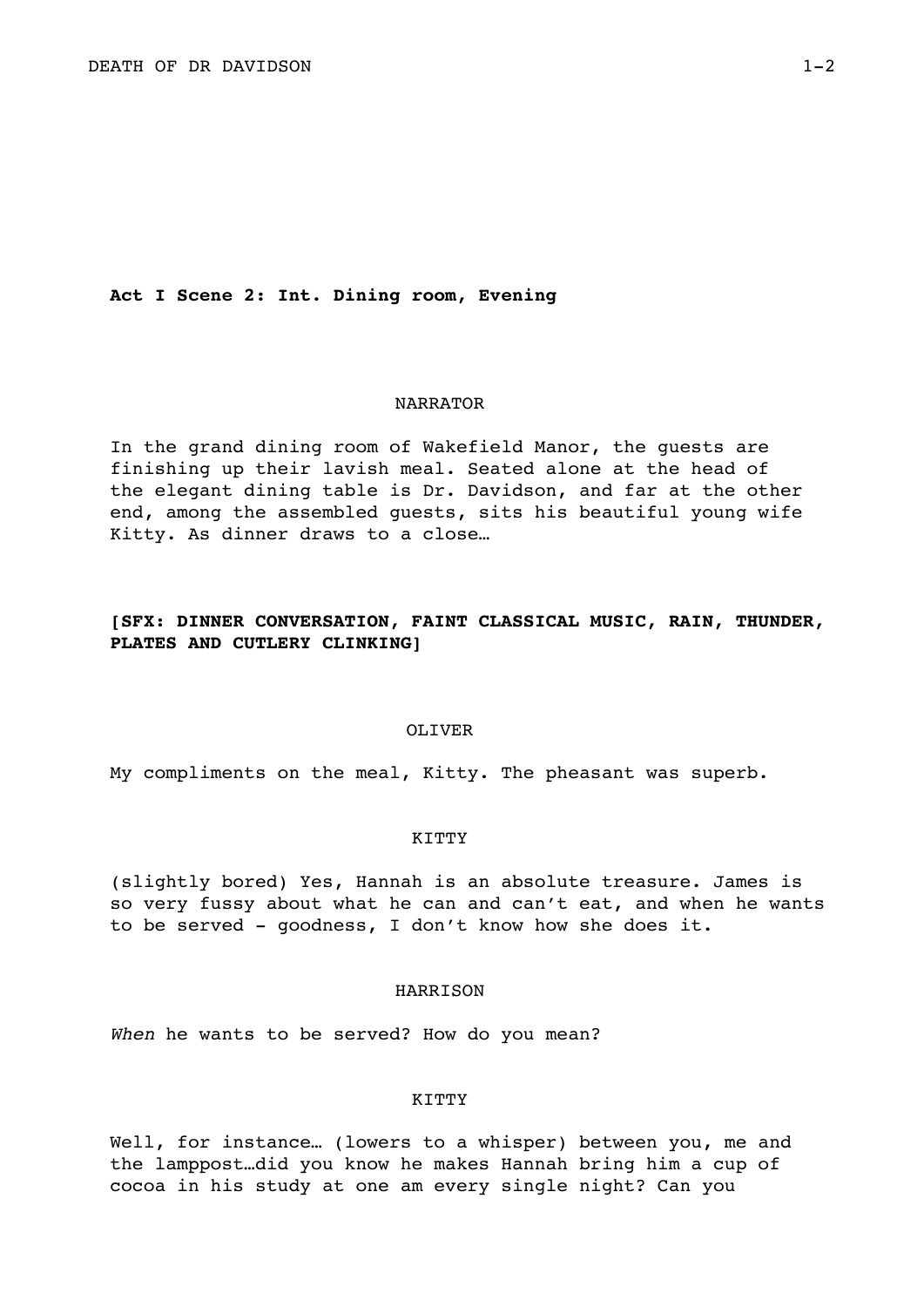**Act I Scene 2: Int. Dining room, Evening**

NARRATOR

In the grand dining room of Wakefield Manor, the guests are finishing up their lavish meal. Seated alone at the head of the elegant dining table is Dr. Davidson, and far at the other end, among the assembled guests, sits his beautiful young wife Kitty. As dinner draws to a close…

**[SFX: DINNER CONVERSATION, FAINT CLASSICAL MUSIC, RAIN, THUNDER, PLATES AND CUTLERY CLINKING]**

OLIVER

My compliments on the meal, Kitty. The pheasant was superb.

KITTY

(slightly bored) Yes, Hannah is an absolute treasure. James is so very fussy about what he can and can't eat, and when he wants to be served - goodness, I don't know how she does it.

HARRISON

*When* he wants to be served? How do you mean?

KITTY

Well, for instance… (lowers to a whisper) between you, me and the lamppost…did you know he makes Hannah bring him a cup of cocoa in his study at one am every single night? Can you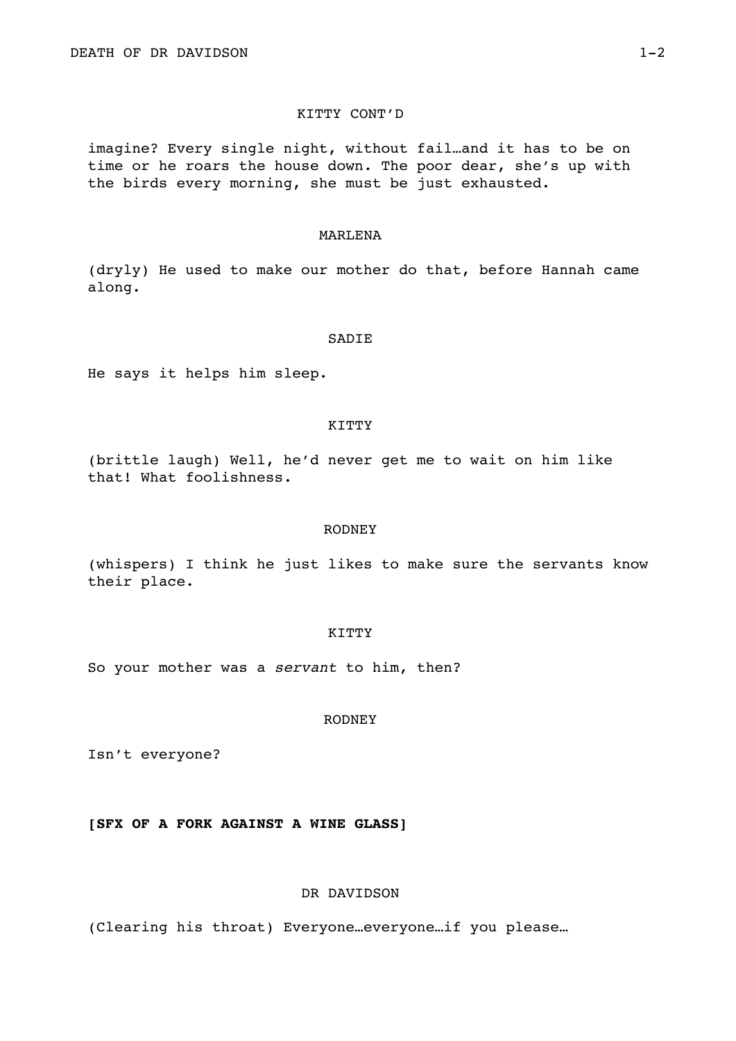KITTY CONT'D

imagine? Every single night, without fail…and it has to be on time or he roars the house down. The poor dear, she's up with the birds every morning, she must be just exhausted.

MARLENA

(dryly) He used to make our mother do that, before Hannah came along.

SADIE

He says it helps him sleep.

KITTY

(brittle laugh) Well, he'd never get me to wait on him like that! What foolishness.

RODNEY

(whispers) I think he just likes to make sure the servants know their place.

KITTY

So your mother was a *servant* to him, then?

RODNEY

Isn't everyone?

**[SFX OF A FORK AGAINST A WINE GLASS]**

DR DAVIDSON

(Clearing his throat) Everyone…everyone…if you please…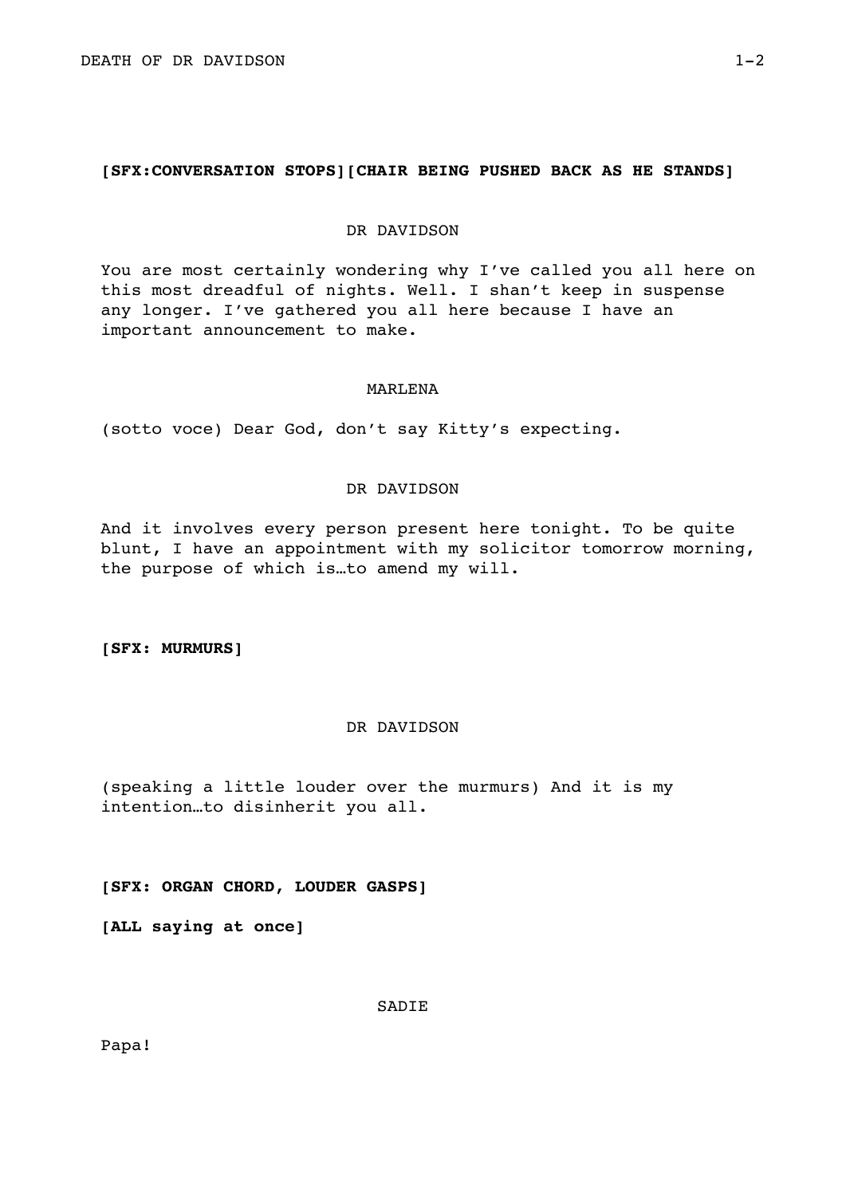**[SFX:CONVERSATION STOPS][CHAIR BEING PUSHED BACK AS HE STANDS]**

DR DAVIDSON

You are most certainly wondering why I've called you all here on this most dreadful of nights. Well. I shan't keep in suspense any longer. I've gathered you all here because I have an important announcement to make.

MARLENA

(sotto voce) Dear God, don't say Kitty's expecting.

DR DAVIDSON

And it involves every person present here tonight. To be quite blunt, I have an appointment with my solicitor tomorrow morning, the purpose of which is…to amend my will.

**[SFX: MURMURS]**

DR DAVIDSON

(speaking a little louder over the murmurs) And it is my intention…to disinherit you all.

**[SFX: ORGAN CHORD, LOUDER GASPS]**

**[ALL saying at once]**

SADIE

Papa!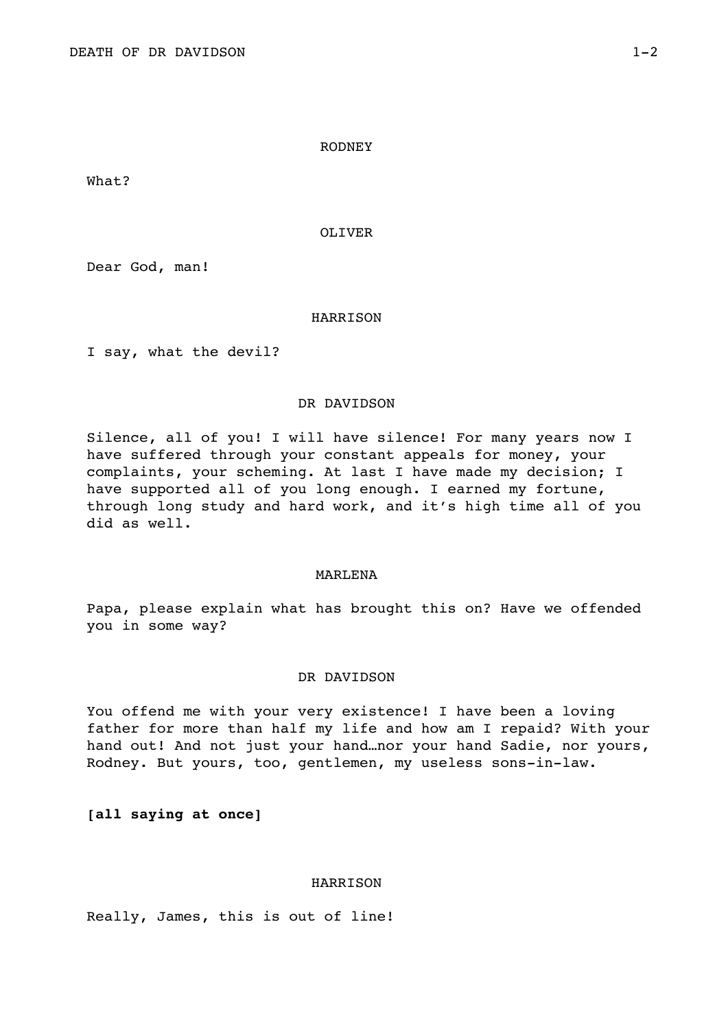RODNEY

What?

OLIVER

Dear God, man!

HARRISON

I say, what the devil?

DR DAVIDSON

Silence, all of you! I will have silence! For many years now I have suffered through your constant appeals for money, your complaints, your scheming. At last I have made my decision; I have supported all of you long enough. I earned my fortune, through long study and hard work, and it's high time all of you did as well.

MARLENA

Papa, please explain what has brought this on? Have we offended you in some way?

DR DAVIDSON

You offend me with your very existence! I have been a loving father for more than half my life and how am I repaid? With your hand out! And not just your hand…nor your hand Sadie, nor yours, Rodney. But yours, too, gentlemen, my useless sons-in-law.

**[all saying at once]**

HARRISON

Really, James, this is out of line!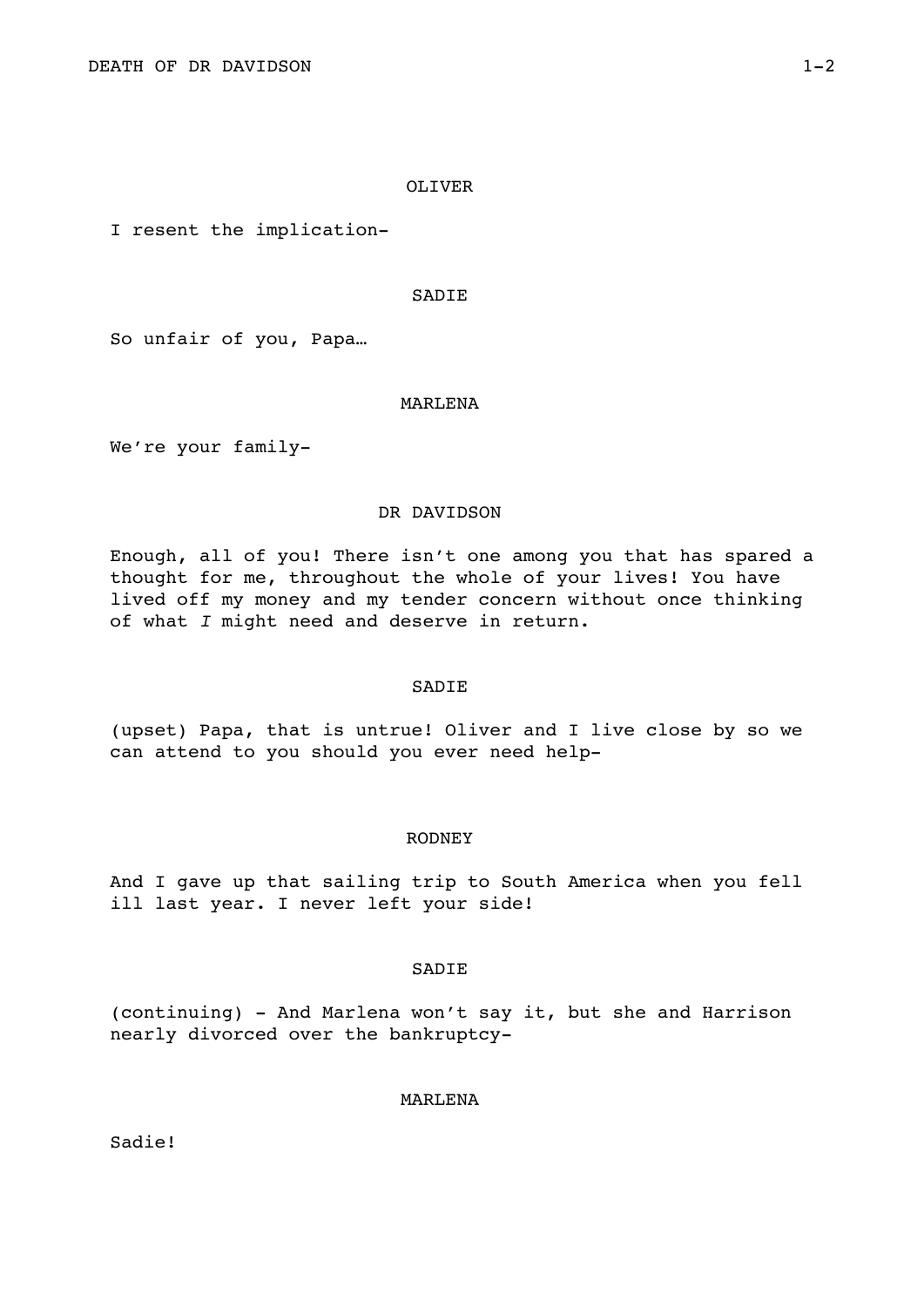OLIVER

I resent the implication-

SADIE

So unfair of you, Papa…

MARLENA

We're your family-

DR DAVIDSON

Enough, all of you! There isn't one among you that has spared a thought for me, throughout the whole of your lives! You have lived off my money and my tender concern without once thinking of what *I* might need and deserve in return.

SADIE

(upset) Papa, that is untrue! Oliver and I live close by so we can attend to you should you ever need help-

RODNEY

And I gave up that sailing trip to South America when you fell ill last year. I never left your side!

SADIE

(continuing) - And Marlena won't say it, but she and Harrison nearly divorced over the bankruptcy-

MARLENA

Sadie!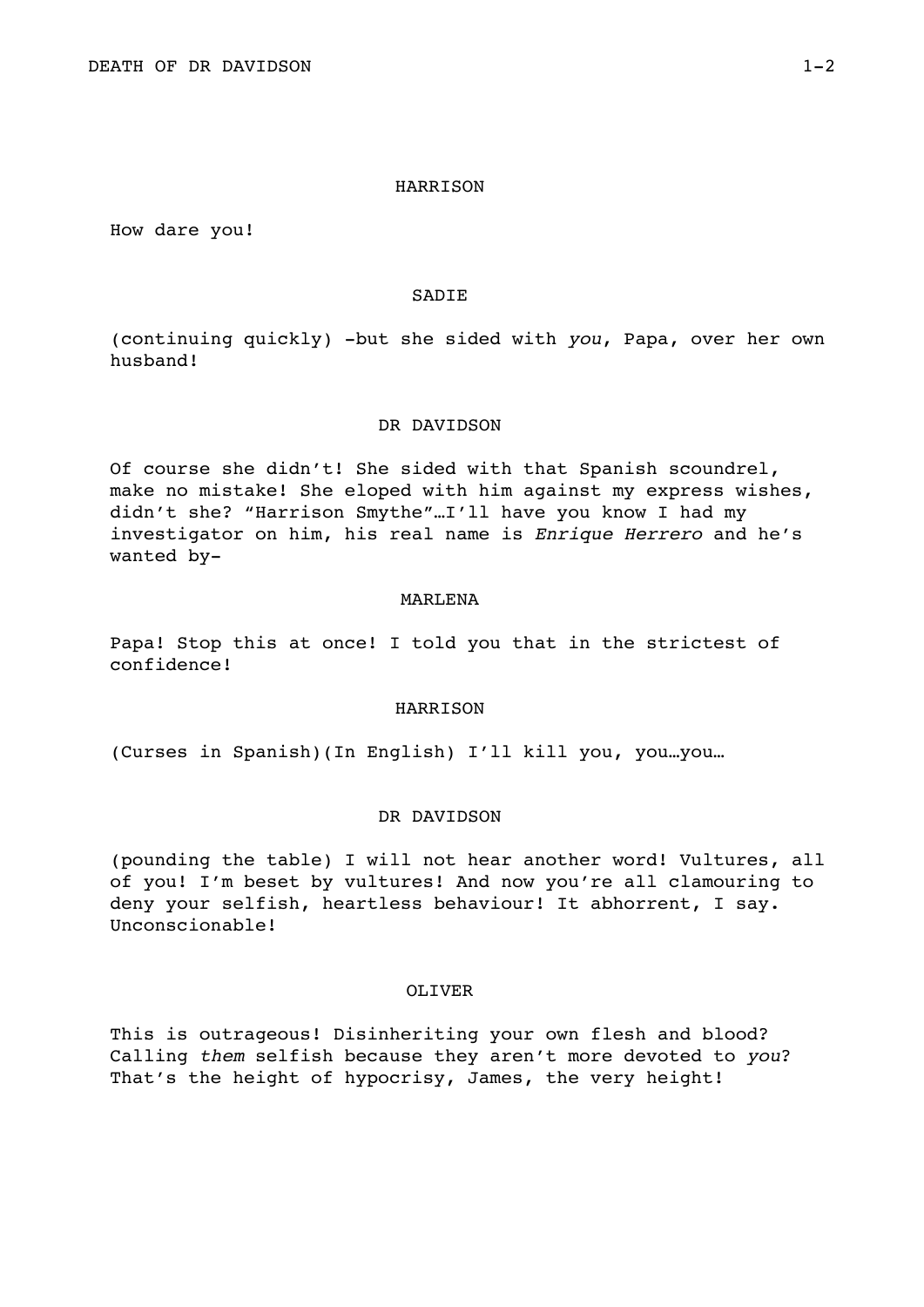HARRISON

How dare you!

SADIE

(continuing quickly) -but she sided with *you*, Papa, over her own husband!

DR DAVIDSON

Of course she didn't! She sided with that Spanish scoundrel, make no mistake! She eloped with him against my express wishes, didn't she? "Harrison Smythe"…I'll have you know I had my investigator on him, his real name is *Enrique Herrero* and he's wanted by-

MARLENA

Papa! Stop this at once! I told you that in the strictest of confidence!

HARRISON

(Curses in Spanish)(In English) I'll kill you, you…you…

DR DAVIDSON

(pounding the table) I will not hear another word! Vultures, all of you! I'm beset by vultures! And now you're all clamouring to deny your selfish, heartless behaviour! It abhorrent, I say. Unconscionable!

OLIVER

This is outrageous! Disinheriting your own flesh and blood? Calling *them* selfish because they aren't more devoted to *you*? That's the height of hypocrisy, James, the very height!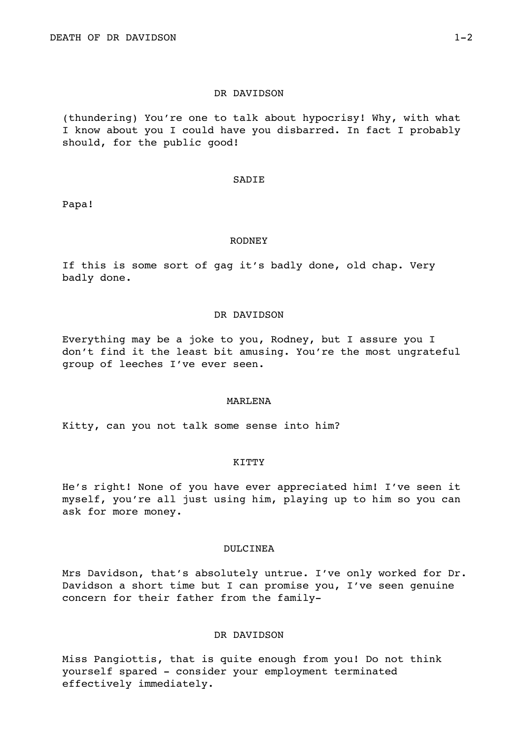DR DAVIDSON

(thundering) You're one to talk about hypocrisy! Why, with what I know about you I could have you disbarred. In fact I probably should, for the public good!

SADIE

Papa!

RODNEY

If this is some sort of gag it's badly done, old chap. Very badly done.

DR DAVIDSON

Everything may be a joke to you, Rodney, but I assure you I don't find it the least bit amusing. You're the most ungrateful group of leeches I've ever seen.

MARLENA

Kitty, can you not talk some sense into him?

KITTY

He's right! None of you have ever appreciated him! I've seen it myself, you're all just using him, playing up to him so you can ask for more money.

DULCINEA

Mrs Davidson, that's absolutely untrue. I've only worked for Dr. Davidson a short time but I can promise you, I've seen genuine concern for their father from the family-

DR DAVIDSON

Miss Pangiottis, that is quite enough from you! Do not think yourself spared - consider your employment terminated effectively immediately.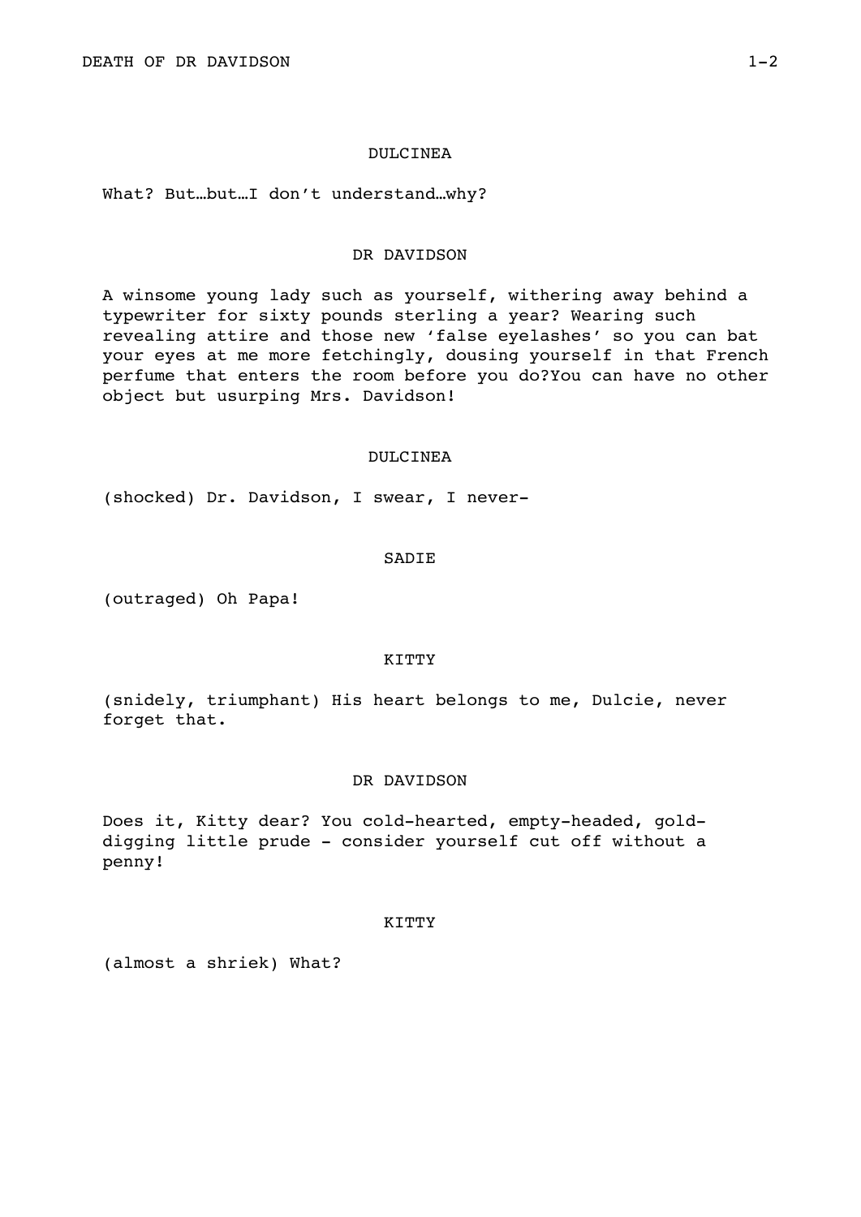DULCINEA

What? But…but…I don't understand…why?

DR DAVIDSON

A winsome young lady such as yourself, withering away behind a typewriter for sixty pounds sterling a year? Wearing such revealing attire and those new 'false eyelashes' so you can bat your eyes at me more fetchingly, dousing yourself in that French perfume that enters the room before you do?You can have no other object but usurping Mrs. Davidson!

DULCINEA

(shocked) Dr. Davidson, I swear, I never-

SADIE

(outraged) Oh Papa!

KITTY

(snidely, triumphant) His heart belongs to me, Dulcie, never forget that.

DR DAVIDSON

Does it, Kitty dear? You cold-hearted, empty-headed, gold-digging little prude - consider yourself cut off without a penny!

KITTY

(almost a shriek) What?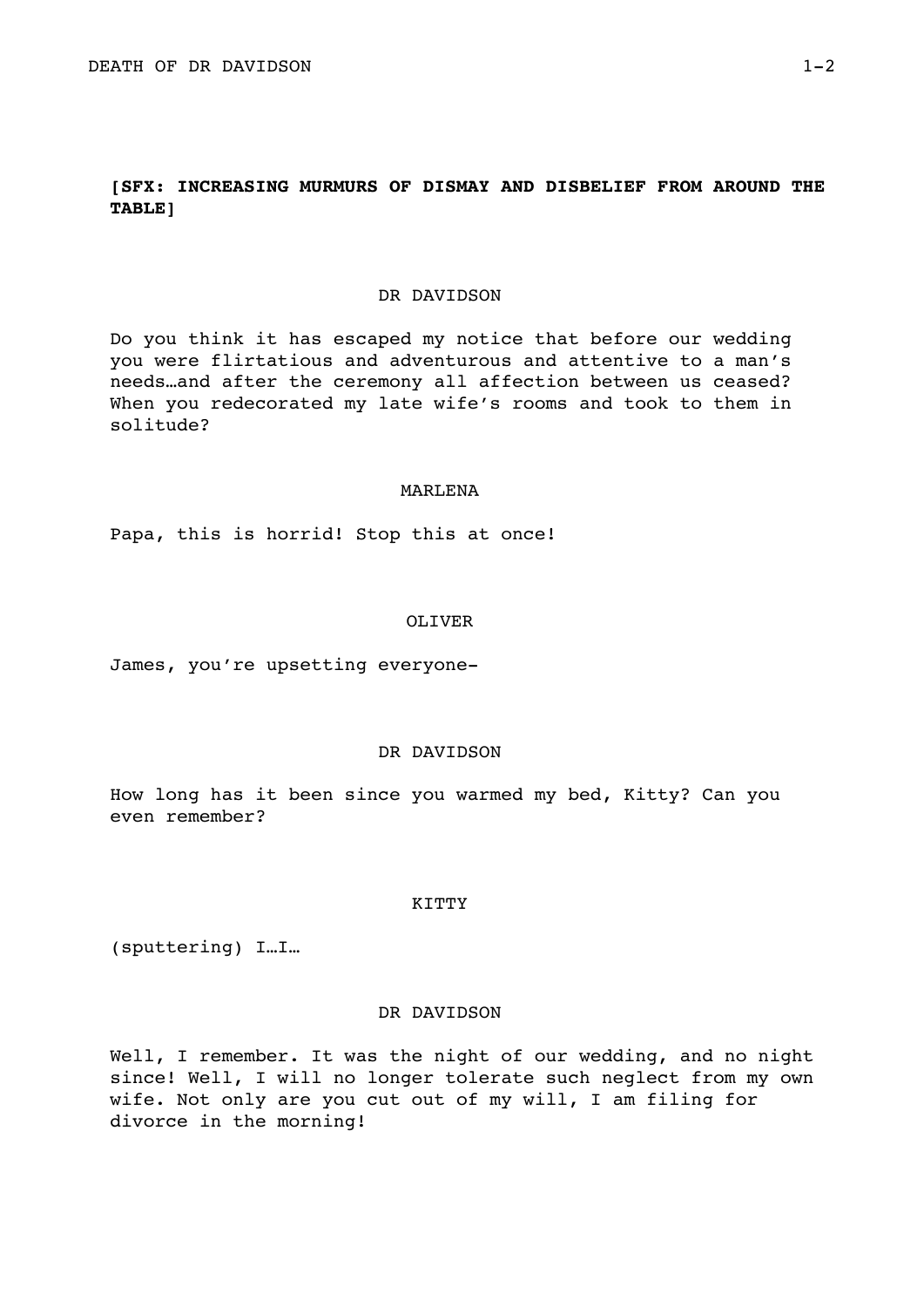**[SFX: INCREASING MURMURS OF DISMAY AND DISBELIEF FROM AROUND THE TABLE]**

DR DAVIDSON

Do you think it has escaped my notice that before our wedding you were flirtatious and adventurous and attentive to a man's needs…and after the ceremony all affection between us ceased? When you redecorated my late wife's rooms and took to them in solitude?

MARLENA

Papa, this is horrid! Stop this at once!

OLIVER

James, you're upsetting everyone-

DR DAVIDSON

How long has it been since you warmed my bed, Kitty? Can you even remember?

KITTY

(sputtering) I…I…

DR DAVIDSON

Well, I remember. It was the night of our wedding, and no night since! Well, I will no longer tolerate such neglect from my own wife. Not only are you cut out of my will, I am filing for divorce in the morning!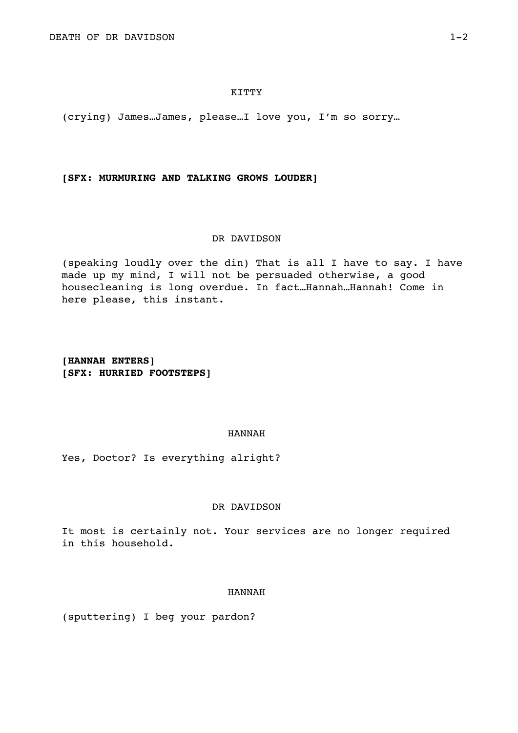KITTY

(crying) James…James, please…I love you, I'm so sorry…

**[SFX: MURMURING AND TALKING GROWS LOUDER]**

DR DAVIDSON

(speaking loudly over the din) That is all I have to say. I have made up my mind, I will not be persuaded otherwise, a good housecleaning is long overdue. In fact…Hannah…Hannah! Come in here please, this instant.

**[HANNAH ENTERS]**
**[SFX: HURRIED FOOTSTEPS]**

HANNAH

Yes, Doctor? Is everything alright?

DR DAVIDSON

It most is certainly not. Your services are no longer required in this household.

HANNAH

(sputtering) I beg your pardon?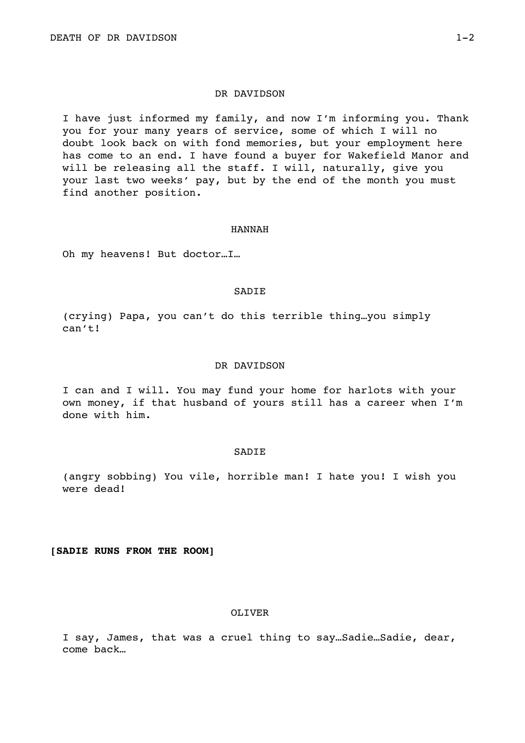DR DAVIDSON

I have just informed my family, and now I'm informing you. Thank you for your many years of service, some of which I will no doubt look back on with fond memories, but your employment here has come to an end. I have found a buyer for Wakefield Manor and will be releasing all the staff. I will, naturally, give you your last two weeks' pay, but by the end of the month you must find another position.

HANNAH

Oh my heavens! But doctor…I…

SADIE

(crying) Papa, you can't do this terrible thing…you simply can't!

DR DAVIDSON

I can and I will. You may fund your home for harlots with your own money, if that husband of yours still has a career when I'm done with him.

SADIE

(angry sobbing) You vile, horrible man! I hate you! I wish you were dead!

**[SADIE RUNS FROM THE ROOM]**

OLIVER

I say, James, that was a cruel thing to say…Sadie…Sadie, dear, come back…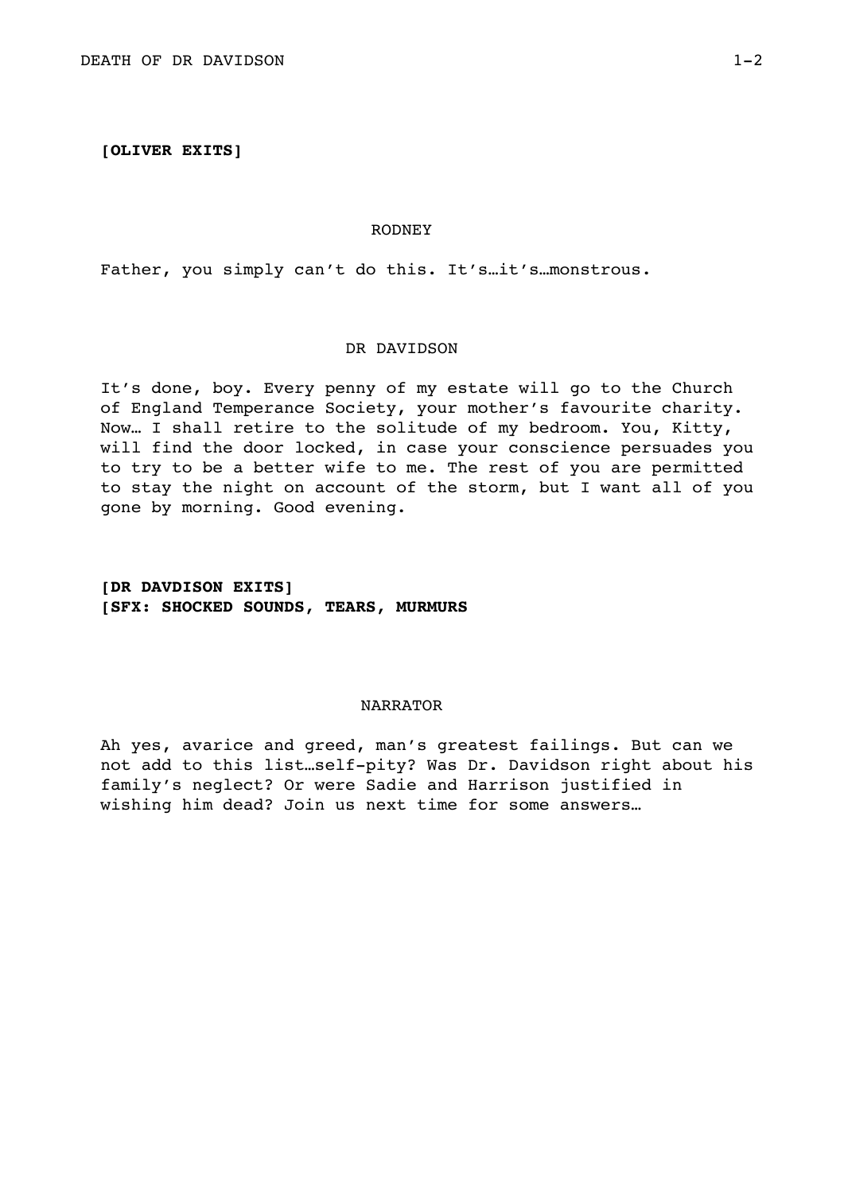**[OLIVER EXITS]**

RODNEY

Father, you simply can't do this. It's…it's…monstrous.

DR DAVIDSON

It's done, boy. Every penny of my estate will go to the Church of England Temperance Society, your mother's favourite charity. Now… I shall retire to the solitude of my bedroom. You, Kitty, will find the door locked, in case your conscience persuades you to try to be a better wife to me. The rest of you are permitted to stay the night on account of the storm, but I want all of you gone by morning. Good evening.

**[DR DAVDISON EXITS]**
**[SFX: SHOCKED SOUNDS, TEARS, MURMURS**

NARRATOR

Ah yes, avarice and greed, man's greatest failings. But can we not add to this list…self-pity? Was Dr. Davidson right about his family's neglect? Or were Sadie and Harrison justified in wishing him dead? Join us next time for some answers…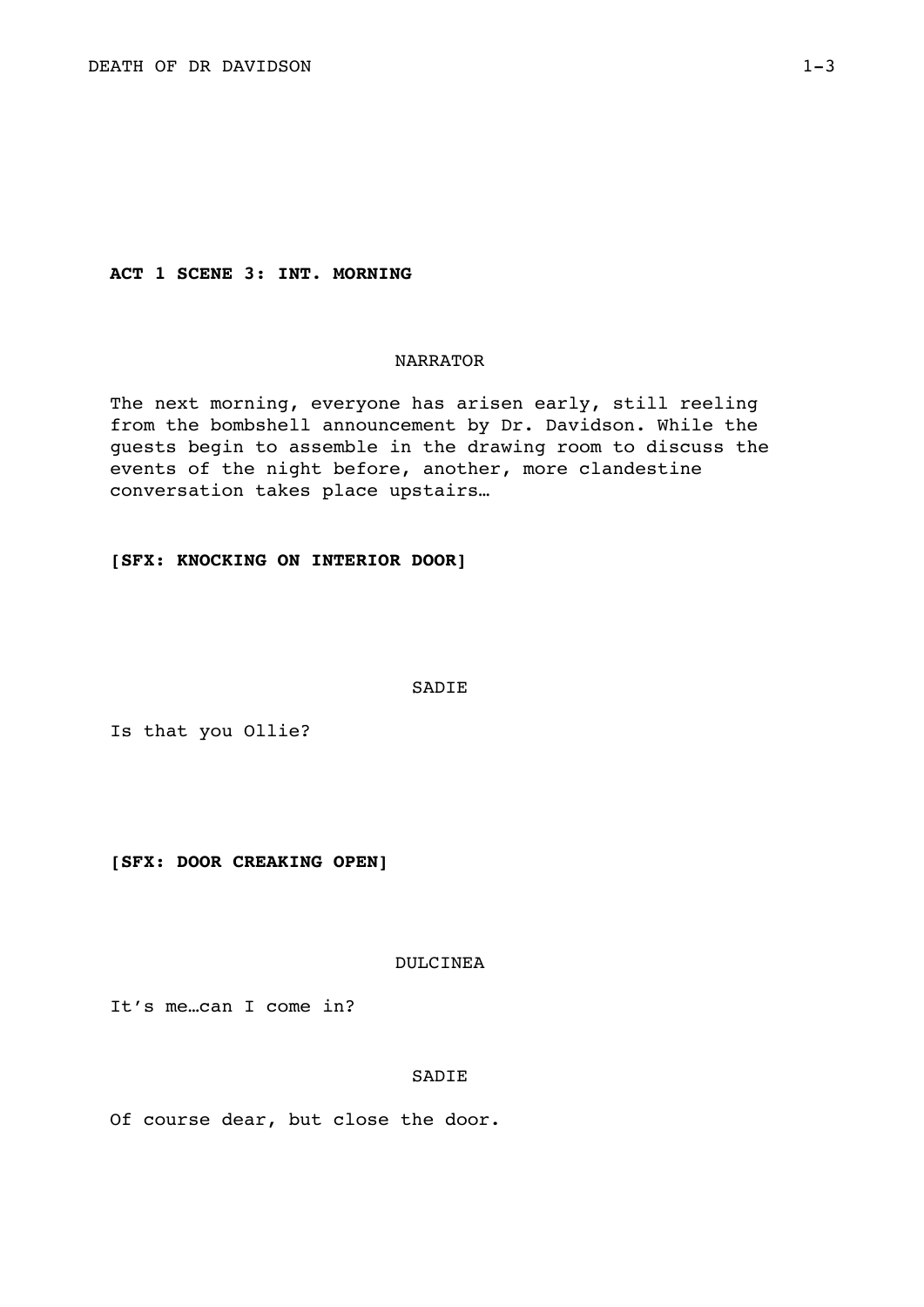**ACT 1 SCENE 3: INT. MORNING**

NARRATOR

The next morning, everyone has arisen early, still reeling from the bombshell announcement by Dr. Davidson. While the guests begin to assemble in the drawing room to discuss the events of the night before, another, more clandestine conversation takes place upstairs…

**[SFX: KNOCKING ON INTERIOR DOOR]**

SADIE

Is that you Ollie?

**[SFX: DOOR CREAKING OPEN]**

DULCINEA

It's me…can I come in?

SADIE

Of course dear, but close the door.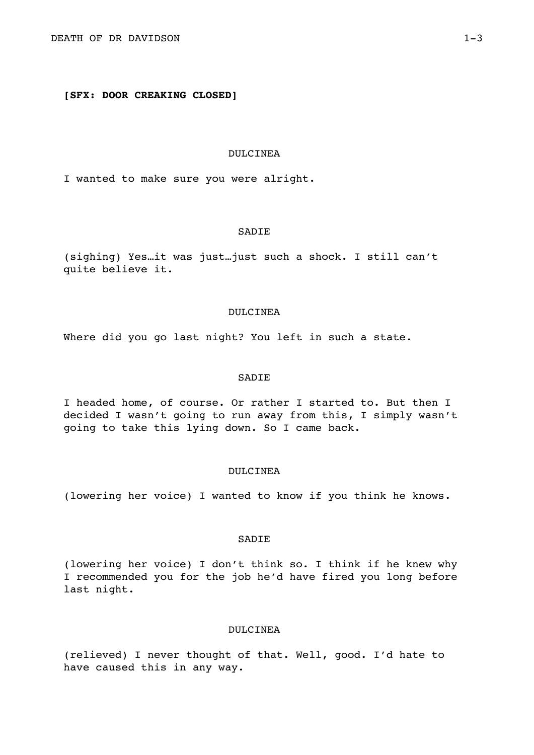**[SFX: DOOR CREAKING CLOSED]**

DULCINEA

I wanted to make sure you were alright.

SADIE

(sighing) Yes…it was just…just such a shock. I still can't quite believe it.

DULCINEA

Where did you go last night? You left in such a state.

SADIE

I headed home, of course. Or rather I started to. But then I decided I wasn't going to run away from this, I simply wasn't going to take this lying down. So I came back.

DULCINEA

(lowering her voice) I wanted to know if you think he knows.

SADIE

(lowering her voice) I don't think so. I think if he knew why I recommended you for the job he'd have fired you long before last night.

DULCINEA

(relieved) I never thought of that. Well, good. I'd hate to have caused this in any way.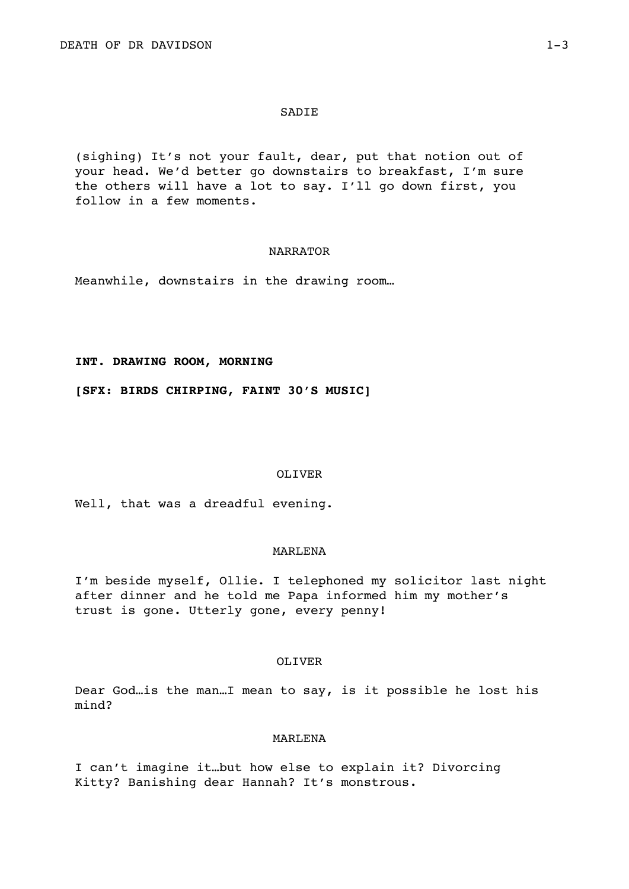SADIE

(sighing) It's not your fault, dear, put that notion out of your head. We'd better go downstairs to breakfast, I'm sure the others will have a lot to say. I'll go down first, you follow in a few moments.

NARRATOR

Meanwhile, downstairs in the drawing room…

**INT. DRAWING ROOM, MORNING**

**[SFX: BIRDS CHIRPING, FAINT 30'S MUSIC]**

OLIVER

Well, that was a dreadful evening.

MARLENA

I'm beside myself, Ollie. I telephoned my solicitor last night after dinner and he told me Papa informed him my mother's trust is gone. Utterly gone, every penny!

OLIVER

Dear God…is the man…I mean to say, is it possible he lost his mind?

MARLENA

I can't imagine it…but how else to explain it? Divorcing Kitty? Banishing dear Hannah? It's monstrous.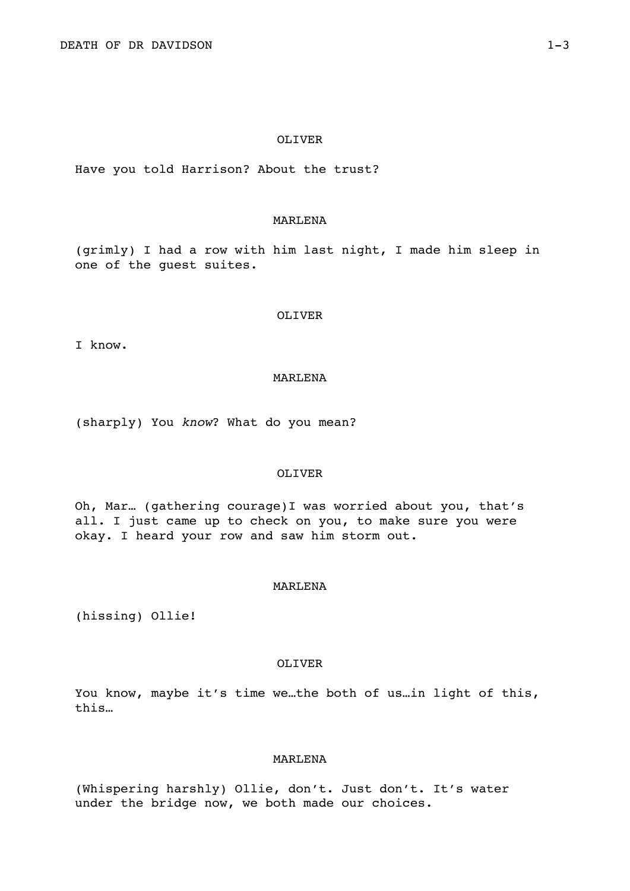OLIVER

Have you told Harrison? About the trust?

MARLENA

(grimly) I had a row with him last night, I made him sleep in one of the guest suites.

OLIVER

I know.

MARLENA

(sharply) You *know*? What do you mean?

OLIVER

Oh, Mar… (gathering courage)I was worried about you, that's all. I just came up to check on you, to make sure you were okay. I heard your row and saw him storm out.

MARLENA

(hissing) Ollie!

OLIVER

You know, maybe it's time we…the both of us…in light of this, this…

MARLENA

(Whispering harshly) Ollie, don't. Just don't. It's water under the bridge now, we both made our choices.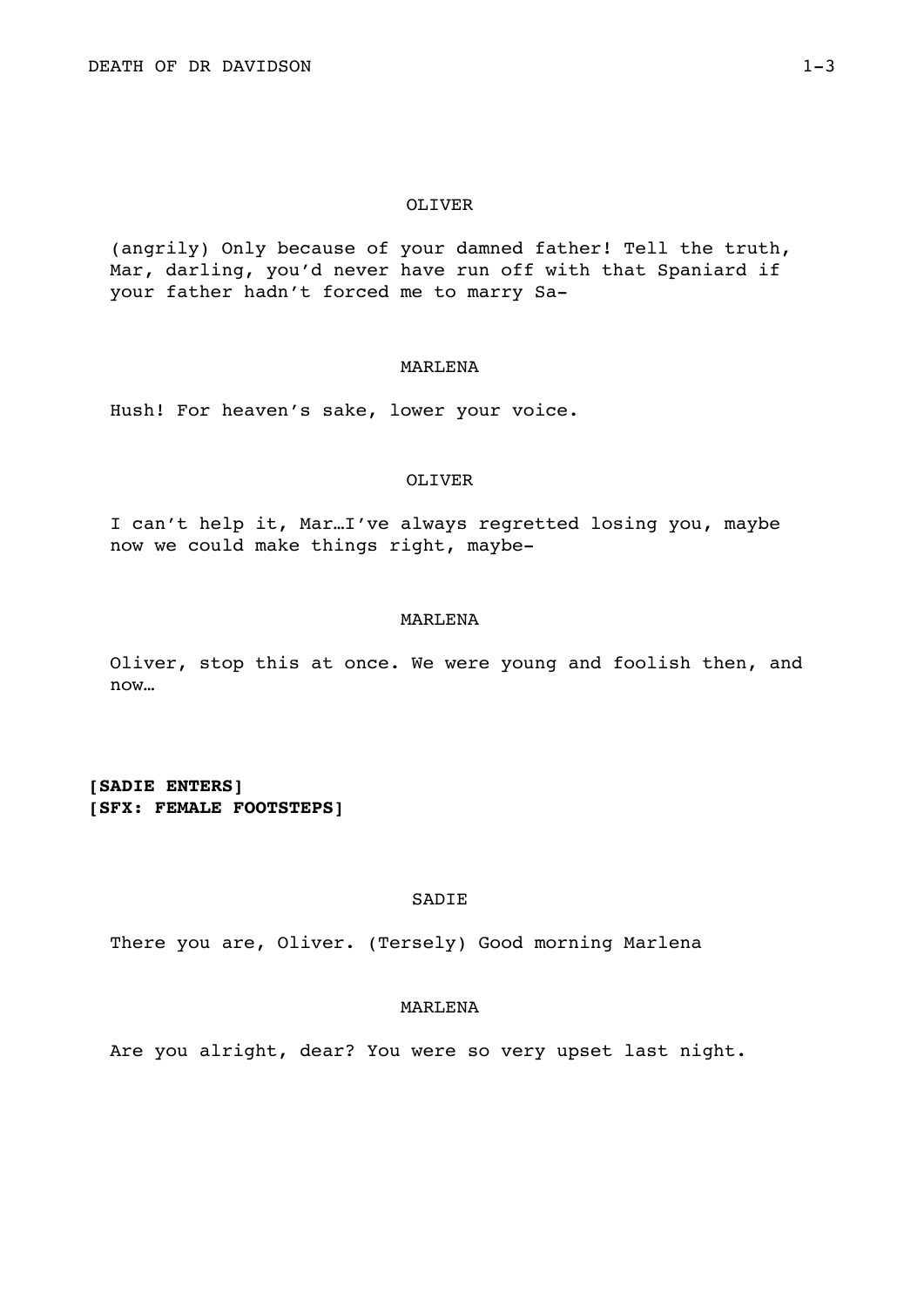OLIVER

(angrily) Only because of your damned father! Tell the truth, Mar, darling, you'd never have run off with that Spaniard if your father hadn't forced me to marry Sa-

MARLENA

Hush! For heaven's sake, lower your voice.

OLIVER

I can't help it, Mar…I've always regretted losing you, maybe now we could make things right, maybe-

MARLENA

Oliver, stop this at once. We were young and foolish then, and now…

**[SADIE ENTERS]**
**[SFX: FEMALE FOOTSTEPS]**

SADIE

There you are, Oliver. (Tersely) Good morning Marlena

MARLENA

Are you alright, dear? You were so very upset last night.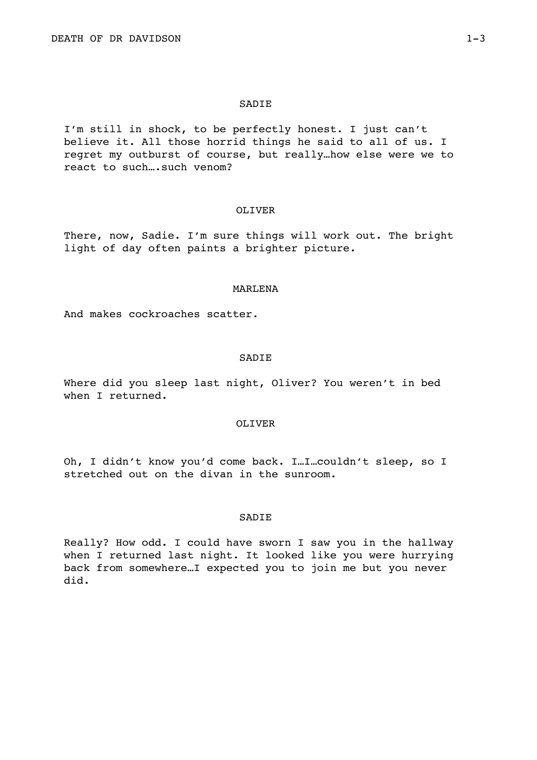SADIE

I'm still in shock, to be perfectly honest. I just can't believe it. All those horrid things he said to all of us. I regret my outburst of course, but really…how else were we to react to such….such venom?

OLIVER

There, now, Sadie. I'm sure things will work out. The bright light of day often paints a brighter picture.

MARLENA

And makes cockroaches scatter.

SADIE

Where did you sleep last night, Oliver? You weren't in bed when I returned.

OLIVER

Oh, I didn't know you'd come back. I…I…couldn't sleep, so I stretched out on the divan in the sunroom.

SADIE

Really? How odd. I could have sworn I saw you in the hallway when I returned last night. It looked like you were hurrying back from somewhere…I expected you to join me but you never did.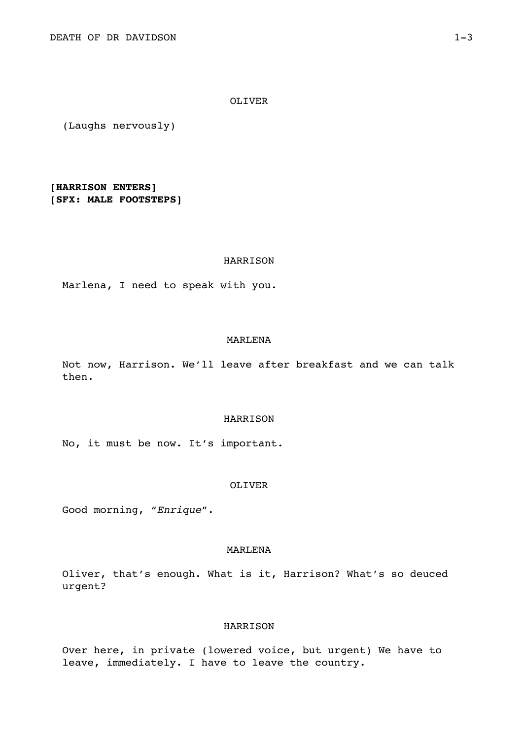OLIVER

(Laughs nervously)

**[HARRISON ENTERS]**
**[SFX: MALE FOOTSTEPS]**

HARRISON

Marlena, I need to speak with you.

MARLENA

Not now, Harrison. We'll leave after breakfast and we can talk then.

HARRISON

No, it must be now. It's important.

OLIVER

Good morning, "*Enrique*".

MARLENA

Oliver, that's enough. What is it, Harrison? What's so deuced urgent?

HARRISON

Over here, in private (lowered voice, but urgent) We have to leave, immediately. I have to leave the country.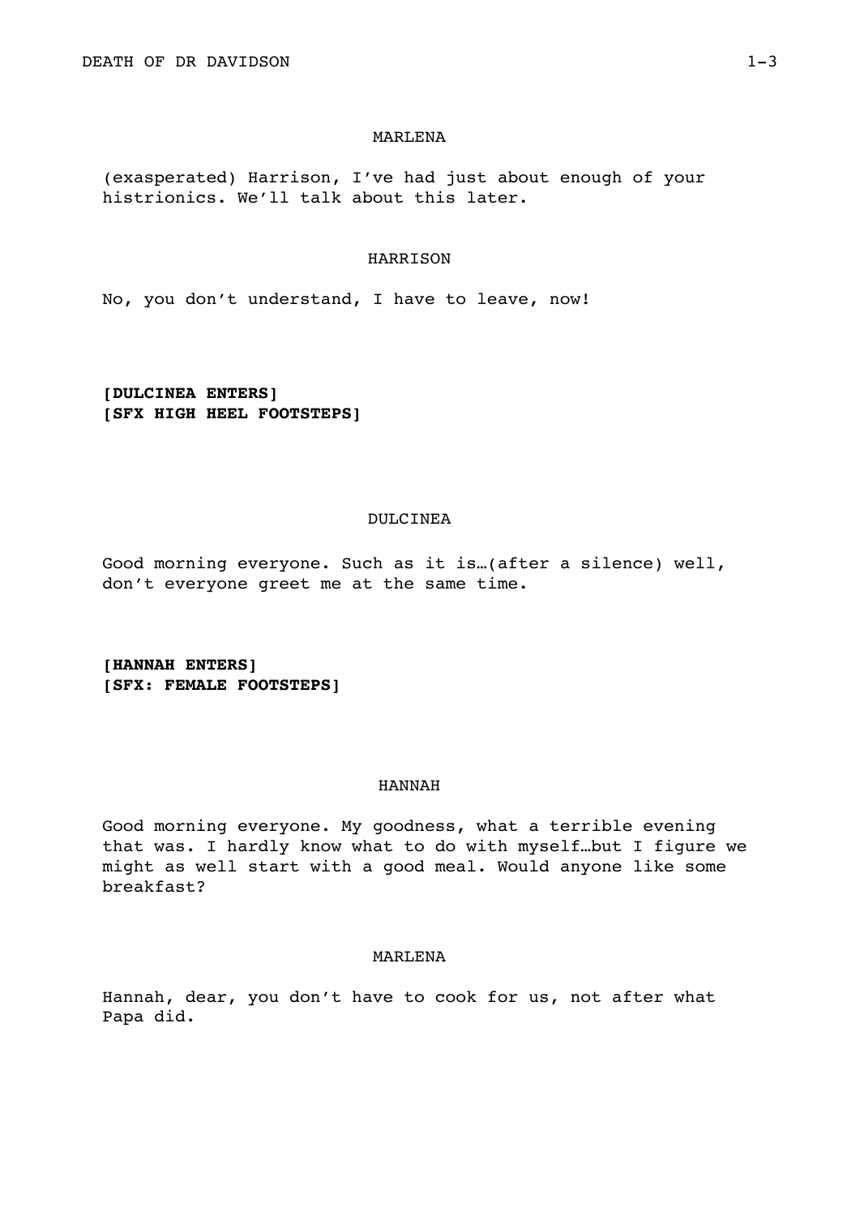MARLENA

(exasperated) Harrison, I've had just about enough of your histrionics. We'll talk about this later.

HARRISON

No, you don't understand, I have to leave, now!

**[DULCINEA ENTERS]**
**[SFX HIGH HEEL FOOTSTEPS]**

DULCINEA

Good morning everyone. Such as it is…(after a silence) well, don't everyone greet me at the same time.

**[HANNAH ENTERS]**
**[SFX: FEMALE FOOTSTEPS]**

HANNAH

Good morning everyone. My goodness, what a terrible evening that was. I hardly know what to do with myself…but I figure we might as well start with a good meal. Would anyone like some breakfast?

MARLENA

Hannah, dear, you don't have to cook for us, not after what Papa did.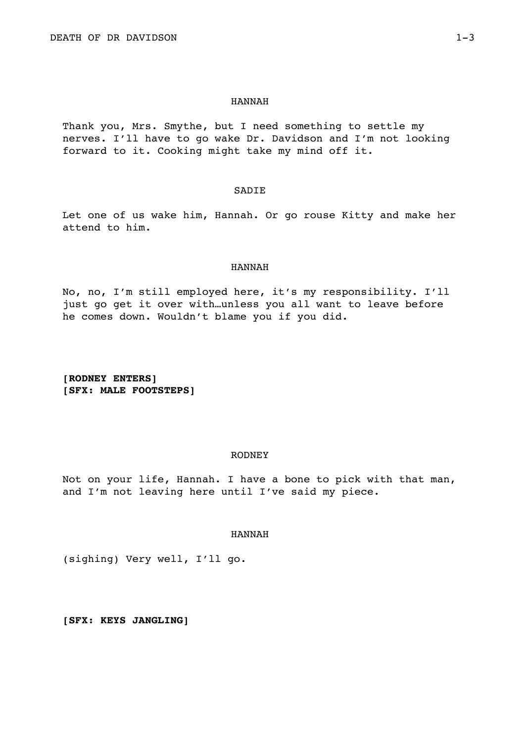HANNAH

Thank you, Mrs. Smythe, but I need something to settle my nerves. I'll have to go wake Dr. Davidson and I'm not looking forward to it. Cooking might take my mind off it.

SADIE

Let one of us wake him, Hannah. Or go rouse Kitty and make her attend to him.

HANNAH

No, no, I'm still employed here, it's my responsibility. I'll just go get it over with…unless you all want to leave before he comes down. Wouldn't blame you if you did.

**[RODNEY ENTERS]**
**[SFX: MALE FOOTSTEPS]**

RODNEY

Not on your life, Hannah. I have a bone to pick with that man, and I'm not leaving here until I've said my piece.

HANNAH

(sighing) Very well, I'll go.

**[SFX: KEYS JANGLING]**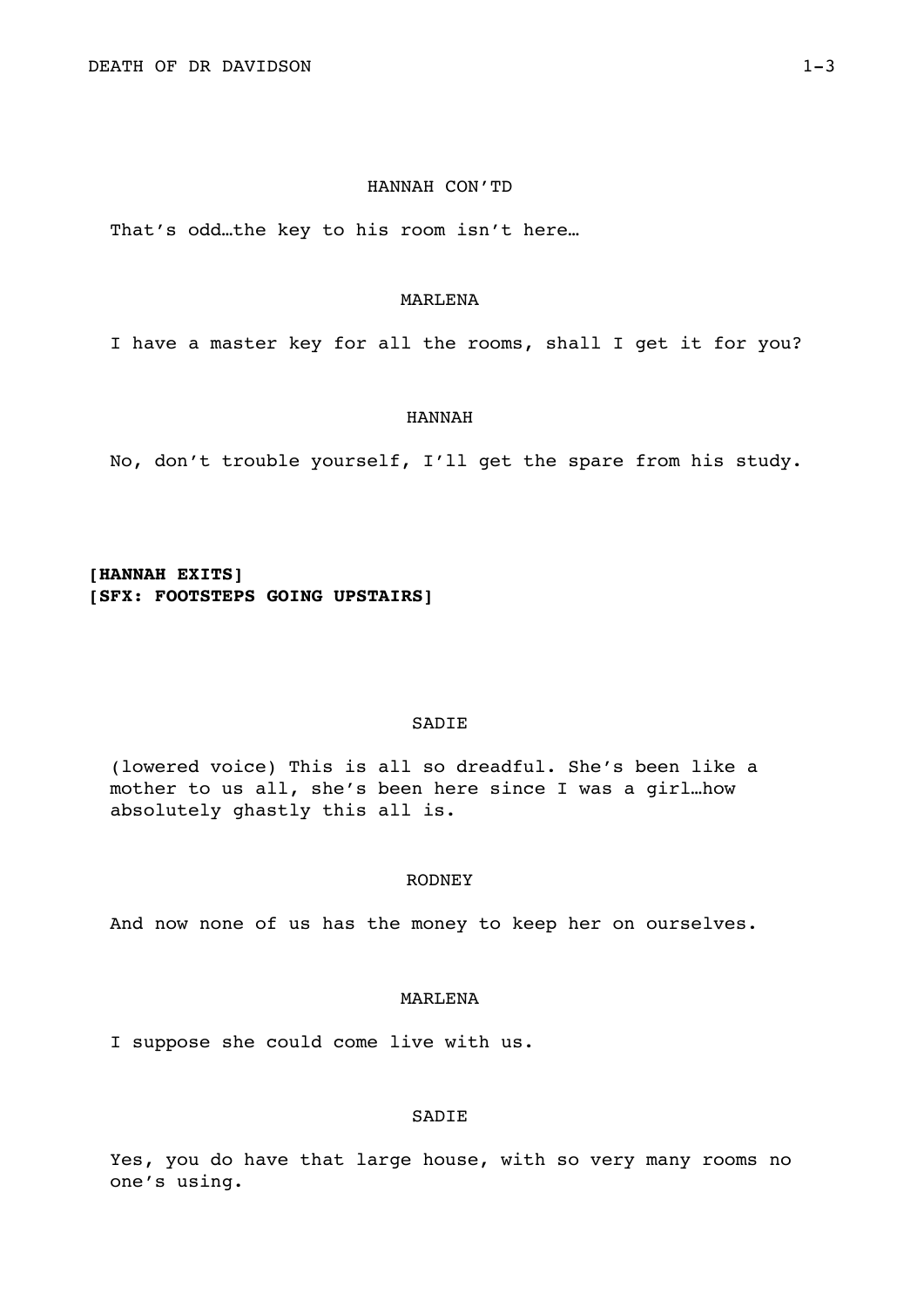HANNAH CON'TD

That's odd…the key to his room isn't here…

MARLENA

I have a master key for all the rooms, shall I get it for you?

HANNAH

No, don't trouble yourself, I'll get the spare from his study.

**[HANNAH EXITS]**
**[SFX: FOOTSTEPS GOING UPSTAIRS]**

SADIE

(lowered voice) This is all so dreadful. She's been like a mother to us all, she's been here since I was a girl…how absolutely ghastly this all is.

RODNEY

And now none of us has the money to keep her on ourselves.

MARLENA

I suppose she could come live with us.

SADIE

Yes, you do have that large house, with so very many rooms no one's using.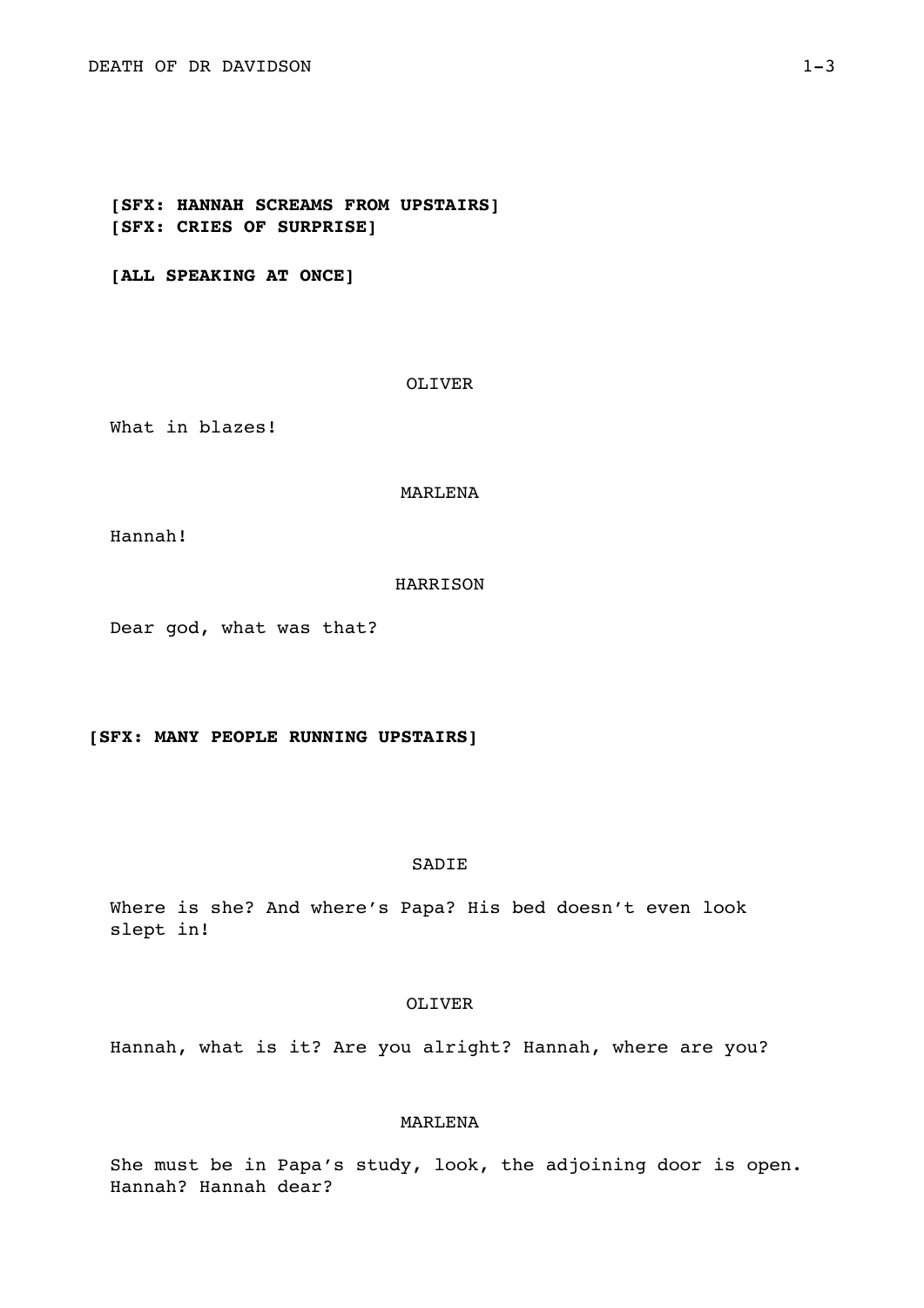**[SFX: HANNAH SCREAMS FROM UPSTAIRS]**
**[SFX: CRIES OF SURPRISE]**

**[ALL SPEAKING AT ONCE]**

OLIVER

What in blazes!

MARLENA

Hannah!

HARRISON

Dear god, what was that?

**[SFX: MANY PEOPLE RUNNING UPSTAIRS]**

SADIE

Where is she? And where's Papa? His bed doesn't even look slept in!

OLIVER

Hannah, what is it? Are you alright? Hannah, where are you?

MARLENA

She must be in Papa's study, look, the adjoining door is open. Hannah? Hannah dear?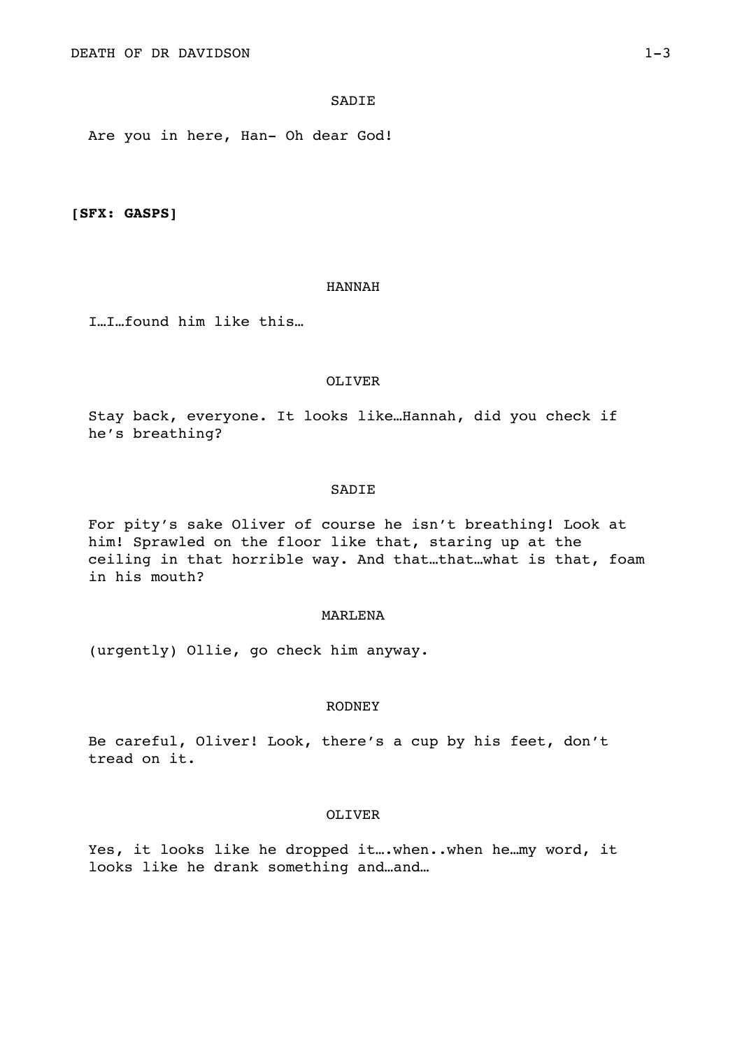SADIE

Are you in here, Han- Oh dear God!

**[SFX: GASPS]**

HANNAH

I…I…found him like this…

OLIVER

Stay back, everyone. It looks like…Hannah, did you check if he's breathing?

SADIE

For pity's sake Oliver of course he isn't breathing! Look at him! Sprawled on the floor like that, staring up at the ceiling in that horrible way. And that…that…what is that, foam in his mouth?

MARLENA

(urgently) Ollie, go check him anyway.

RODNEY

Be careful, Oliver! Look, there's a cup by his feet, don't tread on it.

OLIVER

Yes, it looks like he dropped it….when..when he…my word, it looks like he drank something and…and…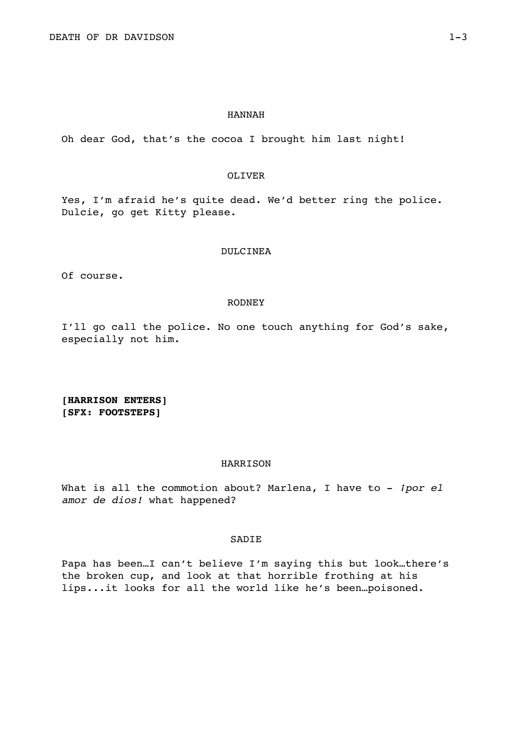HANNAH

Oh dear God, that's the cocoa I brought him last night!

OLIVER

Yes, I'm afraid he's quite dead. We'd better ring the police. Dulcie, go get Kitty please.

DULCINEA

Of course.

RODNEY

I'll go call the police. No one touch anything for God's sake, especially not him.

**[HARRISON ENTERS]**
**[SFX: FOOTSTEPS]**

HARRISON

What is all the commotion about? Marlena, I have to - *¡por el amor de dios!* what happened?

SADIE

Papa has been…I can't believe I'm saying this but look…there's the broken cup, and look at that horrible frothing at his lips...it looks for all the world like he's been…poisoned.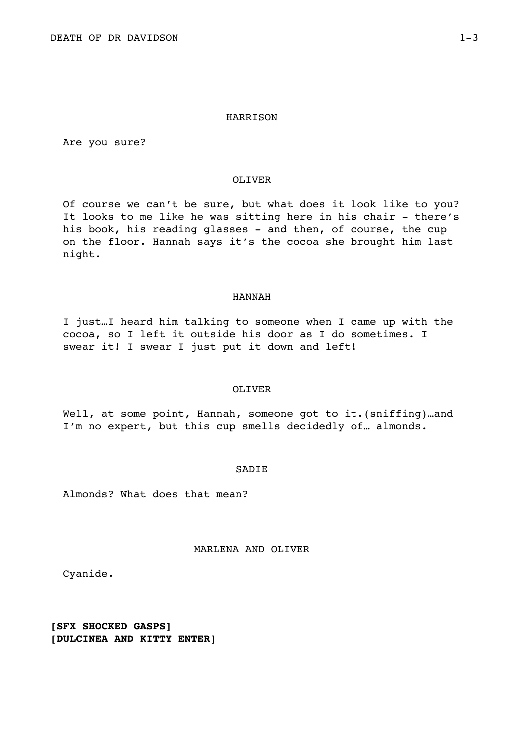HARRISON

Are you sure?

OLIVER

Of course we can't be sure, but what does it look like to you? It looks to me like he was sitting here in his chair - there's his book, his reading glasses - and then, of course, the cup on the floor. Hannah says it's the cocoa she brought him last night.

HANNAH

I just…I heard him talking to someone when I came up with the cocoa, so I left it outside his door as I do sometimes. I swear it! I swear I just put it down and left!

OLIVER

Well, at some point, Hannah, someone got to it.(sniffing)…and I'm no expert, but this cup smells decidedly of… almonds.

SADIE

Almonds? What does that mean?

MARLENA AND OLIVER

Cyanide.

**[SFX SHOCKED GASPS]**
**[DULCINEA AND KITTY ENTER]**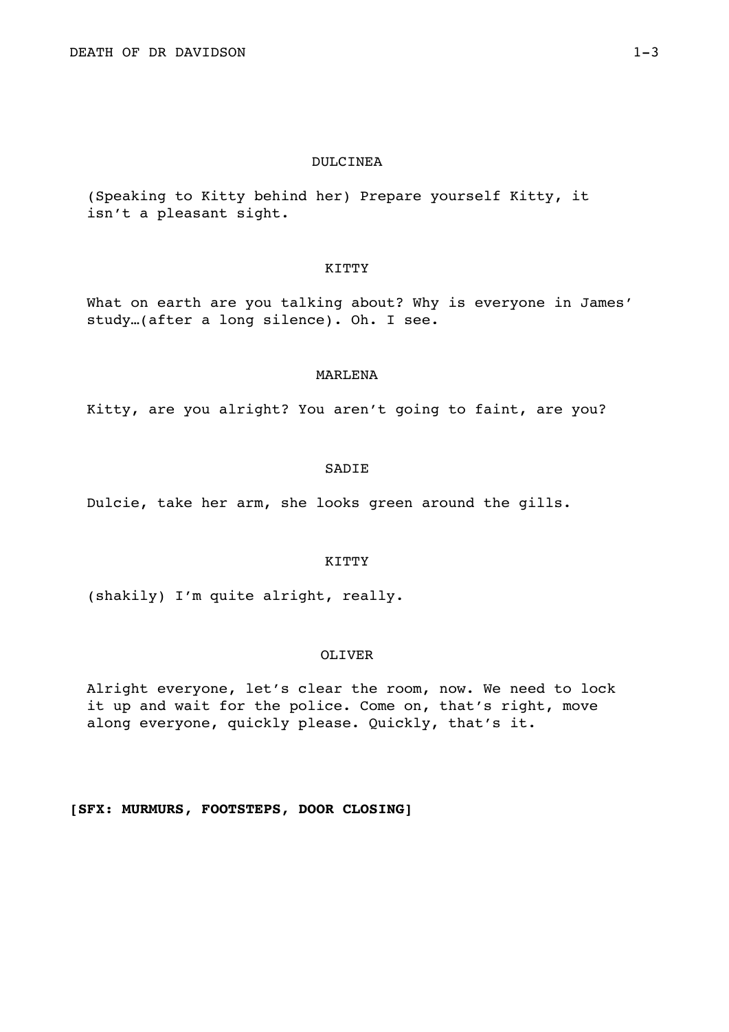DULCINEA

(Speaking to Kitty behind her) Prepare yourself Kitty, it isn't a pleasant sight.

KITTY

What on earth are you talking about? Why is everyone in James' study…(after a long silence). Oh. I see.

MARLENA

Kitty, are you alright? You aren't going to faint, are you?

SADIE

Dulcie, take her arm, she looks green around the gills.

KITTY

(shakily) I'm quite alright, really.

OLIVER

Alright everyone, let's clear the room, now. We need to lock it up and wait for the police. Come on, that's right, move along everyone, quickly please. Quickly, that's it.

**[SFX: MURMURS, FOOTSTEPS, DOOR CLOSING]**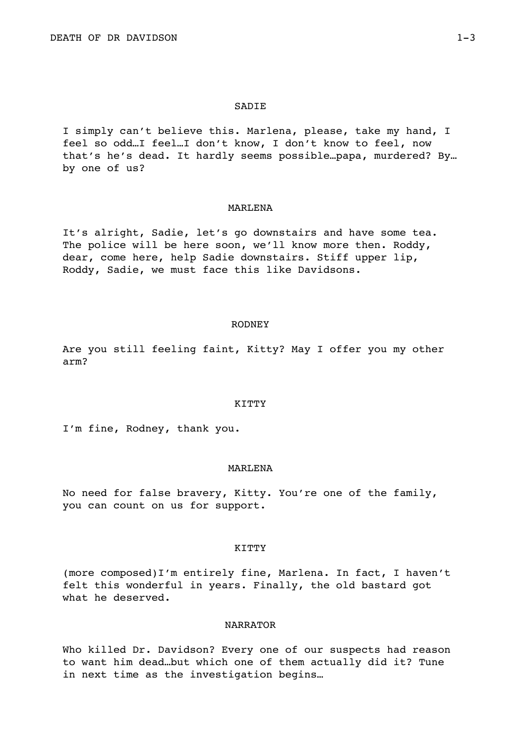SADIE

I simply can't believe this. Marlena, please, take my hand, I feel so odd…I feel…I don't know, I don't know to feel, now that's he's dead. It hardly seems possible…papa, murdered? By… by one of us?

MARLENA

It's alright, Sadie, let's go downstairs and have some tea. The police will be here soon, we'll know more then. Roddy, dear, come here, help Sadie downstairs. Stiff upper lip, Roddy, Sadie, we must face this like Davidsons.

RODNEY

Are you still feeling faint, Kitty? May I offer you my other arm?

KITTY

I'm fine, Rodney, thank you.

MARLENA

No need for false bravery, Kitty. You're one of the family, you can count on us for support.

KITTY

(more composed)I'm entirely fine, Marlena. In fact, I haven't felt this wonderful in years. Finally, the old bastard got what he deserved.

NARRATOR

Who killed Dr. Davidson? Every one of our suspects had reason to want him dead…but which one of them actually did it? Tune in next time as the investigation begins…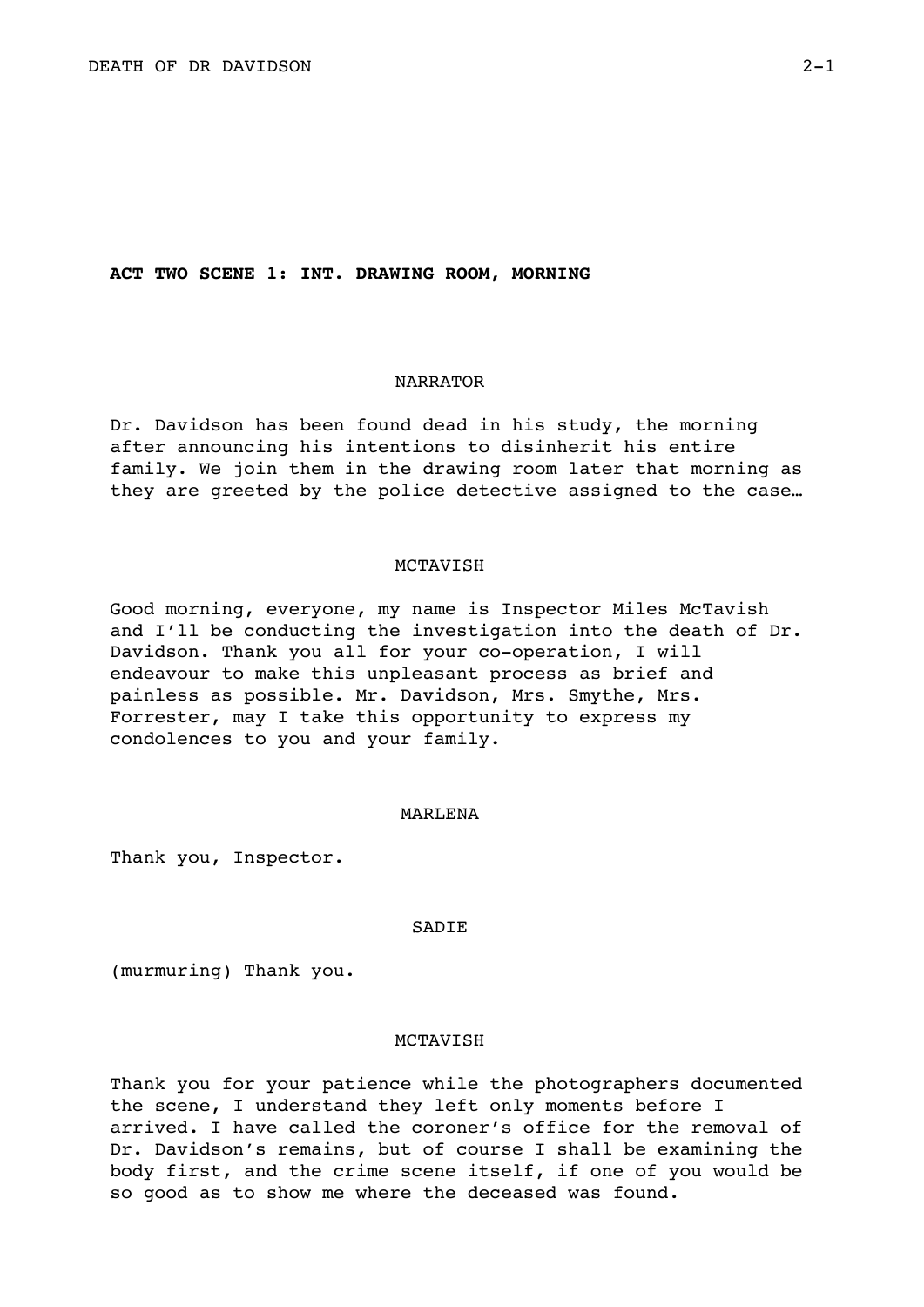**ACT TWO SCENE 1: INT. DRAWING ROOM, MORNING**

NARRATOR

Dr. Davidson has been found dead in his study, the morning after announcing his intentions to disinherit his entire family. We join them in the drawing room later that morning as they are greeted by the police detective assigned to the case…

MCTAVISH

Good morning, everyone, my name is Inspector Miles McTavish and I'll be conducting the investigation into the death of Dr. Davidson. Thank you all for your co-operation, I will endeavour to make this unpleasant process as brief and painless as possible. Mr. Davidson, Mrs. Smythe, Mrs. Forrester, may I take this opportunity to express my condolences to you and your family.

MARLENA

Thank you, Inspector.

SADIE

(murmuring) Thank you.

MCTAVISH

Thank you for your patience while the photographers documented the scene, I understand they left only moments before I arrived. I have called the coroner's office for the removal of Dr. Davidson's remains, but of course I shall be examining the body first, and the crime scene itself, if one of you would be so good as to show me where the deceased was found.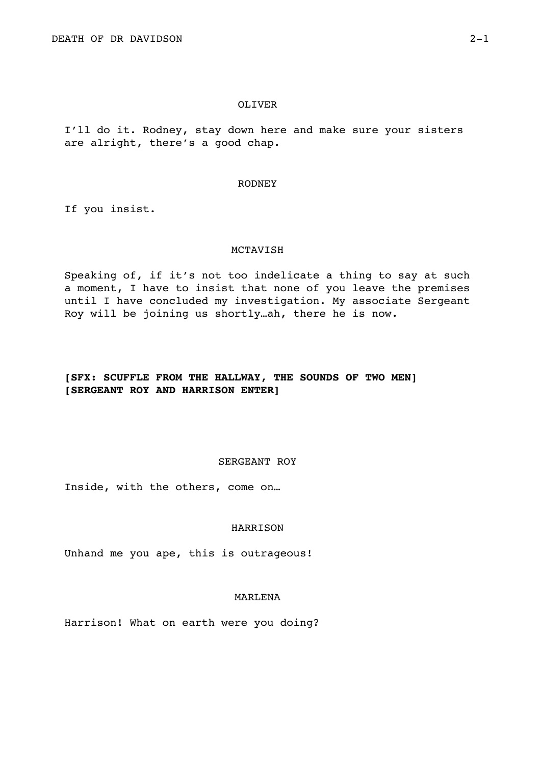OLIVER

I'll do it. Rodney, stay down here and make sure your sisters are alright, there's a good chap.

RODNEY

If you insist.

MCTAVISH

Speaking of, if it's not too indelicate a thing to say at such a moment, I have to insist that none of you leave the premises until I have concluded my investigation. My associate Sergeant Roy will be joining us shortly…ah, there he is now.

**[SFX: SCUFFLE FROM THE HALLWAY, THE SOUNDS OF TWO MEN]**
**[SERGEANT ROY AND HARRISON ENTER]**

SERGEANT ROY

Inside, with the others, come on…

HARRISON

Unhand me you ape, this is outrageous!

MARLENA

Harrison! What on earth were you doing?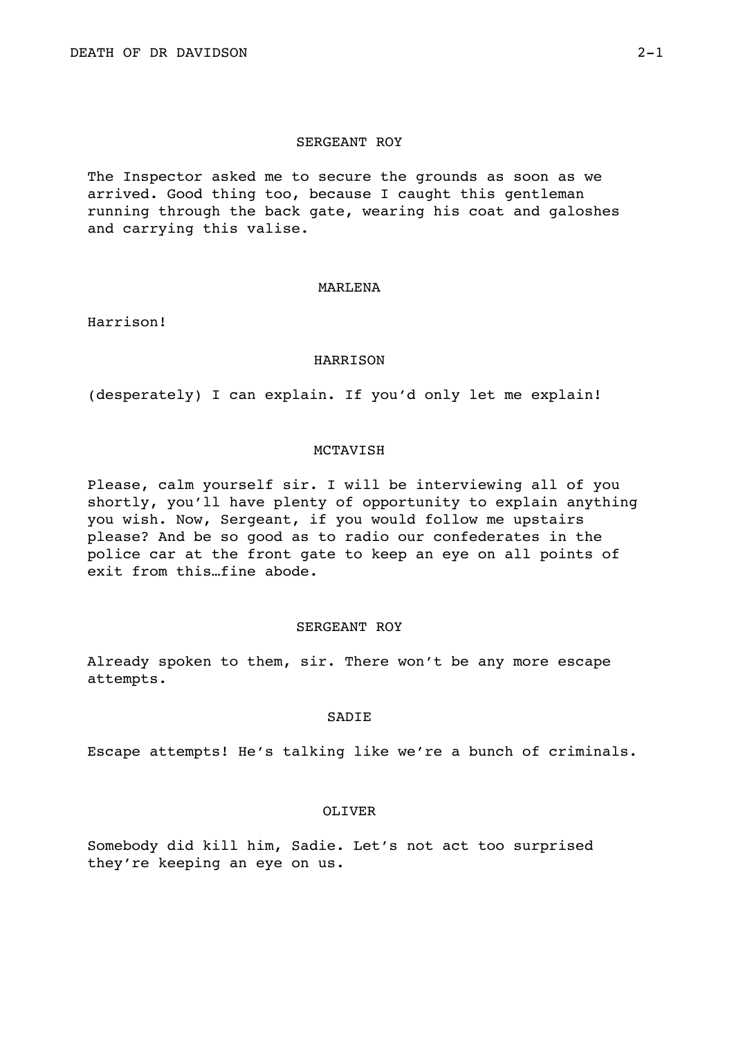SERGEANT ROY

The Inspector asked me to secure the grounds as soon as we arrived. Good thing too, because I caught this gentleman running through the back gate, wearing his coat and galoshes and carrying this valise.

MARLENA

Harrison!

HARRISON

(desperately) I can explain. If you'd only let me explain!

MCTAVISH

Please, calm yourself sir. I will be interviewing all of you shortly, you'll have plenty of opportunity to explain anything you wish. Now, Sergeant, if you would follow me upstairs please? And be so good as to radio our confederates in the police car at the front gate to keep an eye on all points of exit from this…fine abode.

SERGEANT ROY

Already spoken to them, sir. There won't be any more escape attempts.

SADIE

Escape attempts! He's talking like we're a bunch of criminals.

OLIVER

Somebody did kill him, Sadie. Let's not act too surprised they're keeping an eye on us.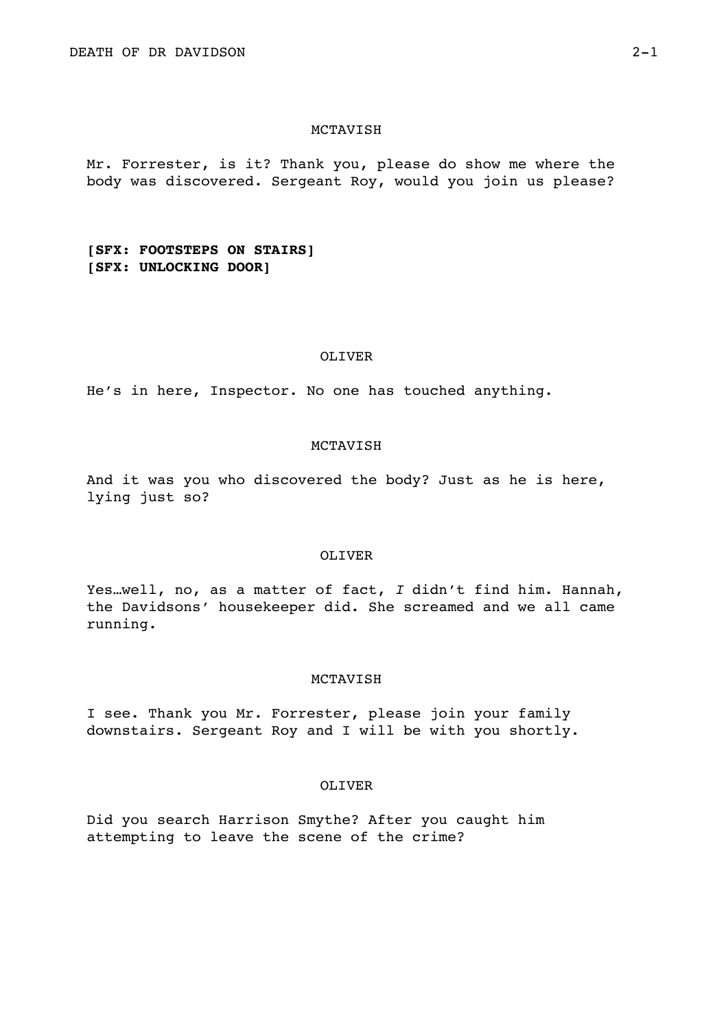MCTAVISH

Mr. Forrester, is it? Thank you, please do show me where the body was discovered. Sergeant Roy, would you join us please?

**[SFX: FOOTSTEPS ON STAIRS]**
**[SFX: UNLOCKING DOOR]**

OLIVER

He's in here, Inspector. No one has touched anything.

MCTAVISH

And it was you who discovered the body? Just as he is here, lying just so?

OLIVER

Yes…well, no, as a matter of fact, *I* didn't find him. Hannah, the Davidsons' housekeeper did. She screamed and we all came running.

MCTAVISH

I see. Thank you Mr. Forrester, please join your family downstairs. Sergeant Roy and I will be with you shortly.

OLIVER

Did you search Harrison Smythe? After you caught him attempting to leave the scene of the crime?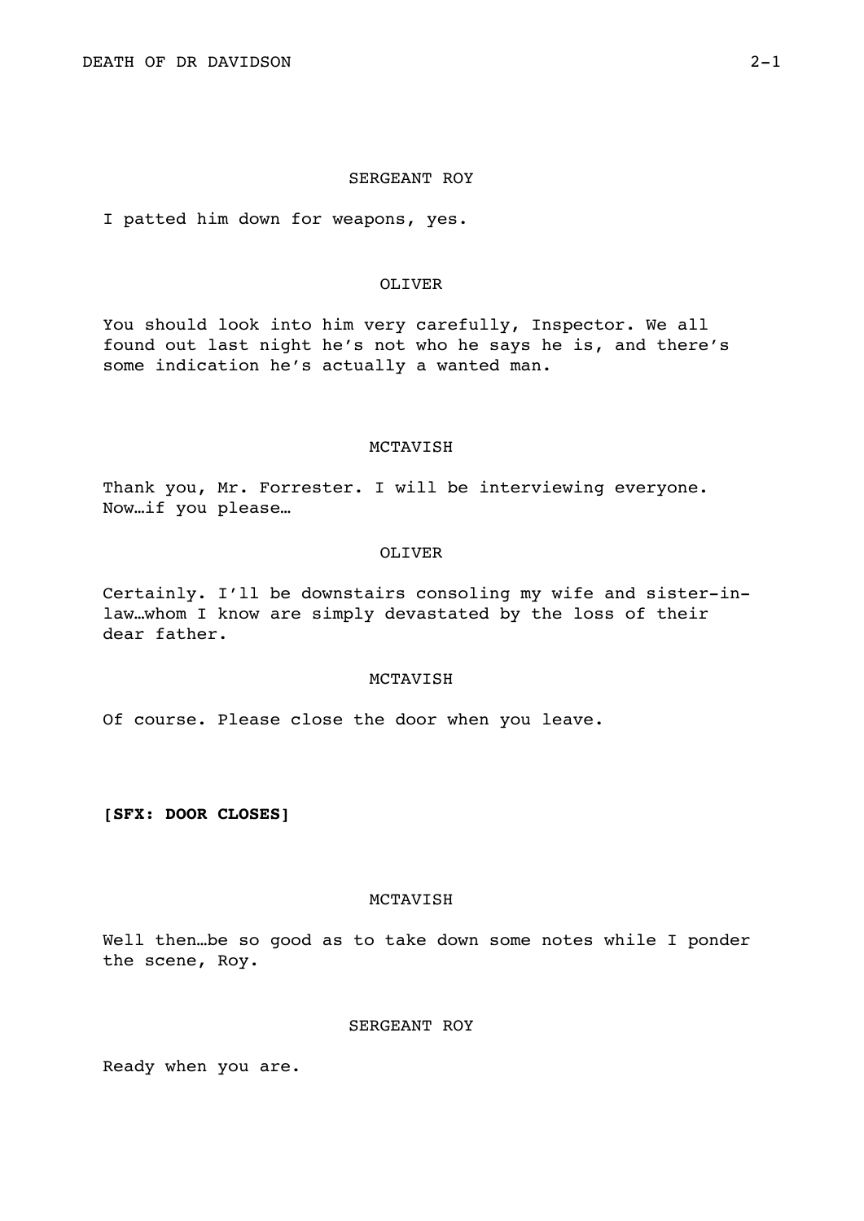SERGEANT ROY

I patted him down for weapons, yes.

OLIVER

You should look into him very carefully, Inspector. We all found out last night he's not who he says he is, and there's some indication he's actually a wanted man.

MCTAVISH

Thank you, Mr. Forrester. I will be interviewing everyone. Now…if you please…

OLIVER

Certainly. I'll be downstairs consoling my wife and sister-in-law…whom I know are simply devastated by the loss of their dear father.

MCTAVISH

Of course. Please close the door when you leave.

**[SFX: DOOR CLOSES]**

MCTAVISH

Well then…be so good as to take down some notes while I ponder the scene, Roy.

SERGEANT ROY

Ready when you are.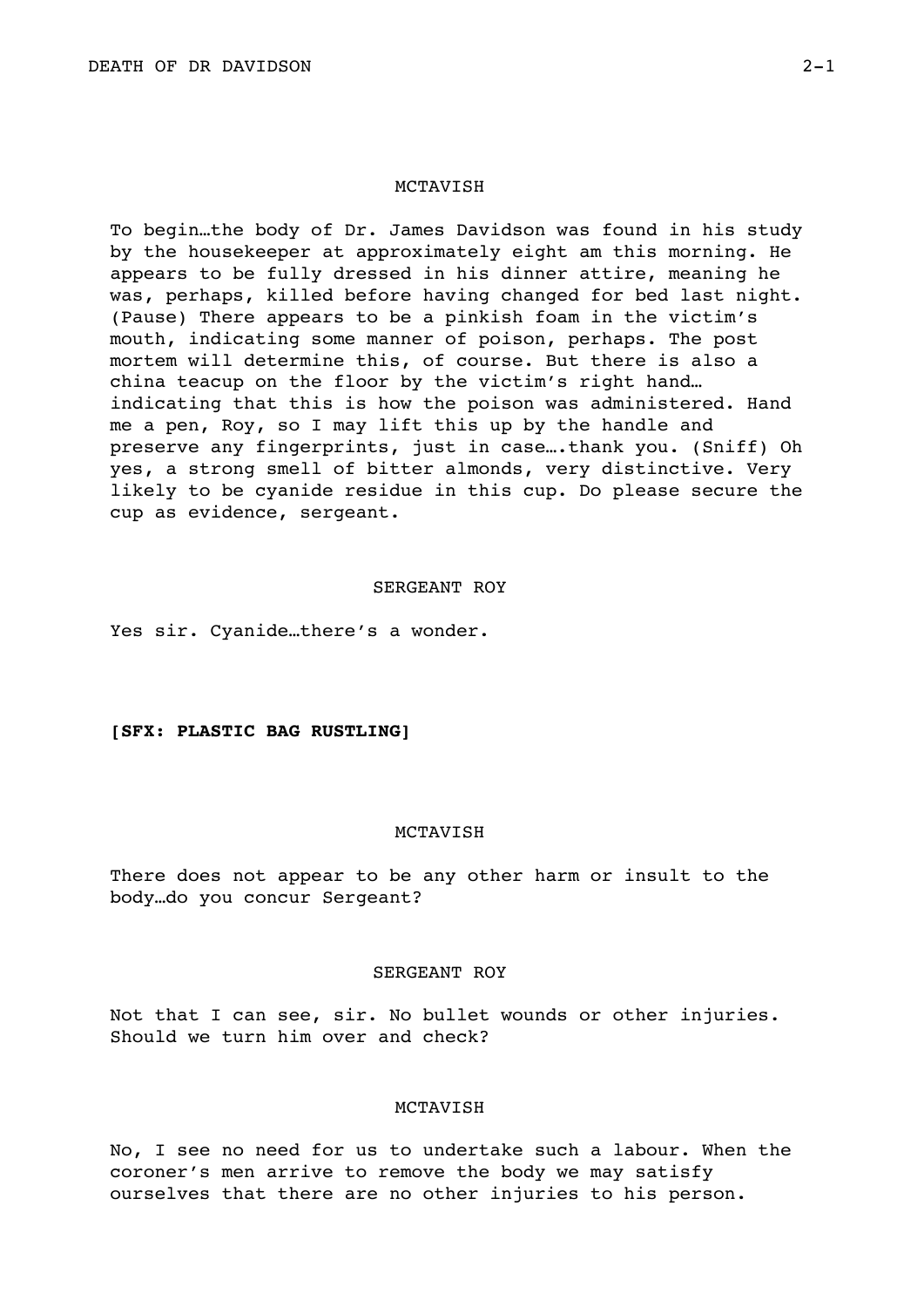MCTAVISH

To begin…the body of Dr. James Davidson was found in his study by the housekeeper at approximately eight am this morning. He appears to be fully dressed in his dinner attire, meaning he was, perhaps, killed before having changed for bed last night. (Pause) There appears to be a pinkish foam in the victim's mouth, indicating some manner of poison, perhaps. The post mortem will determine this, of course. But there is also a china teacup on the floor by the victim's right hand… indicating that this is how the poison was administered. Hand me a pen, Roy, so I may lift this up by the handle and preserve any fingerprints, just in case….thank you. (Sniff) Oh yes, a strong smell of bitter almonds, very distinctive. Very likely to be cyanide residue in this cup. Do please secure the cup as evidence, sergeant.

SERGEANT ROY

Yes sir. Cyanide…there's a wonder.

**[SFX: PLASTIC BAG RUSTLING]**

MCTAVISH

There does not appear to be any other harm or insult to the body…do you concur Sergeant?

SERGEANT ROY

Not that I can see, sir. No bullet wounds or other injuries. Should we turn him over and check?

MCTAVISH

No, I see no need for us to undertake such a labour. When the coroner's men arrive to remove the body we may satisfy ourselves that there are no other injuries to his person.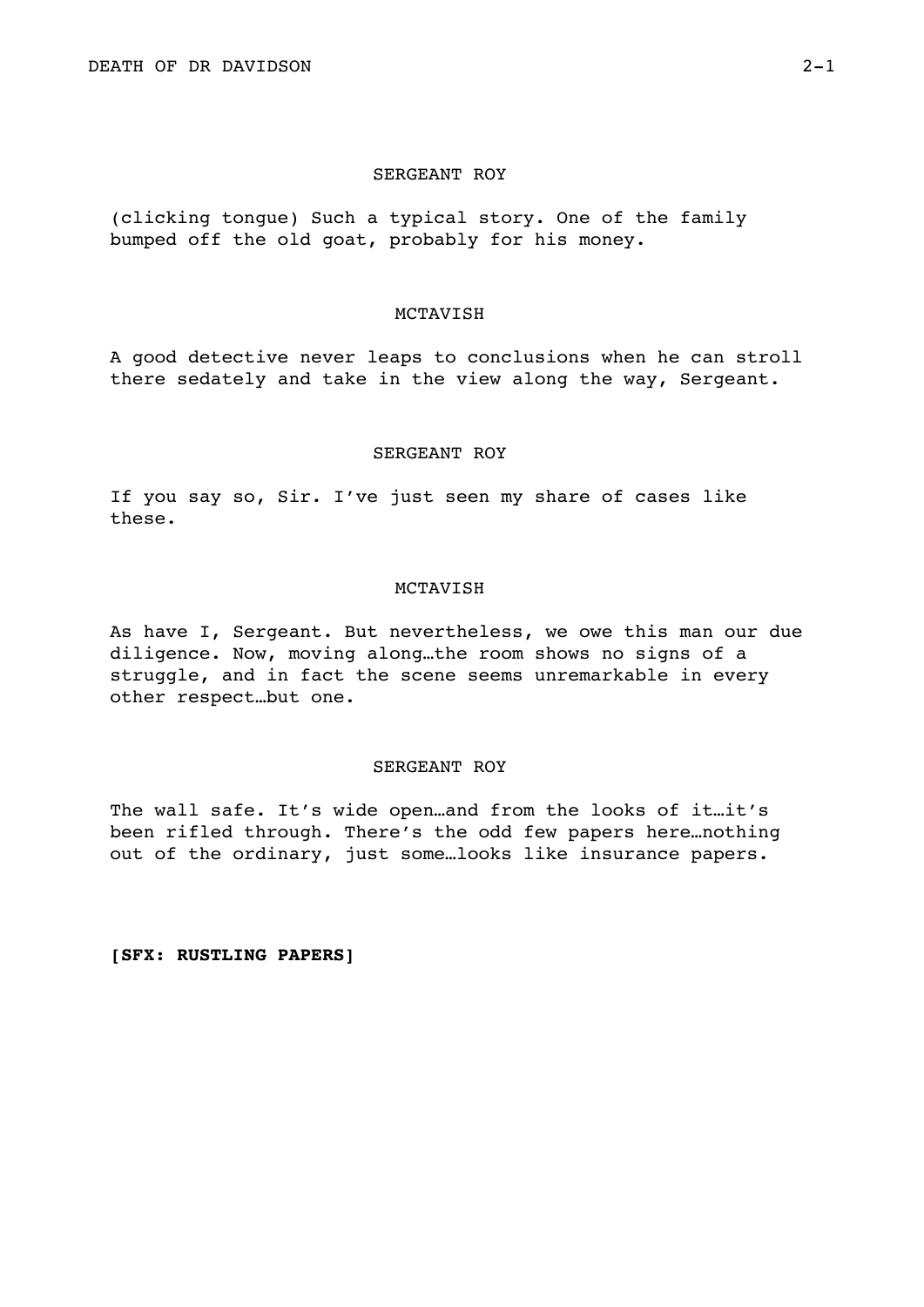SERGEANT ROY

(clicking tongue) Such a typical story. One of the family bumped off the old goat, probably for his money.

MCTAVISH

A good detective never leaps to conclusions when he can stroll there sedately and take in the view along the way, Sergeant.

SERGEANT ROY

If you say so, Sir. I've just seen my share of cases like these.

MCTAVISH

As have I, Sergeant. But nevertheless, we owe this man our due diligence. Now, moving along…the room shows no signs of a struggle, and in fact the scene seems unremarkable in every other respect…but one.

SERGEANT ROY

The wall safe. It's wide open…and from the looks of it…it's been rifled through. There's the odd few papers here…nothing out of the ordinary, just some…looks like insurance papers.

**[SFX: RUSTLING PAPERS]**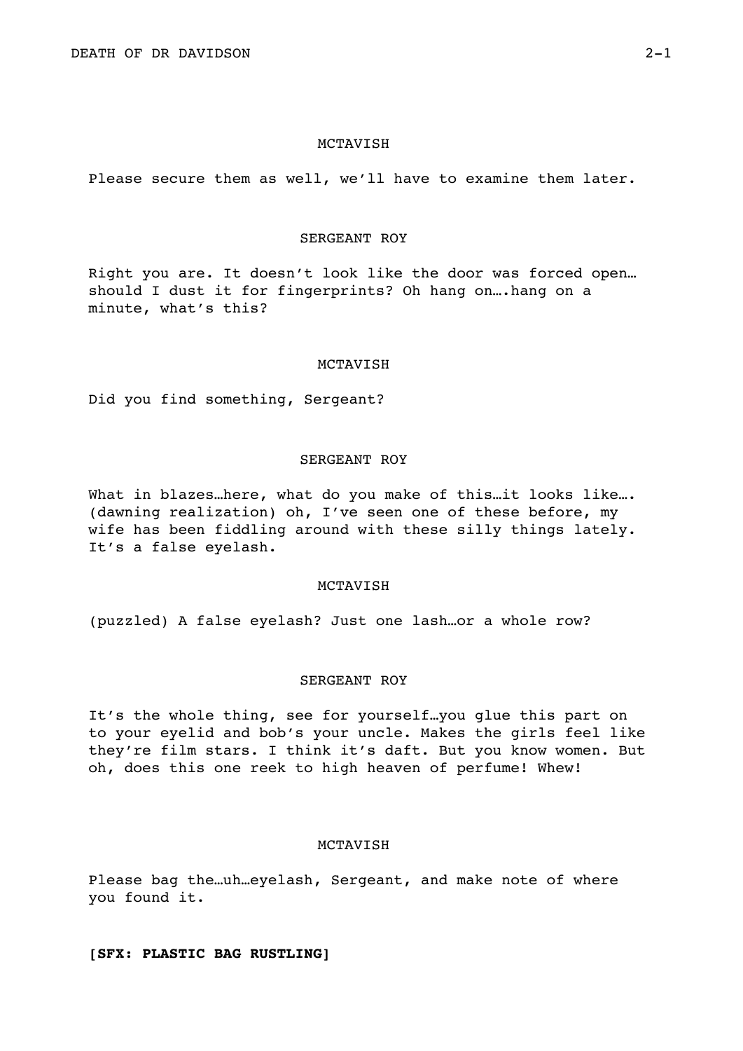MCTAVISH

Please secure them as well, we'll have to examine them later.

SERGEANT ROY

Right you are. It doesn't look like the door was forced open… should I dust it for fingerprints? Oh hang on….hang on a minute, what's this?

MCTAVISH

Did you find something, Sergeant?

SERGEANT ROY

What in blazes…here, what do you make of this…it looks like…. (dawning realization) oh, I've seen one of these before, my wife has been fiddling around with these silly things lately. It's a false eyelash.

MCTAVISH

(puzzled) A false eyelash? Just one lash…or a whole row?

SERGEANT ROY

It's the whole thing, see for yourself…you glue this part on to your eyelid and bob's your uncle. Makes the girls feel like they're film stars. I think it's daft. But you know women. But oh, does this one reek to high heaven of perfume! Whew!

MCTAVISH

Please bag the…uh…eyelash, Sergeant, and make note of where you found it.

**[SFX: PLASTIC BAG RUSTLING]**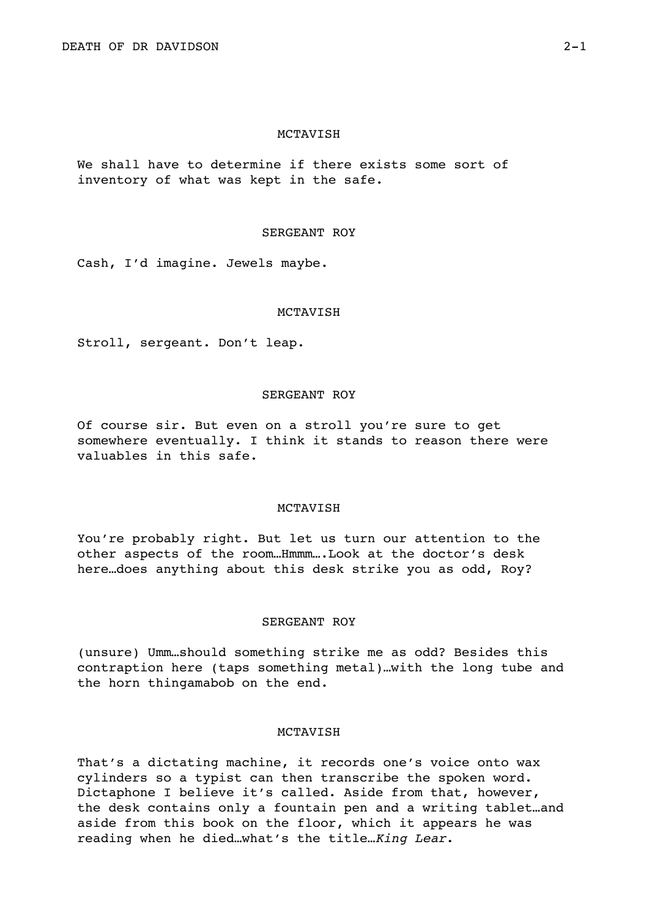MCTAVISH

We shall have to determine if there exists some sort of inventory of what was kept in the safe.

SERGEANT ROY

Cash, I'd imagine. Jewels maybe.

MCTAVISH

Stroll, sergeant. Don't leap.

SERGEANT ROY

Of course sir. But even on a stroll you're sure to get somewhere eventually. I think it stands to reason there were valuables in this safe.

MCTAVISH

You're probably right. But let us turn our attention to the other aspects of the room…Hmmm….Look at the doctor's desk here…does anything about this desk strike you as odd, Roy?

SERGEANT ROY

(unsure) Umm…should something strike me as odd? Besides this contraption here (taps something metal)…with the long tube and the horn thingamabob on the end.

MCTAVISH

That's a dictating machine, it records one's voice onto wax cylinders so a typist can then transcribe the spoken word. Dictaphone I believe it's called. Aside from that, however, the desk contains only a fountain pen and a writing tablet…and aside from this book on the floor, which it appears he was reading when he died…what's the title…*King Lear*.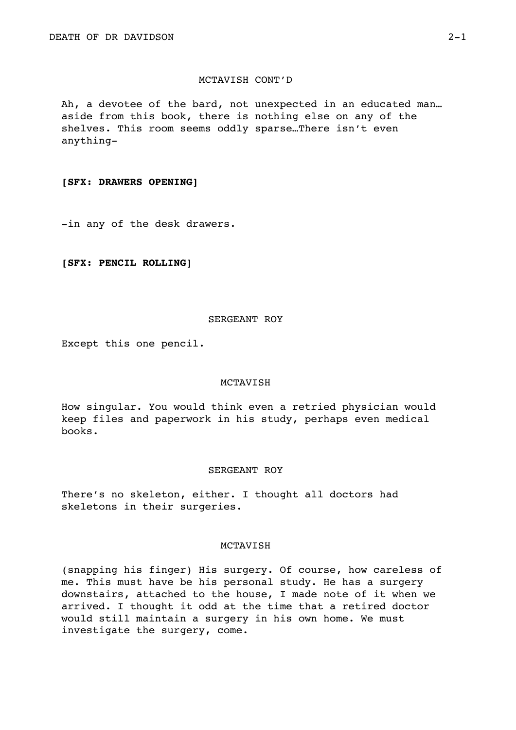MCTAVISH CONT'D

Ah, a devotee of the bard, not unexpected in an educated man… aside from this book, there is nothing else on any of the shelves. This room seems oddly sparse…There isn't even anything-

**[SFX: DRAWERS OPENING]**

-in any of the desk drawers.

**[SFX: PENCIL ROLLING]**

SERGEANT ROY

Except this one pencil.

MCTAVISH

How singular. You would think even a retried physician would keep files and paperwork in his study, perhaps even medical books.

SERGEANT ROY

There's no skeleton, either. I thought all doctors had skeletons in their surgeries.

MCTAVISH

(snapping his finger) His surgery. Of course, how careless of me. This must have be his personal study. He has a surgery downstairs, attached to the house, I made note of it when we arrived. I thought it odd at the time that a retired doctor would still maintain a surgery in his own home. We must investigate the surgery, come.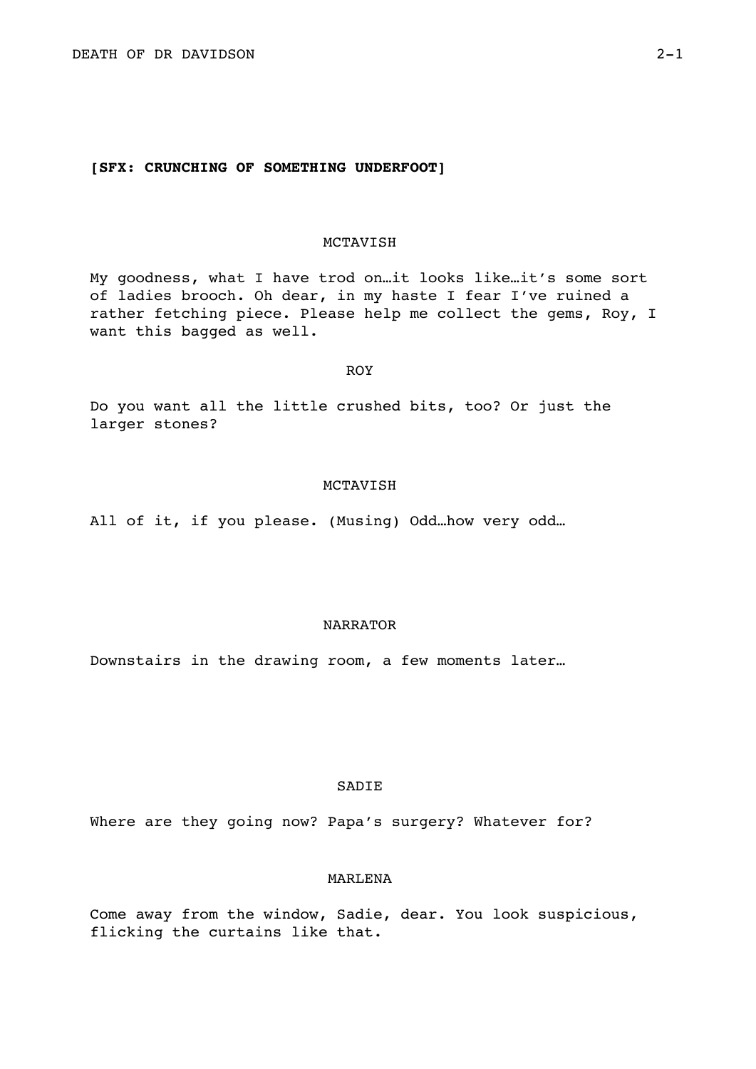**[SFX: CRUNCHING OF SOMETHING UNDERFOOT]**

MCTAVISH

My goodness, what I have trod on…it looks like…it's some sort of ladies brooch. Oh dear, in my haste I fear I've ruined a rather fetching piece. Please help me collect the gems, Roy, I want this bagged as well.

ROY

Do you want all the little crushed bits, too? Or just the larger stones?

MCTAVISH

All of it, if you please. (Musing) Odd…how very odd…

NARRATOR

Downstairs in the drawing room, a few moments later…

SADIE

Where are they going now? Papa's surgery? Whatever for?

MARLENA

Come away from the window, Sadie, dear. You look suspicious, flicking the curtains like that.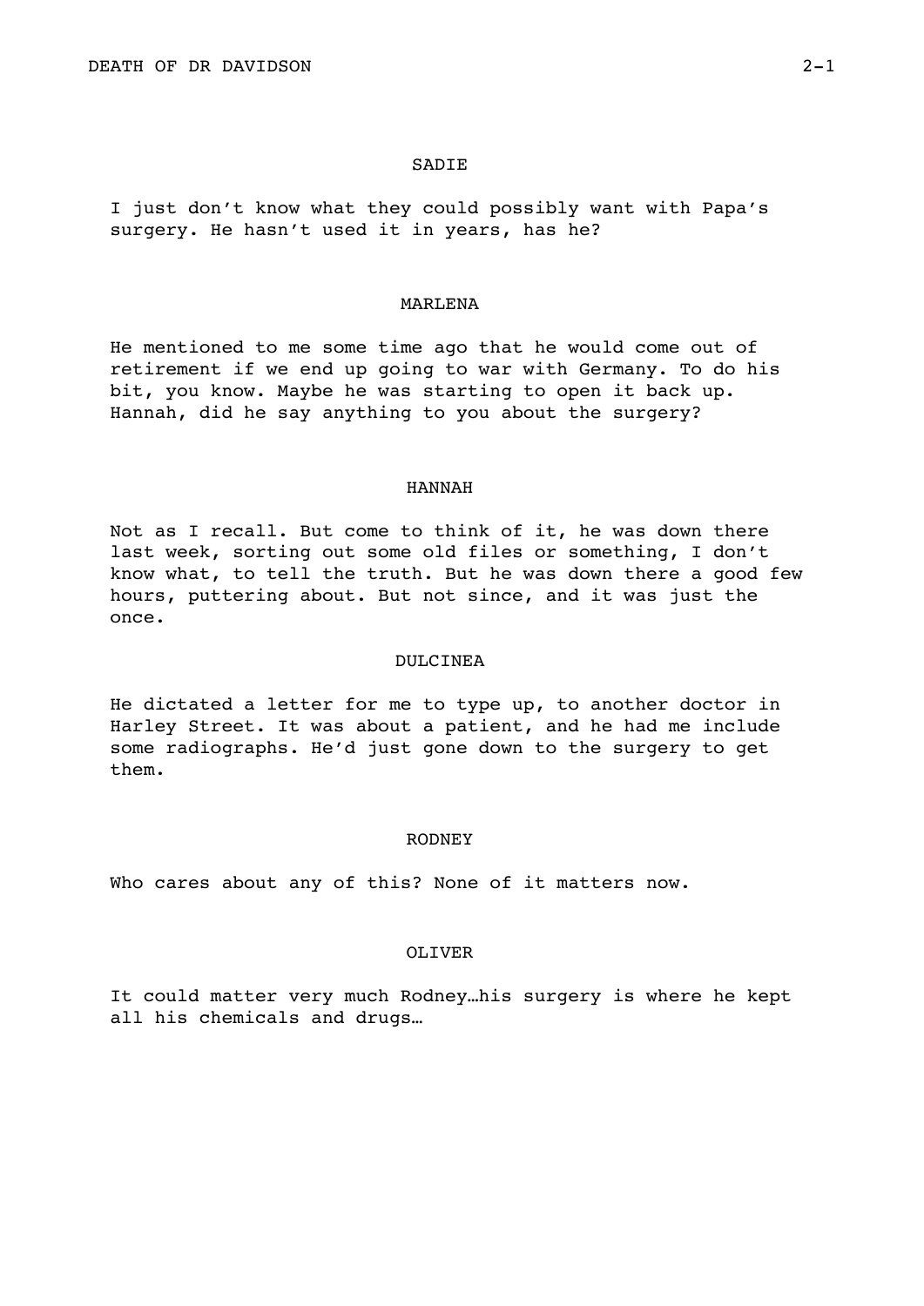SADIE

I just don't know what they could possibly want with Papa's surgery. He hasn't used it in years, has he?

MARLENA

He mentioned to me some time ago that he would come out of retirement if we end up going to war with Germany. To do his bit, you know. Maybe he was starting to open it back up. Hannah, did he say anything to you about the surgery?

HANNAH

Not as I recall. But come to think of it, he was down there last week, sorting out some old files or something, I don't know what, to tell the truth. But he was down there a good few hours, puttering about. But not since, and it was just the once.

DULCINEA

He dictated a letter for me to type up, to another doctor in Harley Street. It was about a patient, and he had me include some radiographs. He'd just gone down to the surgery to get them.

RODNEY

Who cares about any of this? None of it matters now.

OLIVER

It could matter very much Rodney…his surgery is where he kept all his chemicals and drugs…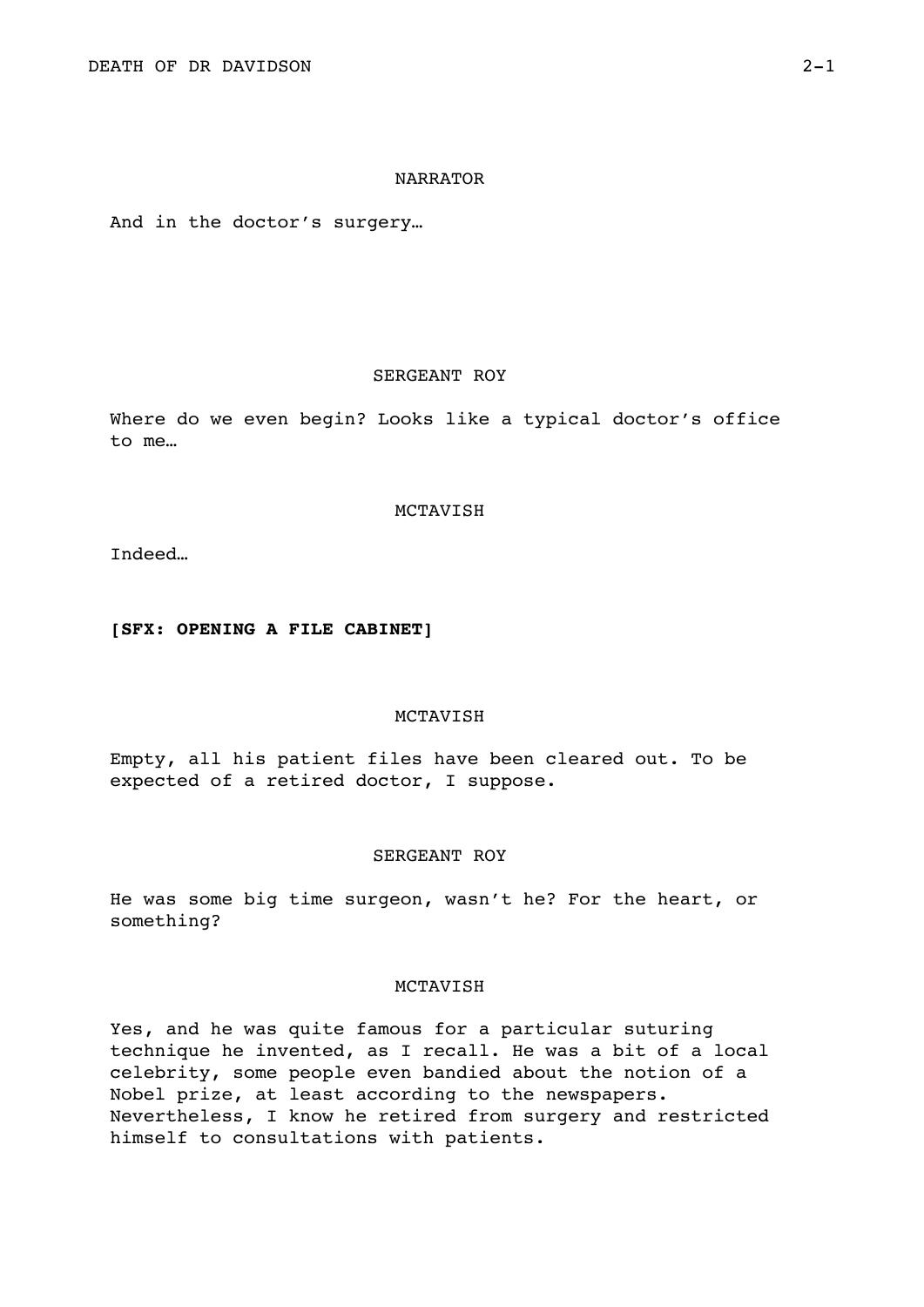NARRATOR

And in the doctor's surgery…

SERGEANT ROY

Where do we even begin? Looks like a typical doctor's office to me…

MCTAVISH

Indeed…

**[SFX: OPENING A FILE CABINET]**

MCTAVISH

Empty, all his patient files have been cleared out. To be expected of a retired doctor, I suppose.

SERGEANT ROY

He was some big time surgeon, wasn't he? For the heart, or something?

MCTAVISH

Yes, and he was quite famous for a particular suturing technique he invented, as I recall. He was a bit of a local celebrity, some people even bandied about the notion of a Nobel prize, at least according to the newspapers. Nevertheless, I know he retired from surgery and restricted himself to consultations with patients.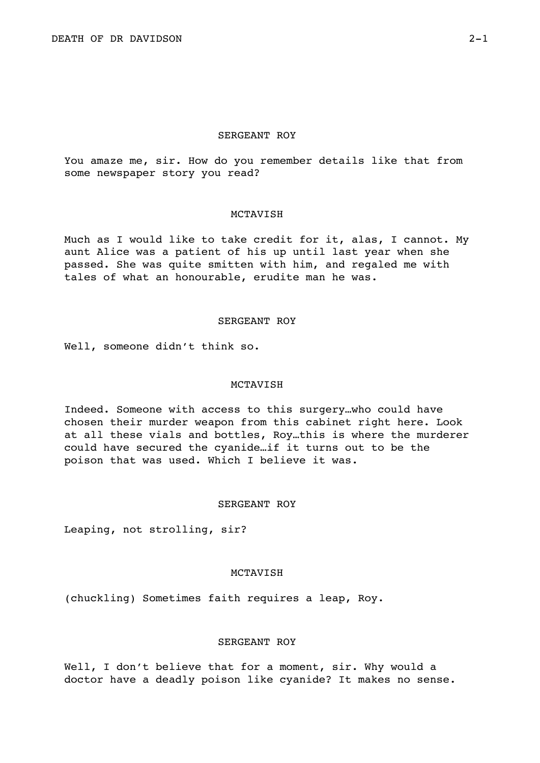SERGEANT ROY

You amaze me, sir. How do you remember details like that from some newspaper story you read?

MCTAVISH

Much as I would like to take credit for it, alas, I cannot. My aunt Alice was a patient of his up until last year when she passed. She was quite smitten with him, and regaled me with tales of what an honourable, erudite man he was.

SERGEANT ROY

Well, someone didn't think so.

MCTAVISH

Indeed. Someone with access to this surgery…who could have chosen their murder weapon from this cabinet right here. Look at all these vials and bottles, Roy…this is where the murderer could have secured the cyanide…if it turns out to be the poison that was used. Which I believe it was.

SERGEANT ROY

Leaping, not strolling, sir?

MCTAVISH

(chuckling) Sometimes faith requires a leap, Roy.

SERGEANT ROY

Well, I don't believe that for a moment, sir. Why would a doctor have a deadly poison like cyanide? It makes no sense.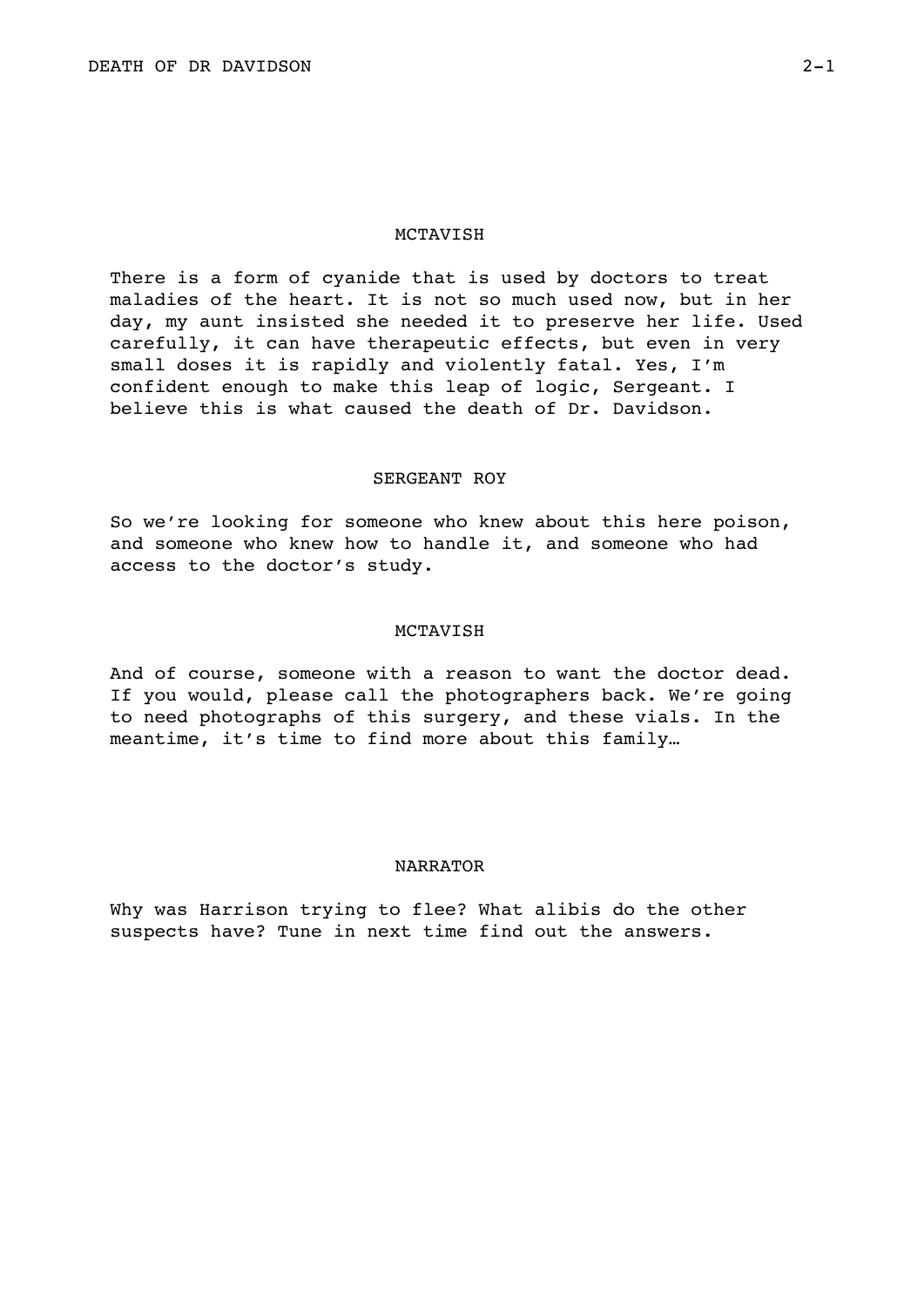MCTAVISH

There is a form of cyanide that is used by doctors to treat maladies of the heart. It is not so much used now, but in her day, my aunt insisted she needed it to preserve her life. Used carefully, it can have therapeutic effects, but even in very small doses it is rapidly and violently fatal. Yes, I'm confident enough to make this leap of logic, Sergeant. I believe this is what caused the death of Dr. Davidson.

SERGEANT ROY

So we're looking for someone who knew about this here poison, and someone who knew how to handle it, and someone who had access to the doctor's study.

MCTAVISH

And of course, someone with a reason to want the doctor dead. If you would, please call the photographers back. We're going to need photographs of this surgery, and these vials. In the meantime, it's time to find more about this family…

NARRATOR

Why was Harrison trying to flee? What alibis do the other suspects have? Tune in next time find out the answers.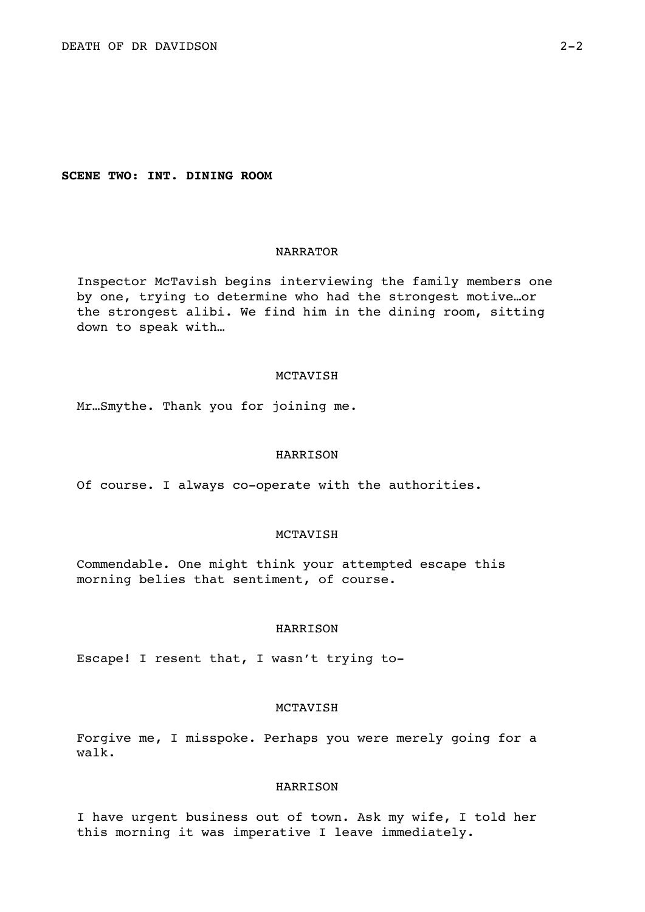**SCENE TWO: INT. DINING ROOM**

NARRATOR

Inspector McTavish begins interviewing the family members one by one, trying to determine who had the strongest motive…or the strongest alibi. We find him in the dining room, sitting down to speak with…

MCTAVISH

Mr…Smythe. Thank you for joining me.

HARRISON

Of course. I always co-operate with the authorities.

MCTAVISH

Commendable. One might think your attempted escape this morning belies that sentiment, of course.

HARRISON

Escape! I resent that, I wasn't trying to-

MCTAVISH

Forgive me, I misspoke. Perhaps you were merely going for a walk.

HARRISON

I have urgent business out of town. Ask my wife, I told her this morning it was imperative I leave immediately.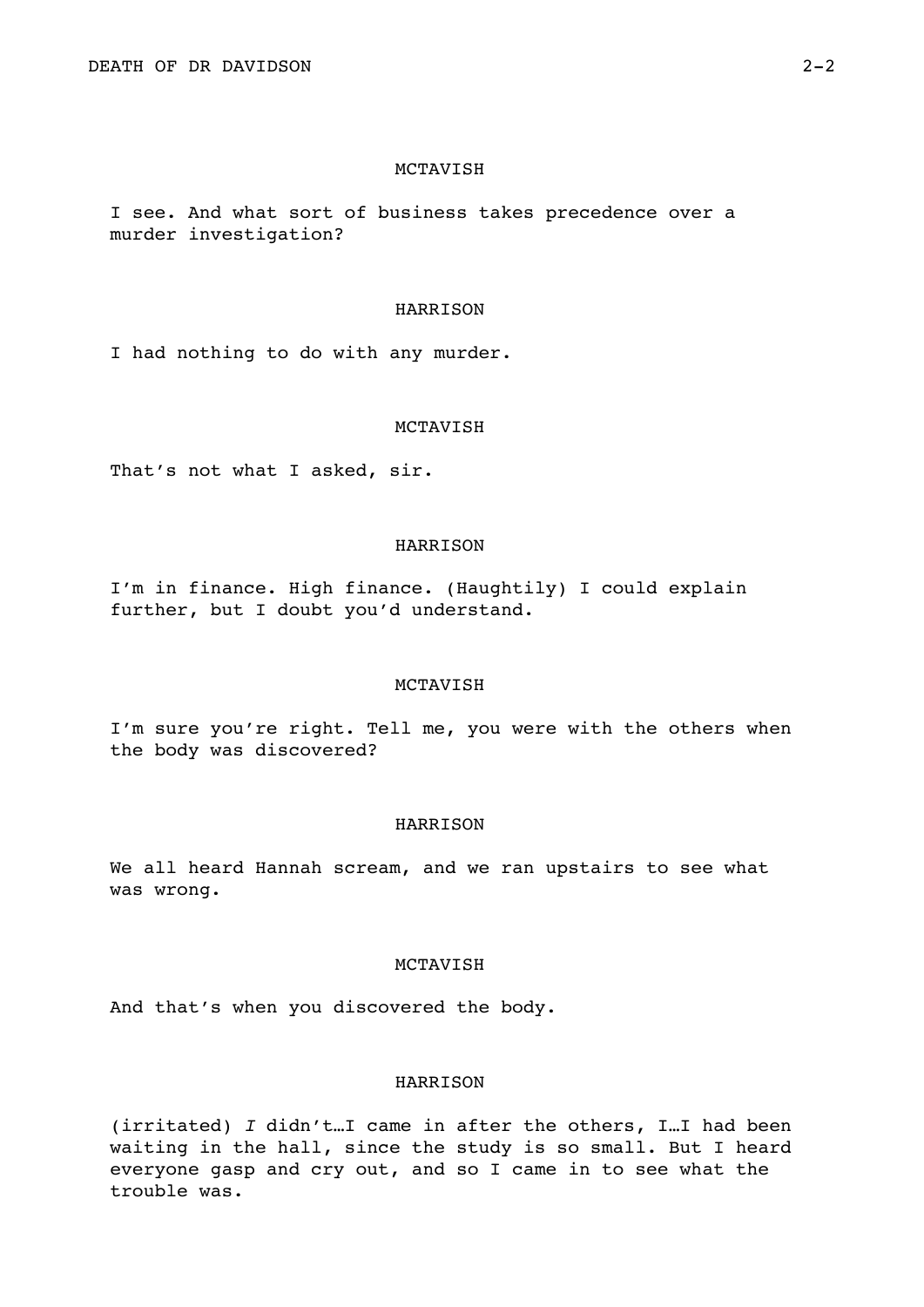MCTAVISH

I see. And what sort of business takes precedence over a murder investigation?

HARRISON

I had nothing to do with any murder.

MCTAVISH

That's not what I asked, sir.

HARRISON

I'm in finance. High finance. (Haughtily) I could explain further, but I doubt you'd understand.

MCTAVISH

I'm sure you're right. Tell me, you were with the others when the body was discovered?

HARRISON

We all heard Hannah scream, and we ran upstairs to see what was wrong.

MCTAVISH

And that's when you discovered the body.

HARRISON

(irritated) *I* didn't…I came in after the others, I…I had been waiting in the hall, since the study is so small. But I heard everyone gasp and cry out, and so I came in to see what the trouble was.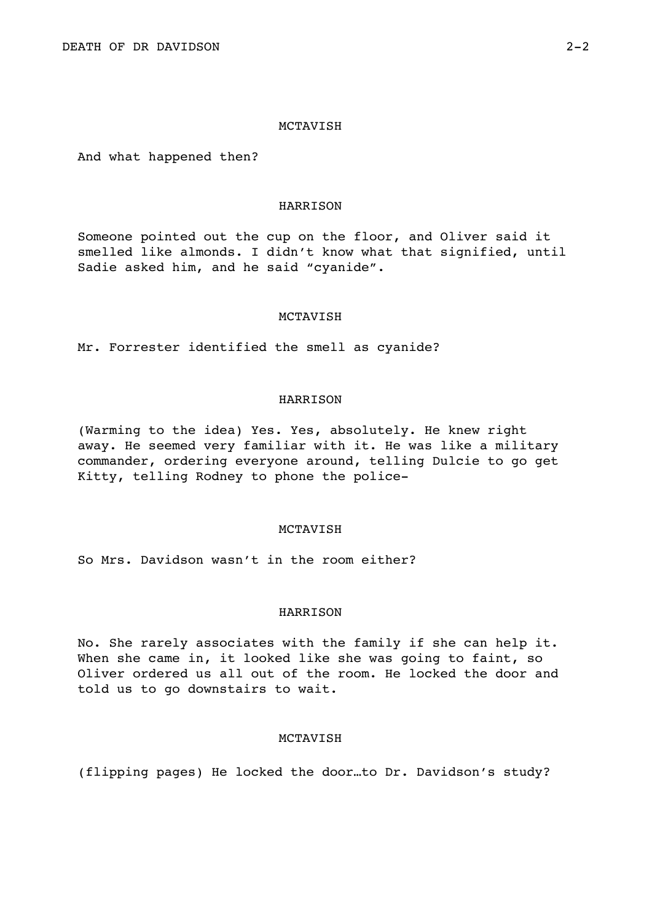MCTAVISH

And what happened then?

HARRISON

Someone pointed out the cup on the floor, and Oliver said it smelled like almonds. I didn't know what that signified, until Sadie asked him, and he said "cyanide".

MCTAVISH

Mr. Forrester identified the smell as cyanide?

HARRISON

(Warming to the idea) Yes. Yes, absolutely. He knew right away. He seemed very familiar with it. He was like a military commander, ordering everyone around, telling Dulcie to go get Kitty, telling Rodney to phone the police-

MCTAVISH

So Mrs. Davidson wasn't in the room either?

HARRISON

No. She rarely associates with the family if she can help it. When she came in, it looked like she was going to faint, so Oliver ordered us all out of the room. He locked the door and told us to go downstairs to wait.

MCTAVISH

(flipping pages) He locked the door…to Dr. Davidson's study?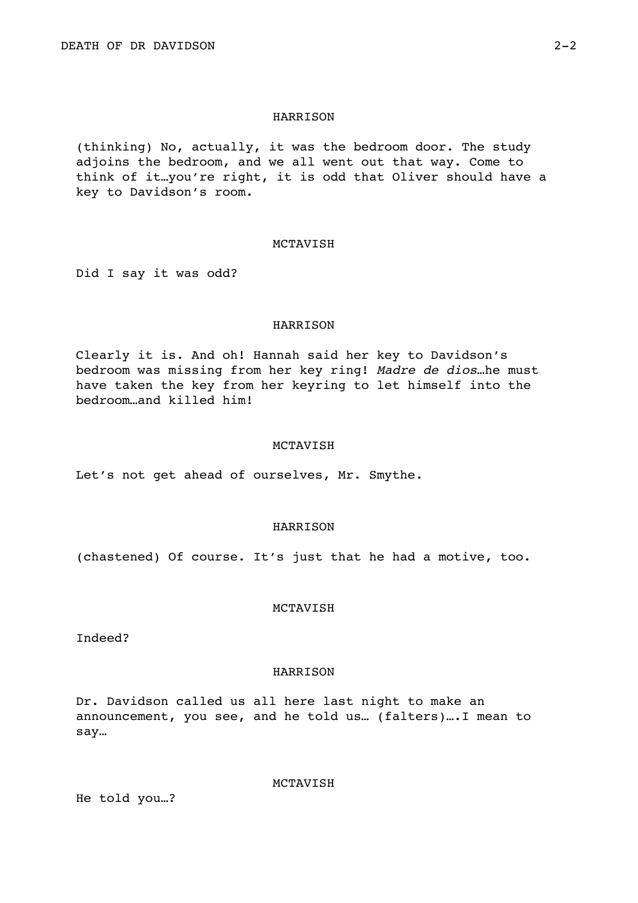HARRISON

(thinking) No, actually, it was the bedroom door. The study adjoins the bedroom, and we all went out that way. Come to think of it…you're right, it is odd that Oliver should have a key to Davidson's room.

MCTAVISH

Did I say it was odd?

HARRISON

Clearly it is. And oh! Hannah said her key to Davidson's bedroom was missing from her key ring! *Madre de dios*…he must have taken the key from her keyring to let himself into the bedroom…and killed him!

MCTAVISH

Let's not get ahead of ourselves, Mr. Smythe.

HARRISON

(chastened) Of course. It's just that he had a motive, too.

MCTAVISH

Indeed?

HARRISON

Dr. Davidson called us all here last night to make an announcement, you see, and he told us… (falters)….I mean to say…

MCTAVISH

He told you…?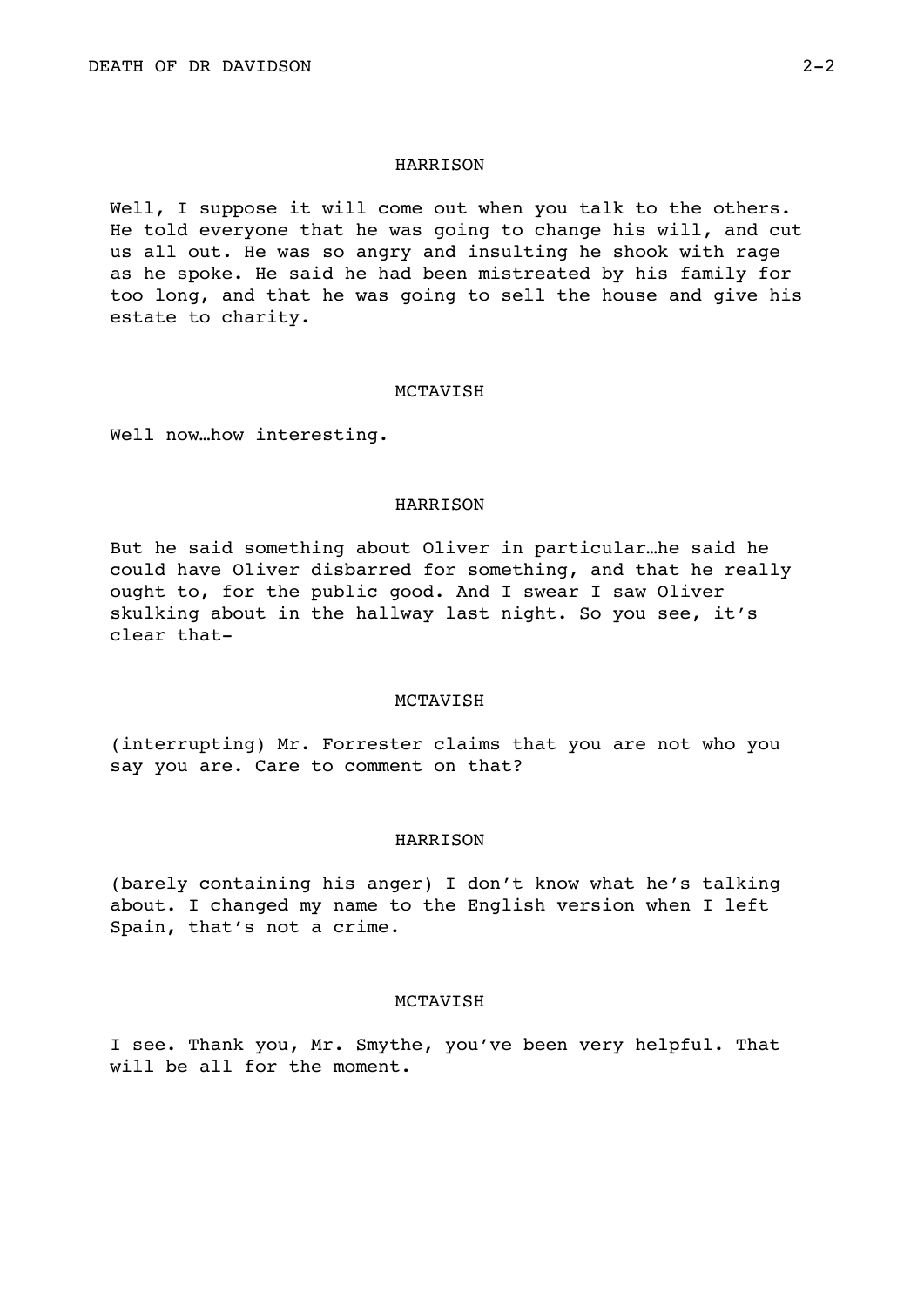HARRISON

Well, I suppose it will come out when you talk to the others. He told everyone that he was going to change his will, and cut us all out. He was so angry and insulting he shook with rage as he spoke. He said he had been mistreated by his family for too long, and that he was going to sell the house and give his estate to charity.

MCTAVISH

Well now…how interesting.

HARRISON

But he said something about Oliver in particular…he said he could have Oliver disbarred for something, and that he really ought to, for the public good. And I swear I saw Oliver skulking about in the hallway last night. So you see, it's clear that-

MCTAVISH

(interrupting) Mr. Forrester claims that you are not who you say you are. Care to comment on that?

HARRISON

(barely containing his anger) I don't know what he's talking about. I changed my name to the English version when I left Spain, that's not a crime.

MCTAVISH

I see. Thank you, Mr. Smythe, you've been very helpful. That will be all for the moment.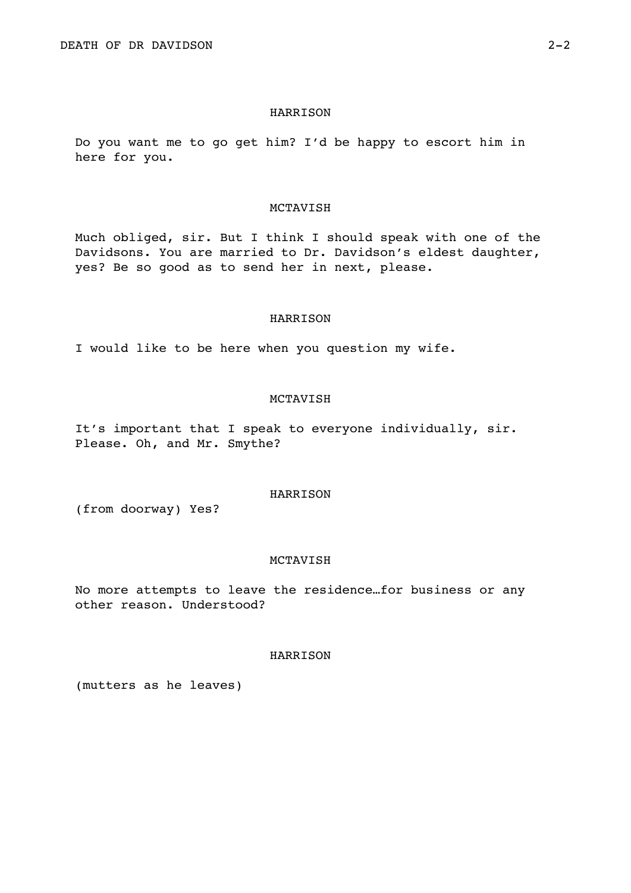HARRISON

Do you want me to go get him? I'd be happy to escort him in here for you.

MCTAVISH

Much obliged, sir. But I think I should speak with one of the Davidsons. You are married to Dr. Davidson's eldest daughter, yes? Be so good as to send her in next, please.

HARRISON

I would like to be here when you question my wife.

MCTAVISH

It's important that I speak to everyone individually, sir. Please. Oh, and Mr. Smythe?

HARRISON

(from doorway) Yes?

MCTAVISH

No more attempts to leave the residence…for business or any other reason. Understood?

HARRISON

(mutters as he leaves)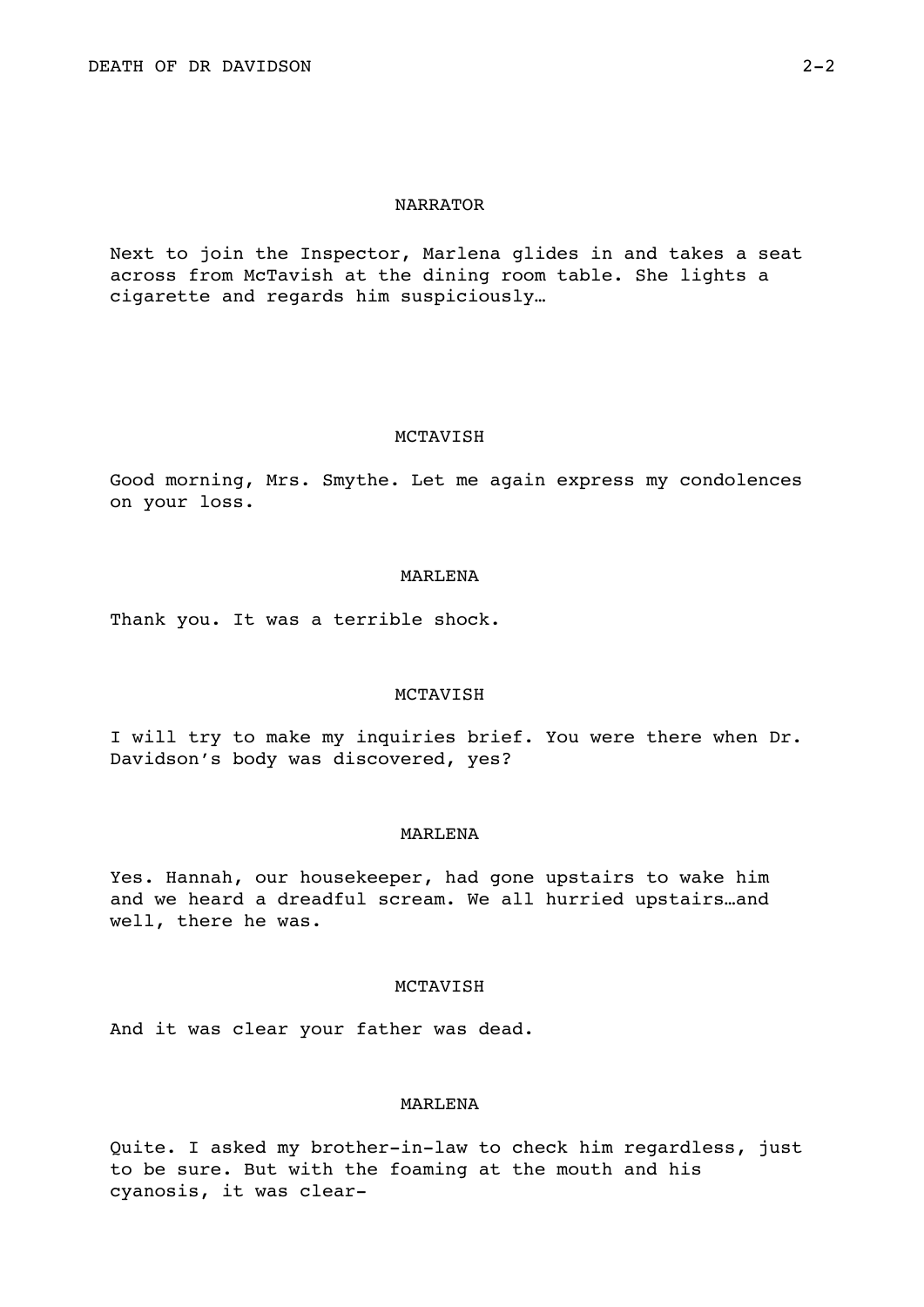NARRATOR

Next to join the Inspector, Marlena glides in and takes a seat across from McTavish at the dining room table. She lights a cigarette and regards him suspiciously…

MCTAVISH

Good morning, Mrs. Smythe. Let me again express my condolences on your loss.

MARLENA

Thank you. It was a terrible shock.

MCTAVISH

I will try to make my inquiries brief. You were there when Dr. Davidson's body was discovered, yes?

MARLENA

Yes. Hannah, our housekeeper, had gone upstairs to wake him and we heard a dreadful scream. We all hurried upstairs…and well, there he was.

MCTAVISH

And it was clear your father was dead.

MARLENA

Quite. I asked my brother-in-law to check him regardless, just to be sure. But with the foaming at the mouth and his cyanosis, it was clear-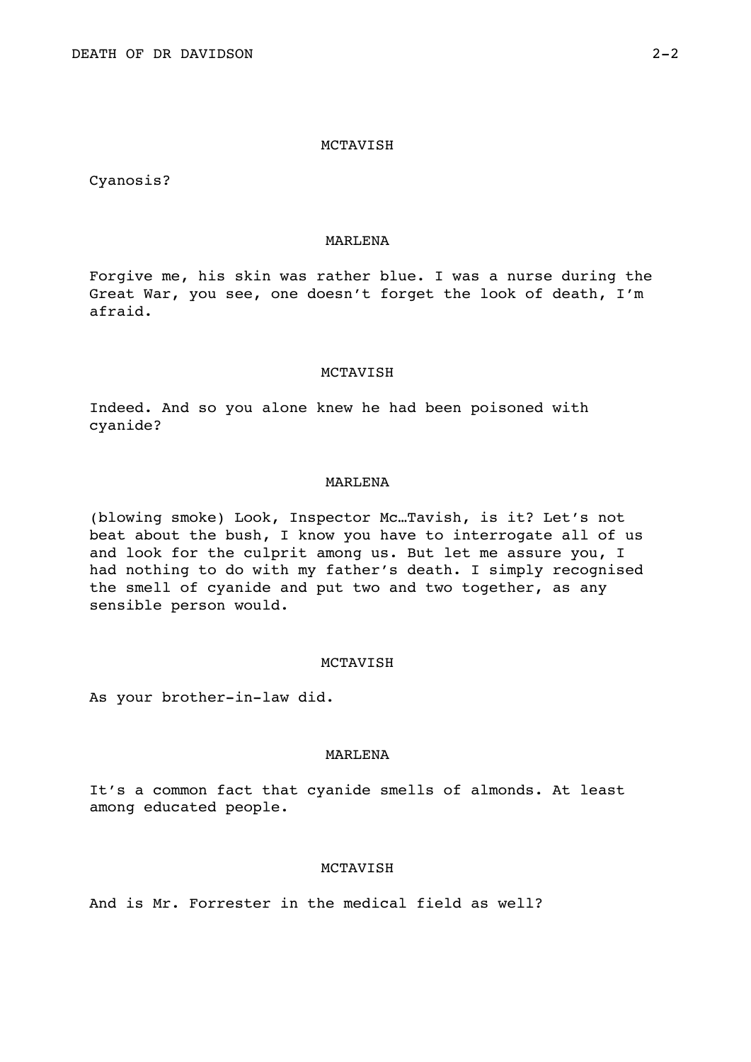MCTAVISH

Cyanosis?

MARLENA

Forgive me, his skin was rather blue. I was a nurse during the Great War, you see, one doesn't forget the look of death, I'm afraid.

MCTAVISH

Indeed. And so you alone knew he had been poisoned with cyanide?

MARLENA

(blowing smoke) Look, Inspector Mc…Tavish, is it? Let's not beat about the bush, I know you have to interrogate all of us and look for the culprit among us. But let me assure you, I had nothing to do with my father's death. I simply recognised the smell of cyanide and put two and two together, as any sensible person would.

MCTAVISH

As your brother-in-law did.

MARLENA

It's a common fact that cyanide smells of almonds. At least among educated people.

MCTAVISH

And is Mr. Forrester in the medical field as well?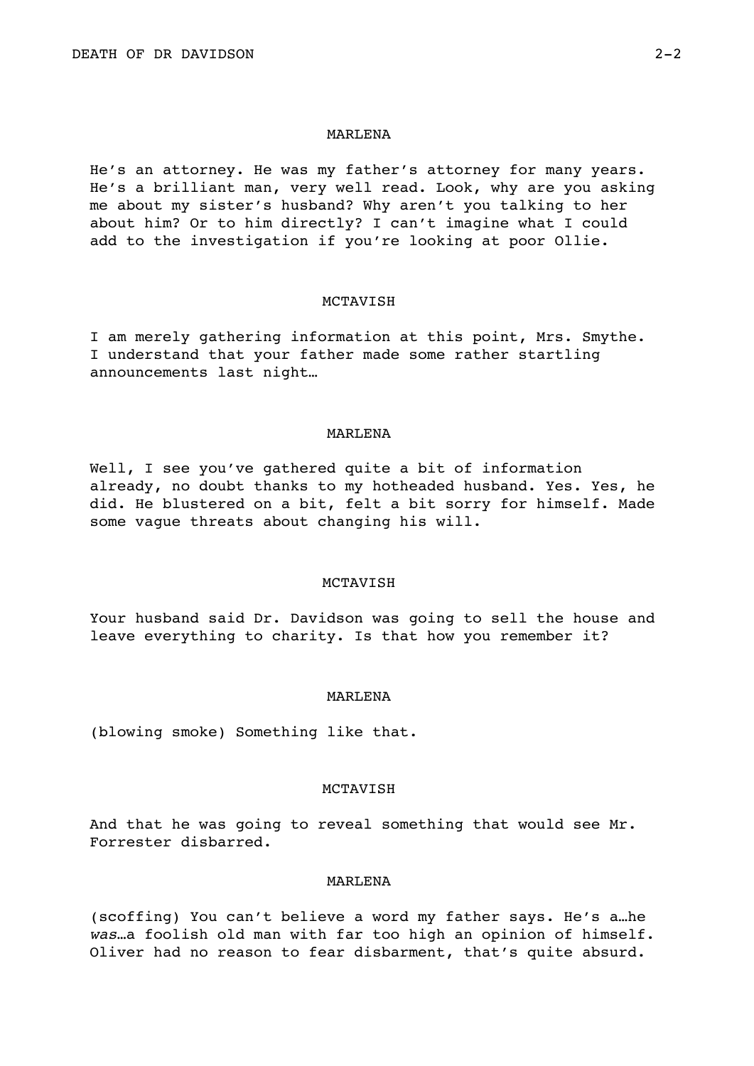MARLENA

He's an attorney. He was my father's attorney for many years. He's a brilliant man, very well read. Look, why are you asking me about my sister's husband? Why aren't you talking to her about him? Or to him directly? I can't imagine what I could add to the investigation if you're looking at poor Ollie.

MCTAVISH

I am merely gathering information at this point, Mrs. Smythe. I understand that your father made some rather startling announcements last night…

MARLENA

Well, I see you've gathered quite a bit of information already, no doubt thanks to my hotheaded husband. Yes. Yes, he did. He blustered on a bit, felt a bit sorry for himself. Made some vague threats about changing his will.

MCTAVISH

Your husband said Dr. Davidson was going to sell the house and leave everything to charity. Is that how you remember it?

MARLENA

(blowing smoke) Something like that.

MCTAVISH

And that he was going to reveal something that would see Mr. Forrester disbarred.

MARLENA

(scoffing) You can't believe a word my father says. He's a…he *was*…a foolish old man with far too high an opinion of himself. Oliver had no reason to fear disbarment, that's quite absurd.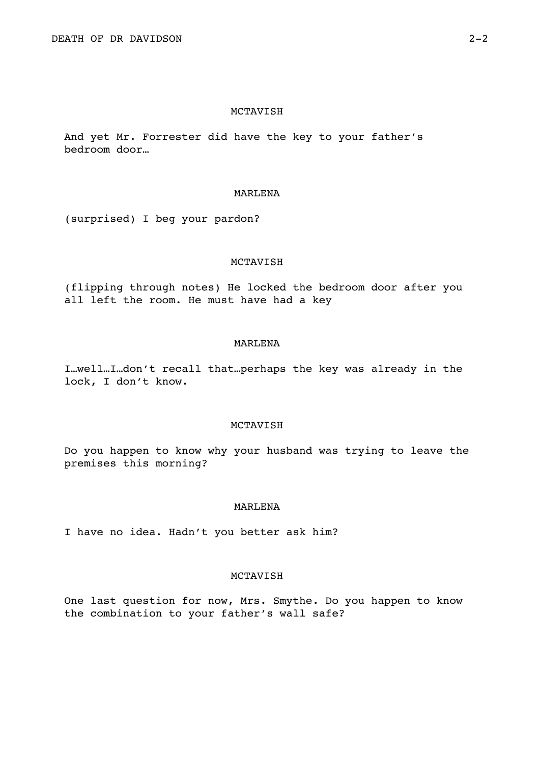MCTAVISH

And yet Mr. Forrester did have the key to your father's bedroom door…

MARLENA

(surprised) I beg your pardon?

MCTAVISH

(flipping through notes) He locked the bedroom door after you all left the room. He must have had a key

MARLENA

I…well…I…don't recall that…perhaps the key was already in the lock, I don't know.

MCTAVISH

Do you happen to know why your husband was trying to leave the premises this morning?

MARLENA

I have no idea. Hadn't you better ask him?

MCTAVISH

One last question for now, Mrs. Smythe. Do you happen to know the combination to your father's wall safe?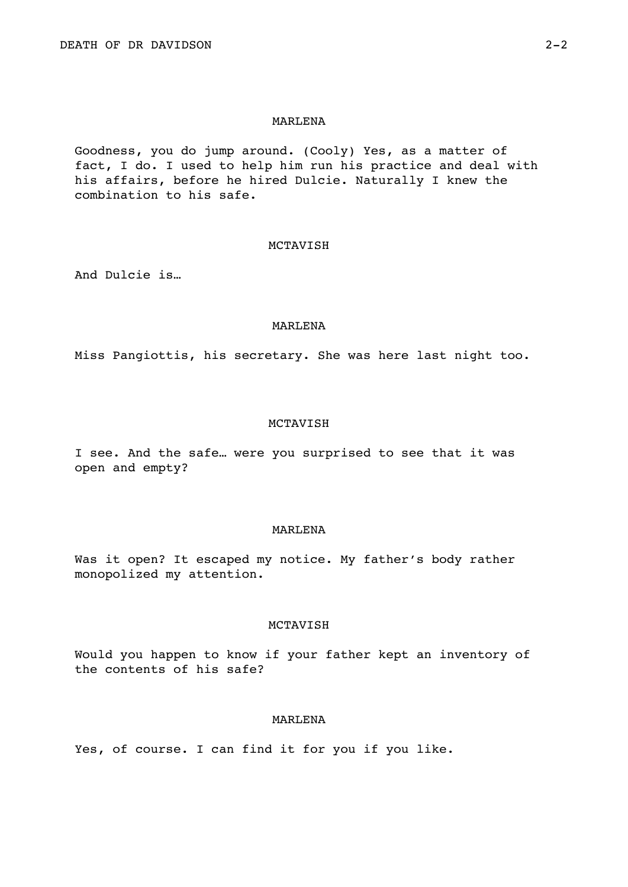MARLENA

Goodness, you do jump around. (Cooly) Yes, as a matter of fact, I do. I used to help him run his practice and deal with his affairs, before he hired Dulcie. Naturally I knew the combination to his safe.

MCTAVISH

And Dulcie is…

MARLENA

Miss Pangiottis, his secretary. She was here last night too.

MCTAVISH

I see. And the safe… were you surprised to see that it was open and empty?

MARLENA

Was it open? It escaped my notice. My father's body rather monopolized my attention.

MCTAVISH

Would you happen to know if your father kept an inventory of the contents of his safe?

MARLENA

Yes, of course. I can find it for you if you like.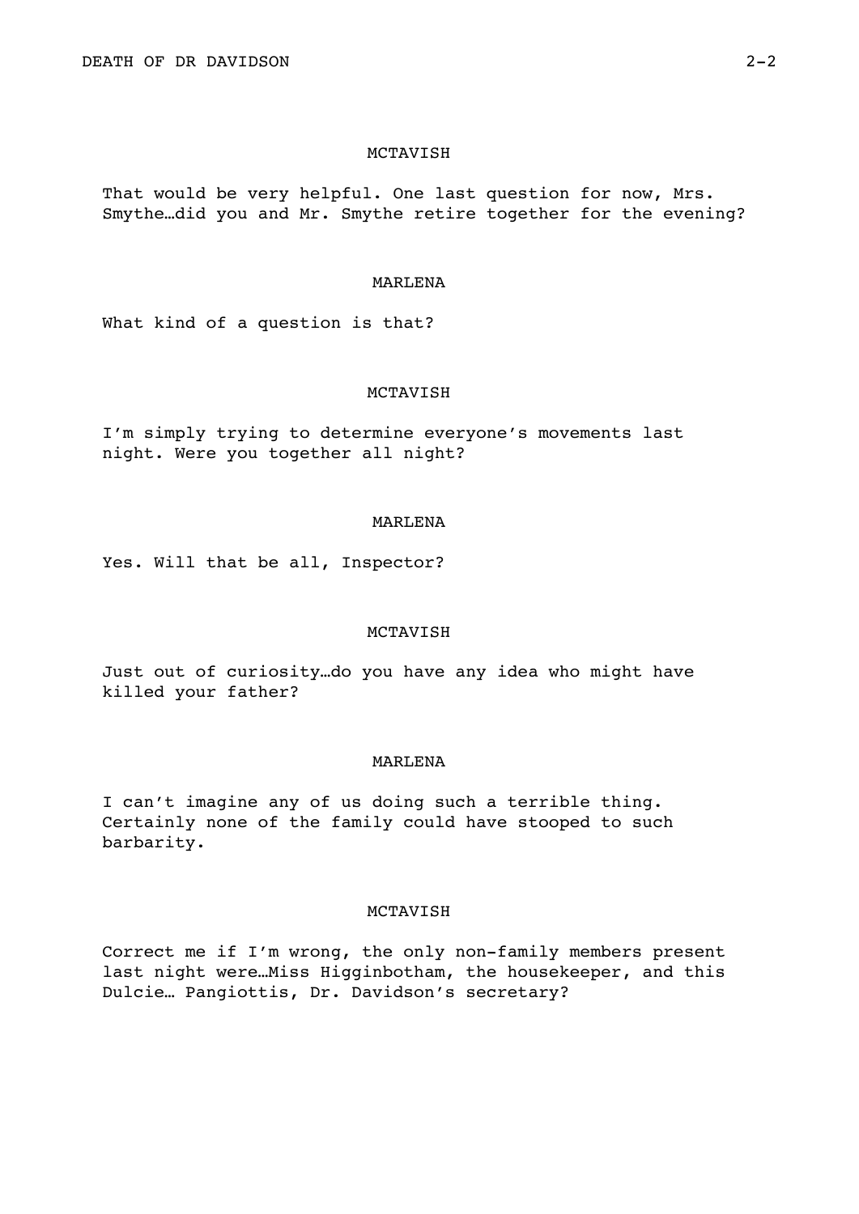MCTAVISH

That would be very helpful. One last question for now, Mrs. Smythe…did you and Mr. Smythe retire together for the evening?

MARLENA

What kind of a question is that?

MCTAVISH

I'm simply trying to determine everyone's movements last night. Were you together all night?

MARLENA

Yes. Will that be all, Inspector?

MCTAVISH

Just out of curiosity…do you have any idea who might have killed your father?

MARLENA

I can't imagine any of us doing such a terrible thing. Certainly none of the family could have stooped to such barbarity.

MCTAVISH

Correct me if I'm wrong, the only non-family members present last night were…Miss Higginbotham, the housekeeper, and this Dulcie… Pangiottis, Dr. Davidson's secretary?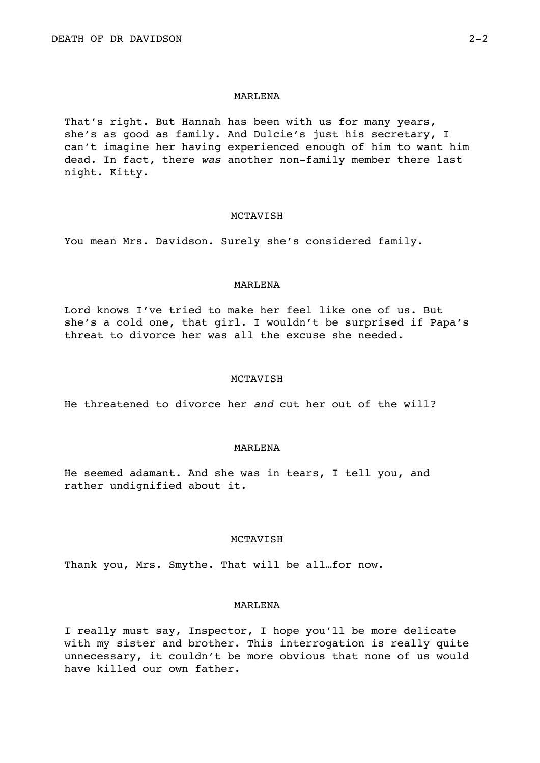MARLENA

That's right. But Hannah has been with us for many years, she's as good as family. And Dulcie's just his secretary, I can't imagine her having experienced enough of him to want him dead. In fact, there *was* another non-family member there last night. Kitty.

MCTAVISH

You mean Mrs. Davidson. Surely she's considered family.

MARLENA

Lord knows I've tried to make her feel like one of us. But she's a cold one, that girl. I wouldn't be surprised if Papa's threat to divorce her was all the excuse she needed.

MCTAVISH

He threatened to divorce her *and* cut her out of the will?

MARLENA

He seemed adamant. And she was in tears, I tell you, and rather undignified about it.

MCTAVISH

Thank you, Mrs. Smythe. That will be all…for now.

MARLENA

I really must say, Inspector, I hope you'll be more delicate with my sister and brother. This interrogation is really quite unnecessary, it couldn't be more obvious that none of us would have killed our own father.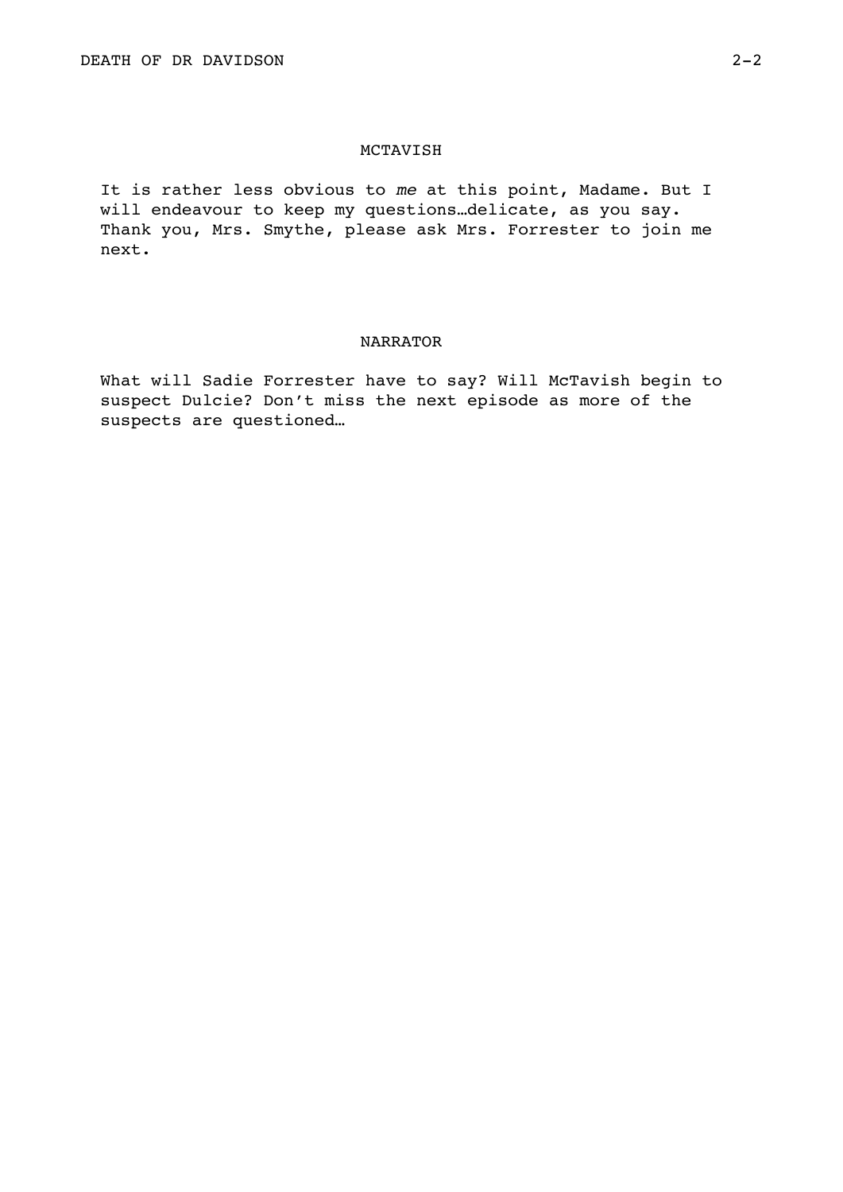MCTAVISH

It is rather less obvious to *me* at this point, Madame. But I will endeavour to keep my questions…delicate, as you say. Thank you, Mrs. Smythe, please ask Mrs. Forrester to join me next.

NARRATOR

What will Sadie Forrester have to say? Will McTavish begin to suspect Dulcie? Don’t miss the next episode as more of the suspects are questioned…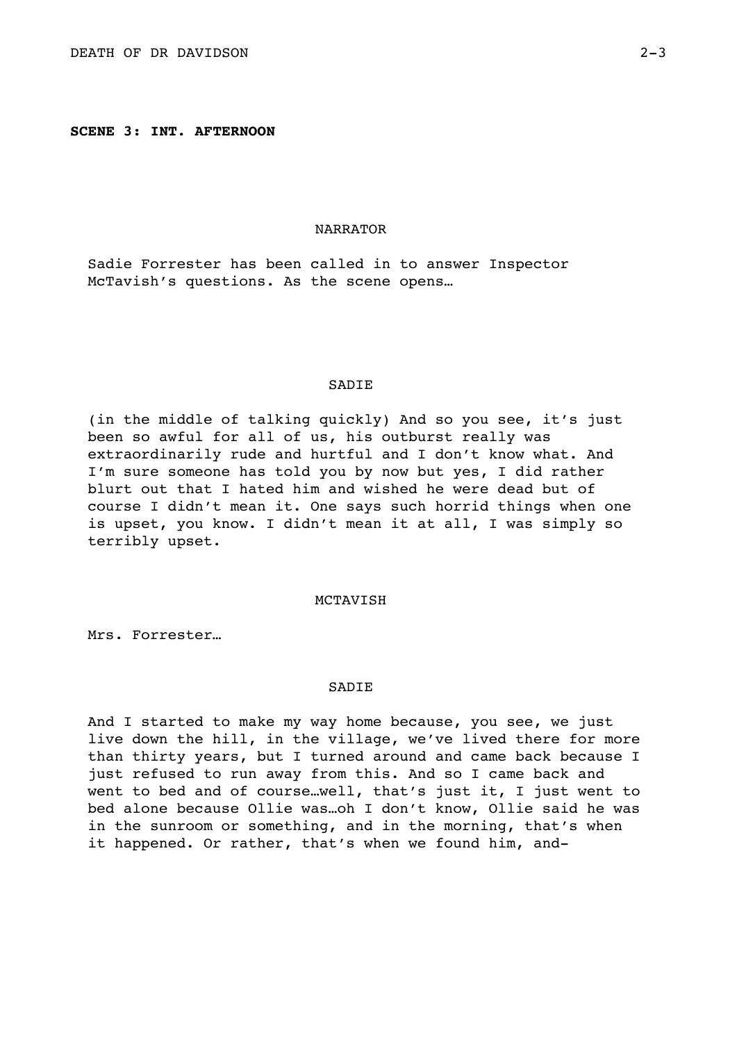**SCENE 3: INT. AFTERNOON**

NARRATOR

Sadie Forrester has been called in to answer Inspector McTavish's questions. As the scene opens…

SADIE

(in the middle of talking quickly) And so you see, it's just been so awful for all of us, his outburst really was extraordinarily rude and hurtful and I don't know what. And I'm sure someone has told you by now but yes, I did rather blurt out that I hated him and wished he were dead but of course I didn't mean it. One says such horrid things when one is upset, you know. I didn't mean it at all, I was simply so terribly upset.

MCTAVISH

Mrs. Forrester…

SADIE

And I started to make my way home because, you see, we just live down the hill, in the village, we've lived there for more than thirty years, but I turned around and came back because I just refused to run away from this. And so I came back and went to bed and of course…well, that's just it, I just went to bed alone because Ollie was…oh I don't know, Ollie said he was in the sunroom or something, and in the morning, that's when it happened. Or rather, that's when we found him, and-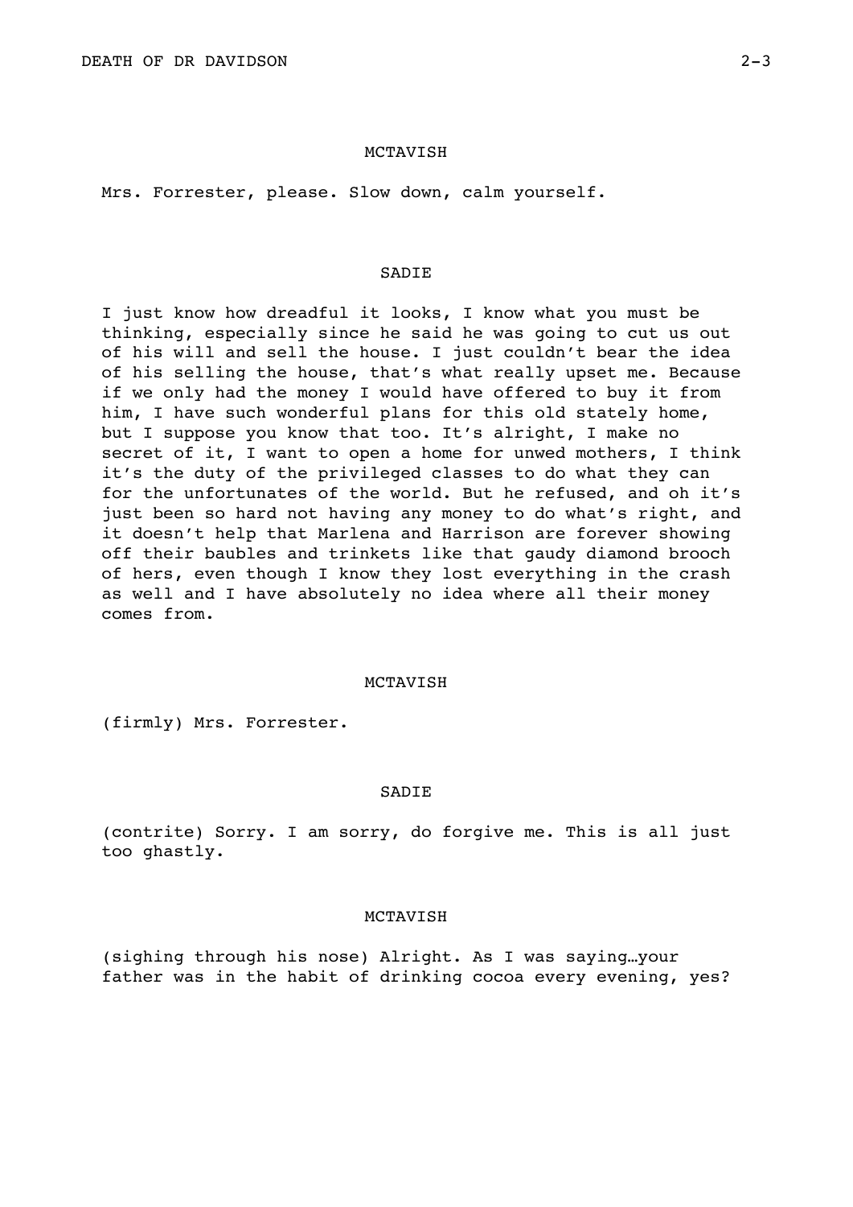MCTAVISH

Mrs. Forrester, please. Slow down, calm yourself.

SADIE

I just know how dreadful it looks, I know what you must be thinking, especially since he said he was going to cut us out of his will and sell the house. I just couldn't bear the idea of his selling the house, that's what really upset me. Because if we only had the money I would have offered to buy it from him, I have such wonderful plans for this old stately home, but I suppose you know that too. It's alright, I make no secret of it, I want to open a home for unwed mothers, I think it's the duty of the privileged classes to do what they can for the unfortunates of the world. But he refused, and oh it's just been so hard not having any money to do what's right, and it doesn't help that Marlena and Harrison are forever showing off their baubles and trinkets like that gaudy diamond brooch of hers, even though I know they lost everything in the crash as well and I have absolutely no idea where all their money comes from.

MCTAVISH

(firmly) Mrs. Forrester.

SADIE

(contrite) Sorry. I am sorry, do forgive me. This is all just too ghastly.

MCTAVISH

(sighing through his nose) Alright. As I was saying…your father was in the habit of drinking cocoa every evening, yes?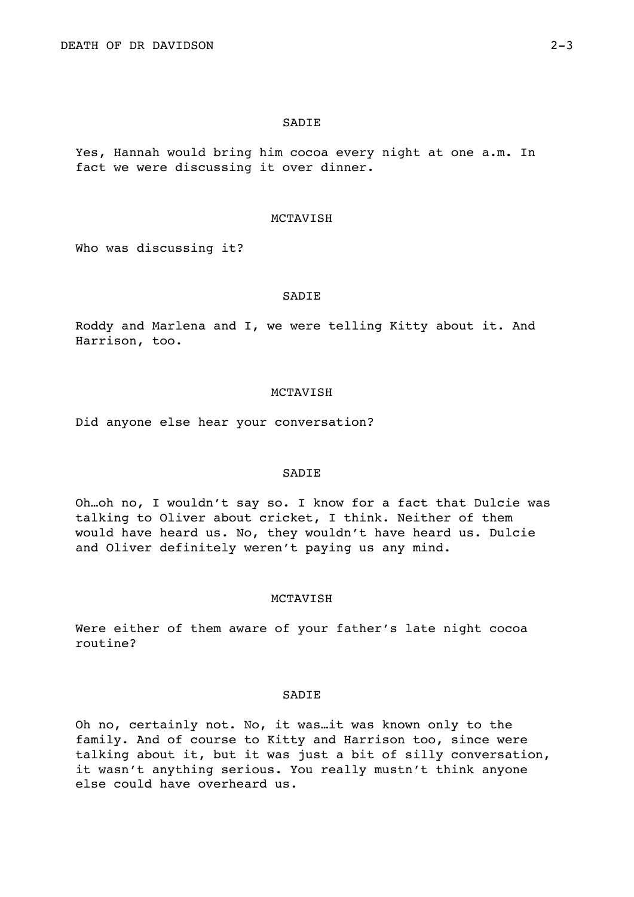SADIE

Yes, Hannah would bring him cocoa every night at one a.m. In fact we were discussing it over dinner.

MCTAVISH

Who was discussing it?

SADIE

Roddy and Marlena and I, we were telling Kitty about it. And Harrison, too.

MCTAVISH

Did anyone else hear your conversation?

SADIE

Oh…oh no, I wouldn't say so. I know for a fact that Dulcie was talking to Oliver about cricket, I think. Neither of them would have heard us. No, they wouldn't have heard us. Dulcie and Oliver definitely weren't paying us any mind.

MCTAVISH

Were either of them aware of your father's late night cocoa routine?

SADIE

Oh no, certainly not. No, it was…it was known only to the family. And of course to Kitty and Harrison too, since were talking about it, but it was just a bit of silly conversation, it wasn't anything serious. You really mustn't think anyone else could have overheard us.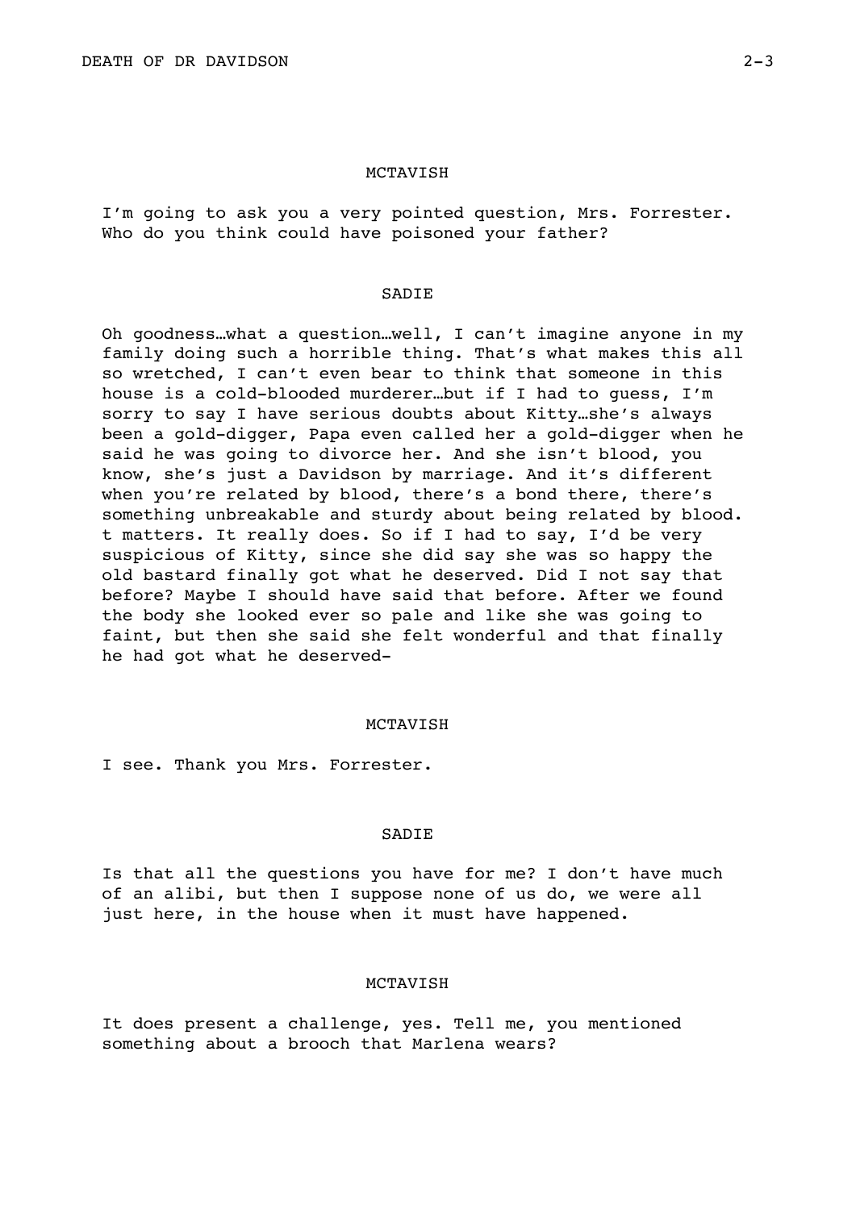MCTAVISH

I'm going to ask you a very pointed question, Mrs. Forrester. Who do you think could have poisoned your father?

SADIE

Oh goodness…what a question…well, I can't imagine anyone in my family doing such a horrible thing. That's what makes this all so wretched, I can't even bear to think that someone in this house is a cold-blooded murderer…but if I had to guess, I'm sorry to say I have serious doubts about Kitty…she's always been a gold-digger, Papa even called her a gold-digger when he said he was going to divorce her. And she isn't blood, you know, she's just a Davidson by marriage. And it's different when you're related by blood, there's a bond there, there's something unbreakable and sturdy about being related by blood. t matters. It really does. So if I had to say, I'd be very suspicious of Kitty, since she did say she was so happy the old bastard finally got what he deserved. Did I not say that before? Maybe I should have said that before. After we found the body she looked ever so pale and like she was going to faint, but then she said she felt wonderful and that finally he had got what he deserved-

MCTAVISH

I see. Thank you Mrs. Forrester.

SADIE

Is that all the questions you have for me? I don't have much of an alibi, but then I suppose none of us do, we were all just here, in the house when it must have happened.

MCTAVISH

It does present a challenge, yes. Tell me, you mentioned something about a brooch that Marlena wears?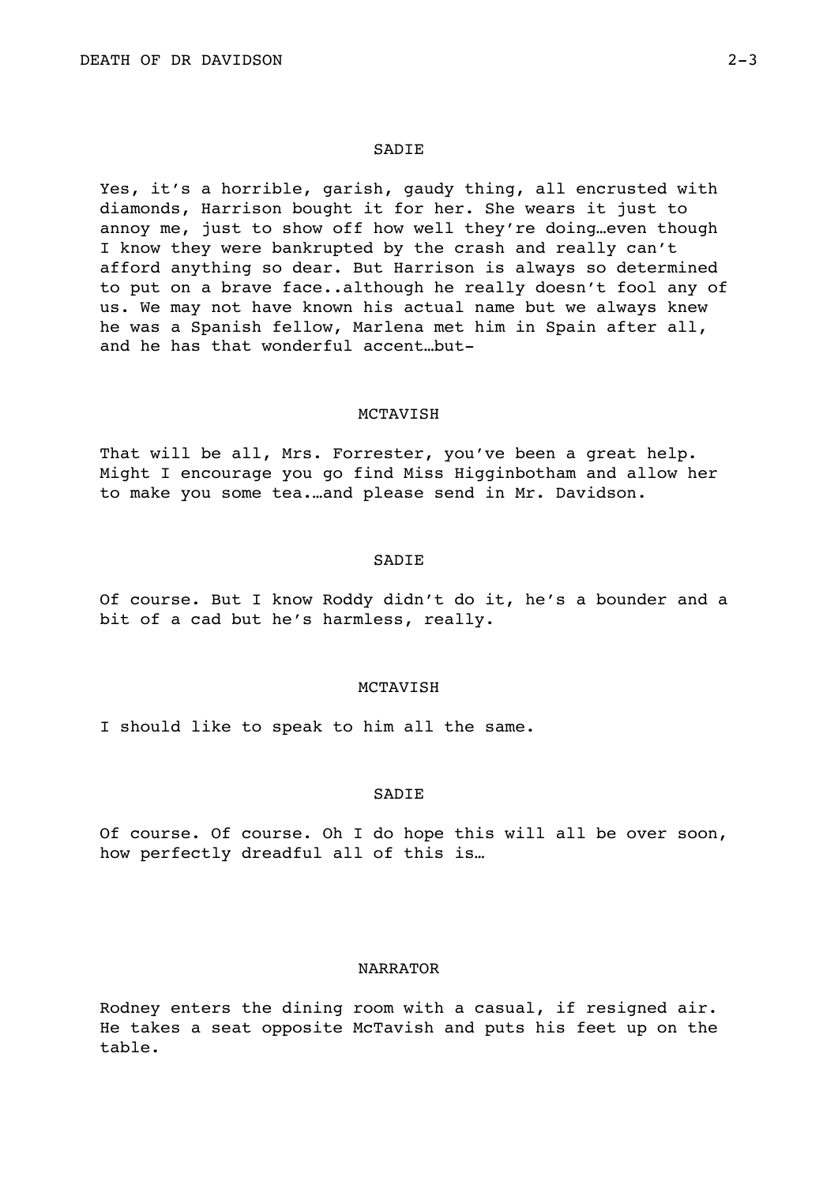SADIE

Yes, it's a horrible, garish, gaudy thing, all encrusted with diamonds, Harrison bought it for her. She wears it just to annoy me, just to show off how well they're doing…even though I know they were bankrupted by the crash and really can't afford anything so dear. But Harrison is always so determined to put on a brave face..although he really doesn't fool any of us. We may not have known his actual name but we always knew he was a Spanish fellow, Marlena met him in Spain after all, and he has that wonderful accent…but-

MCTAVISH

That will be all, Mrs. Forrester, you've been a great help. Might I encourage you go find Miss Higginbotham and allow her to make you some tea.…and please send in Mr. Davidson.

SADIE

Of course. But I know Roddy didn't do it, he's a bounder and a bit of a cad but he's harmless, really.

MCTAVISH

I should like to speak to him all the same.

SADIE

Of course. Of course. Oh I do hope this will all be over soon, how perfectly dreadful all of this is…

NARRATOR

Rodney enters the dining room with a casual, if resigned air. He takes a seat opposite McTavish and puts his feet up on the table.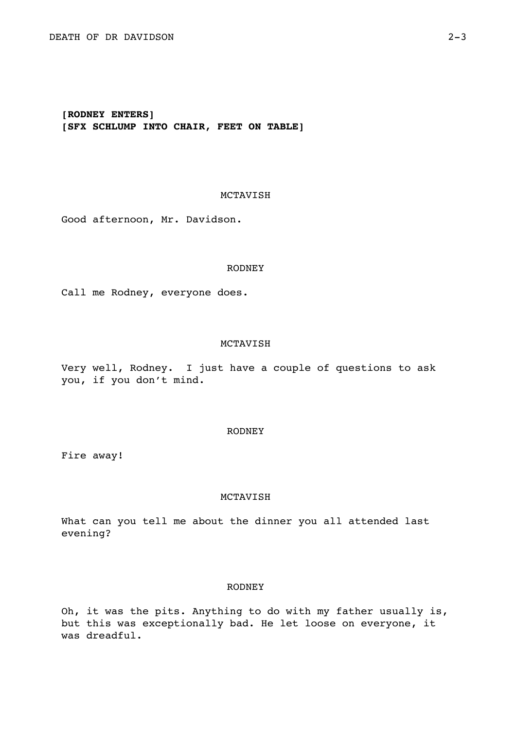**[RODNEY ENTERS]**
**[SFX SCHLUMP INTO CHAIR, FEET ON TABLE]**

MCTAVISH

Good afternoon, Mr. Davidson.

RODNEY

Call me Rodney, everyone does.

MCTAVISH

Very well, Rodney. I just have a couple of questions to ask you, if you don't mind.

RODNEY

Fire away!

MCTAVISH

What can you tell me about the dinner you all attended last evening?

RODNEY

Oh, it was the pits. Anything to do with my father usually is, but this was exceptionally bad. He let loose on everyone, it was dreadful.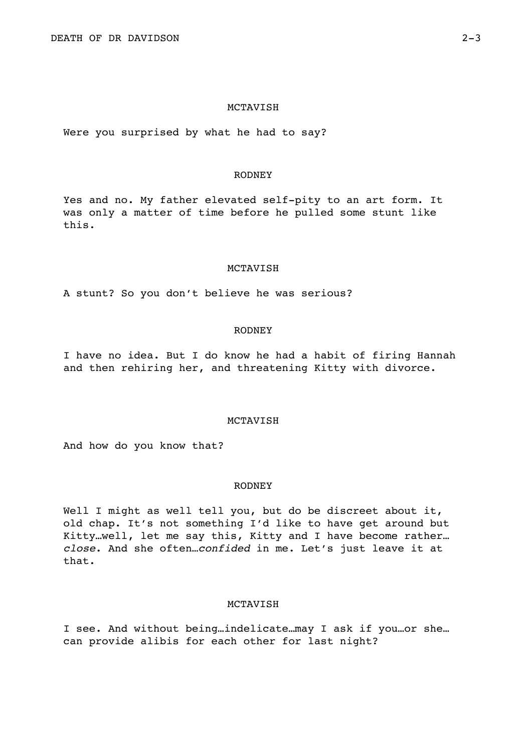MCTAVISH

Were you surprised by what he had to say?

RODNEY

Yes and no. My father elevated self-pity to an art form. It was only a matter of time before he pulled some stunt like this.

MCTAVISH

A stunt? So you don't believe he was serious?

RODNEY

I have no idea. But I do know he had a habit of firing Hannah and then rehiring her, and threatening Kitty with divorce.

MCTAVISH

And how do you know that?

RODNEY

Well I might as well tell you, but do be discreet about it, old chap. It's not something I'd like to have get around but Kitty…well, let me say this, Kitty and I have become rather… *close*. And she often…*confided* in me. Let's just leave it at that.

MCTAVISH

I see. And without being…indelicate…may I ask if you…or she… can provide alibis for each other for last night?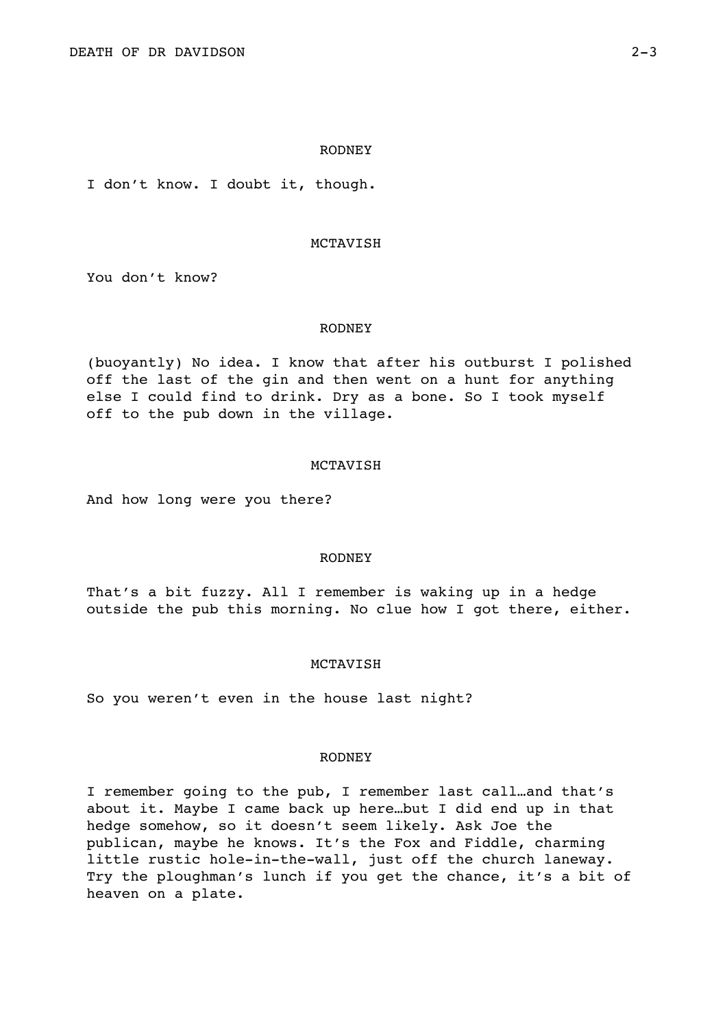RODNEY

I don't know. I doubt it, though.

MCTAVISH

You don't know?

RODNEY

(buoyantly) No idea. I know that after his outburst I polished off the last of the gin and then went on a hunt for anything else I could find to drink. Dry as a bone. So I took myself off to the pub down in the village.

MCTAVISH

And how long were you there?

RODNEY

That's a bit fuzzy. All I remember is waking up in a hedge outside the pub this morning. No clue how I got there, either.

MCTAVISH

So you weren't even in the house last night?

RODNEY

I remember going to the pub, I remember last call…and that's about it. Maybe I came back up here…but I did end up in that hedge somehow, so it doesn't seem likely. Ask Joe the publican, maybe he knows. It's the Fox and Fiddle, charming little rustic hole-in-the-wall, just off the church laneway. Try the ploughman's lunch if you get the chance, it's a bit of heaven on a plate.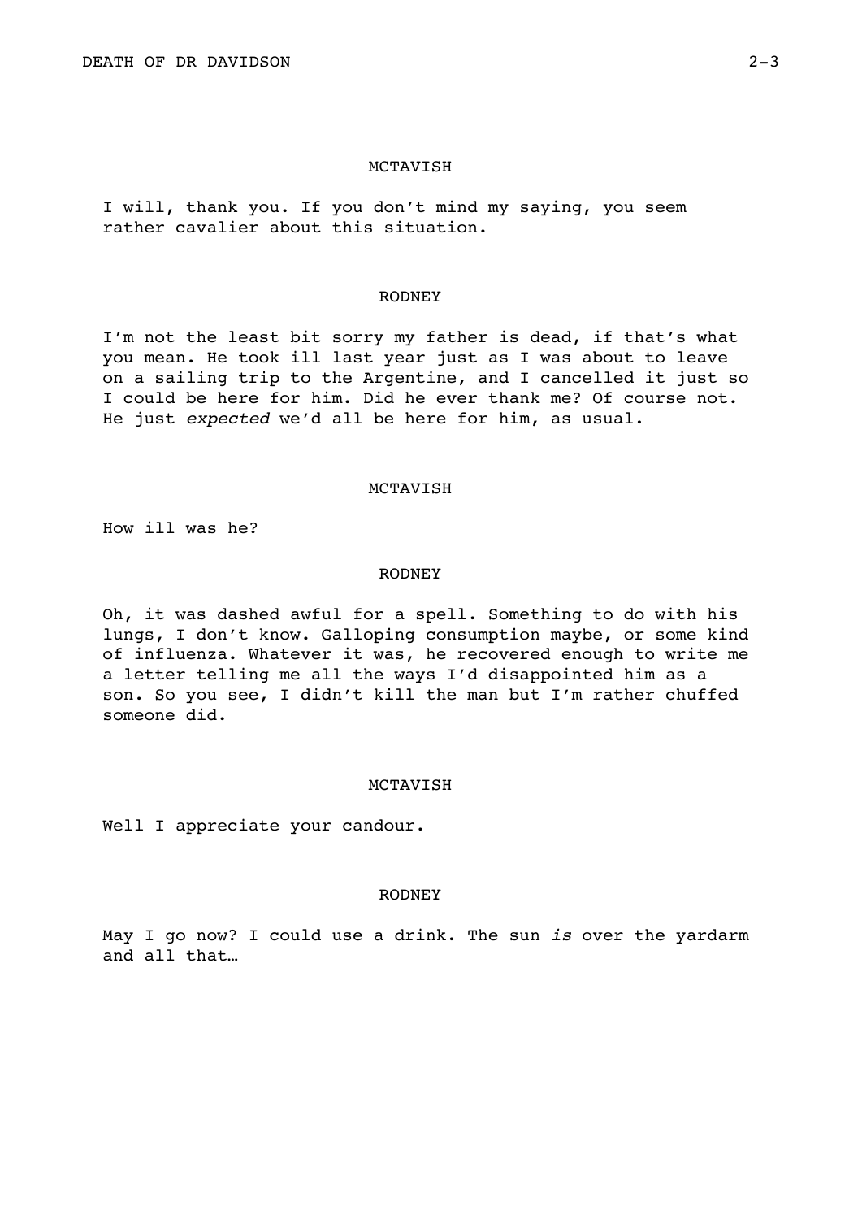MCTAVISH

I will, thank you. If you don't mind my saying, you seem rather cavalier about this situation.

RODNEY

I'm not the least bit sorry my father is dead, if that's what you mean. He took ill last year just as I was about to leave on a sailing trip to the Argentine, and I cancelled it just so I could be here for him. Did he ever thank me? Of course not. He just *expected* we'd all be here for him, as usual.

MCTAVISH

How ill was he?

RODNEY

Oh, it was dashed awful for a spell. Something to do with his lungs, I don't know. Galloping consumption maybe, or some kind of influenza. Whatever it was, he recovered enough to write me a letter telling me all the ways I'd disappointed him as a son. So you see, I didn't kill the man but I'm rather chuffed someone did.

MCTAVISH

Well I appreciate your candour.

RODNEY

May I go now? I could use a drink. The sun *is* over the yardarm and all that…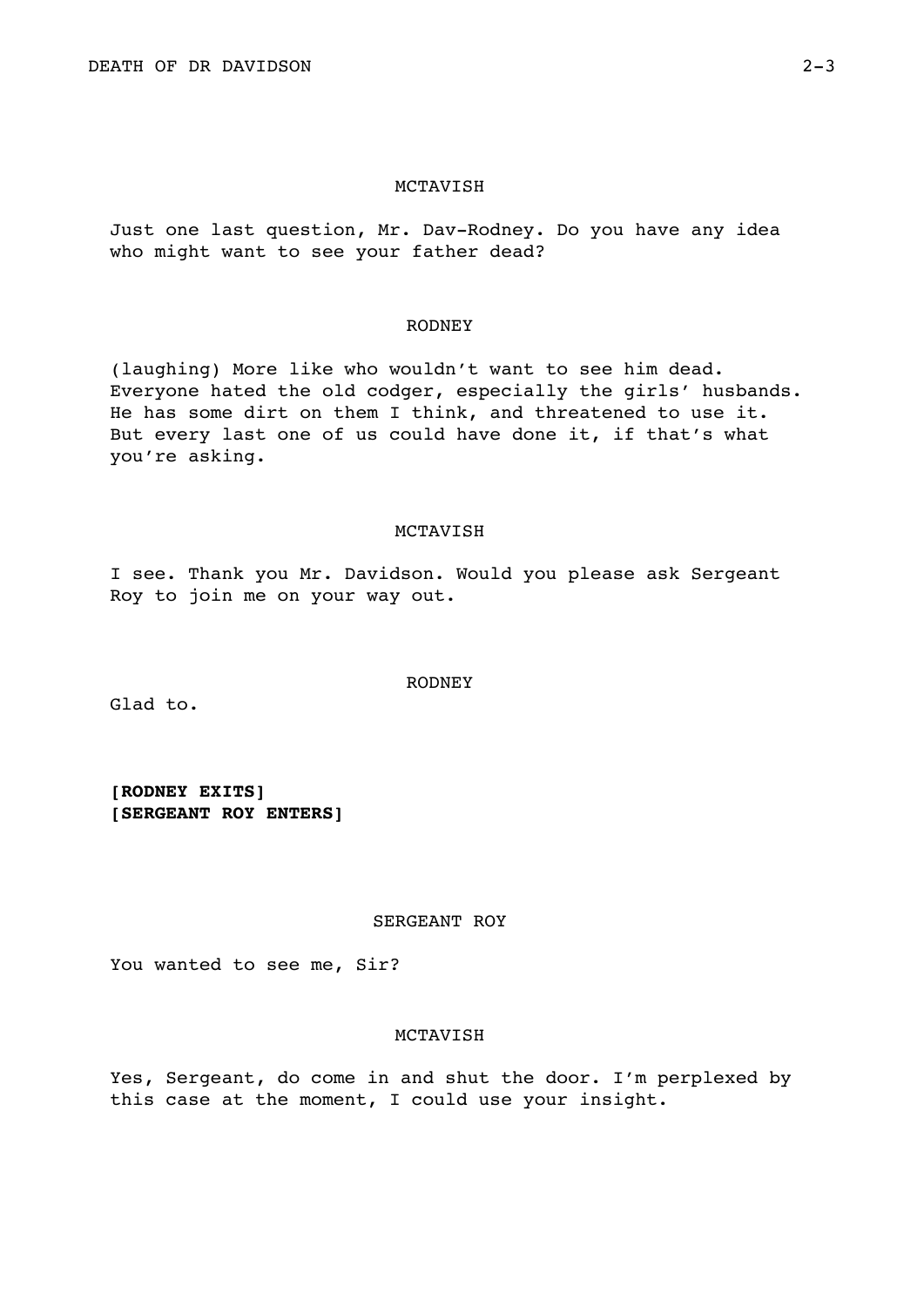MCTAVISH

Just one last question, Mr. Dav-Rodney. Do you have any idea who might want to see your father dead?

RODNEY

(laughing) More like who wouldn't want to see him dead. Everyone hated the old codger, especially the girls' husbands. He has some dirt on them I think, and threatened to use it. But every last one of us could have done it, if that's what you're asking.

MCTAVISH

I see. Thank you Mr. Davidson. Would you please ask Sergeant Roy to join me on your way out.

RODNEY

Glad to.

**[RODNEY EXITS]**
**[SERGEANT ROY ENTERS]**

SERGEANT ROY

You wanted to see me, Sir?

MCTAVISH

Yes, Sergeant, do come in and shut the door. I'm perplexed by this case at the moment, I could use your insight.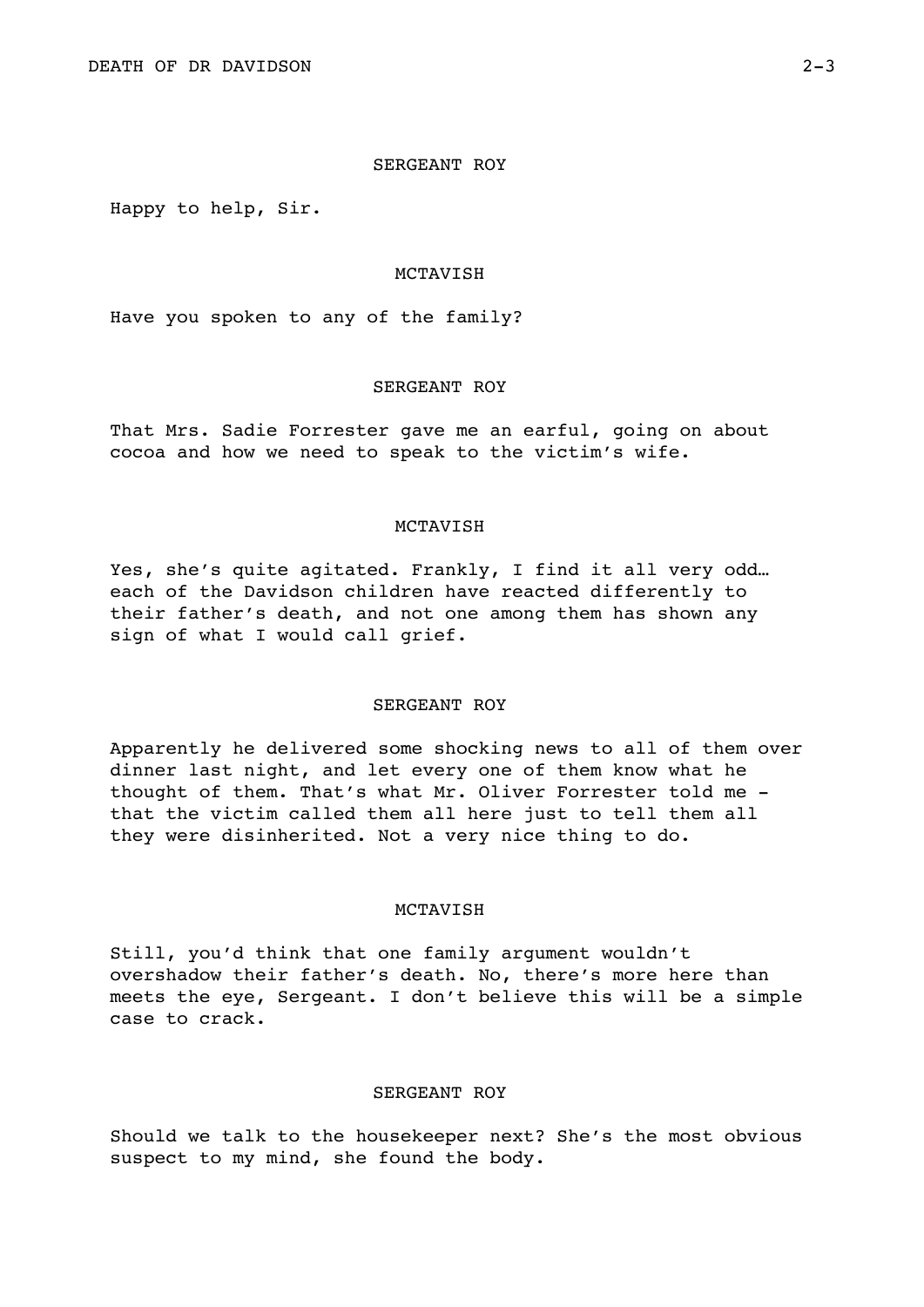SERGEANT ROY

Happy to help, Sir.

MCTAVISH

Have you spoken to any of the family?

SERGEANT ROY

That Mrs. Sadie Forrester gave me an earful, going on about cocoa and how we need to speak to the victim's wife.

MCTAVISH

Yes, she's quite agitated. Frankly, I find it all very odd… each of the Davidson children have reacted differently to their father's death, and not one among them has shown any sign of what I would call grief.

SERGEANT ROY

Apparently he delivered some shocking news to all of them over dinner last night, and let every one of them know what he thought of them. That's what Mr. Oliver Forrester told me - that the victim called them all here just to tell them all they were disinherited. Not a very nice thing to do.

MCTAVISH

Still, you'd think that one family argument wouldn't overshadow their father's death. No, there's more here than meets the eye, Sergeant. I don't believe this will be a simple case to crack.

SERGEANT ROY

Should we talk to the housekeeper next? She's the most obvious suspect to my mind, she found the body.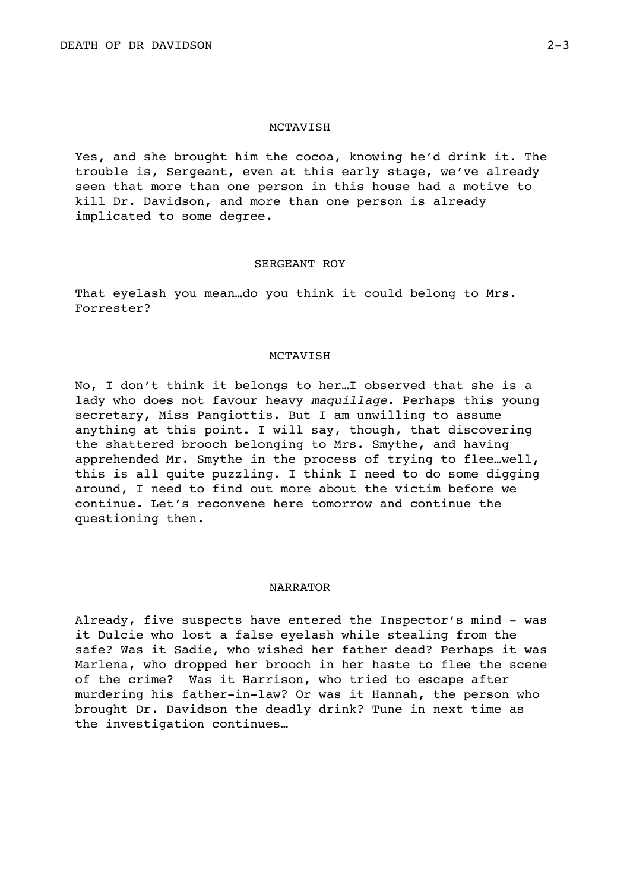MCTAVISH

Yes, and she brought him the cocoa, knowing he'd drink it. The trouble is, Sergeant, even at this early stage, we've already seen that more than one person in this house had a motive to kill Dr. Davidson, and more than one person is already implicated to some degree.

SERGEANT ROY

That eyelash you mean…do you think it could belong to Mrs. Forrester?

MCTAVISH

No, I don't think it belongs to her…I observed that she is a lady who does not favour heavy *maquillage*. Perhaps this young secretary, Miss Pangiottis. But I am unwilling to assume anything at this point. I will say, though, that discovering the shattered brooch belonging to Mrs. Smythe, and having apprehended Mr. Smythe in the process of trying to flee…well, this is all quite puzzling. I think I need to do some digging around, I need to find out more about the victim before we continue. Let's reconvene here tomorrow and continue the questioning then.

NARRATOR

Already, five suspects have entered the Inspector's mind - was it Dulcie who lost a false eyelash while stealing from the safe? Was it Sadie, who wished her father dead? Perhaps it was Marlena, who dropped her brooch in her haste to flee the scene of the crime? Was it Harrison, who tried to escape after murdering his father-in-law? Or was it Hannah, the person who brought Dr. Davidson the deadly drink? Tune in next time as the investigation continues…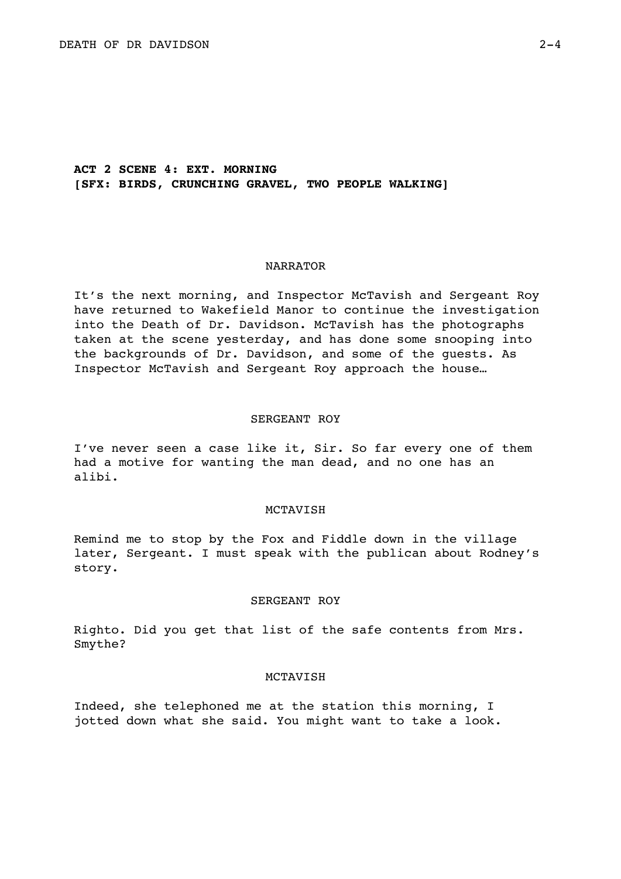**ACT 2 SCENE 4: EXT. MORNING**
**[SFX: BIRDS, CRUNCHING GRAVEL, TWO PEOPLE WALKING]**

NARRATOR

It's the next morning, and Inspector McTavish and Sergeant Roy have returned to Wakefield Manor to continue the investigation into the Death of Dr. Davidson. McTavish has the photographs taken at the scene yesterday, and has done some snooping into the backgrounds of Dr. Davidson, and some of the guests. As Inspector McTavish and Sergeant Roy approach the house…

SERGEANT ROY

I've never seen a case like it, Sir. So far every one of them had a motive for wanting the man dead, and no one has an alibi.

MCTAVISH

Remind me to stop by the Fox and Fiddle down in the village later, Sergeant. I must speak with the publican about Rodney's story.

SERGEANT ROY

Righto. Did you get that list of the safe contents from Mrs. Smythe?

MCTAVISH

Indeed, she telephoned me at the station this morning, I jotted down what she said. You might want to take a look.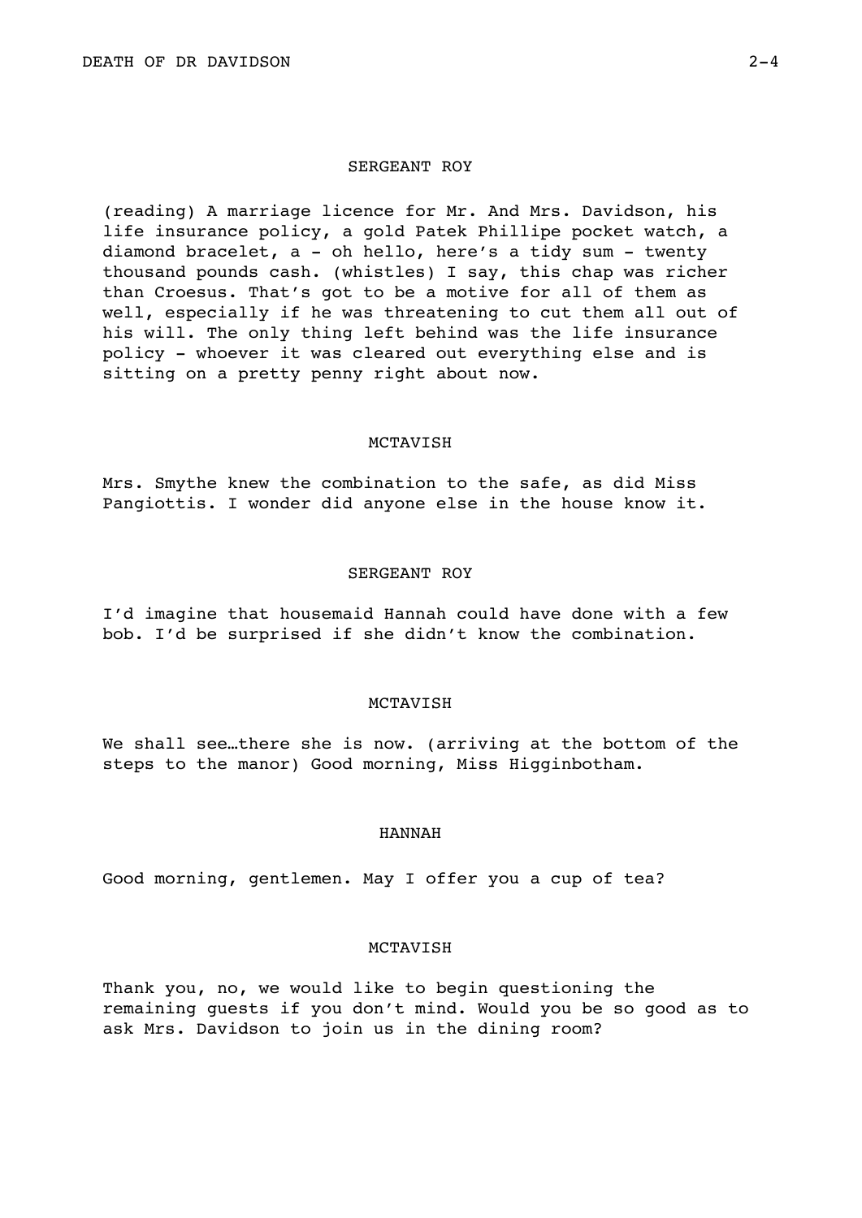SERGEANT ROY

(reading) A marriage licence for Mr. And Mrs. Davidson, his life insurance policy, a gold Patek Phillipe pocket watch, a diamond bracelet, a - oh hello, here's a tidy sum - twenty thousand pounds cash. (whistles) I say, this chap was richer than Croesus. That's got to be a motive for all of them as well, especially if he was threatening to cut them all out of his will. The only thing left behind was the life insurance policy - whoever it was cleared out everything else and is sitting on a pretty penny right about now.

MCTAVISH

Mrs. Smythe knew the combination to the safe, as did Miss Pangiottis. I wonder did anyone else in the house know it.

SERGEANT ROY

I'd imagine that housemaid Hannah could have done with a few bob. I'd be surprised if she didn't know the combination.

MCTAVISH

We shall see…there she is now. (arriving at the bottom of the steps to the manor) Good morning, Miss Higginbotham.

HANNAH

Good morning, gentlemen. May I offer you a cup of tea?

MCTAVISH

Thank you, no, we would like to begin questioning the remaining guests if you don't mind. Would you be so good as to ask Mrs. Davidson to join us in the dining room?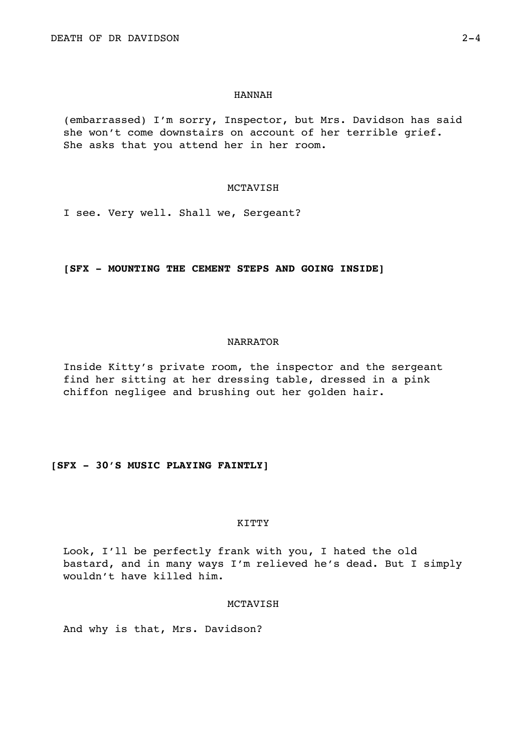HANNAH

(embarrassed) I'm sorry, Inspector, but Mrs. Davidson has said she won't come downstairs on account of her terrible grief. She asks that you attend her in her room.

MCTAVISH

I see. Very well. Shall we, Sergeant?

**[SFX - MOUNTING THE CEMENT STEPS AND GOING INSIDE]**

NARRATOR

Inside Kitty's private room, the inspector and the sergeant find her sitting at her dressing table, dressed in a pink chiffon negligee and brushing out her golden hair.

**[SFX - 30'S MUSIC PLAYING FAINTLY]**

KITTY

Look, I'll be perfectly frank with you, I hated the old bastard, and in many ways I'm relieved he's dead. But I simply wouldn't have killed him.

MCTAVISH

And why is that, Mrs. Davidson?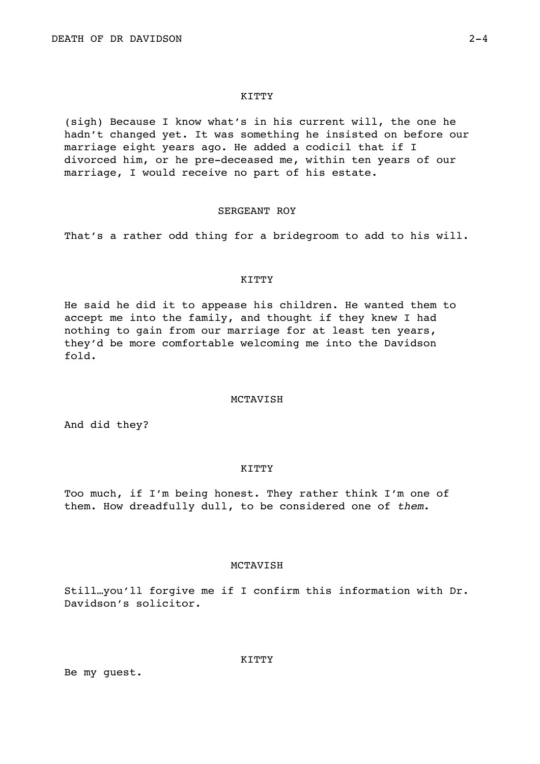KITTY

(sigh) Because I know what's in his current will, the one he hadn't changed yet. It was something he insisted on before our marriage eight years ago. He added a codicil that if I divorced him, or he pre-deceased me, within ten years of our marriage, I would receive no part of his estate.

SERGEANT ROY

That's a rather odd thing for a bridegroom to add to his will.

KITTY

He said he did it to appease his children. He wanted them to accept me into the family, and thought if they knew I had nothing to gain from our marriage for at least ten years, they'd be more comfortable welcoming me into the Davidson fold.

MCTAVISH

And did they?

KITTY

Too much, if I'm being honest. They rather think I'm one of them. How dreadfully dull, to be considered one of *them*.

MCTAVISH

Still…you'll forgive me if I confirm this information with Dr. Davidson's solicitor.

KITTY

Be my guest.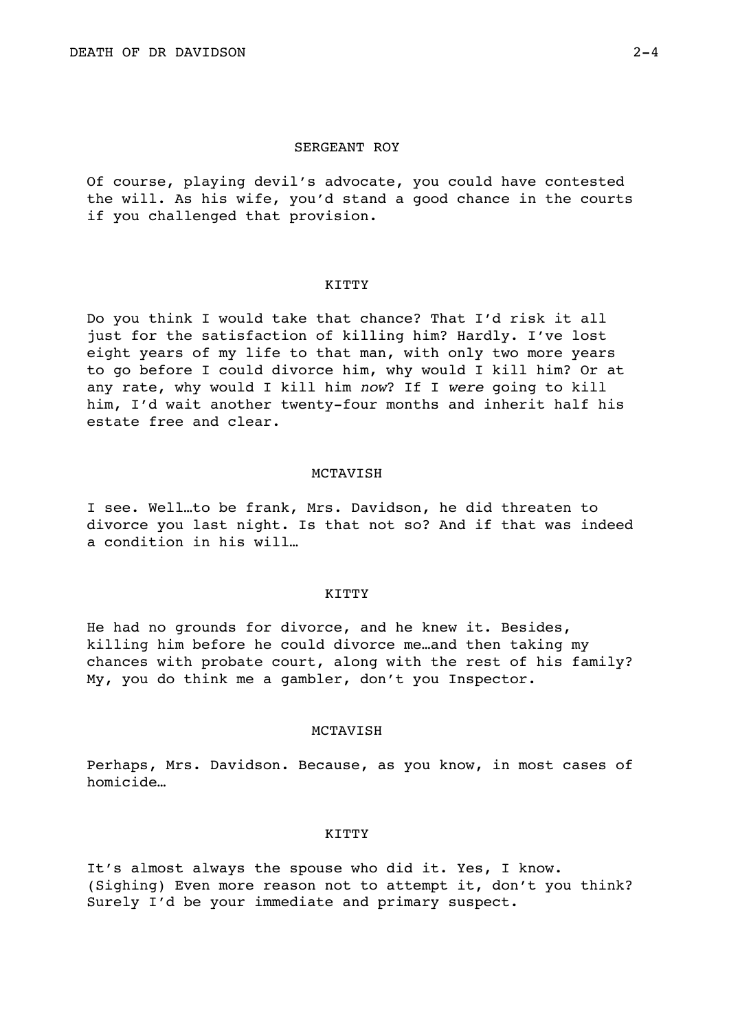SERGEANT ROY

Of course, playing devil's advocate, you could have contested the will. As his wife, you'd stand a good chance in the courts if you challenged that provision.

KITTY

Do you think I would take that chance? That I'd risk it all just for the satisfaction of killing him? Hardly. I've lost eight years of my life to that man, with only two more years to go before I could divorce him, why would I kill him? Or at any rate, why would I kill him *now*? If I *were* going to kill him, I'd wait another twenty-four months and inherit half his estate free and clear.

MCTAVISH

I see. Well…to be frank, Mrs. Davidson, he did threaten to divorce you last night. Is that not so? And if that was indeed a condition in his will…

KITTY

He had no grounds for divorce, and he knew it. Besides, killing him before he could divorce me…and then taking my chances with probate court, along with the rest of his family? My, you do think me a gambler, don't you Inspector.

MCTAVISH

Perhaps, Mrs. Davidson. Because, as you know, in most cases of homicide…

KITTY

It's almost always the spouse who did it. Yes, I know. (Sighing) Even more reason not to attempt it, don't you think? Surely I'd be your immediate and primary suspect.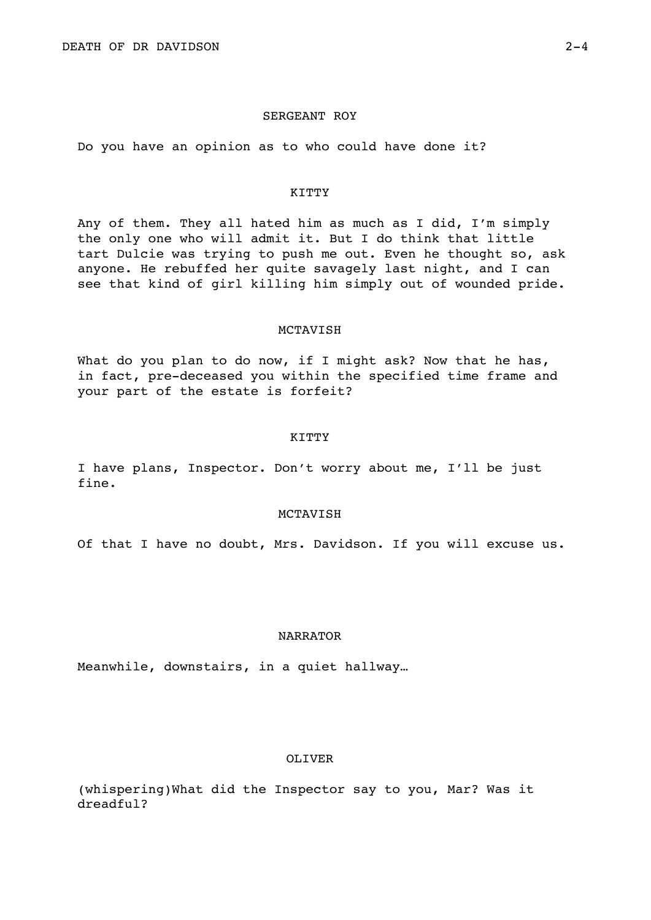SERGEANT ROY

Do you have an opinion as to who could have done it?

KITTY

Any of them. They all hated him as much as I did, I'm simply the only one who will admit it. But I do think that little tart Dulcie was trying to push me out. Even he thought so, ask anyone. He rebuffed her quite savagely last night, and I can see that kind of girl killing him simply out of wounded pride.

MCTAVISH

What do you plan to do now, if I might ask? Now that he has, in fact, pre-deceased you within the specified time frame and your part of the estate is forfeit?

KITTY

I have plans, Inspector. Don't worry about me, I'll be just fine.

MCTAVISH

Of that I have no doubt, Mrs. Davidson. If you will excuse us.

NARRATOR

Meanwhile, downstairs, in a quiet hallway…

OLIVER

(whispering)What did the Inspector say to you, Mar? Was it dreadful?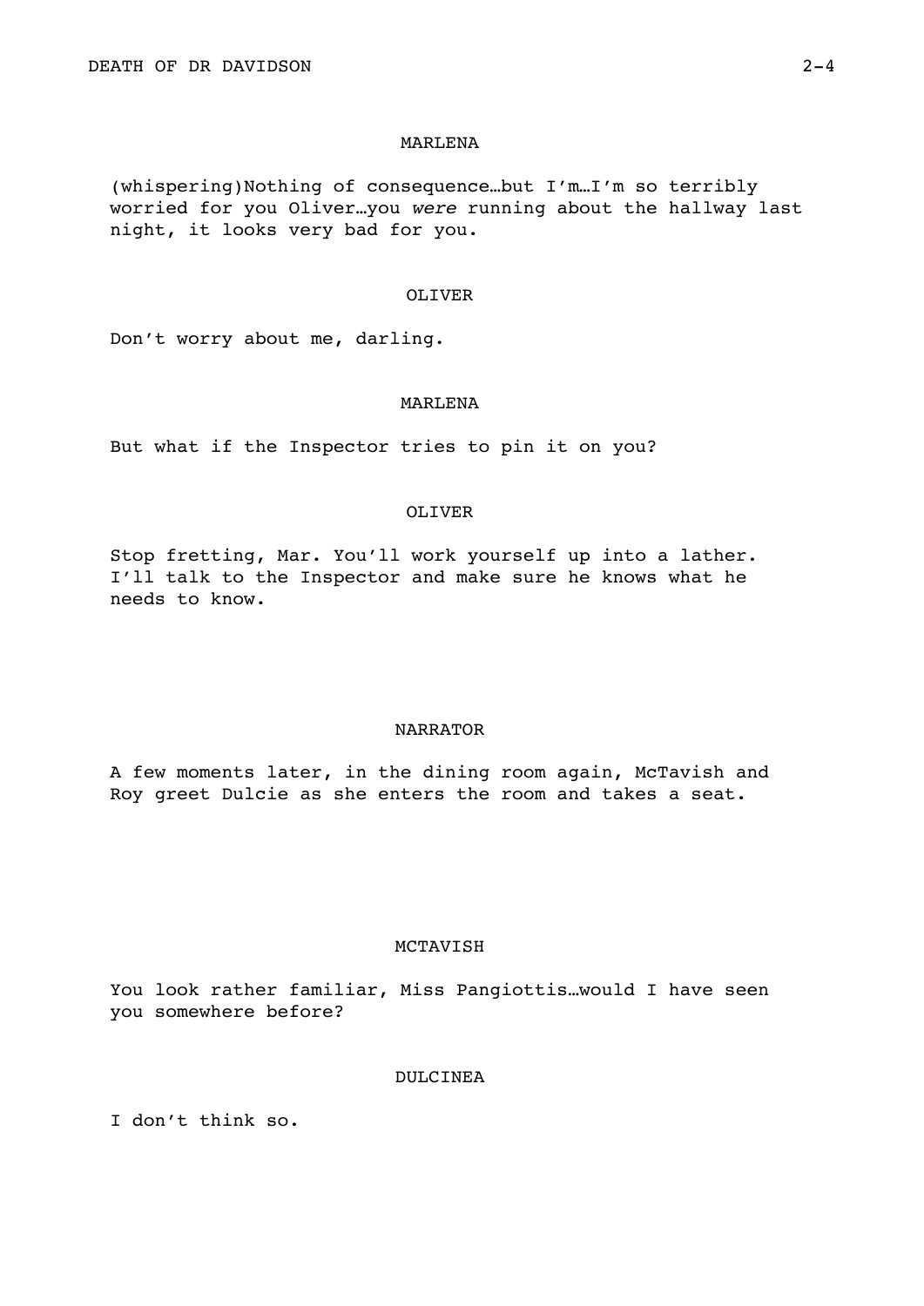MARLENA

(whispering)Nothing of consequence…but I'm…I'm so terribly worried for you Oliver…you *were* running about the hallway last night, it looks very bad for you.

OLIVER

Don't worry about me, darling.

MARLENA

But what if the Inspector tries to pin it on you?

OLIVER

Stop fretting, Mar. You'll work yourself up into a lather. I'll talk to the Inspector and make sure he knows what he needs to know.

NARRATOR

A few moments later, in the dining room again, McTavish and Roy greet Dulcie as she enters the room and takes a seat.

MCTAVISH

You look rather familiar, Miss Pangiottis…would I have seen you somewhere before?

DULCINEA

I don't think so.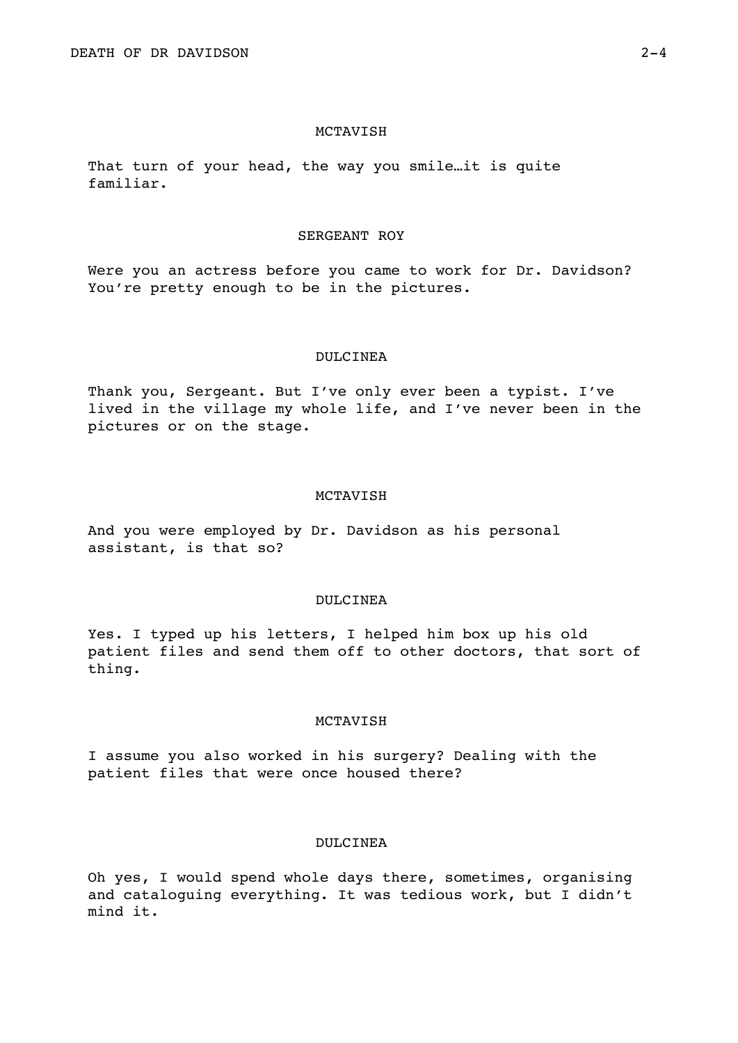MCTAVISH

That turn of your head, the way you smile…it is quite familiar.

SERGEANT ROY

Were you an actress before you came to work for Dr. Davidson? You're pretty enough to be in the pictures.

DULCINEA

Thank you, Sergeant. But I've only ever been a typist. I've lived in the village my whole life, and I've never been in the pictures or on the stage.

MCTAVISH

And you were employed by Dr. Davidson as his personal assistant, is that so?

DULCINEA

Yes. I typed up his letters, I helped him box up his old patient files and send them off to other doctors, that sort of thing.

MCTAVISH

I assume you also worked in his surgery? Dealing with the patient files that were once housed there?

DULCINEA

Oh yes, I would spend whole days there, sometimes, organising and cataloguing everything. It was tedious work, but I didn't mind it.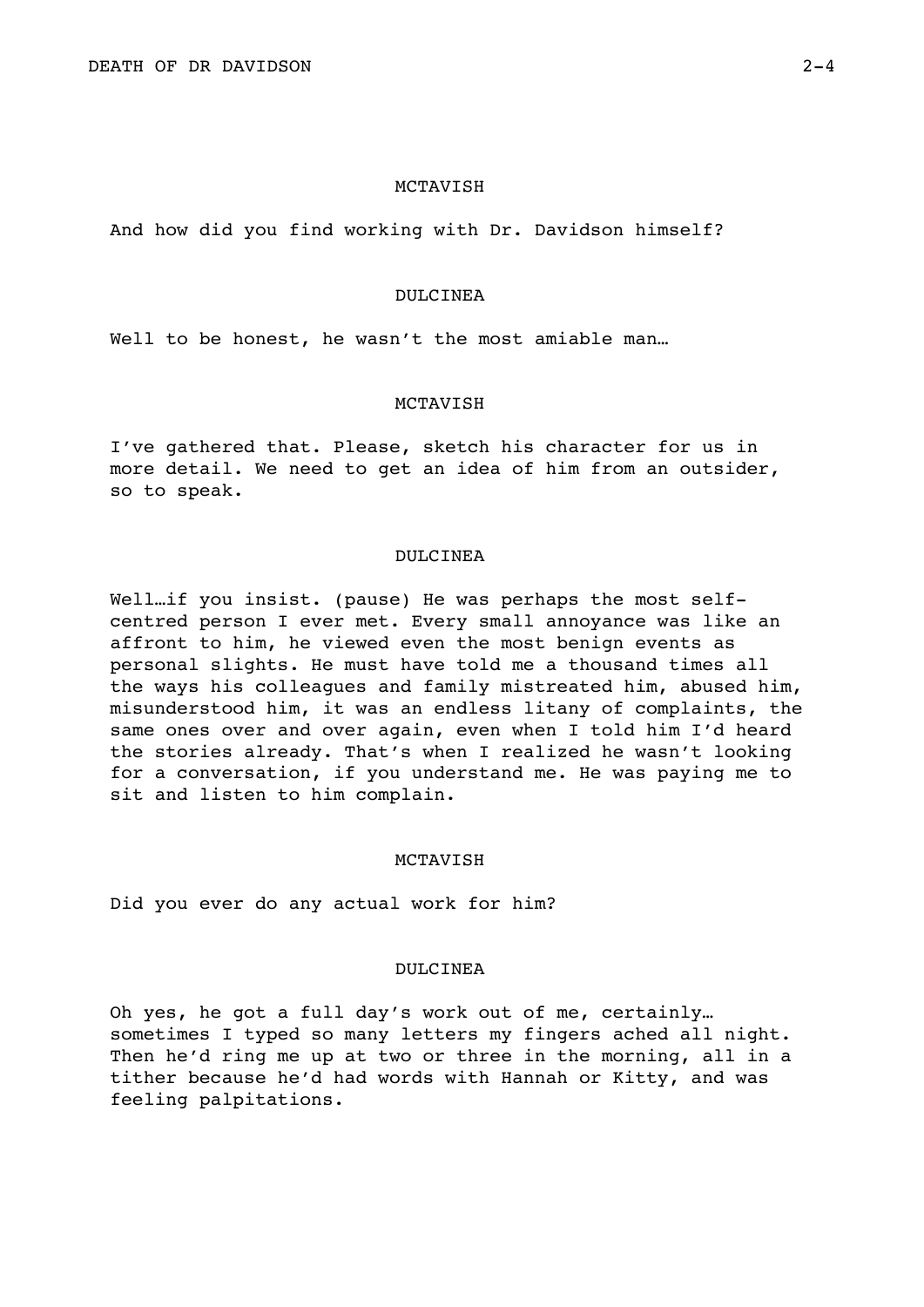MCTAVISH

And how did you find working with Dr. Davidson himself?

DULCINEA

Well to be honest, he wasn't the most amiable man…

MCTAVISH

I've gathered that. Please, sketch his character for us in more detail. We need to get an idea of him from an outsider, so to speak.

DULCINEA

Well…if you insist. (pause) He was perhaps the most self-centred person I ever met. Every small annoyance was like an affront to him, he viewed even the most benign events as personal slights. He must have told me a thousand times all the ways his colleagues and family mistreated him, abused him, misunderstood him, it was an endless litany of complaints, the same ones over and over again, even when I told him I'd heard the stories already. That's when I realized he wasn't looking for a conversation, if you understand me. He was paying me to sit and listen to him complain.

MCTAVISH

Did you ever do any actual work for him?

DULCINEA

Oh yes, he got a full day's work out of me, certainly… sometimes I typed so many letters my fingers ached all night. Then he'd ring me up at two or three in the morning, all in a tither because he'd had words with Hannah or Kitty, and was feeling palpitations.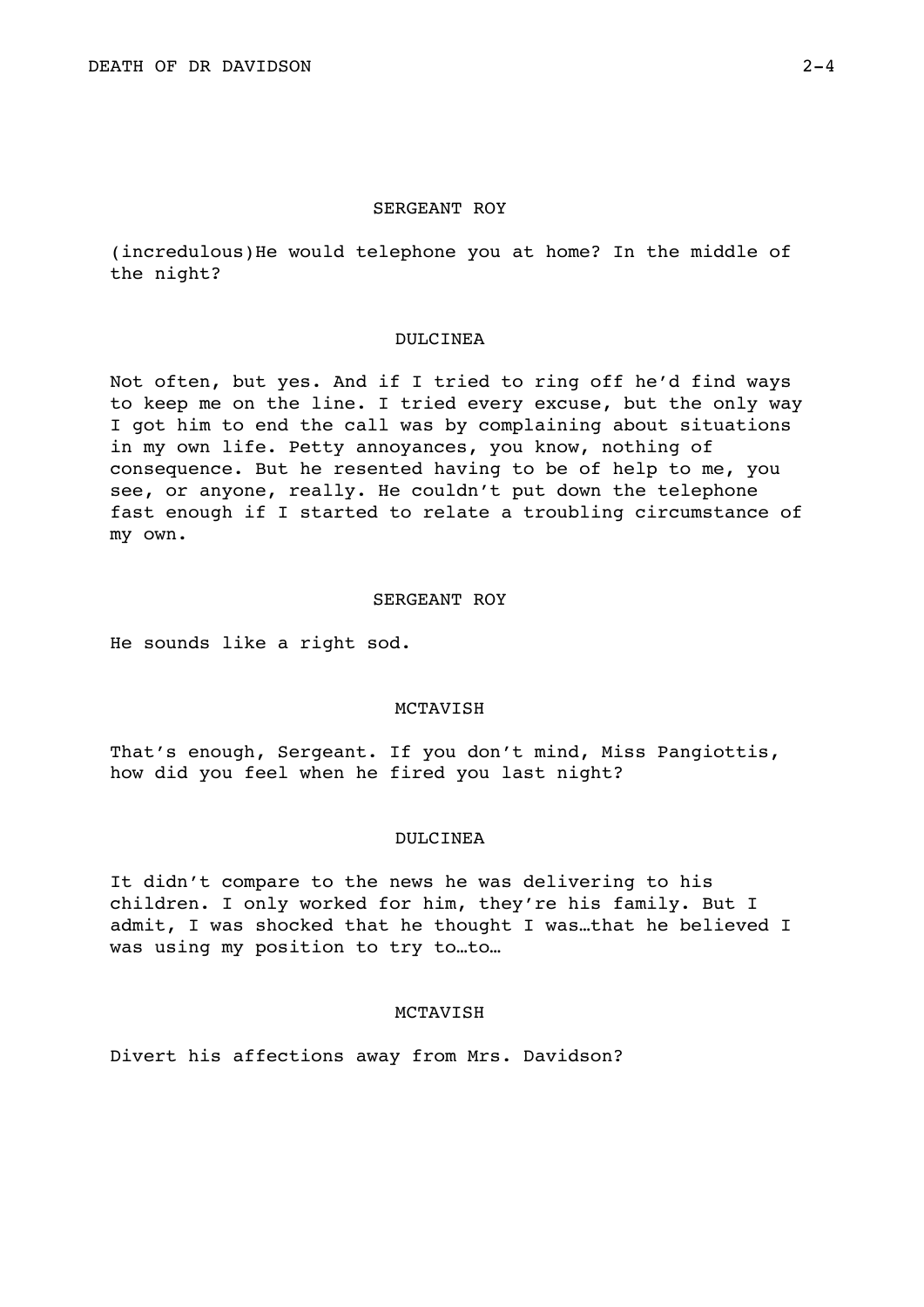SERGEANT ROY

(incredulous)He would telephone you at home? In the middle of the night?

DULCINEA

Not often, but yes. And if I tried to ring off he'd find ways to keep me on the line. I tried every excuse, but the only way I got him to end the call was by complaining about situations in my own life. Petty annoyances, you know, nothing of consequence. But he resented having to be of help to me, you see, or anyone, really. He couldn't put down the telephone fast enough if I started to relate a troubling circumstance of my own.

SERGEANT ROY

He sounds like a right sod.

MCTAVISH

That's enough, Sergeant. If you don't mind, Miss Pangiottis, how did you feel when he fired you last night?

DULCINEA

It didn't compare to the news he was delivering to his children. I only worked for him, they're his family. But I admit, I was shocked that he thought I was…that he believed I was using my position to try to…to…

MCTAVISH

Divert his affections away from Mrs. Davidson?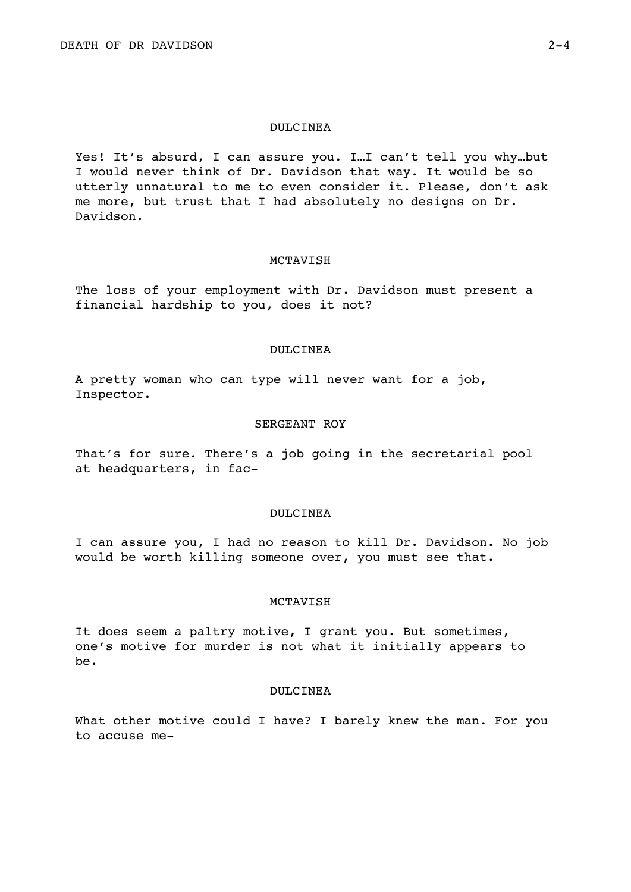DULCINEA

Yes! It's absurd, I can assure you. I…I can't tell you why…but I would never think of Dr. Davidson that way. It would be so utterly unnatural to me to even consider it. Please, don't ask me more, but trust that I had absolutely no designs on Dr. Davidson.

MCTAVISH

The loss of your employment with Dr. Davidson must present a financial hardship to you, does it not?

DULCINEA

A pretty woman who can type will never want for a job, Inspector.

SERGEANT ROY

That's for sure. There's a job going in the secretarial pool at headquarters, in fac-

DULCINEA

I can assure you, I had no reason to kill Dr. Davidson. No job would be worth killing someone over, you must see that.

MCTAVISH

It does seem a paltry motive, I grant you. But sometimes, one's motive for murder is not what it initially appears to be.

DULCINEA

What other motive could I have? I barely knew the man. For you to accuse me-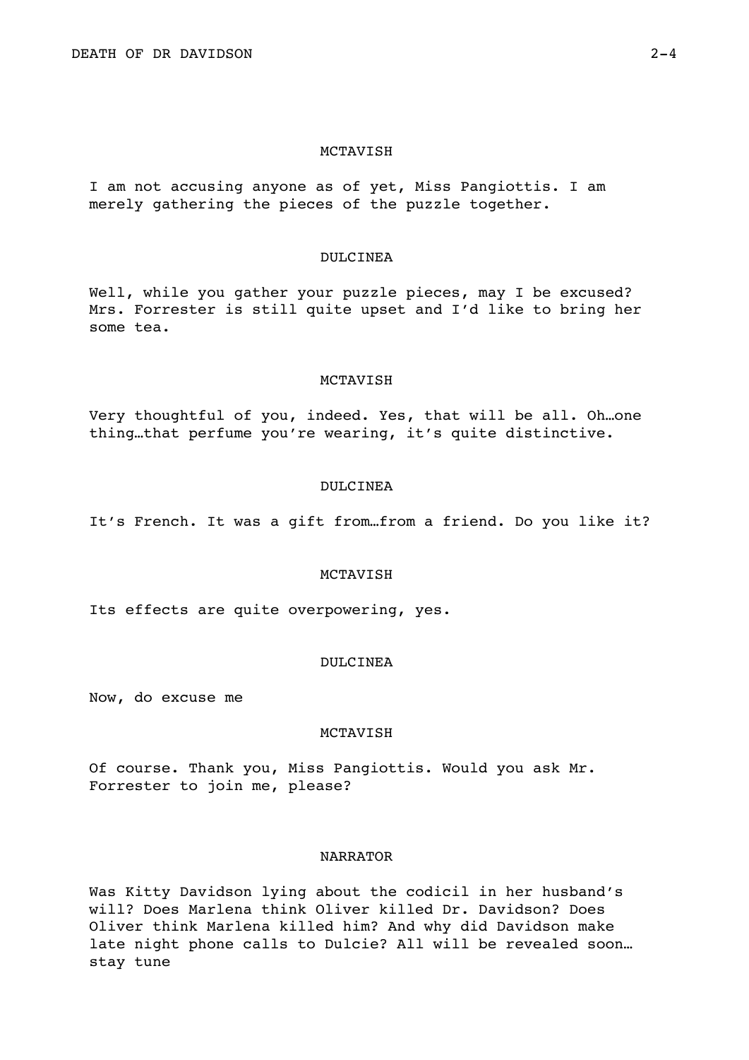MCTAVISH

I am not accusing anyone as of yet, Miss Pangiottis. I am merely gathering the pieces of the puzzle together.

DULCINEA

Well, while you gather your puzzle pieces, may I be excused? Mrs. Forrester is still quite upset and I'd like to bring her some tea.

MCTAVISH

Very thoughtful of you, indeed. Yes, that will be all. Oh…one thing…that perfume you're wearing, it's quite distinctive.

DULCINEA

It's French. It was a gift from…from a friend. Do you like it?

MCTAVISH

Its effects are quite overpowering, yes.

DULCINEA

Now, do excuse me

MCTAVISH

Of course. Thank you, Miss Pangiottis. Would you ask Mr. Forrester to join me, please?

NARRATOR

Was Kitty Davidson lying about the codicil in her husband's will? Does Marlena think Oliver killed Dr. Davidson? Does Oliver think Marlena killed him? And why did Davidson make late night phone calls to Dulcie? All will be revealed soon… stay tune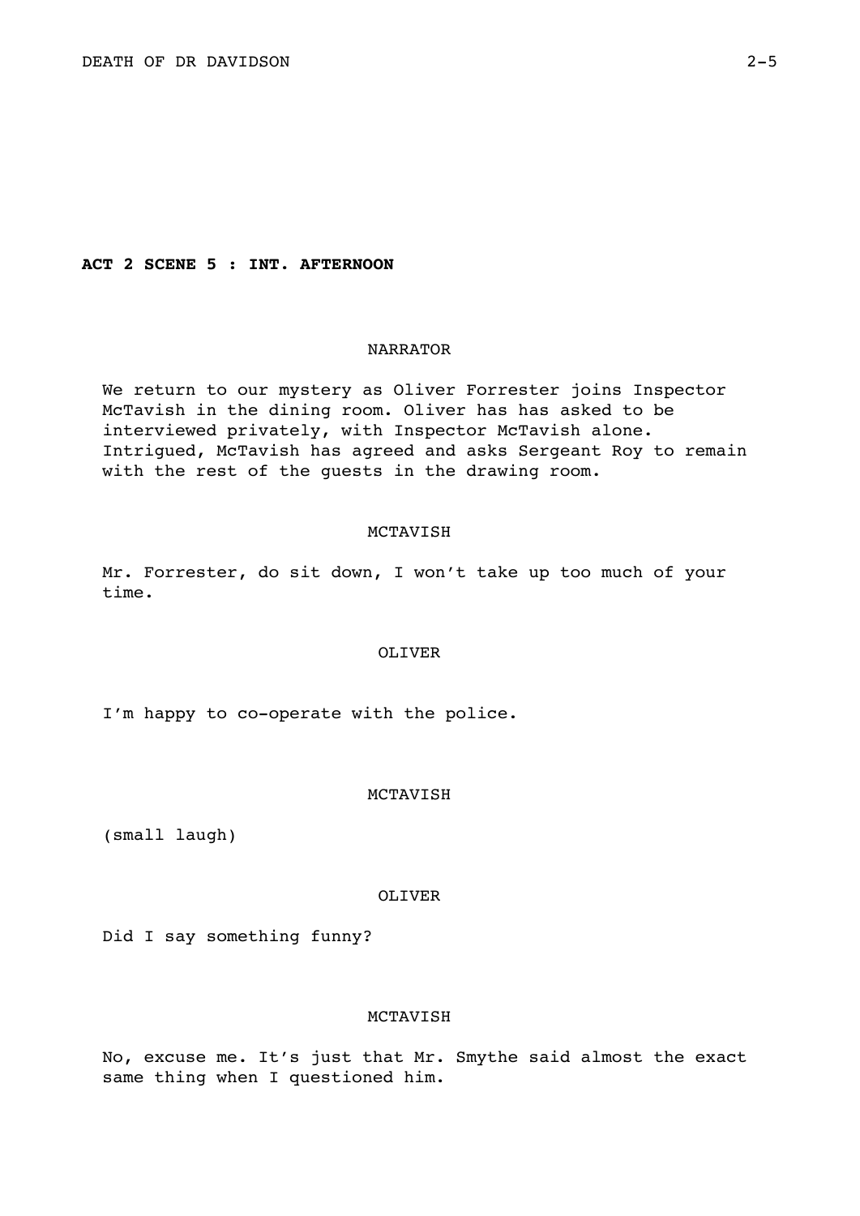**ACT 2 SCENE 5 : INT. AFTERNOON**

NARRATOR

We return to our mystery as Oliver Forrester joins Inspector McTavish in the dining room. Oliver has has asked to be interviewed privately, with Inspector McTavish alone. Intrigued, McTavish has agreed and asks Sergeant Roy to remain with the rest of the guests in the drawing room.

MCTAVISH

Mr. Forrester, do sit down, I won't take up too much of your time.

OLIVER

I'm happy to co-operate with the police.

MCTAVISH

(small laugh)

OLIVER

Did I say something funny?

MCTAVISH

No, excuse me. It's just that Mr. Smythe said almost the exact same thing when I questioned him.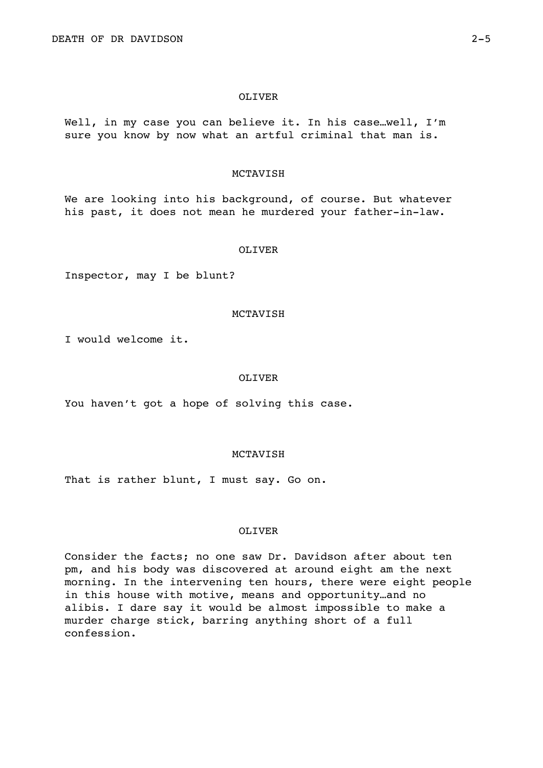OLIVER

Well, in my case you can believe it. In his case…well, I’m sure you know by now what an artful criminal that man is.

MCTAVISH

We are looking into his background, of course. But whatever his past, it does not mean he murdered your father-in-law.

OLIVER

Inspector, may I be blunt?

MCTAVISH

I would welcome it.

OLIVER

You haven’t got a hope of solving this case.

MCTAVISH

That is rather blunt, I must say. Go on.

OLIVER

Consider the facts; no one saw Dr. Davidson after about ten pm, and his body was discovered at around eight am the next morning. In the intervening ten hours, there were eight people in this house with motive, means and opportunity…and no alibis. I dare say it would be almost impossible to make a murder charge stick, barring anything short of a full confession.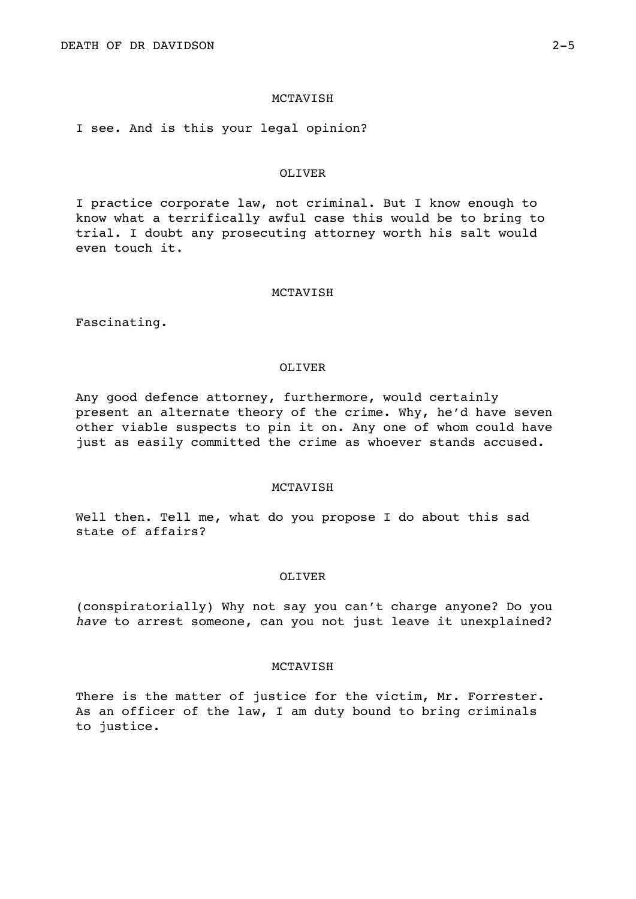MCTAVISH

I see. And is this your legal opinion?

OLIVER

I practice corporate law, not criminal. But I know enough to know what a terrifically awful case this would be to bring to trial. I doubt any prosecuting attorney worth his salt would even touch it.

MCTAVISH

Fascinating.

OLIVER

Any good defence attorney, furthermore, would certainly present an alternate theory of the crime. Why, he'd have seven other viable suspects to pin it on. Any one of whom could have just as easily committed the crime as whoever stands accused.

MCTAVISH

Well then. Tell me, what do you propose I do about this sad state of affairs?

OLIVER

(conspiratorially) Why not say you can't charge anyone? Do you *have* to arrest someone, can you not just leave it unexplained?

MCTAVISH

There is the matter of justice for the victim, Mr. Forrester. As an officer of the law, I am duty bound to bring criminals to justice.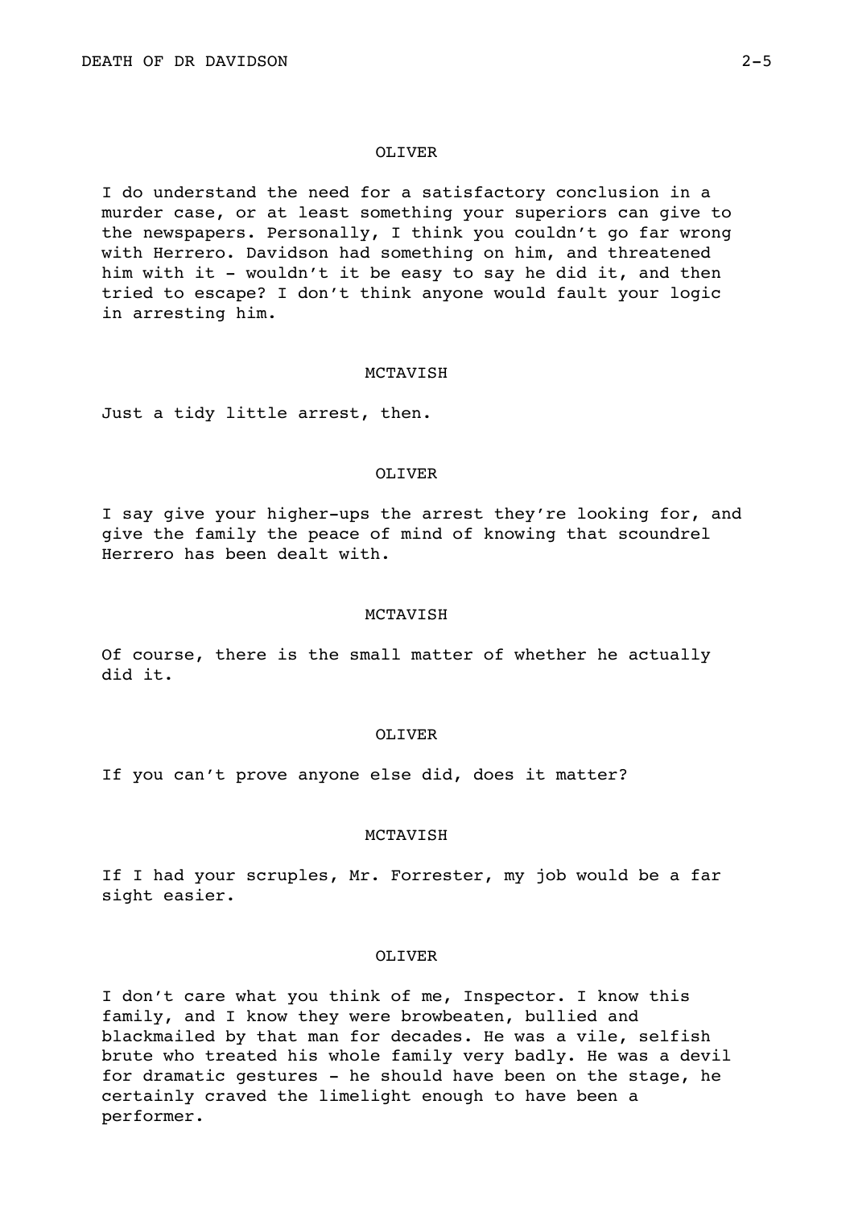OLIVER

I do understand the need for a satisfactory conclusion in a murder case, or at least something your superiors can give to the newspapers. Personally, I think you couldn't go far wrong with Herrero. Davidson had something on him, and threatened him with it - wouldn't it be easy to say he did it, and then tried to escape? I don't think anyone would fault your logic in arresting him.

MCTAVISH

Just a tidy little arrest, then.

OLIVER

I say give your higher-ups the arrest they're looking for, and give the family the peace of mind of knowing that scoundrel Herrero has been dealt with.

MCTAVISH

Of course, there is the small matter of whether he actually did it.

OLIVER

If you can't prove anyone else did, does it matter?

MCTAVISH

If I had your scruples, Mr. Forrester, my job would be a far sight easier.

OLIVER

I don't care what you think of me, Inspector. I know this family, and I know they were browbeaten, bullied and blackmailed by that man for decades. He was a vile, selfish brute who treated his whole family very badly. He was a devil for dramatic gestures - he should have been on the stage, he certainly craved the limelight enough to have been a performer.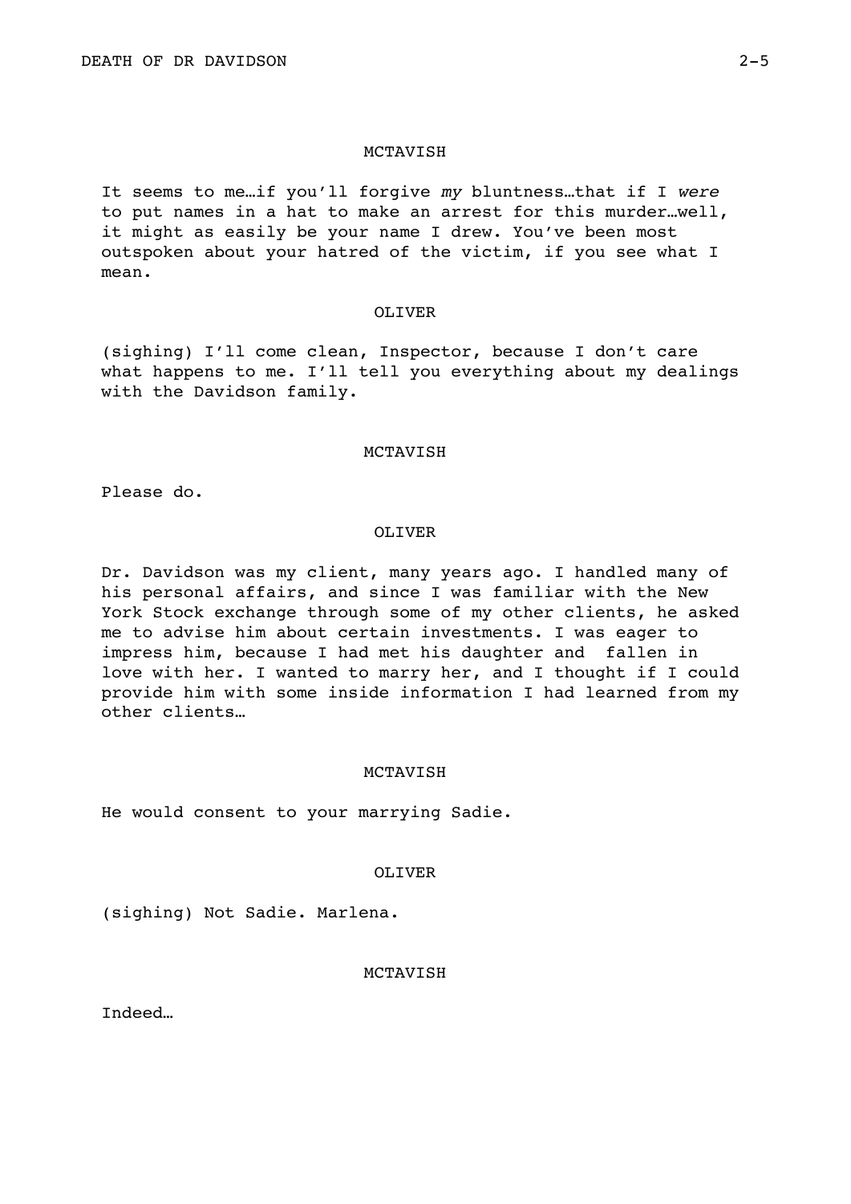MCTAVISH

It seems to me…if you'll forgive *my* bluntness…that if I *were* to put names in a hat to make an arrest for this murder…well, it might as easily be your name I drew. You've been most outspoken about your hatred of the victim, if you see what I mean.

OLIVER

(sighing) I'll come clean, Inspector, because I don't care what happens to me. I'll tell you everything about my dealings with the Davidson family.

MCTAVISH

Please do.

OLIVER

Dr. Davidson was my client, many years ago. I handled many of his personal affairs, and since I was familiar with the New York Stock exchange through some of my other clients, he asked me to advise him about certain investments. I was eager to impress him, because I had met his daughter and fallen in love with her. I wanted to marry her, and I thought if I could provide him with some inside information I had learned from my other clients…

MCTAVISH

He would consent to your marrying Sadie.

OLIVER

(sighing) Not Sadie. Marlena.

MCTAVISH

Indeed…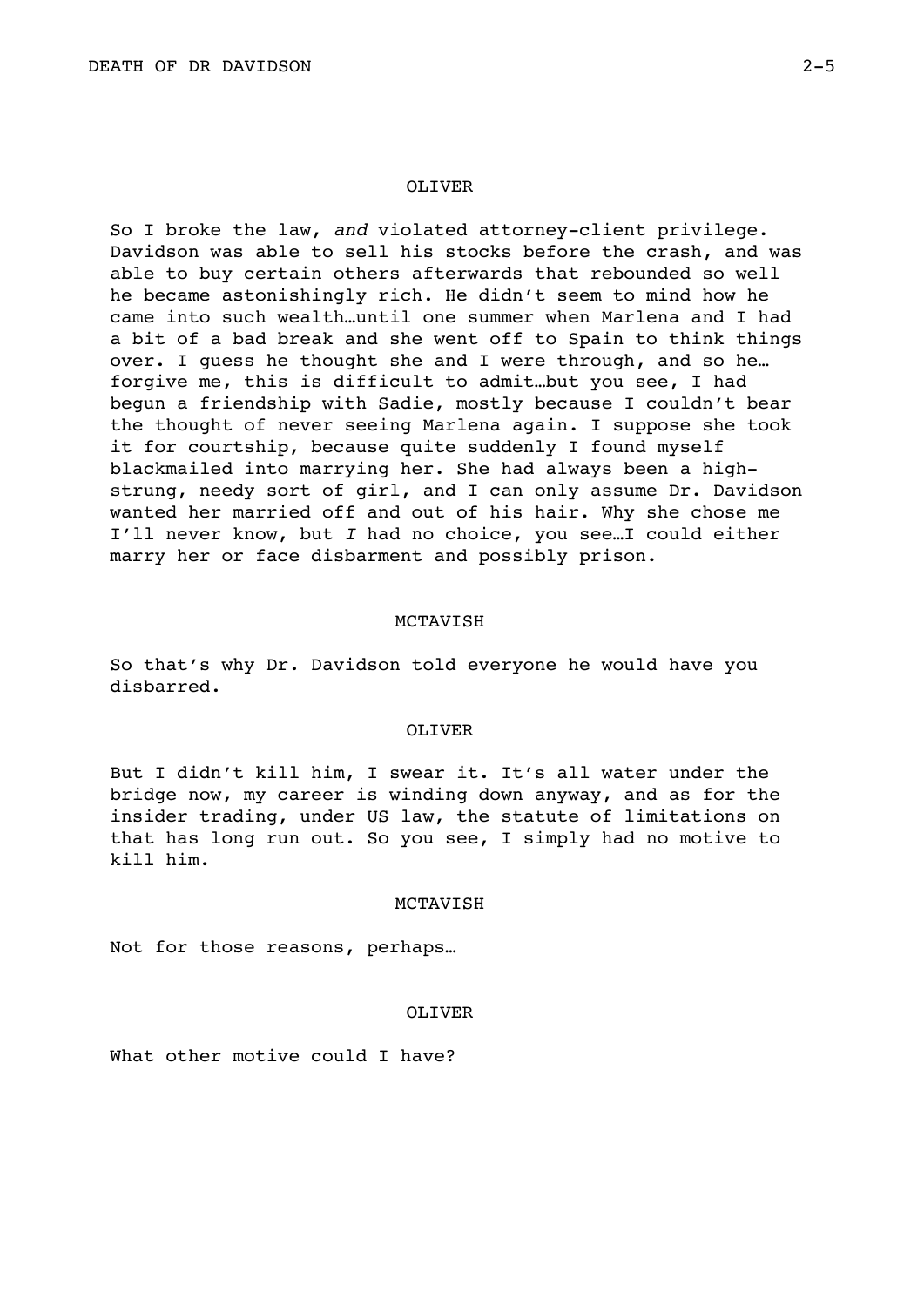OLIVER

So I broke the law, *and* violated attorney-client privilege. Davidson was able to sell his stocks before the crash, and was able to buy certain others afterwards that rebounded so well he became astonishingly rich. He didn't seem to mind how he came into such wealth…until one summer when Marlena and I had a bit of a bad break and she went off to Spain to think things over. I guess he thought she and I were through, and so he… forgive me, this is difficult to admit…but you see, I had begun a friendship with Sadie, mostly because I couldn't bear the thought of never seeing Marlena again. I suppose she took it for courtship, because quite suddenly I found myself blackmailed into marrying her. She had always been a high-strung, needy sort of girl, and I can only assume Dr. Davidson wanted her married off and out of his hair. Why she chose me I'll never know, but *I* had no choice, you see…I could either marry her or face disbarment and possibly prison.

MCTAVISH

So that's why Dr. Davidson told everyone he would have you disbarred.

OLIVER

But I didn't kill him, I swear it. It's all water under the bridge now, my career is winding down anyway, and as for the insider trading, under US law, the statute of limitations on that has long run out. So you see, I simply had no motive to kill him.

MCTAVISH

Not for those reasons, perhaps…

OLIVER

What other motive could I have?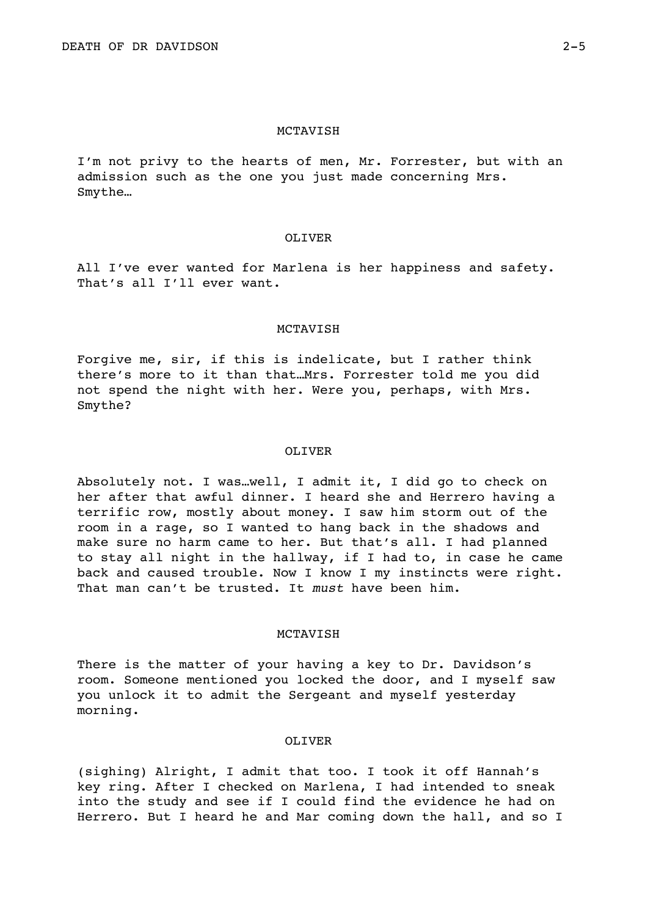MCTAVISH

I'm not privy to the hearts of men, Mr. Forrester, but with an admission such as the one you just made concerning Mrs. Smythe…

OLIVER

All I've ever wanted for Marlena is her happiness and safety. That's all I'll ever want.

MCTAVISH

Forgive me, sir, if this is indelicate, but I rather think there's more to it than that…Mrs. Forrester told me you did not spend the night with her. Were you, perhaps, with Mrs. Smythe?

OLIVER

Absolutely not. I was…well, I admit it, I did go to check on her after that awful dinner. I heard she and Herrero having a terrific row, mostly about money. I saw him storm out of the room in a rage, so I wanted to hang back in the shadows and make sure no harm came to her. But that's all. I had planned to stay all night in the hallway, if I had to, in case he came back and caused trouble. Now I know I my instincts were right. That man can't be trusted. It *must* have been him.

MCTAVISH

There is the matter of your having a key to Dr. Davidson's room. Someone mentioned you locked the door, and I myself saw you unlock it to admit the Sergeant and myself yesterday morning.

OLIVER

(sighing) Alright, I admit that too. I took it off Hannah's key ring. After I checked on Marlena, I had intended to sneak into the study and see if I could find the evidence he had on Herrero. But I heard he and Mar coming down the hall, and so I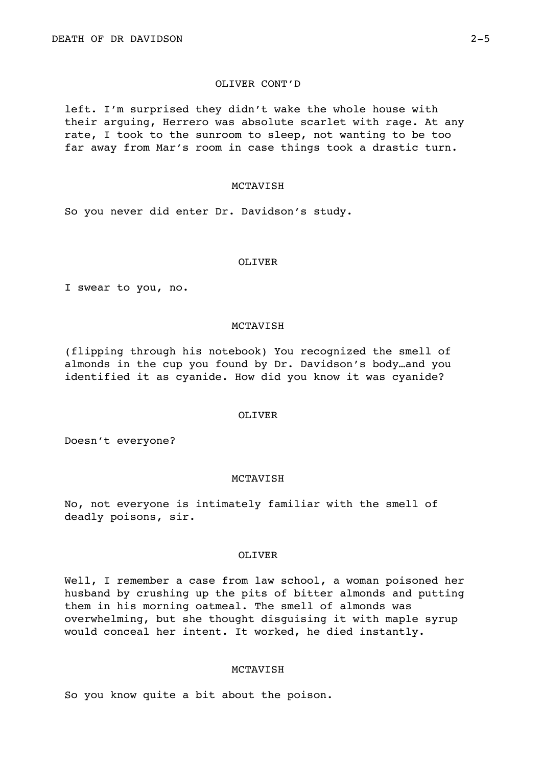OLIVER CONT'D

left. I'm surprised they didn't wake the whole house with their arguing, Herrero was absolute scarlet with rage. At any rate, I took to the sunroom to sleep, not wanting to be too far away from Mar's room in case things took a drastic turn.

MCTAVISH

So you never did enter Dr. Davidson's study.

OLIVER

I swear to you, no.

MCTAVISH

(flipping through his notebook) You recognized the smell of almonds in the cup you found by Dr. Davidson's body…and you identified it as cyanide. How did you know it was cyanide?

OLIVER

Doesn't everyone?

MCTAVISH

No, not everyone is intimately familiar with the smell of deadly poisons, sir.

OLIVER

Well, I remember a case from law school, a woman poisoned her husband by crushing up the pits of bitter almonds and putting them in his morning oatmeal. The smell of almonds was overwhelming, but she thought disguising it with maple syrup would conceal her intent. It worked, he died instantly.

MCTAVISH

So you know quite a bit about the poison.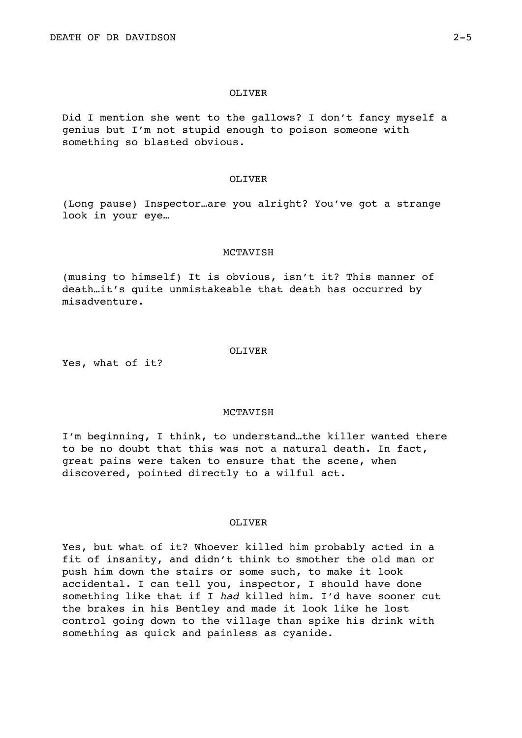OLIVER

Did I mention she went to the gallows? I don't fancy myself a genius but I'm not stupid enough to poison someone with something so blasted obvious.

OLIVER

(Long pause) Inspector…are you alright? You've got a strange look in your eye…

MCTAVISH

(musing to himself) It is obvious, isn't it? This manner of death…it's quite unmistakeable that death has occurred by misadventure.

OLIVER

Yes, what of it?

MCTAVISH

I'm beginning, I think, to understand…the killer wanted there to be no doubt that this was not a natural death. In fact, great pains were taken to ensure that the scene, when discovered, pointed directly to a wilful act.

OLIVER

Yes, but what of it? Whoever killed him probably acted in a fit of insanity, and didn't think to smother the old man or push him down the stairs or some such, to make it look accidental. I can tell you, inspector, I should have done something like that if I *had* killed him. I'd have sooner cut the brakes in his Bentley and made it look like he lost control going down to the village than spike his drink with something as quick and painless as cyanide.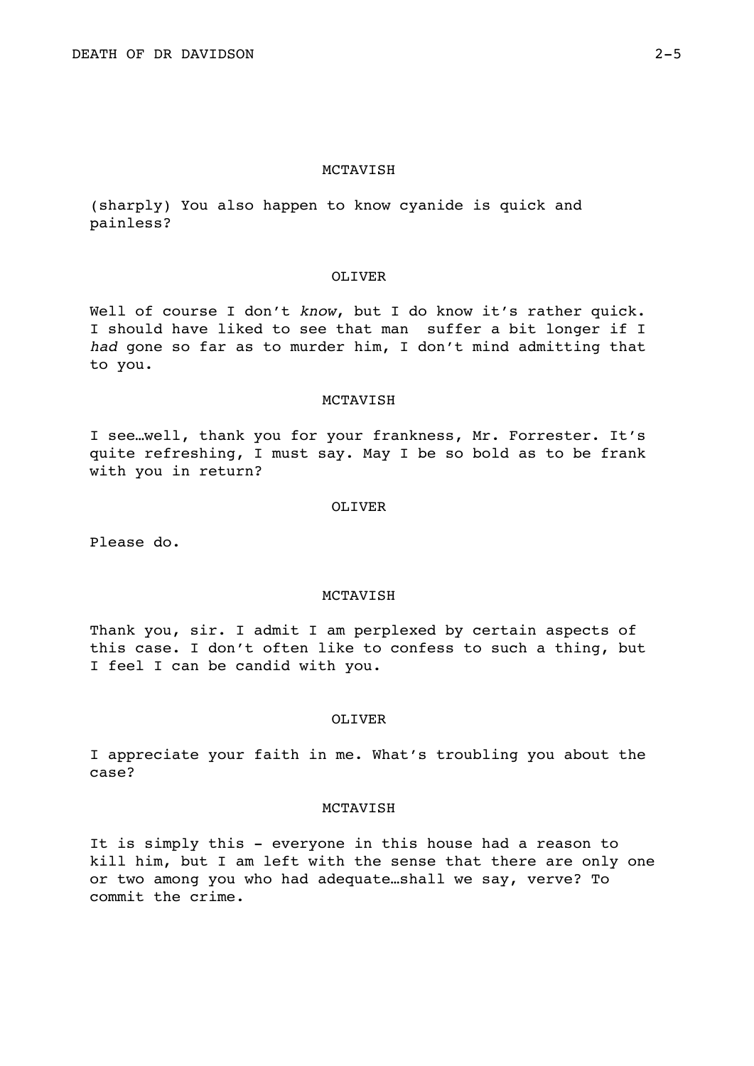MCTAVISH

(sharply) You also happen to know cyanide is quick and painless?

OLIVER

Well of course I don't *know*, but I do know it's rather quick. I should have liked to see that man suffer a bit longer if I *had* gone so far as to murder him, I don't mind admitting that to you.

MCTAVISH

I see…well, thank you for your frankness, Mr. Forrester. It's quite refreshing, I must say. May I be so bold as to be frank with you in return?

OLIVER

Please do.

MCTAVISH

Thank you, sir. I admit I am perplexed by certain aspects of this case. I don't often like to confess to such a thing, but I feel I can be candid with you.

OLIVER

I appreciate your faith in me. What's troubling you about the case?

MCTAVISH

It is simply this - everyone in this house had a reason to kill him, but I am left with the sense that there are only one or two among you who had adequate…shall we say, verve? To commit the crime.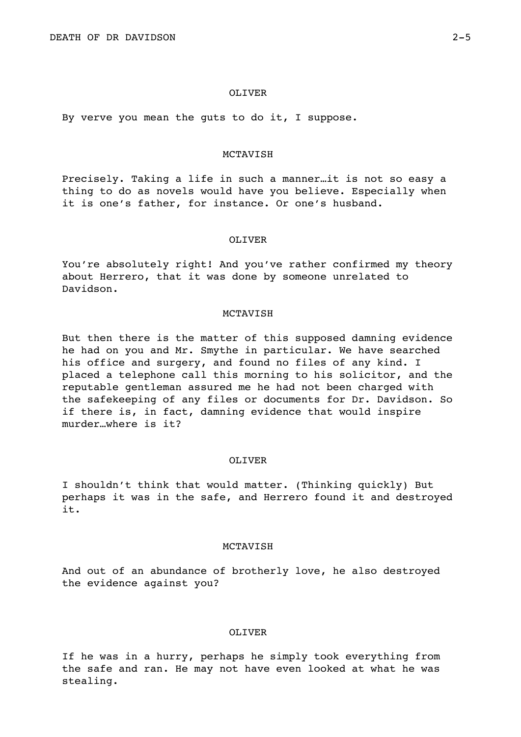OLIVER

By verve you mean the guts to do it, I suppose.

MCTAVISH

Precisely. Taking a life in such a manner…it is not so easy a thing to do as novels would have you believe. Especially when it is one's father, for instance. Or one's husband.

OLIVER

You're absolutely right! And you've rather confirmed my theory about Herrero, that it was done by someone unrelated to Davidson.

MCTAVISH

But then there is the matter of this supposed damning evidence he had on you and Mr. Smythe in particular. We have searched his office and surgery, and found no files of any kind. I placed a telephone call this morning to his solicitor, and the reputable gentleman assured me he had not been charged with the safekeeping of any files or documents for Dr. Davidson. So if there is, in fact, damning evidence that would inspire murder…where is it?

OLIVER

I shouldn't think that would matter. (Thinking quickly) But perhaps it was in the safe, and Herrero found it and destroyed it.

MCTAVISH

And out of an abundance of brotherly love, he also destroyed the evidence against you?

OLIVER

If he was in a hurry, perhaps he simply took everything from the safe and ran. He may not have even looked at what he was stealing.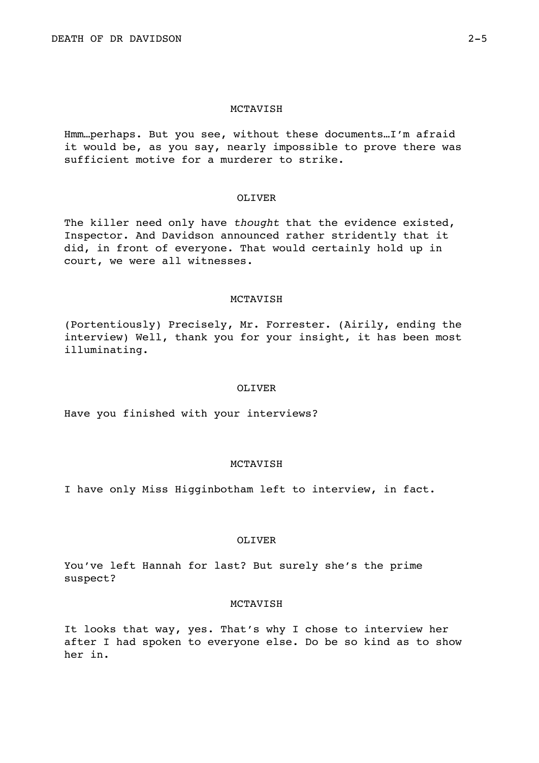MCTAVISH

Hmm…perhaps. But you see, without these documents…I'm afraid it would be, as you say, nearly impossible to prove there was sufficient motive for a murderer to strike.

OLIVER

The killer need only have *thought* that the evidence existed, Inspector. And Davidson announced rather stridently that it did, in front of everyone. That would certainly hold up in court, we were all witnesses.

MCTAVISH

(Portentiously) Precisely, Mr. Forrester. (Airily, ending the interview) Well, thank you for your insight, it has been most illuminating.

OLIVER

Have you finished with your interviews?

MCTAVISH

I have only Miss Higginbotham left to interview, in fact.

OLIVER

You've left Hannah for last? But surely she's the prime suspect?

MCTAVISH

It looks that way, yes. That's why I chose to interview her after I had spoken to everyone else. Do be so kind as to show her in.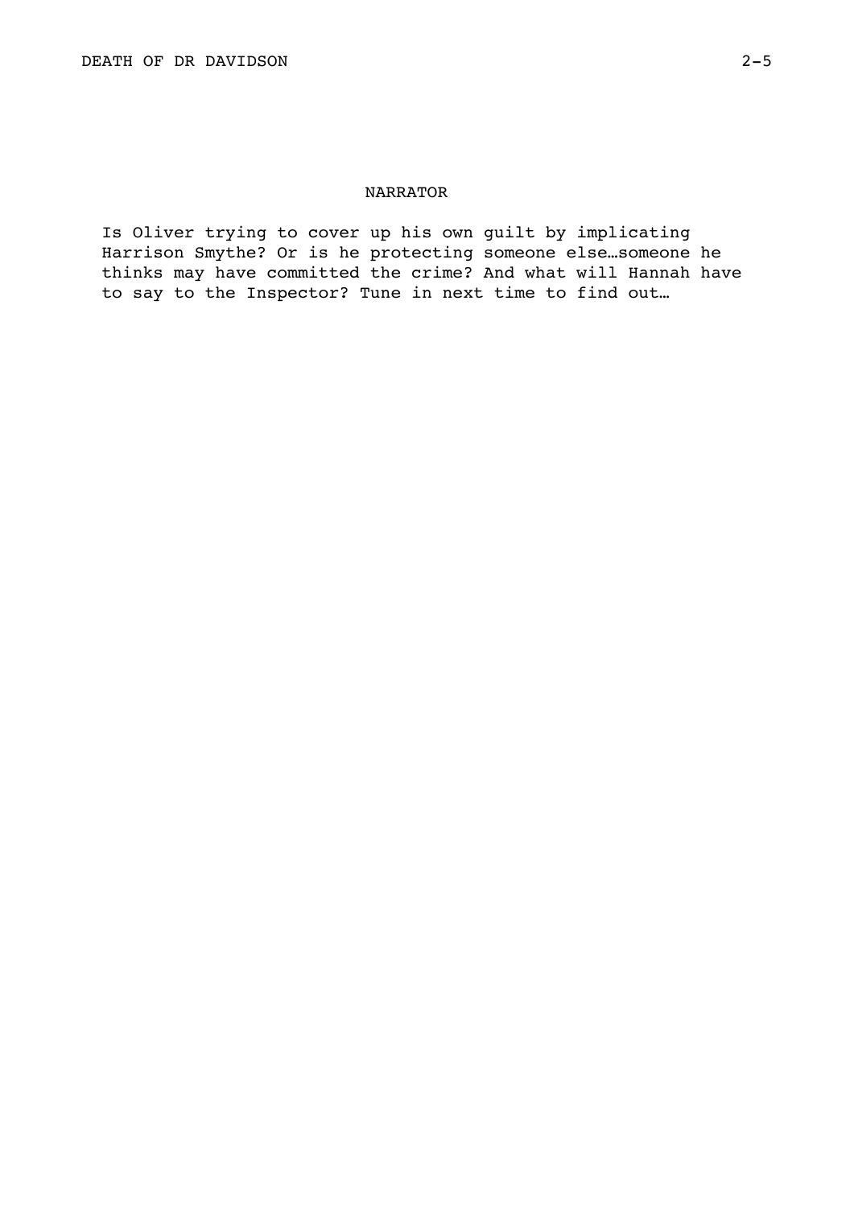NARRATOR

Is Oliver trying to cover up his own guilt by implicating Harrison Smythe? Or is he protecting someone else…someone he thinks may have committed the crime? And what will Hannah have to say to the Inspector? Tune in next time to find out…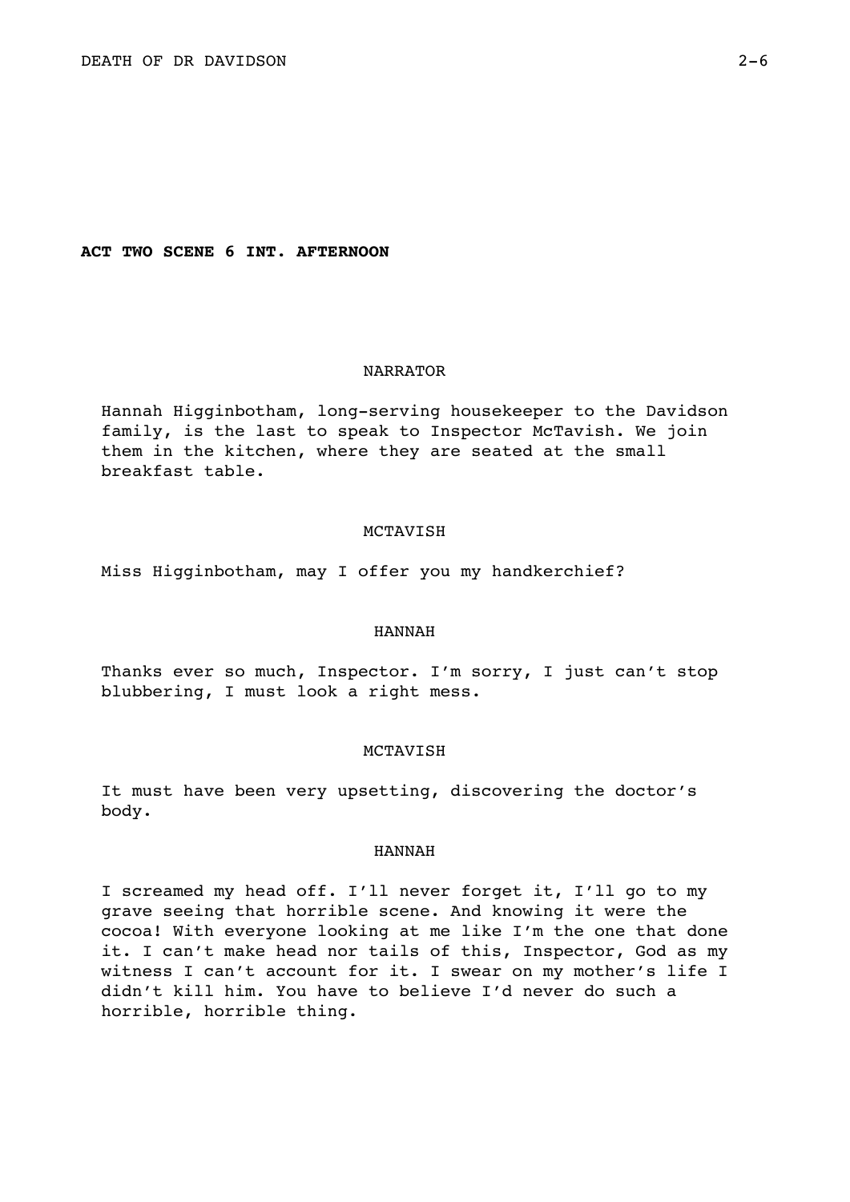**ACT TWO SCENE 6 INT. AFTERNOON**

NARRATOR

Hannah Higginbotham, long-serving housekeeper to the Davidson family, is the last to speak to Inspector McTavish. We join them in the kitchen, where they are seated at the small breakfast table.

MCTAVISH

Miss Higginbotham, may I offer you my handkerchief?

HANNAH

Thanks ever so much, Inspector. I'm sorry, I just can't stop blubbering, I must look a right mess.

MCTAVISH

It must have been very upsetting, discovering the doctor's body.

HANNAH

I screamed my head off. I'll never forget it, I'll go to my grave seeing that horrible scene. And knowing it were the cocoa! With everyone looking at me like I'm the one that done it. I can't make head nor tails of this, Inspector, God as my witness I can't account for it. I swear on my mother's life I didn't kill him. You have to believe I'd never do such a horrible, horrible thing.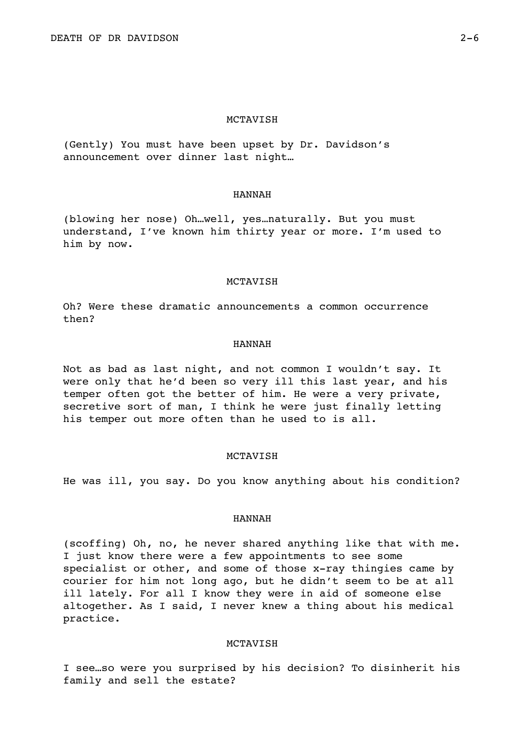MCTAVISH

(Gently) You must have been upset by Dr. Davidson's announcement over dinner last night…

HANNAH

(blowing her nose) Oh…well, yes…naturally. But you must understand, I've known him thirty year or more. I'm used to him by now.

MCTAVISH

Oh? Were these dramatic announcements a common occurrence then?

HANNAH

Not as bad as last night, and not common I wouldn't say. It were only that he'd been so very ill this last year, and his temper often got the better of him. He were a very private, secretive sort of man, I think he were just finally letting his temper out more often than he used to is all.

MCTAVISH

He was ill, you say. Do you know anything about his condition?

HANNAH

(scoffing) Oh, no, he never shared anything like that with me. I just know there were a few appointments to see some specialist or other, and some of those x-ray thingies came by courier for him not long ago, but he didn't seem to be at all ill lately. For all I know they were in aid of someone else altogether. As I said, I never knew a thing about his medical practice.

MCTAVISH

I see…so were you surprised by his decision? To disinherit his family and sell the estate?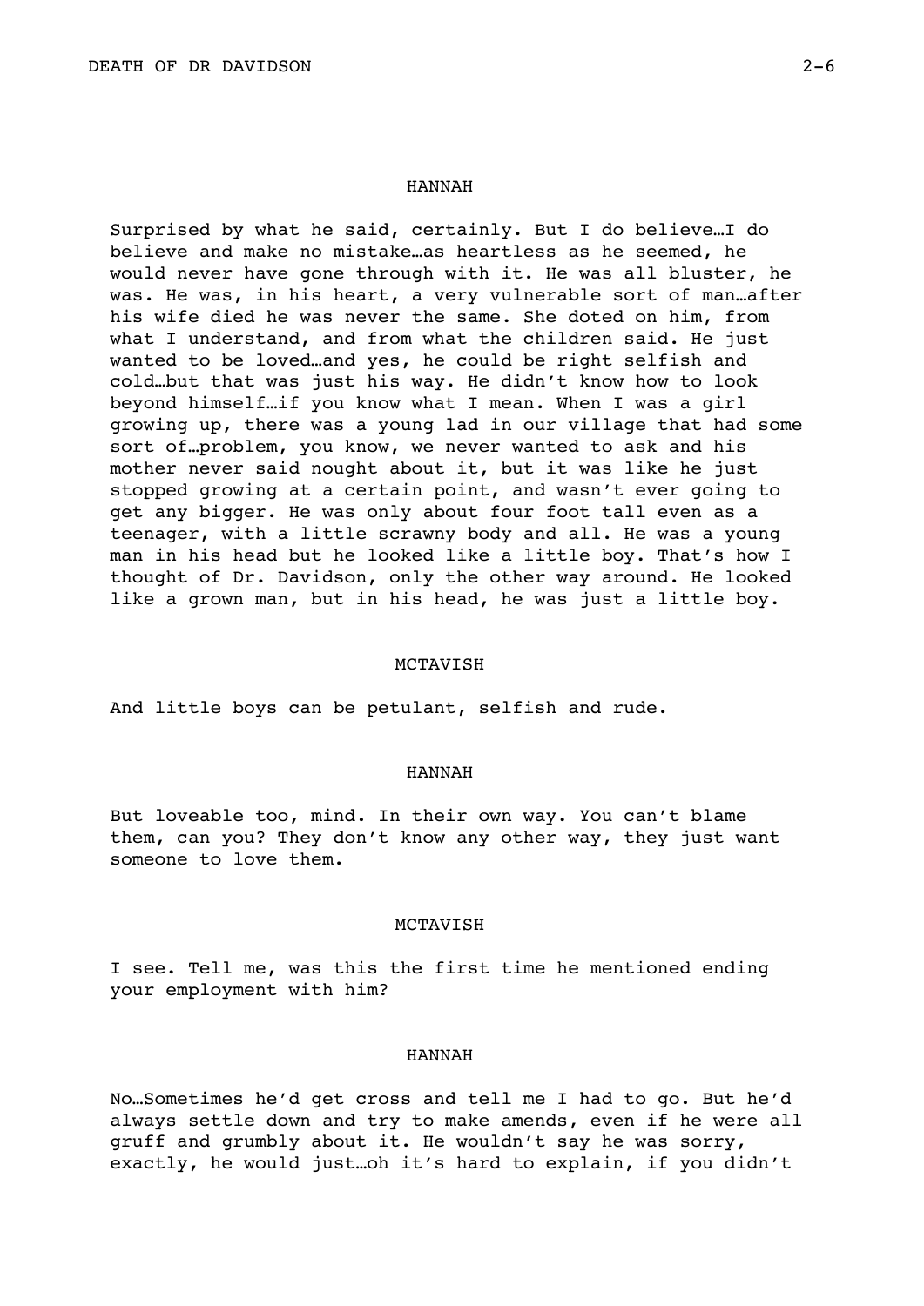HANNAH

Surprised by what he said, certainly. But I do believe…I do believe and make no mistake…as heartless as he seemed, he would never have gone through with it. He was all bluster, he was. He was, in his heart, a very vulnerable sort of man…after his wife died he was never the same. She doted on him, from what I understand, and from what the children said. He just wanted to be loved…and yes, he could be right selfish and cold…but that was just his way. He didn't know how to look beyond himself…if you know what I mean. When I was a girl growing up, there was a young lad in our village that had some sort of…problem, you know, we never wanted to ask and his mother never said nought about it, but it was like he just stopped growing at a certain point, and wasn't ever going to get any bigger. He was only about four foot tall even as a teenager, with a little scrawny body and all. He was a young man in his head but he looked like a little boy. That's how I thought of Dr. Davidson, only the other way around. He looked like a grown man, but in his head, he was just a little boy.

MCTAVISH

And little boys can be petulant, selfish and rude.

HANNAH

But loveable too, mind. In their own way. You can't blame them, can you? They don't know any other way, they just want someone to love them.

MCTAVISH

I see. Tell me, was this the first time he mentioned ending your employment with him?

HANNAH

No…Sometimes he'd get cross and tell me I had to go. But he'd always settle down and try to make amends, even if he were all gruff and grumbly about it. He wouldn't say he was sorry, exactly, he would just…oh it's hard to explain, if you didn't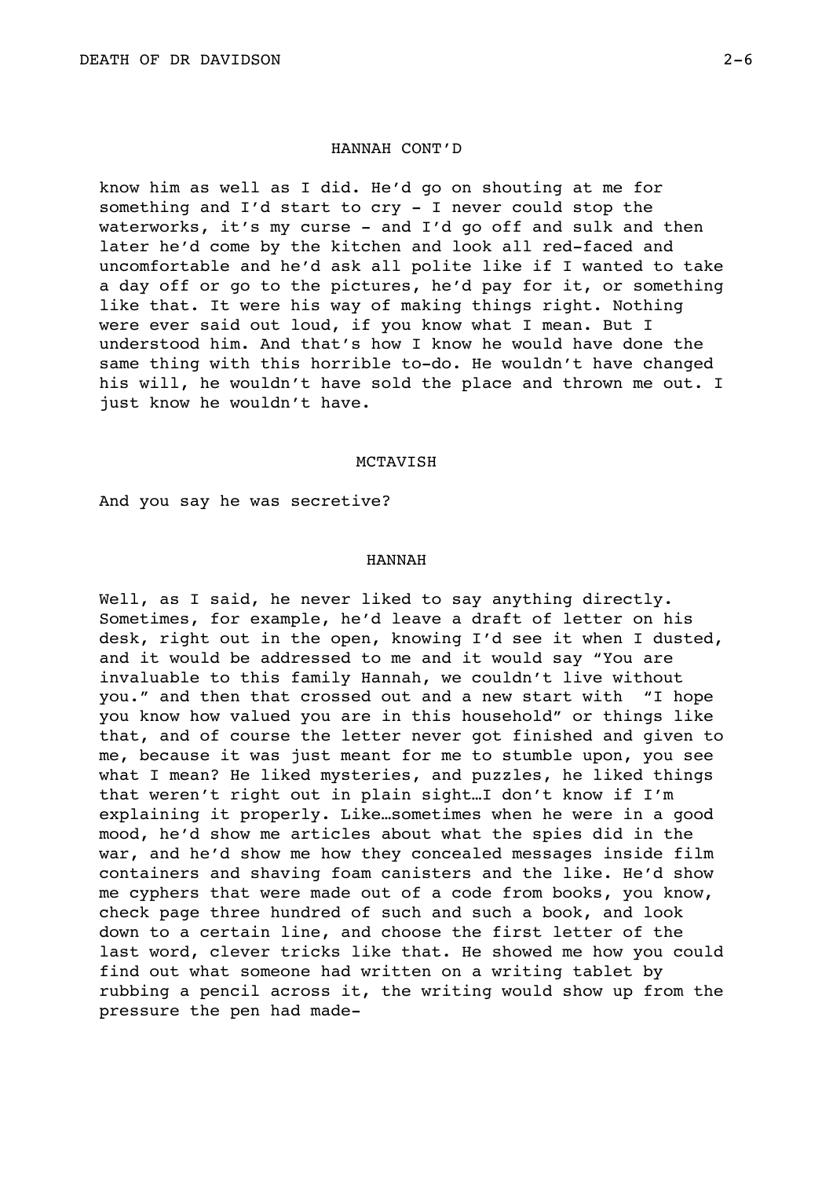HANNAH CONT'D

know him as well as I did. He'd go on shouting at me for something and I'd start to cry - I never could stop the waterworks, it's my curse - and I'd go off and sulk and then later he'd come by the kitchen and look all red-faced and uncomfortable and he'd ask all polite like if I wanted to take a day off or go to the pictures, he'd pay for it, or something like that. It were his way of making things right. Nothing were ever said out loud, if you know what I mean. But I understood him. And that's how I know he would have done the same thing with this horrible to-do. He wouldn't have changed his will, he wouldn't have sold the place and thrown me out. I just know he wouldn't have.

MCTAVISH

And you say he was secretive?

HANNAH

Well, as I said, he never liked to say anything directly. Sometimes, for example, he'd leave a draft of letter on his desk, right out in the open, knowing I'd see it when I dusted, and it would be addressed to me and it would say "You are invaluable to this family Hannah, we couldn't live without you." and then that crossed out and a new start with "I hope you know how valued you are in this household" or things like that, and of course the letter never got finished and given to me, because it was just meant for me to stumble upon, you see what I mean? He liked mysteries, and puzzles, he liked things that weren't right out in plain sight…I don't know if I'm explaining it properly. Like…sometimes when he were in a good mood, he'd show me articles about what the spies did in the war, and he'd show me how they concealed messages inside film containers and shaving foam canisters and the like. He'd show me cyphers that were made out of a code from books, you know, check page three hundred of such and such a book, and look down to a certain line, and choose the first letter of the last word, clever tricks like that. He showed me how you could find out what someone had written on a writing tablet by rubbing a pencil across it, the writing would show up from the pressure the pen had made-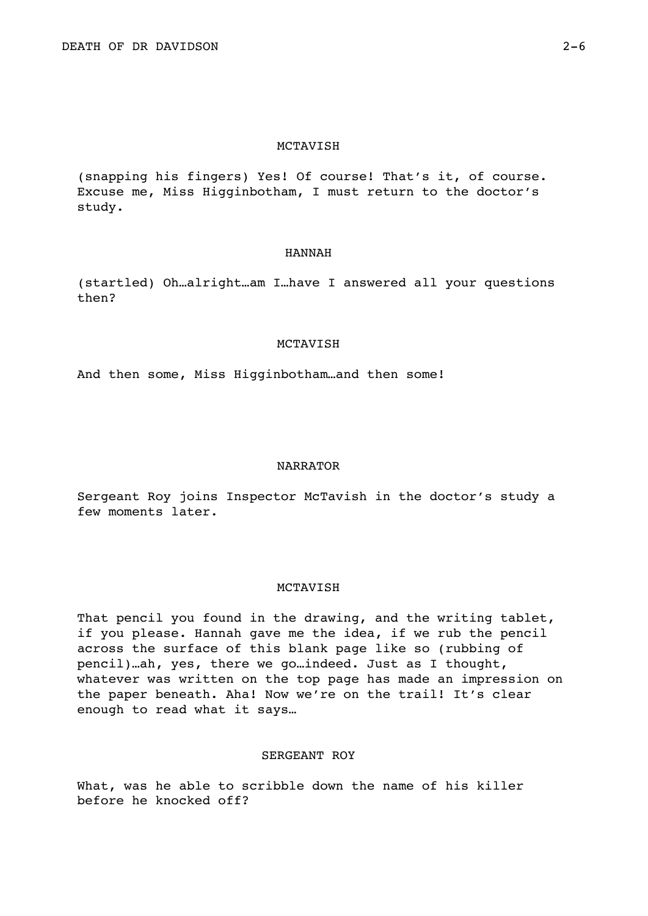MCTAVISH

(snapping his fingers) Yes! Of course! That's it, of course. Excuse me, Miss Higginbotham, I must return to the doctor's study.

HANNAH

(startled) Oh…alright…am I…have I answered all your questions then?

MCTAVISH

And then some, Miss Higginbotham…and then some!

NARRATOR

Sergeant Roy joins Inspector McTavish in the doctor's study a few moments later.

MCTAVISH

That pencil you found in the drawing, and the writing tablet, if you please. Hannah gave me the idea, if we rub the pencil across the surface of this blank page like so (rubbing of pencil)…ah, yes, there we go…indeed. Just as I thought, whatever was written on the top page has made an impression on the paper beneath. Aha! Now we're on the trail! It's clear enough to read what it says…

SERGEANT ROY

What, was he able to scribble down the name of his killer before he knocked off?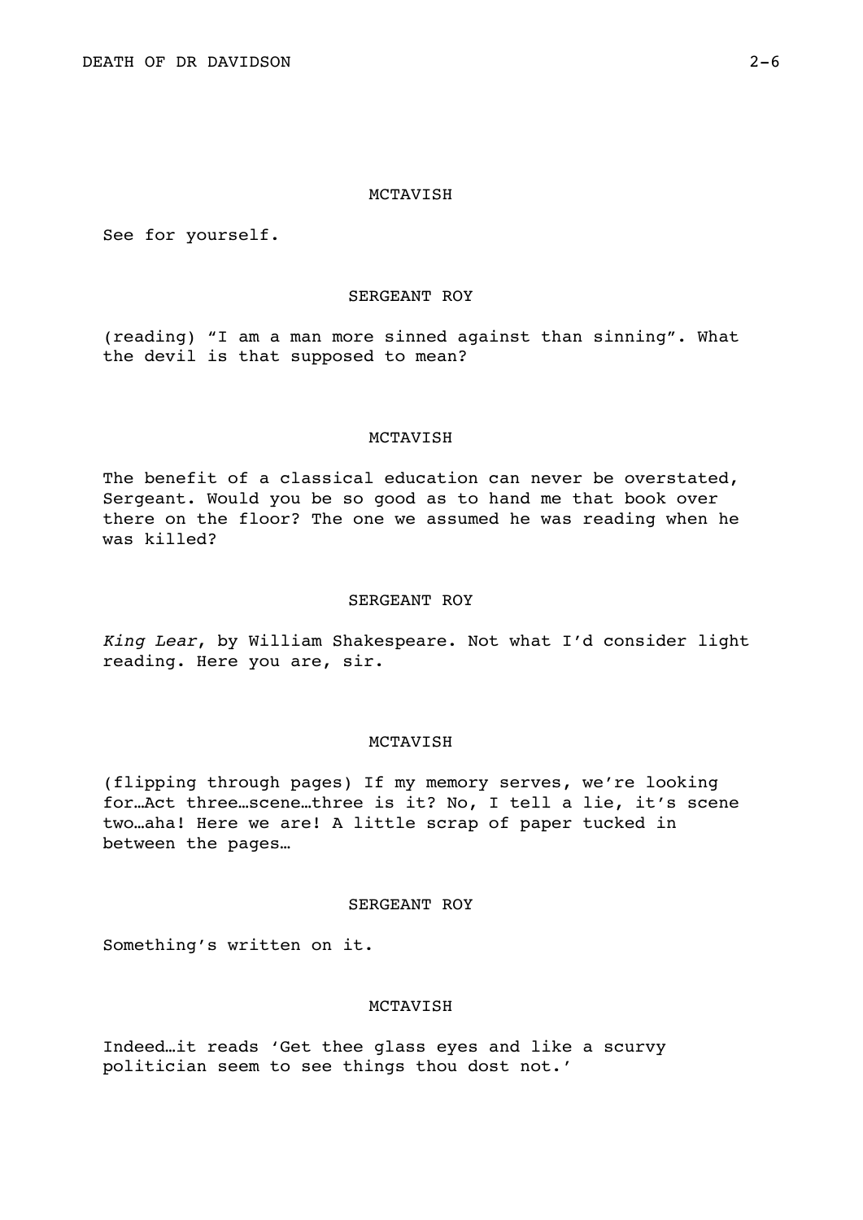MCTAVISH

See for yourself.

SERGEANT ROY

(reading) “I am a man more sinned against than sinning”. What the devil is that supposed to mean?

MCTAVISH

The benefit of a classical education can never be overstated, Sergeant. Would you be so good as to hand me that book over there on the floor? The one we assumed he was reading when he was killed?

SERGEANT ROY

*King Lear*, by William Shakespeare. Not what I’d consider light reading. Here you are, sir.

MCTAVISH

(flipping through pages) If my memory serves, we’re looking for…Act three…scene…three is it? No, I tell a lie, it’s scene two…aha! Here we are! A little scrap of paper tucked in between the pages…

SERGEANT ROY

Something’s written on it.

MCTAVISH

Indeed…it reads ‘Get thee glass eyes and like a scurvy politician seem to see things thou dost not.’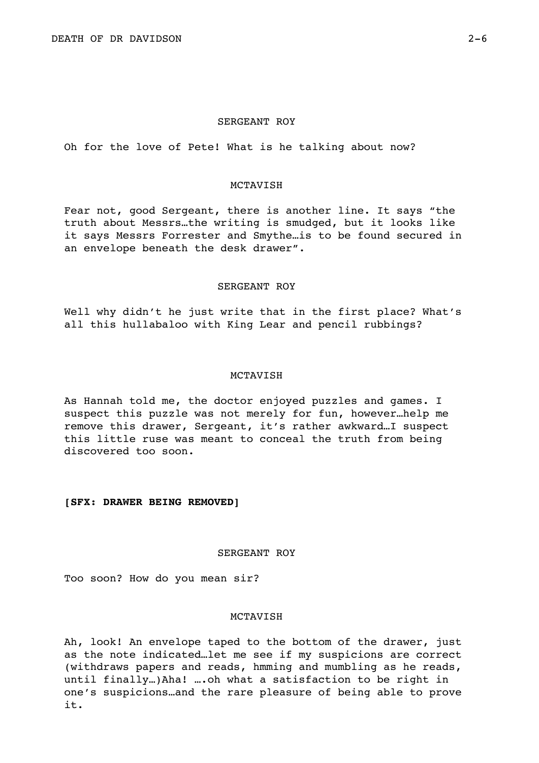SERGEANT ROY

Oh for the love of Pete! What is he talking about now?

MCTAVISH

Fear not, good Sergeant, there is another line. It says “the truth about Messrs…the writing is smudged, but it looks like it says Messrs Forrester and Smythe…is to be found secured in an envelope beneath the desk drawer”.

SERGEANT ROY

Well why didn’t he just write that in the first place? What’s all this hullabaloo with King Lear and pencil rubbings?

MCTAVISH

As Hannah told me, the doctor enjoyed puzzles and games. I suspect this puzzle was not merely for fun, however…help me remove this drawer, Sergeant, it’s rather awkward…I suspect this little ruse was meant to conceal the truth from being discovered too soon.

**[SFX: DRAWER BEING REMOVED]**

SERGEANT ROY

Too soon? How do you mean sir?

MCTAVISH

Ah, look! An envelope taped to the bottom of the drawer, just as the note indicated…let me see if my suspicions are correct (withdraws papers and reads, hmming and mumbling as he reads, until finally…)Aha! ….oh what a satisfaction to be right in one’s suspicions…and the rare pleasure of being able to prove it.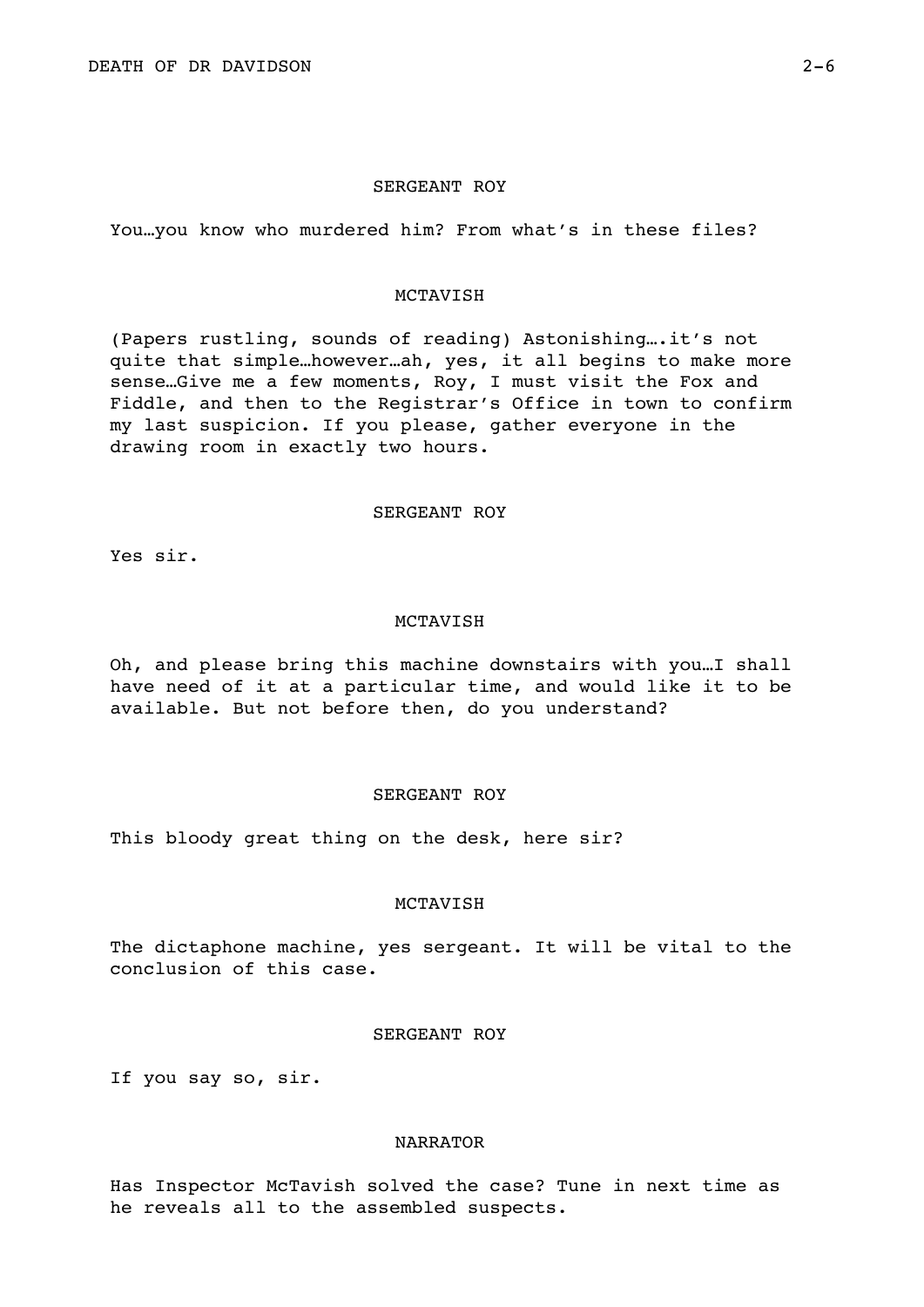SERGEANT ROY

You…you know who murdered him? From what's in these files?

MCTAVISH

(Papers rustling, sounds of reading) Astonishing….it's not quite that simple…however…ah, yes, it all begins to make more sense…Give me a few moments, Roy, I must visit the Fox and Fiddle, and then to the Registrar's Office in town to confirm my last suspicion. If you please, gather everyone in the drawing room in exactly two hours.

SERGEANT ROY

Yes sir.

MCTAVISH

Oh, and please bring this machine downstairs with you…I shall have need of it at a particular time, and would like it to be available. But not before then, do you understand?

SERGEANT ROY

This bloody great thing on the desk, here sir?

MCTAVISH

The dictaphone machine, yes sergeant. It will be vital to the conclusion of this case.

SERGEANT ROY

If you say so, sir.

NARRATOR

Has Inspector McTavish solved the case? Tune in next time as he reveals all to the assembled suspects.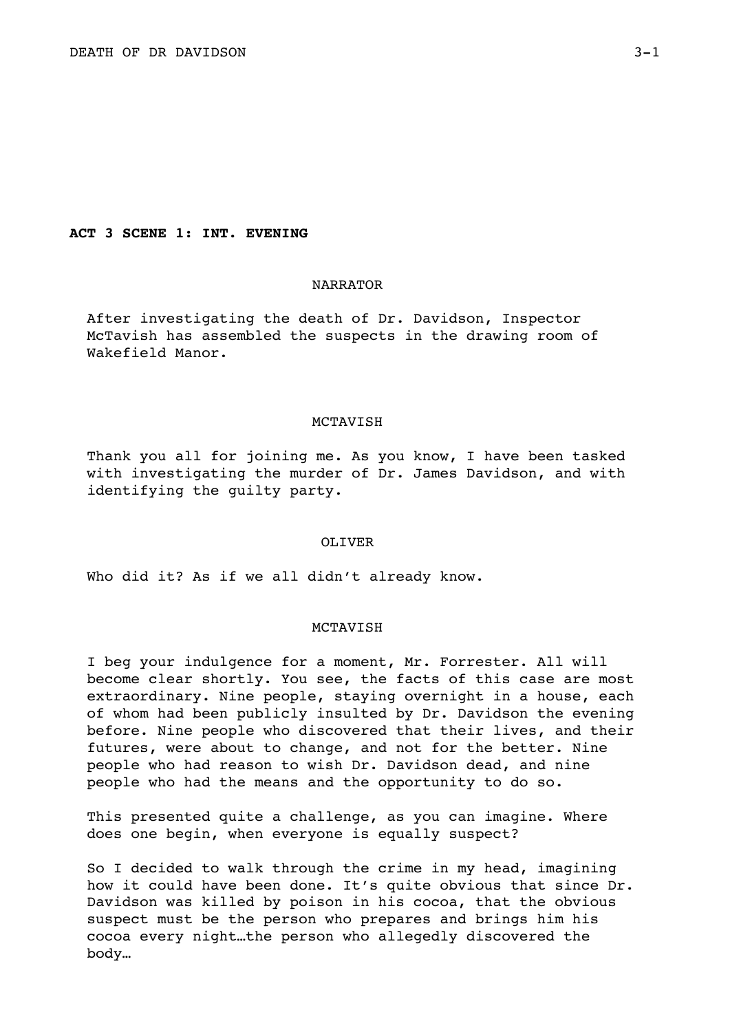**ACT 3 SCENE 1: INT. EVENING**

NARRATOR

After investigating the death of Dr. Davidson, Inspector McTavish has assembled the suspects in the drawing room of Wakefield Manor.

MCTAVISH

Thank you all for joining me. As you know, I have been tasked with investigating the murder of Dr. James Davidson, and with identifying the guilty party.

OLIVER

Who did it? As if we all didn't already know.

MCTAVISH

I beg your indulgence for a moment, Mr. Forrester. All will become clear shortly. You see, the facts of this case are most extraordinary. Nine people, staying overnight in a house, each of whom had been publicly insulted by Dr. Davidson the evening before. Nine people who discovered that their lives, and their futures, were about to change, and not for the better. Nine people who had reason to wish Dr. Davidson dead, and nine people who had the means and the opportunity to do so.

This presented quite a challenge, as you can imagine. Where does one begin, when everyone is equally suspect?

So I decided to walk through the crime in my head, imagining how it could have been done. It's quite obvious that since Dr. Davidson was killed by poison in his cocoa, that the obvious suspect must be the person who prepares and brings him his cocoa every night…the person who allegedly discovered the body…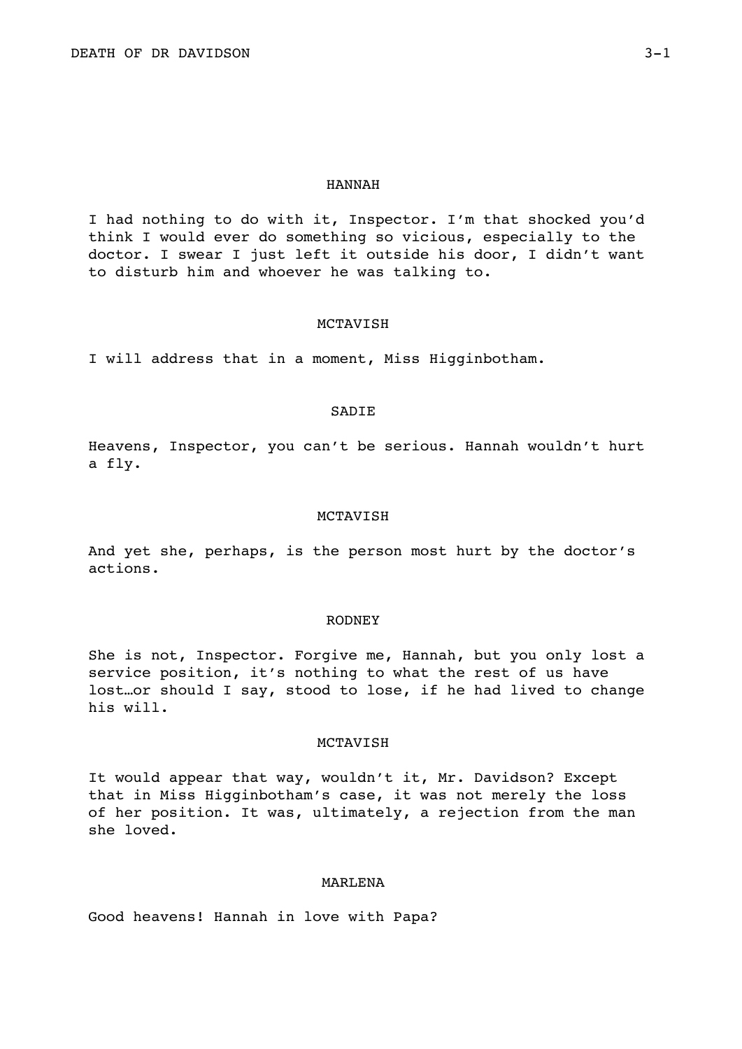HANNAH

I had nothing to do with it, Inspector. I'm that shocked you'd think I would ever do something so vicious, especially to the doctor. I swear I just left it outside his door, I didn't want to disturb him and whoever he was talking to.

MCTAVISH

I will address that in a moment, Miss Higginbotham.

SADIE

Heavens, Inspector, you can't be serious. Hannah wouldn't hurt a fly.

MCTAVISH

And yet she, perhaps, is the person most hurt by the doctor's actions.

RODNEY

She is not, Inspector. Forgive me, Hannah, but you only lost a service position, it's nothing to what the rest of us have lost…or should I say, stood to lose, if he had lived to change his will.

MCTAVISH

It would appear that way, wouldn't it, Mr. Davidson? Except that in Miss Higginbotham's case, it was not merely the loss of her position. It was, ultimately, a rejection from the man she loved.

MARLENA

Good heavens! Hannah in love with Papa?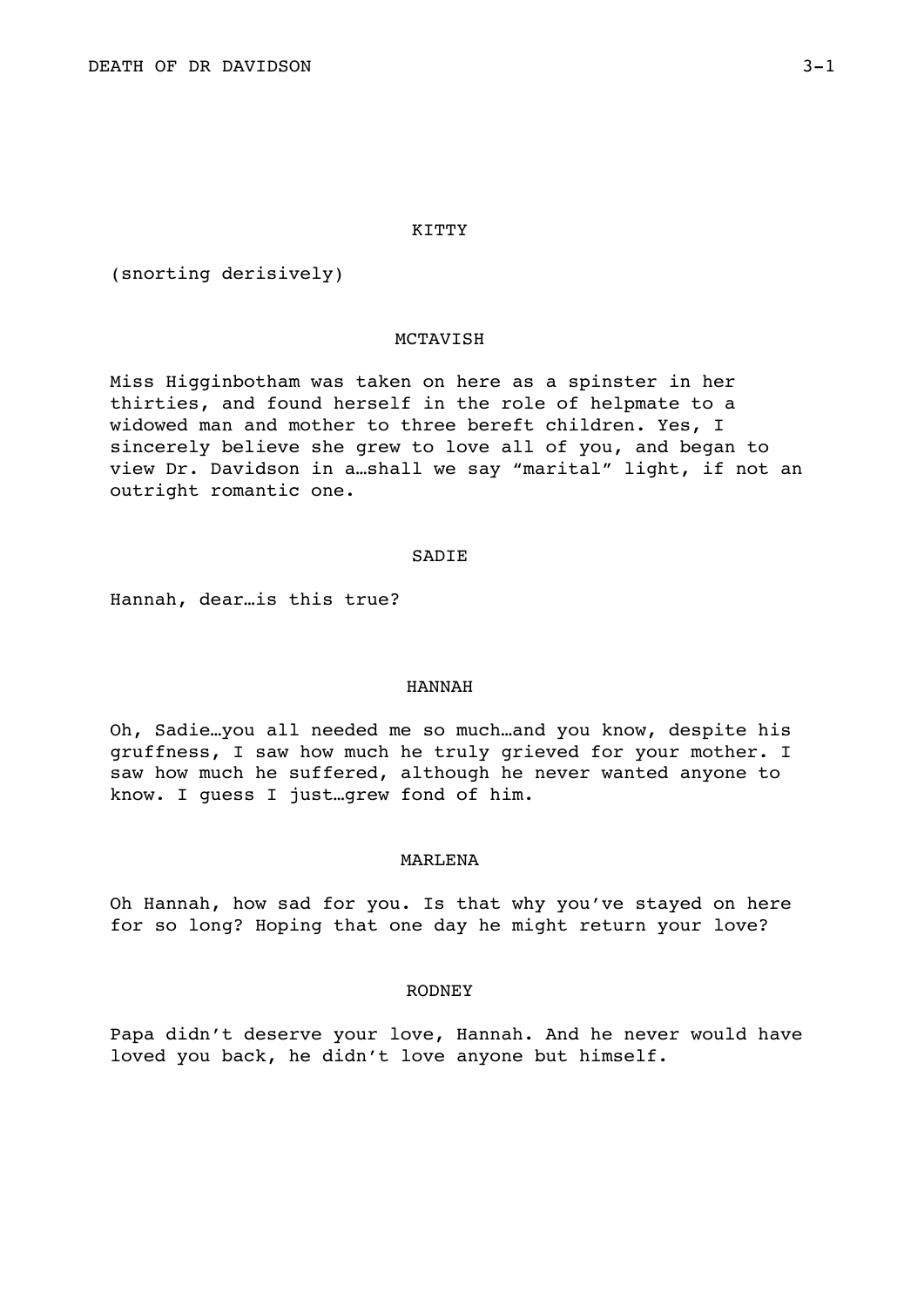KITTY

(snorting derisively)

MCTAVISH

Miss Higginbotham was taken on here as a spinster in her thirties, and found herself in the role of helpmate to a widowed man and mother to three bereft children. Yes, I sincerely believe she grew to love all of you, and began to view Dr. Davidson in a…shall we say “marital” light, if not an outright romantic one.

SADIE

Hannah, dear…is this true?

HANNAH

Oh, Sadie…you all needed me so much…and you know, despite his gruffness, I saw how much he truly grieved for your mother. I saw how much he suffered, although he never wanted anyone to know. I guess I just…grew fond of him.

MARLENA

Oh Hannah, how sad for you. Is that why you’ve stayed on here for so long? Hoping that one day he might return your love?

RODNEY

Papa didn’t deserve your love, Hannah. And he never would have loved you back, he didn’t love anyone but himself.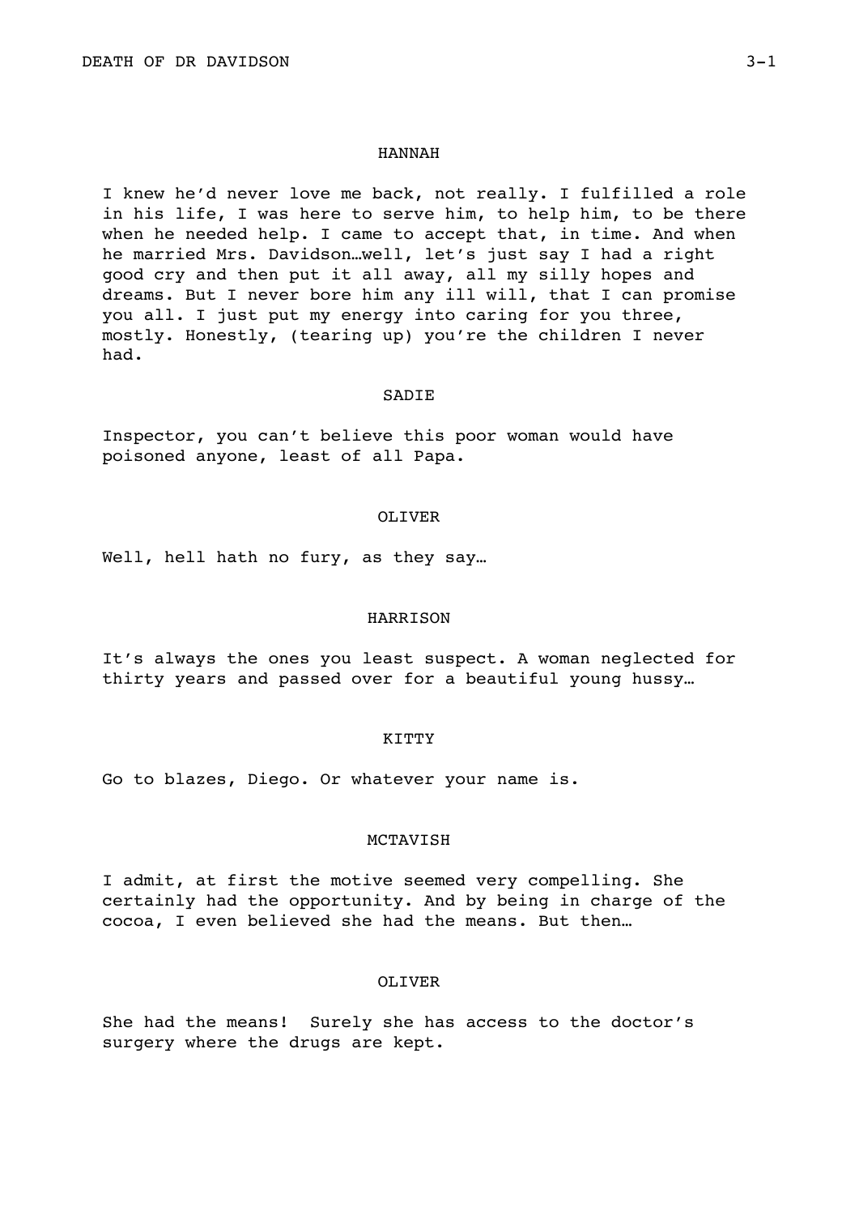HANNAH

I knew he'd never love me back, not really. I fulfilled a role in his life, I was here to serve him, to help him, to be there when he needed help. I came to accept that, in time. And when he married Mrs. Davidson…well, let's just say I had a right good cry and then put it all away, all my silly hopes and dreams. But I never bore him any ill will, that I can promise you all. I just put my energy into caring for you three, mostly. Honestly, (tearing up) you're the children I never had.

SADIE

Inspector, you can't believe this poor woman would have poisoned anyone, least of all Papa.

OLIVER

Well, hell hath no fury, as they say…

HARRISON

It's always the ones you least suspect. A woman neglected for thirty years and passed over for a beautiful young hussy…

KITTY

Go to blazes, Diego. Or whatever your name is.

MCTAVISH

I admit, at first the motive seemed very compelling. She certainly had the opportunity. And by being in charge of the cocoa, I even believed she had the means. But then…

OLIVER

She had the means! Surely she has access to the doctor's surgery where the drugs are kept.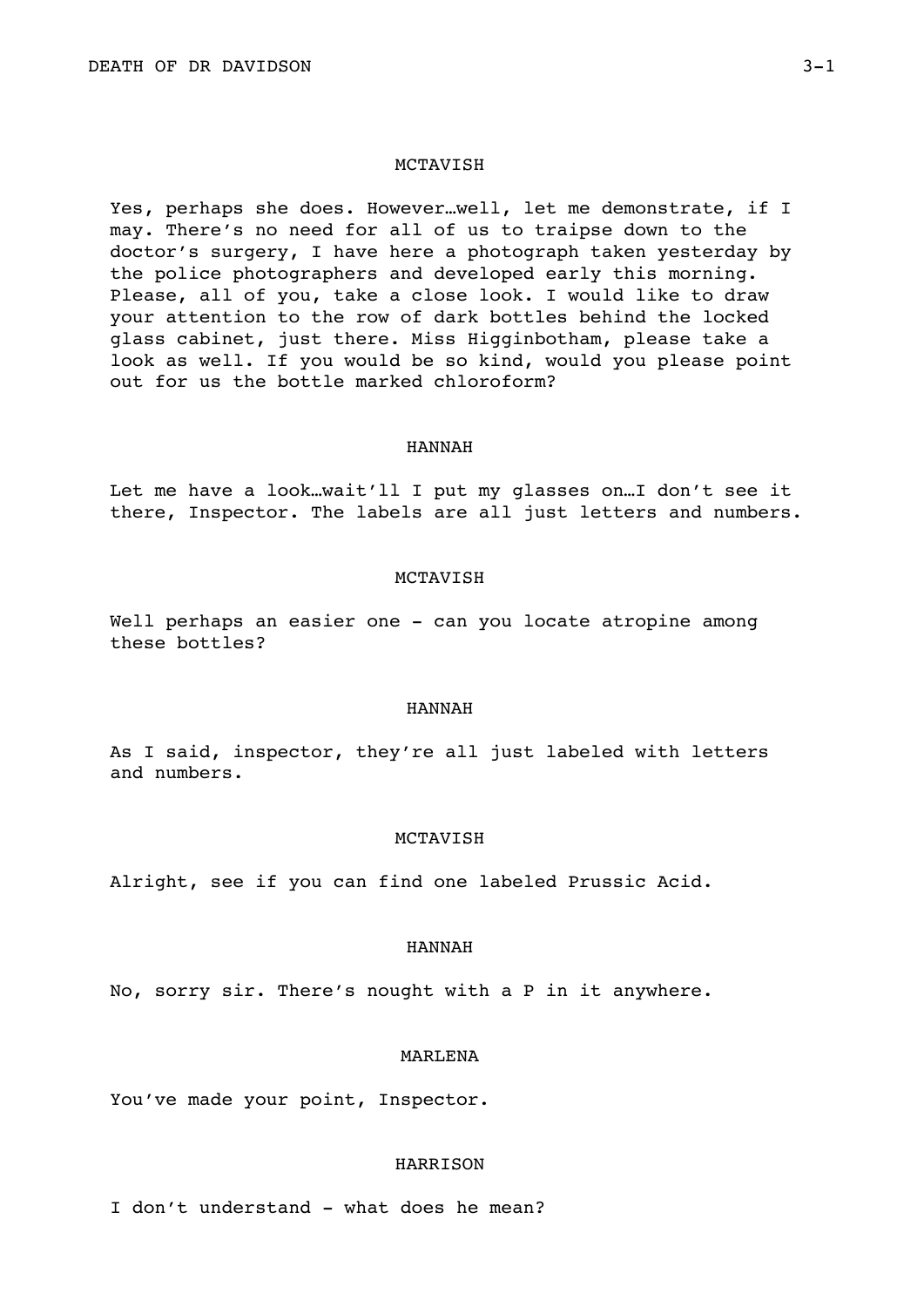MCTAVISH

Yes, perhaps she does. However…well, let me demonstrate, if I may. There's no need for all of us to traipse down to the doctor's surgery, I have here a photograph taken yesterday by the police photographers and developed early this morning. Please, all of you, take a close look. I would like to draw your attention to the row of dark bottles behind the locked glass cabinet, just there. Miss Higginbotham, please take a look as well. If you would be so kind, would you please point out for us the bottle marked chloroform?

HANNAH

Let me have a look…wait'll I put my glasses on…I don't see it there, Inspector. The labels are all just letters and numbers.

MCTAVISH

Well perhaps an easier one - can you locate atropine among these bottles?

HANNAH

As I said, inspector, they're all just labeled with letters and numbers.

MCTAVISH

Alright, see if you can find one labeled Prussic Acid.

HANNAH

No, sorry sir. There's nought with a P in it anywhere.

MARLENA

You've made your point, Inspector.

HARRISON

I don't understand - what does he mean?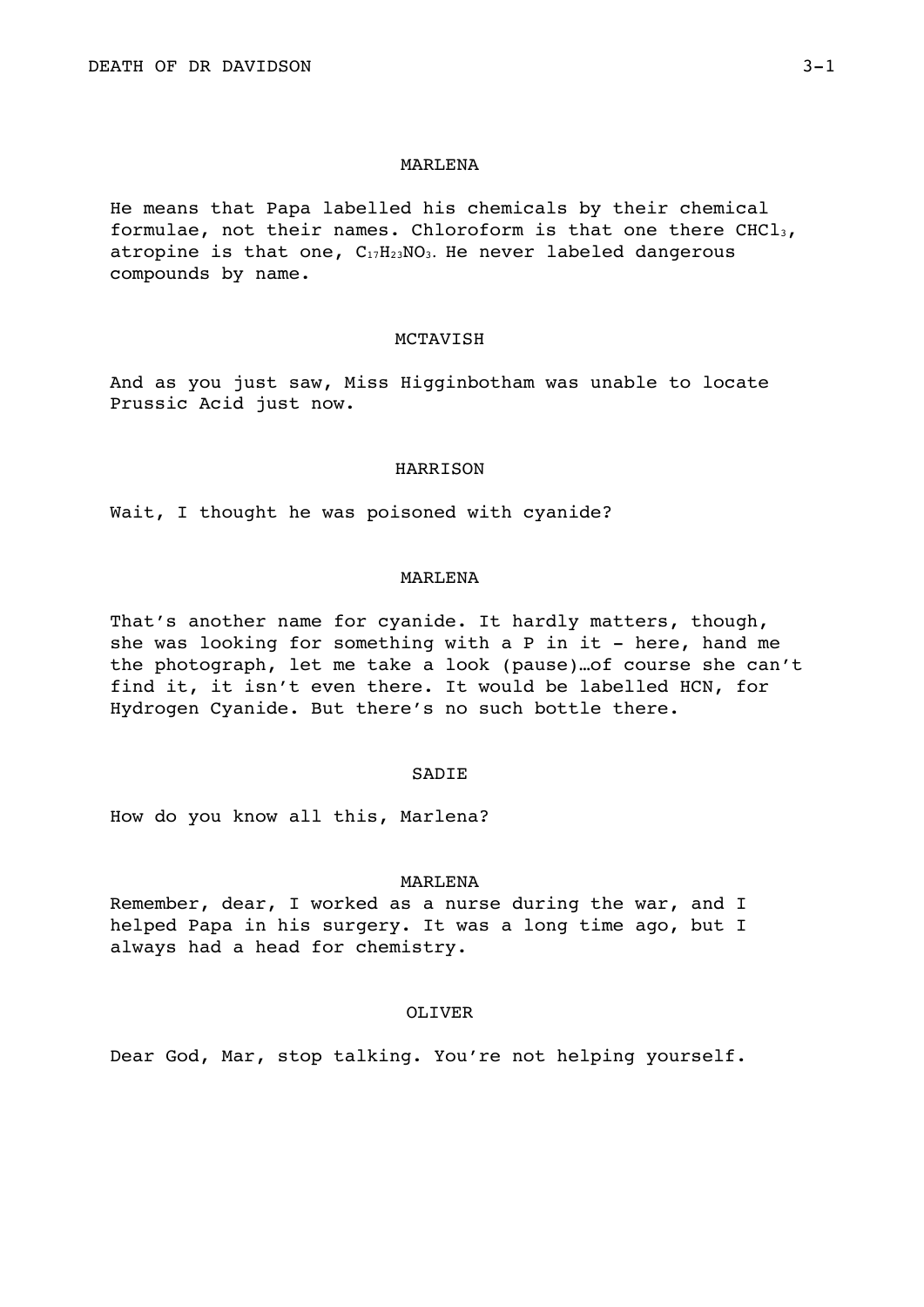MARLENA

He means that Papa labelled his chemicals by their chemical formulae, not their names. Chloroform is that one there $CHCl_3$, atropine is that one, $C_{17}H_{23}NO_3$. He never labeled dangerous compounds by name.

MCTAVISH

And as you just saw, Miss Higginbotham was unable to locate Prussic Acid just now.

HARRISON

Wait, I thought he was poisoned with cyanide?

MARLENA

That's another name for cyanide. It hardly matters, though, she was looking for something with a P in it - here, hand me the photograph, let me take a look (pause)…of course she can't find it, it isn't even there. It would be labelled HCN, for Hydrogen Cyanide. But there's no such bottle there.

SADIE

How do you know all this, Marlena?

MARLENA

Remember, dear, I worked as a nurse during the war, and I helped Papa in his surgery. It was a long time ago, but I always had a head for chemistry.

OLIVER

Dear God, Mar, stop talking. You're not helping yourself.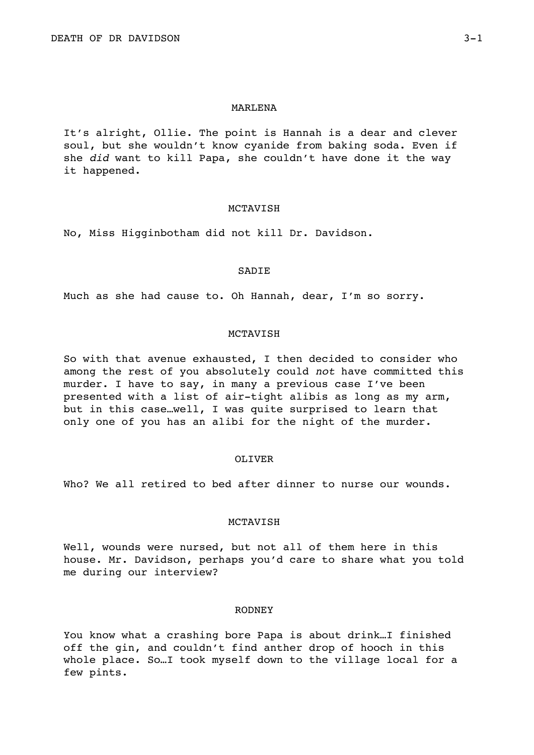MARLENA

It's alright, Ollie. The point is Hannah is a dear and clever soul, but she wouldn't know cyanide from baking soda. Even if she *did* want to kill Papa, she couldn't have done it the way it happened.

MCTAVISH

No, Miss Higginbotham did not kill Dr. Davidson.

SADIE

Much as she had cause to. Oh Hannah, dear, I'm so sorry.

MCTAVISH

So with that avenue exhausted, I then decided to consider who among the rest of you absolutely could *not* have committed this murder. I have to say, in many a previous case I've been presented with a list of air-tight alibis as long as my arm, but in this case…well, I was quite surprised to learn that only one of you has an alibi for the night of the murder.

OLIVER

Who? We all retired to bed after dinner to nurse our wounds.

MCTAVISH

Well, wounds were nursed, but not all of them here in this house. Mr. Davidson, perhaps you'd care to share what you told me during our interview?

RODNEY

You know what a crashing bore Papa is about drink…I finished off the gin, and couldn't find anther drop of hooch in this whole place. So…I took myself down to the village local for a few pints.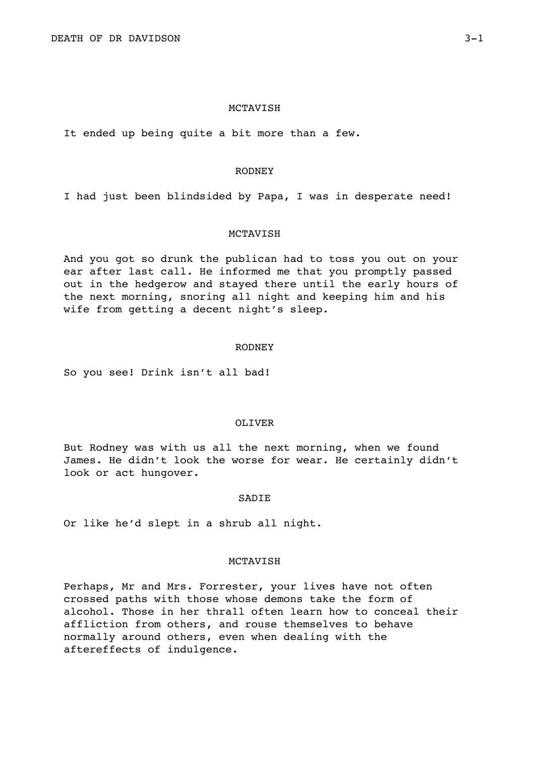MCTAVISH

It ended up being quite a bit more than a few.

RODNEY

I had just been blindsided by Papa, I was in desperate need!

MCTAVISH

And you got so drunk the publican had to toss you out on your ear after last call. He informed me that you promptly passed out in the hedgerow and stayed there until the early hours of the next morning, snoring all night and keeping him and his wife from getting a decent night's sleep.

RODNEY

So you see! Drink isn't all bad!

OLIVER

But Rodney was with us all the next morning, when we found James. He didn't look the worse for wear. He certainly didn't look or act hungover.

SADIE

Or like he'd slept in a shrub all night.

MCTAVISH

Perhaps, Mr and Mrs. Forrester, your lives have not often crossed paths with those whose demons take the form of alcohol. Those in her thrall often learn how to conceal their affliction from others, and rouse themselves to behave normally around others, even when dealing with the aftereffects of indulgence.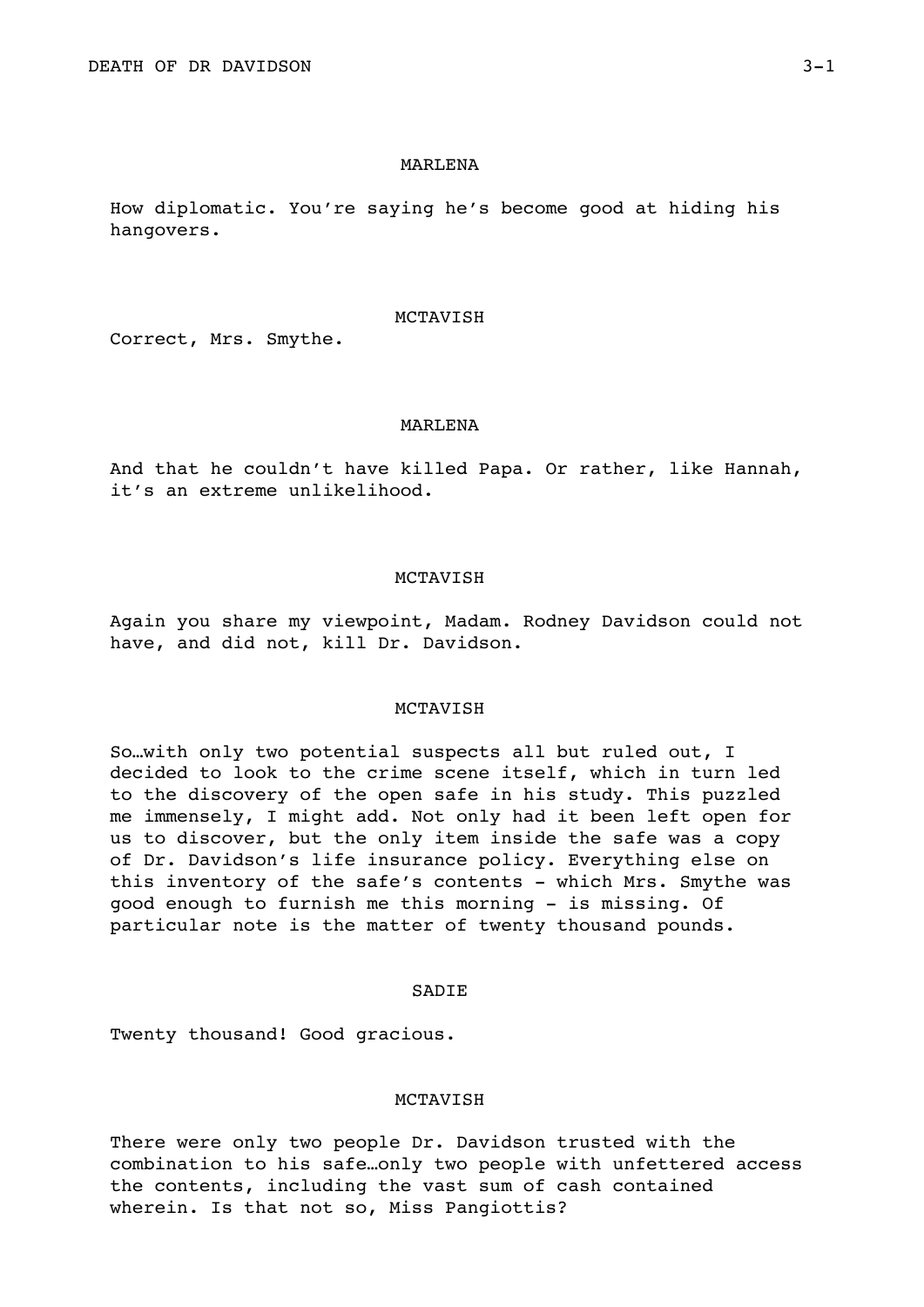MARLENA

How diplomatic. You're saying he's become good at hiding his hangovers.

MCTAVISH

Correct, Mrs. Smythe.

MARLENA

And that he couldn't have killed Papa. Or rather, like Hannah, it's an extreme unlikelihood.

MCTAVISH

Again you share my viewpoint, Madam. Rodney Davidson could not have, and did not, kill Dr. Davidson.

MCTAVISH

So…with only two potential suspects all but ruled out, I decided to look to the crime scene itself, which in turn led to the discovery of the open safe in his study. This puzzled me immensely, I might add. Not only had it been left open for us to discover, but the only item inside the safe was a copy of Dr. Davidson's life insurance policy. Everything else on this inventory of the safe's contents - which Mrs. Smythe was good enough to furnish me this morning - is missing. Of particular note is the matter of twenty thousand pounds.

SADIE

Twenty thousand! Good gracious.

MCTAVISH

There were only two people Dr. Davidson trusted with the combination to his safe…only two people with unfettered access the contents, including the vast sum of cash contained wherein. Is that not so, Miss Pangiottis?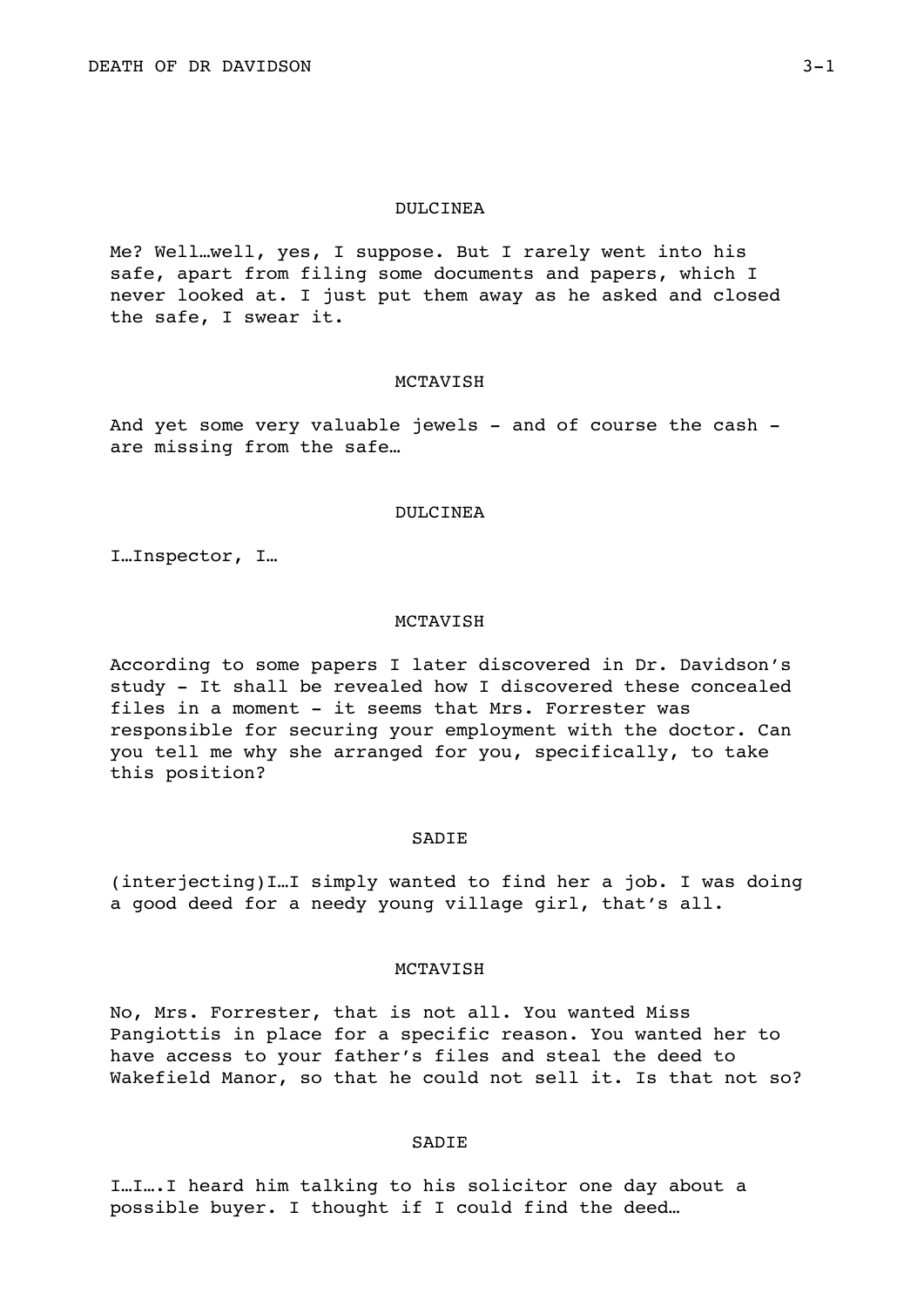DULCINEA

Me? Well…well, yes, I suppose. But I rarely went into his safe, apart from filing some documents and papers, which I never looked at. I just put them away as he asked and closed the safe, I swear it.

MCTAVISH

And yet some very valuable jewels - and of course the cash - are missing from the safe…

DULCINEA

I…Inspector, I…

MCTAVISH

According to some papers I later discovered in Dr. Davidson's study - It shall be revealed how I discovered these concealed files in a moment - it seems that Mrs. Forrester was responsible for securing your employment with the doctor. Can you tell me why she arranged for you, specifically, to take this position?

SADIE

(interjecting)I…I simply wanted to find her a job. I was doing a good deed for a needy young village girl, that's all.

MCTAVISH

No, Mrs. Forrester, that is not all. You wanted Miss Pangiottis in place for a specific reason. You wanted her to have access to your father's files and steal the deed to Wakefield Manor, so that he could not sell it. Is that not so?

SADIE

I…I….I heard him talking to his solicitor one day about a possible buyer. I thought if I could find the deed…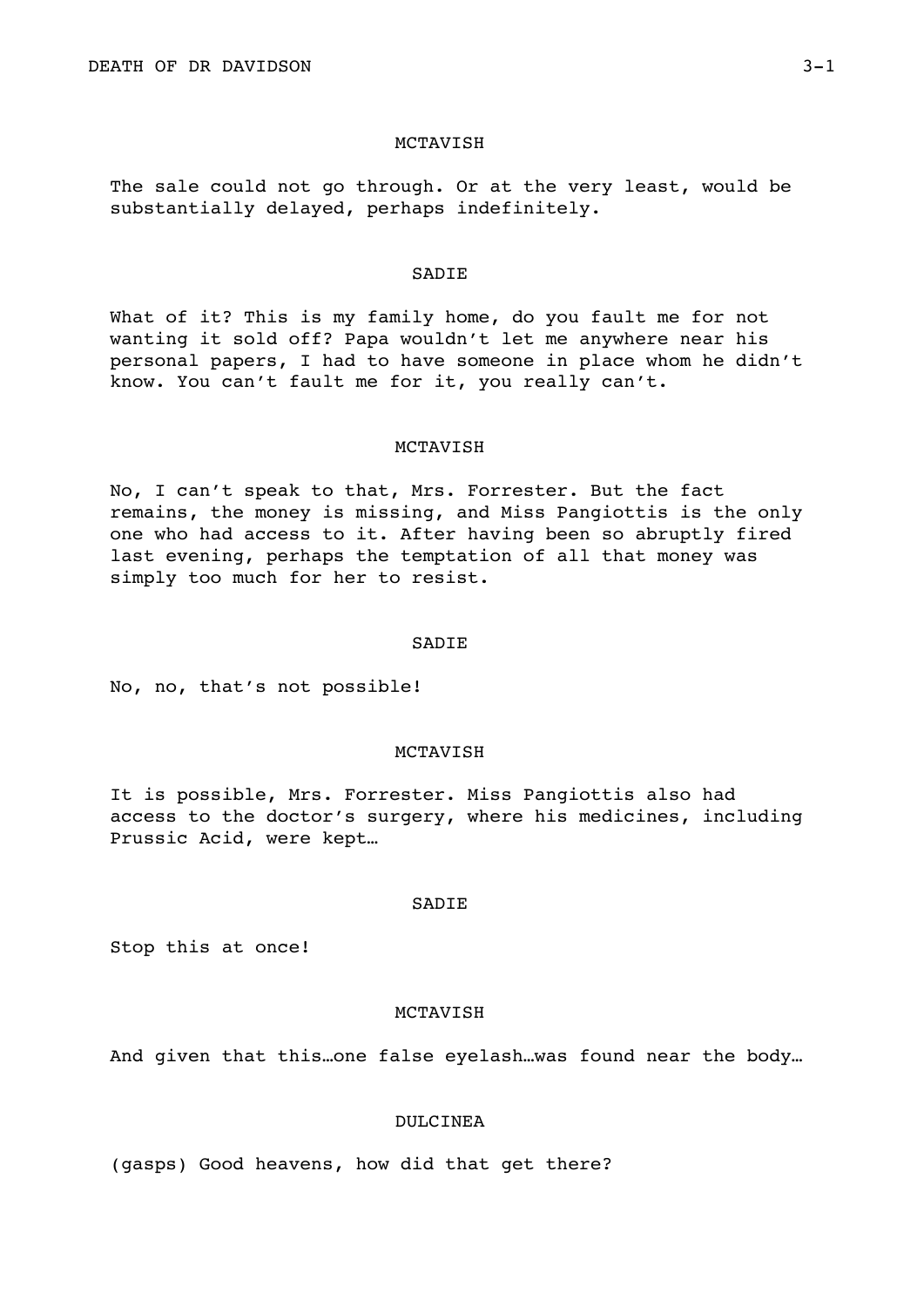MCTAVISH

The sale could not go through. Or at the very least, would be substantially delayed, perhaps indefinitely.

SADIE

What of it? This is my family home, do you fault me for not wanting it sold off? Papa wouldn't let me anywhere near his personal papers, I had to have someone in place whom he didn't know. You can't fault me for it, you really can't.

MCTAVISH

No, I can't speak to that, Mrs. Forrester. But the fact remains, the money is missing, and Miss Pangiottis is the only one who had access to it. After having been so abruptly fired last evening, perhaps the temptation of all that money was simply too much for her to resist.

SADIE

No, no, that's not possible!

MCTAVISH

It is possible, Mrs. Forrester. Miss Pangiottis also had access to the doctor's surgery, where his medicines, including Prussic Acid, were kept…

SADIE

Stop this at once!

MCTAVISH

And given that this…one false eyelash…was found near the body…

DULCINEA

(gasps) Good heavens, how did that get there?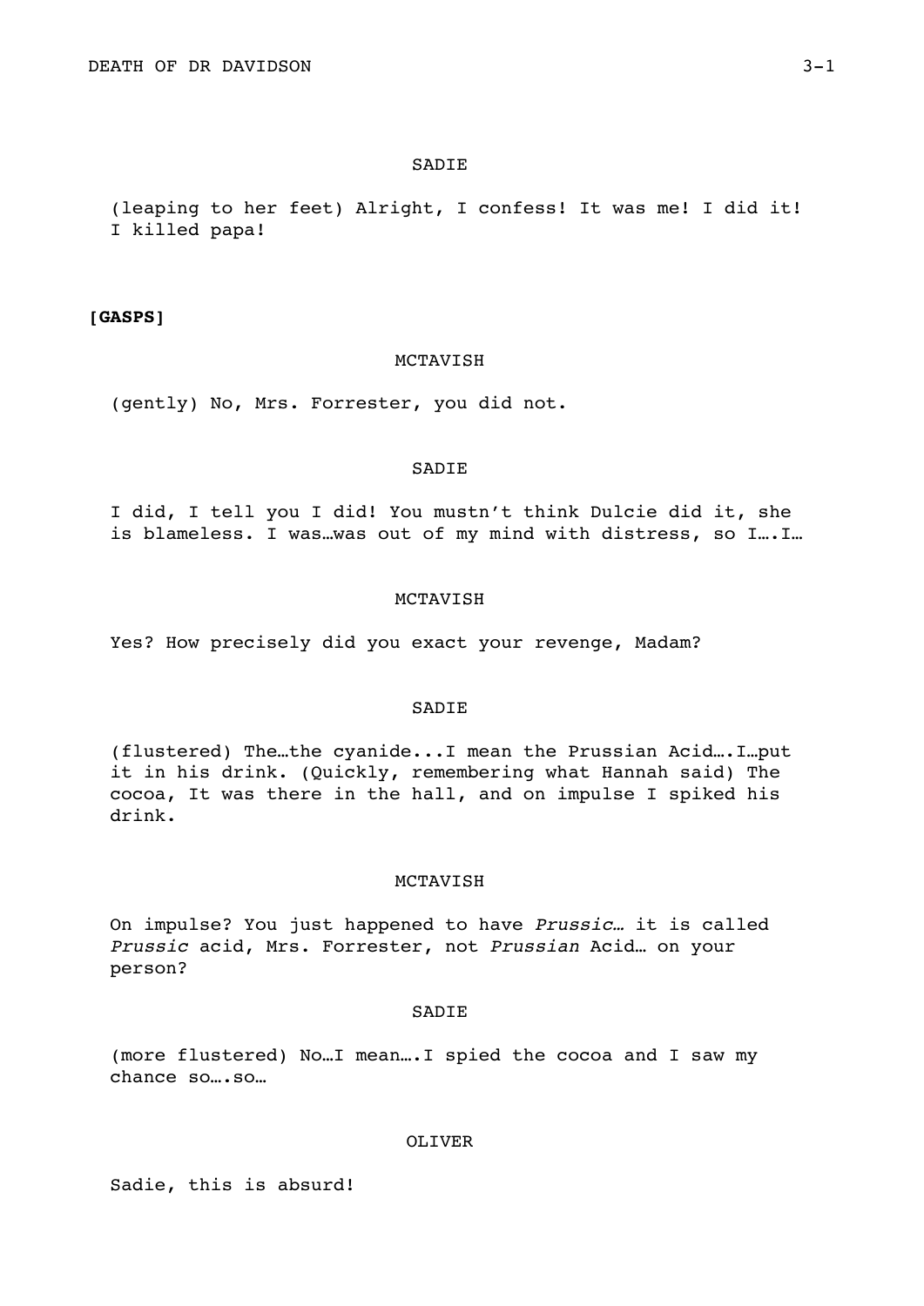SADIE

(leaping to her feet) Alright, I confess! It was me! I did it! I killed papa!

**[GASPS]**

MCTAVISH

(gently) No, Mrs. Forrester, you did not.

SADIE

I did, I tell you I did! You mustn't think Dulcie did it, she is blameless. I was…was out of my mind with distress, so I….I…

MCTAVISH

Yes? How precisely did you exact your revenge, Madam?

SADIE

(flustered) The…the cyanide...I mean the Prussian Acid….I…put it in his drink. (Quickly, remembering what Hannah said) The cocoa, It was there in the hall, and on impulse I spiked his drink.

MCTAVISH

On impulse? You just happened to have *Prussic…* it is called *Prussic* acid, Mrs. Forrester, not *Prussian* Acid… on your person?

SADIE

(more flustered) No…I mean….I spied the cocoa and I saw my chance so….so…

OLIVER

Sadie, this is absurd!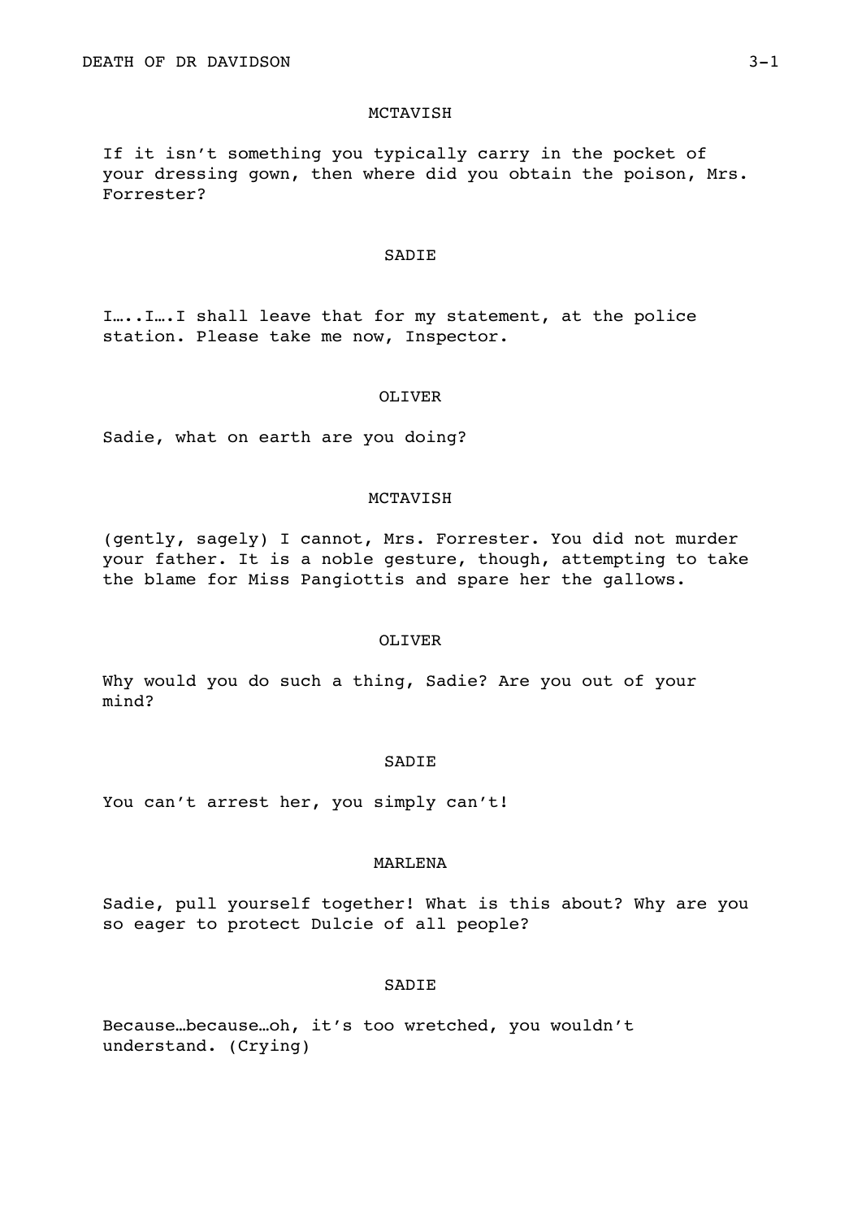MCTAVISH

If it isn’t something you typically carry in the pocket of your dressing gown, then where did you obtain the poison, Mrs. Forrester?

SADIE

I…..I….I shall leave that for my statement, at the police station. Please take me now, Inspector.

OLIVER

Sadie, what on earth are you doing?

MCTAVISH

(gently, sagely) I cannot, Mrs. Forrester. You did not murder your father. It is a noble gesture, though, attempting to take the blame for Miss Pangiottis and spare her the gallows.

OLIVER

Why would you do such a thing, Sadie? Are you out of your mind?

SADIE

You can’t arrest her, you simply can’t!

MARLENA

Sadie, pull yourself together! What is this about? Why are you so eager to protect Dulcie of all people?

SADIE

Because…because…oh, it’s too wretched, you wouldn’t understand. (Crying)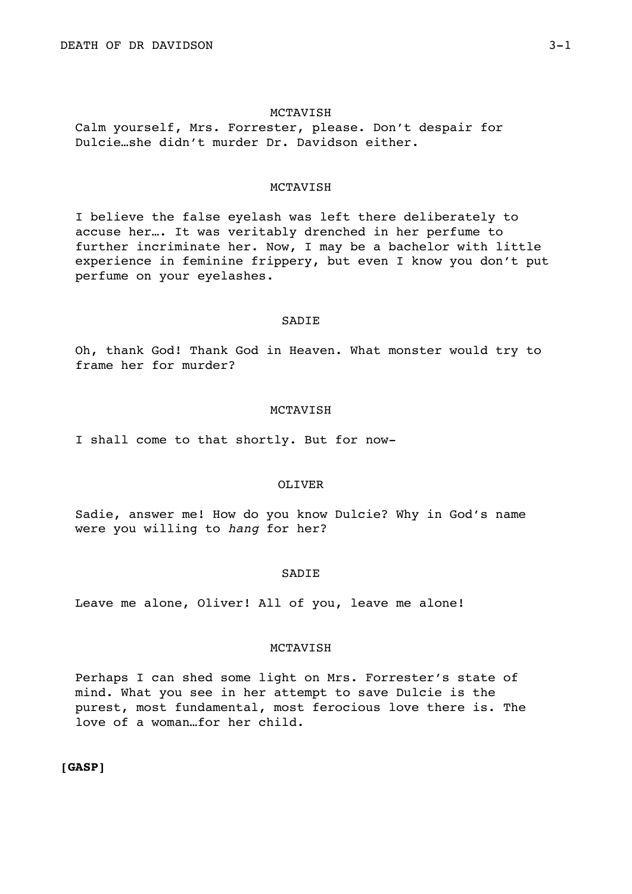MCTAVISH

Calm yourself, Mrs. Forrester, please. Don't despair for Dulcie…she didn't murder Dr. Davidson either.

MCTAVISH

I believe the false eyelash was left there deliberately to accuse her…. It was veritably drenched in her perfume to further incriminate her. Now, I may be a bachelor with little experience in feminine frippery, but even I know you don't put perfume on your eyelashes.

SADIE

Oh, thank God! Thank God in Heaven. What monster would try to frame her for murder?

MCTAVISH

I shall come to that shortly. But for now-

OLIVER

Sadie, answer me! How do you know Dulcie? Why in God's name were you willing to *hang* for her?

SADIE

Leave me alone, Oliver! All of you, leave me alone!

MCTAVISH

Perhaps I can shed some light on Mrs. Forrester's state of mind. What you see in her attempt to save Dulcie is the purest, most fundamental, most ferocious love there is. The love of a woman…for her child.

**[GASP]**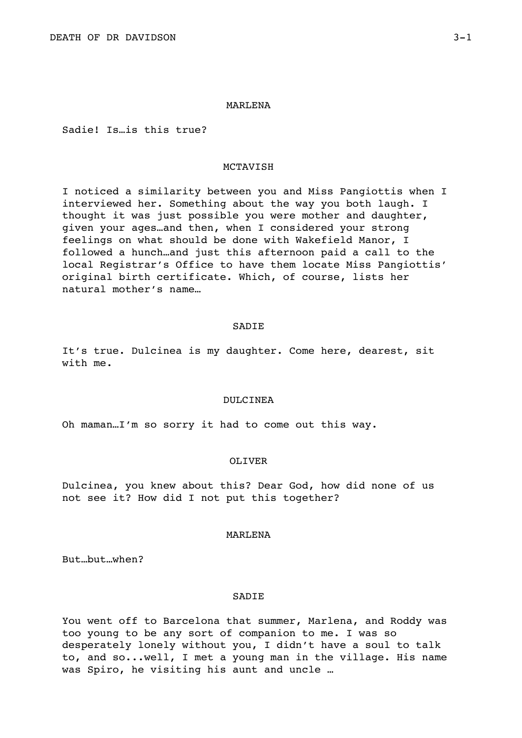MARLENA

Sadie! Is…is this true?

MCTAVISH

I noticed a similarity between you and Miss Pangiottis when I interviewed her. Something about the way you both laugh. I thought it was just possible you were mother and daughter, given your ages…and then, when I considered your strong feelings on what should be done with Wakefield Manor, I followed a hunch…and just this afternoon paid a call to the local Registrar's Office to have them locate Miss Pangiottis' original birth certificate. Which, of course, lists her natural mother's name…

SADIE

It's true. Dulcinea is my daughter. Come here, dearest, sit with me.

DULCINEA

Oh maman…I'm so sorry it had to come out this way.

OLIVER

Dulcinea, you knew about this? Dear God, how did none of us not see it? How did I not put this together?

MARLENA

But…but…when?

SADIE

You went off to Barcelona that summer, Marlena, and Roddy was too young to be any sort of companion to me. I was so desperately lonely without you, I didn't have a soul to talk to, and so...well, I met a young man in the village. His name was Spiro, he visiting his aunt and uncle …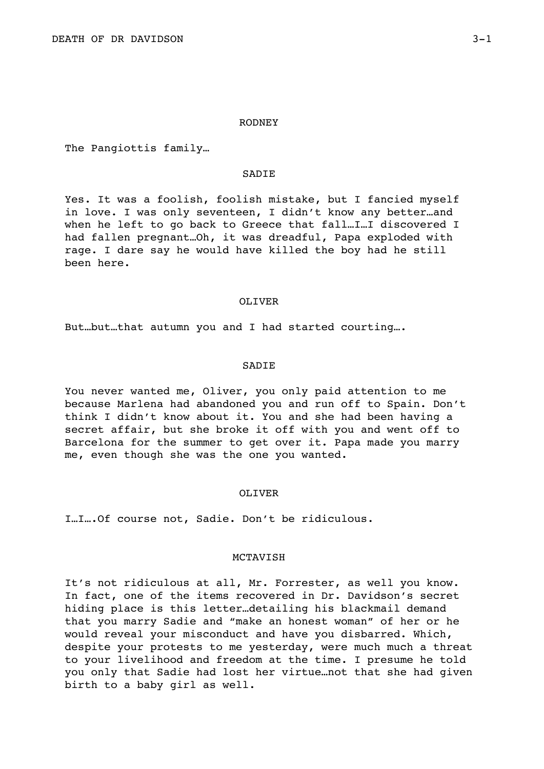RODNEY

The Pangiottis family…

SADIE

Yes. It was a foolish, foolish mistake, but I fancied myself in love. I was only seventeen, I didn't know any better…and when he left to go back to Greece that fall…I…I discovered I had fallen pregnant…Oh, it was dreadful, Papa exploded with rage. I dare say he would have killed the boy had he still been here.

OLIVER

But…but…that autumn you and I had started courting….

SADIE

You never wanted me, Oliver, you only paid attention to me because Marlena had abandoned you and run off to Spain. Don't think I didn't know about it. You and she had been having a secret affair, but she broke it off with you and went off to Barcelona for the summer to get over it. Papa made you marry me, even though she was the one you wanted.

OLIVER

I…I….Of course not, Sadie. Don't be ridiculous.

MCTAVISH

It's not ridiculous at all, Mr. Forrester, as well you know. In fact, one of the items recovered in Dr. Davidson's secret hiding place is this letter…detailing his blackmail demand that you marry Sadie and "make an honest woman" of her or he would reveal your misconduct and have you disbarred. Which, despite your protests to me yesterday, were much much a threat to your livelihood and freedom at the time. I presume he told you only that Sadie had lost her virtue…not that she had given birth to a baby girl as well.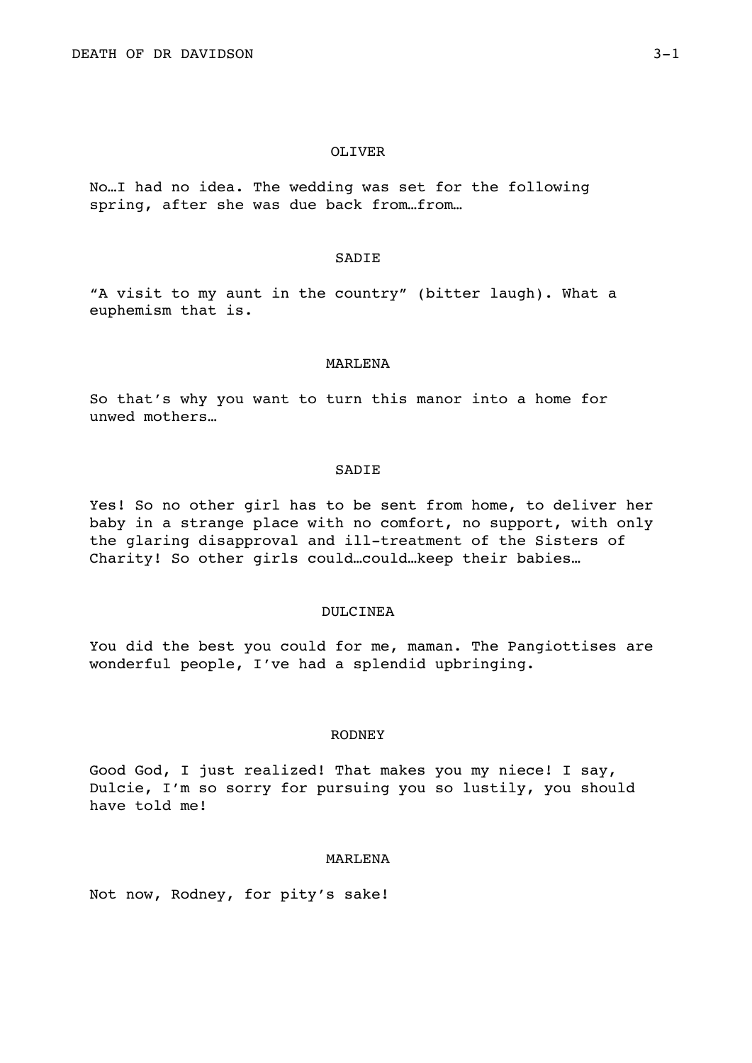OLIVER

No…I had no idea. The wedding was set for the following spring, after she was due back from…from…

SADIE

"A visit to my aunt in the country" (bitter laugh). What a euphemism that is.

MARLENA

So that's why you want to turn this manor into a home for unwed mothers…

SADIE

Yes! So no other girl has to be sent from home, to deliver her baby in a strange place with no comfort, no support, with only the glaring disapproval and ill-treatment of the Sisters of Charity! So other girls could…could…keep their babies…

DULCINEA

You did the best you could for me, maman. The Pangiottises are wonderful people, I've had a splendid upbringing.

RODNEY

Good God, I just realized! That makes you my niece! I say, Dulcie, I'm so sorry for pursuing you so lustily, you should have told me!

MARLENA

Not now, Rodney, for pity's sake!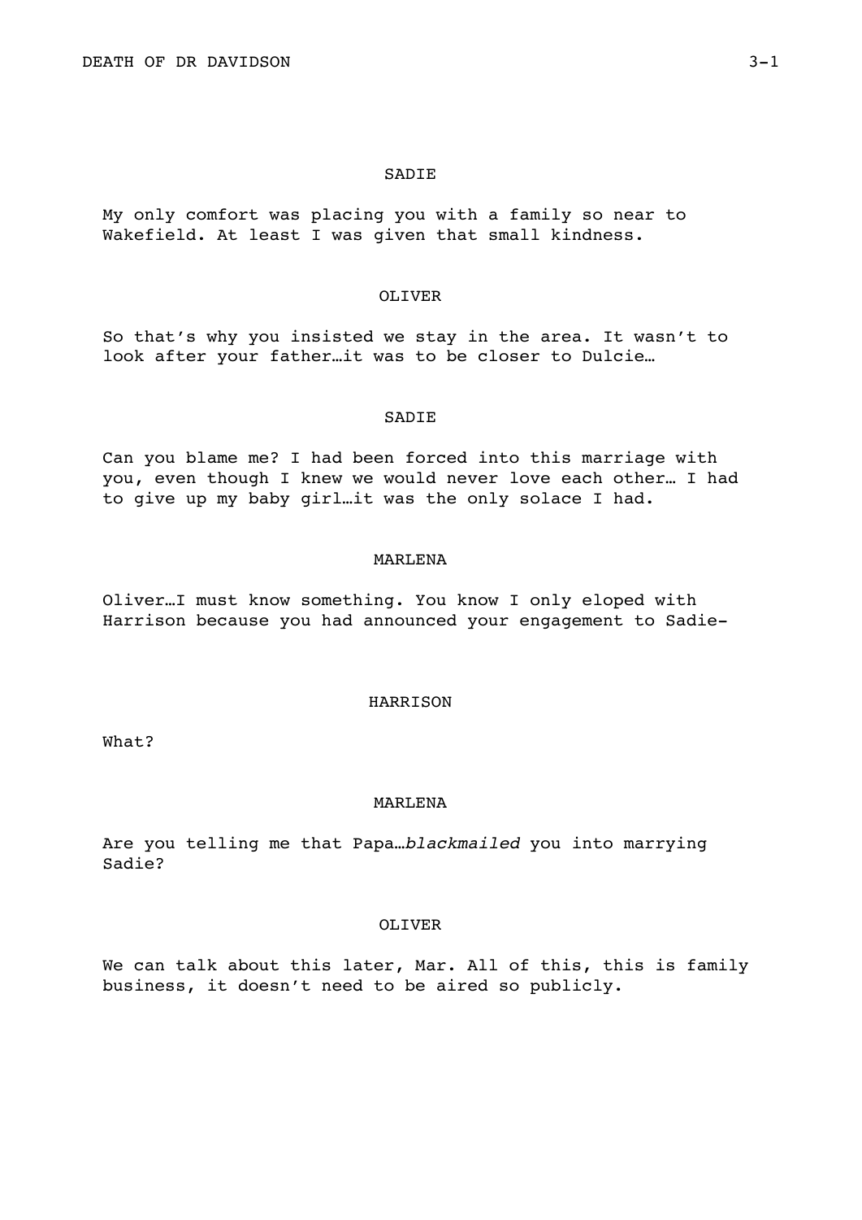SADIE

My only comfort was placing you with a family so near to Wakefield. At least I was given that small kindness.

OLIVER

So that's why you insisted we stay in the area. It wasn't to look after your father…it was to be closer to Dulcie…

SADIE

Can you blame me? I had been forced into this marriage with you, even though I knew we would never love each other… I had to give up my baby girl…it was the only solace I had.

MARLENA

Oliver…I must know something. You know I only eloped with Harrison because you had announced your engagement to Sadie-

HARRISON

What?

MARLENA

Are you telling me that Papa…*blackmailed* you into marrying Sadie?

OLIVER

We can talk about this later, Mar. All of this, this is family business, it doesn't need to be aired so publicly.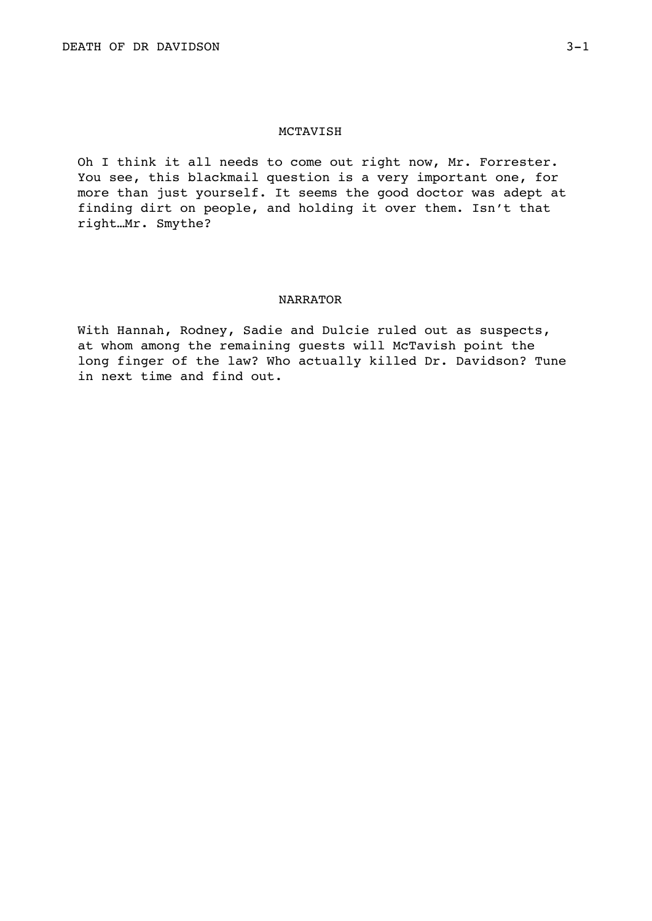MCTAVISH

Oh I think it all needs to come out right now, Mr. Forrester. You see, this blackmail question is a very important one, for more than just yourself. It seems the good doctor was adept at finding dirt on people, and holding it over them. Isn't that right…Mr. Smythe?

NARRATOR

With Hannah, Rodney, Sadie and Dulcie ruled out as suspects, at whom among the remaining guests will McTavish point the long finger of the law? Who actually killed Dr. Davidson? Tune in next time and find out.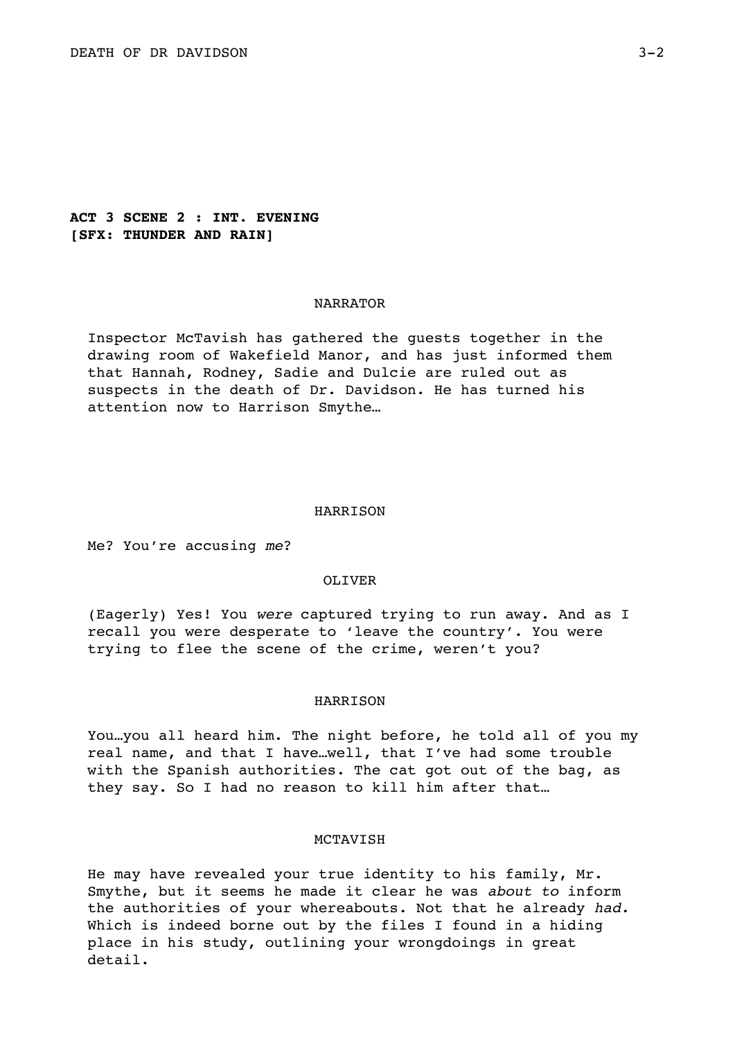**ACT 3 SCENE 2 : INT. EVENING**
**[SFX: THUNDER AND RAIN]**

NARRATOR

Inspector McTavish has gathered the guests together in the drawing room of Wakefield Manor, and has just informed them that Hannah, Rodney, Sadie and Dulcie are ruled out as suspects in the death of Dr. Davidson. He has turned his attention now to Harrison Smythe…

HARRISON

Me? You're accusing *me*?

OLIVER

(Eagerly) Yes! You *were* captured trying to run away. And as I recall you were desperate to 'leave the country'. You were trying to flee the scene of the crime, weren't you?

HARRISON

You…you all heard him. The night before, he told all of you my real name, and that I have…well, that I've had some trouble with the Spanish authorities. The cat got out of the bag, as they say. So I had no reason to kill him after that…

MCTAVISH

He may have revealed your true identity to his family, Mr. Smythe, but it seems he made it clear he was *about to* inform the authorities of your whereabouts. Not that he already *had.* Which is indeed borne out by the files I found in a hiding place in his study, outlining your wrongdoings in great detail.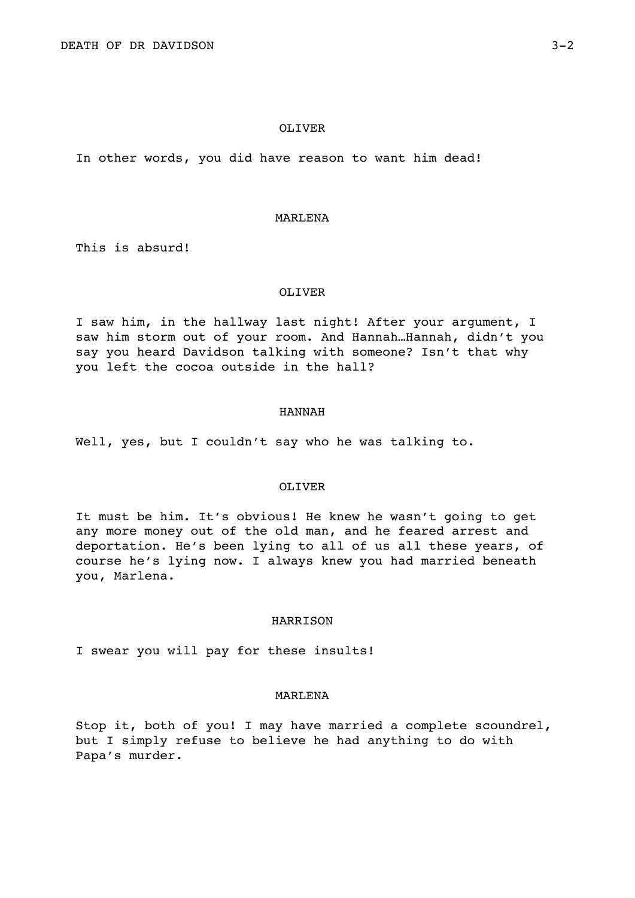OLIVER

In other words, you did have reason to want him dead!

MARLENA

This is absurd!

OLIVER

I saw him, in the hallway last night! After your argument, I saw him storm out of your room. And Hannah…Hannah, didn't you say you heard Davidson talking with someone? Isn't that why you left the cocoa outside in the hall?

HANNAH

Well, yes, but I couldn't say who he was talking to.

OLIVER

It must be him. It's obvious! He knew he wasn't going to get any more money out of the old man, and he feared arrest and deportation. He's been lying to all of us all these years, of course he's lying now. I always knew you had married beneath you, Marlena.

HARRISON

I swear you will pay for these insults!

MARLENA

Stop it, both of you! I may have married a complete scoundrel, but I simply refuse to believe he had anything to do with Papa's murder.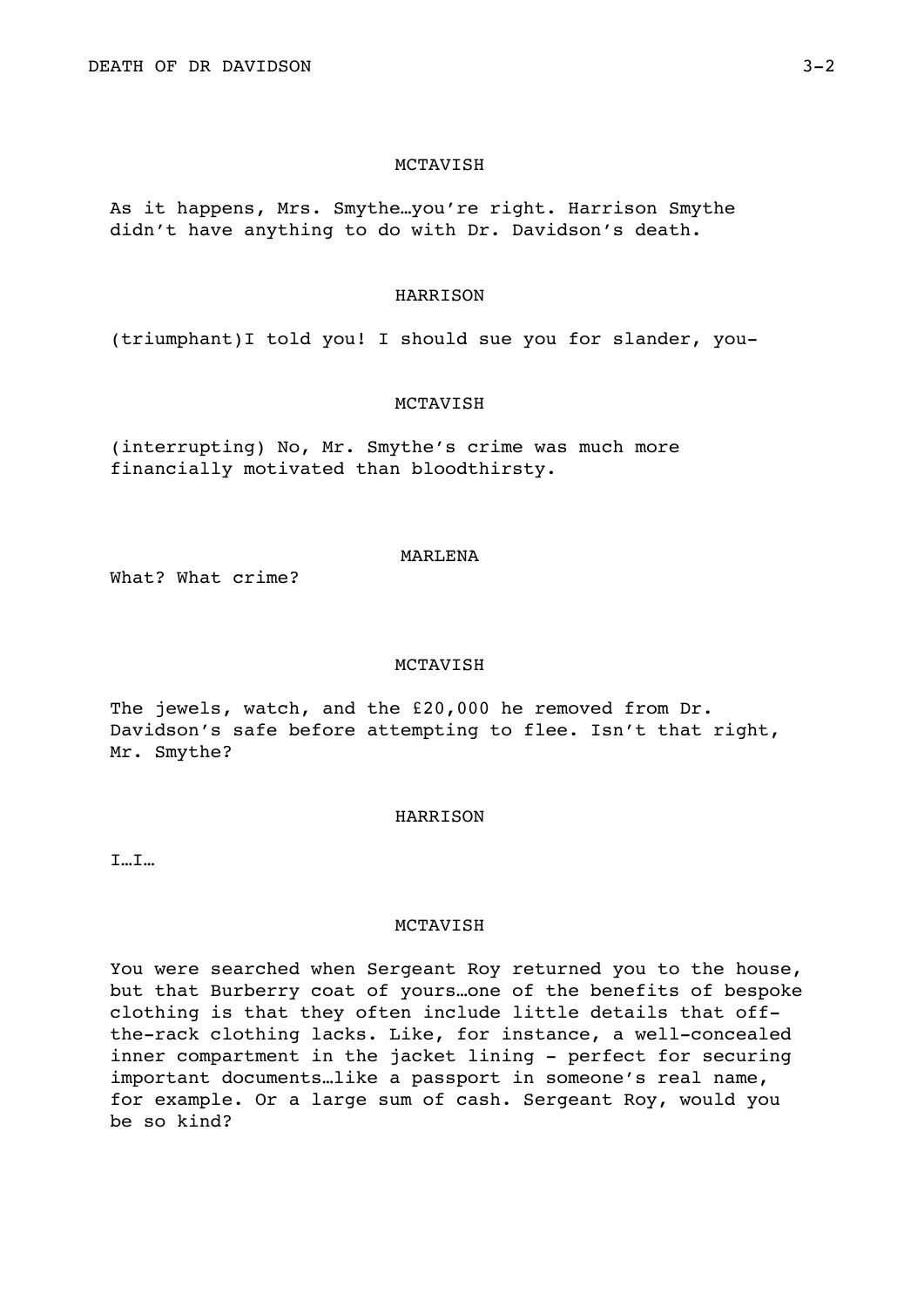MCTAVISH

As it happens, Mrs. Smythe…you're right. Harrison Smythe didn't have anything to do with Dr. Davidson's death.

HARRISON

(triumphant)I told you! I should sue you for slander, you-

MCTAVISH

(interrupting) No, Mr. Smythe's crime was much more financially motivated than bloodthirsty.

MARLENA

What? What crime?

MCTAVISH

The jewels, watch, and the £20,000 he removed from Dr. Davidson's safe before attempting to flee. Isn't that right, Mr. Smythe?

HARRISON

I…I…

MCTAVISH

You were searched when Sergeant Roy returned you to the house, but that Burberry coat of yours…one of the benefits of bespoke clothing is that they often include little details that off-the-rack clothing lacks. Like, for instance, a well-concealed inner compartment in the jacket lining - perfect for securing important documents…like a passport in someone's real name, for example. Or a large sum of cash. Sergeant Roy, would you be so kind?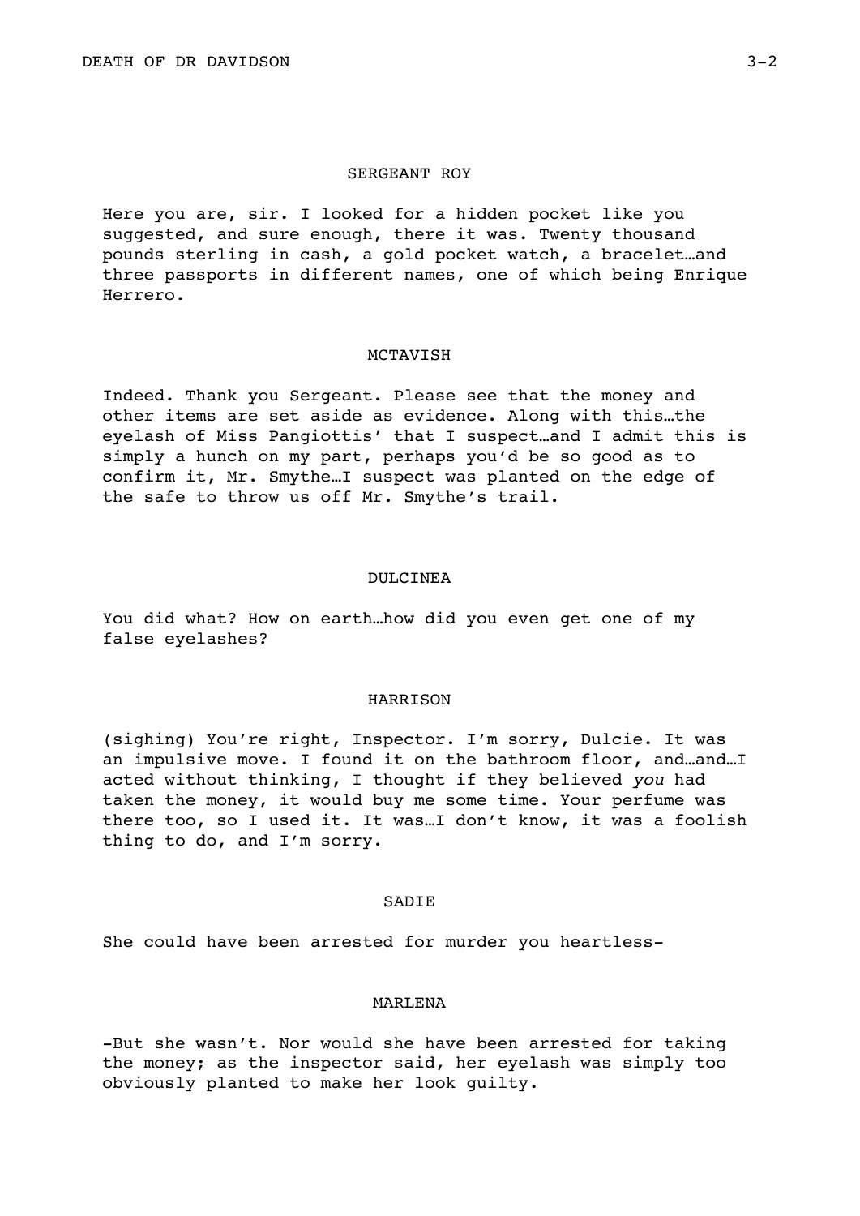SERGEANT ROY

Here you are, sir. I looked for a hidden pocket like you suggested, and sure enough, there it was. Twenty thousand pounds sterling in cash, a gold pocket watch, a bracelet…and three passports in different names, one of which being Enrique Herrero.

MCTAVISH

Indeed. Thank you Sergeant. Please see that the money and other items are set aside as evidence. Along with this…the eyelash of Miss Pangiottis' that I suspect…and I admit this is simply a hunch on my part, perhaps you'd be so good as to confirm it, Mr. Smythe…I suspect was planted on the edge of the safe to throw us off Mr. Smythe's trail.

DULCINEA

You did what? How on earth…how did you even get one of my false eyelashes?

HARRISON

(sighing) You're right, Inspector. I'm sorry, Dulcie. It was an impulsive move. I found it on the bathroom floor, and…and…I acted without thinking, I thought if they believed *you* had taken the money, it would buy me some time. Your perfume was there too, so I used it. It was…I don't know, it was a foolish thing to do, and I'm sorry.

SADIE

She could have been arrested for murder you heartless-

MARLENA

-But she wasn't. Nor would she have been arrested for taking the money; as the inspector said, her eyelash was simply too obviously planted to make her look guilty.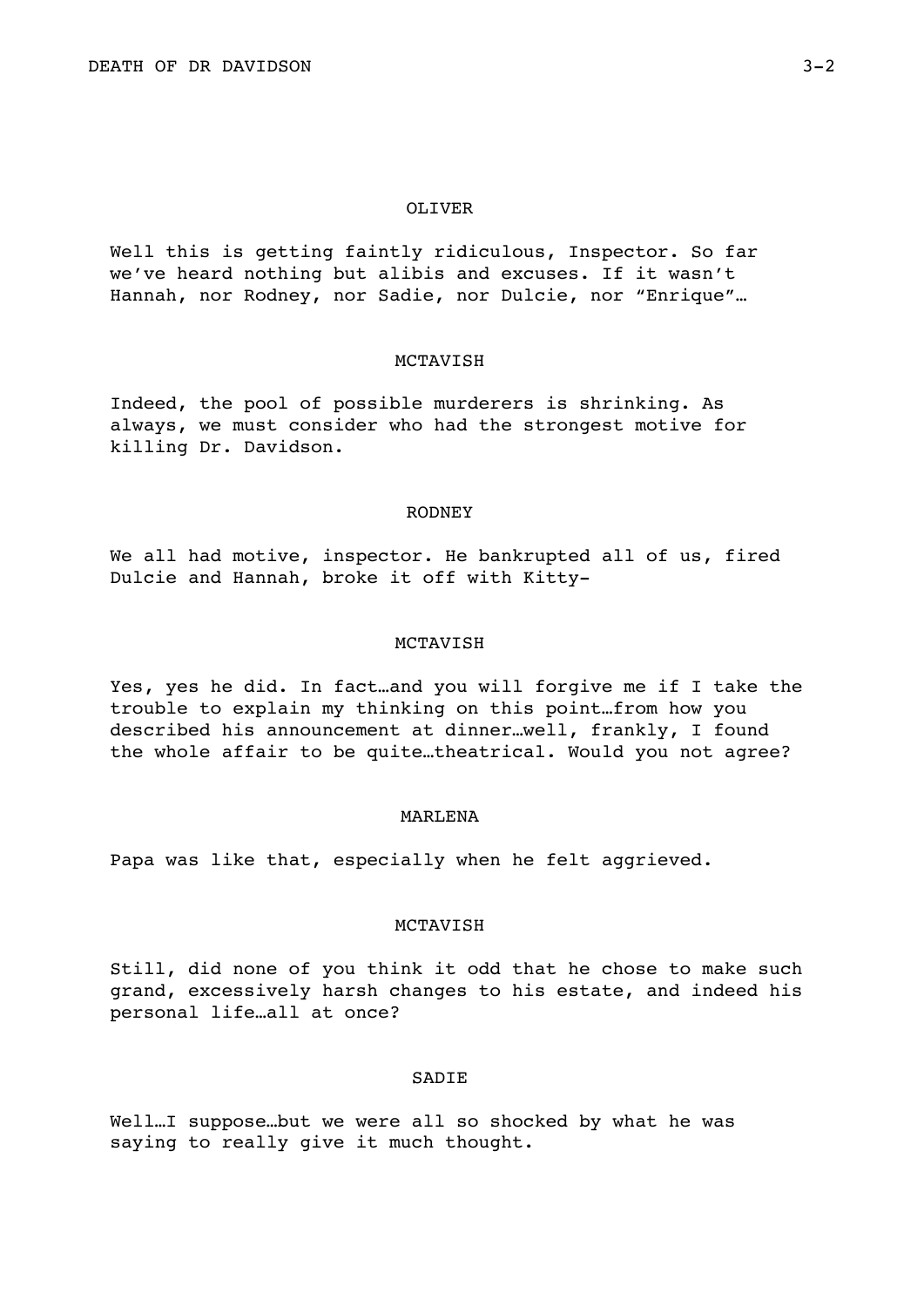OLIVER

Well this is getting faintly ridiculous, Inspector. So far we've heard nothing but alibis and excuses. If it wasn't Hannah, nor Rodney, nor Sadie, nor Dulcie, nor "Enrique"…

MCTAVISH

Indeed, the pool of possible murderers is shrinking. As always, we must consider who had the strongest motive for killing Dr. Davidson.

RODNEY

We all had motive, inspector. He bankrupted all of us, fired Dulcie and Hannah, broke it off with Kitty-

MCTAVISH

Yes, yes he did. In fact…and you will forgive me if I take the trouble to explain my thinking on this point…from how you described his announcement at dinner…well, frankly, I found the whole affair to be quite…theatrical. Would you not agree?

MARLENA

Papa was like that, especially when he felt aggrieved.

MCTAVISH

Still, did none of you think it odd that he chose to make such grand, excessively harsh changes to his estate, and indeed his personal life…all at once?

SADIE

Well…I suppose…but we were all so shocked by what he was saying to really give it much thought.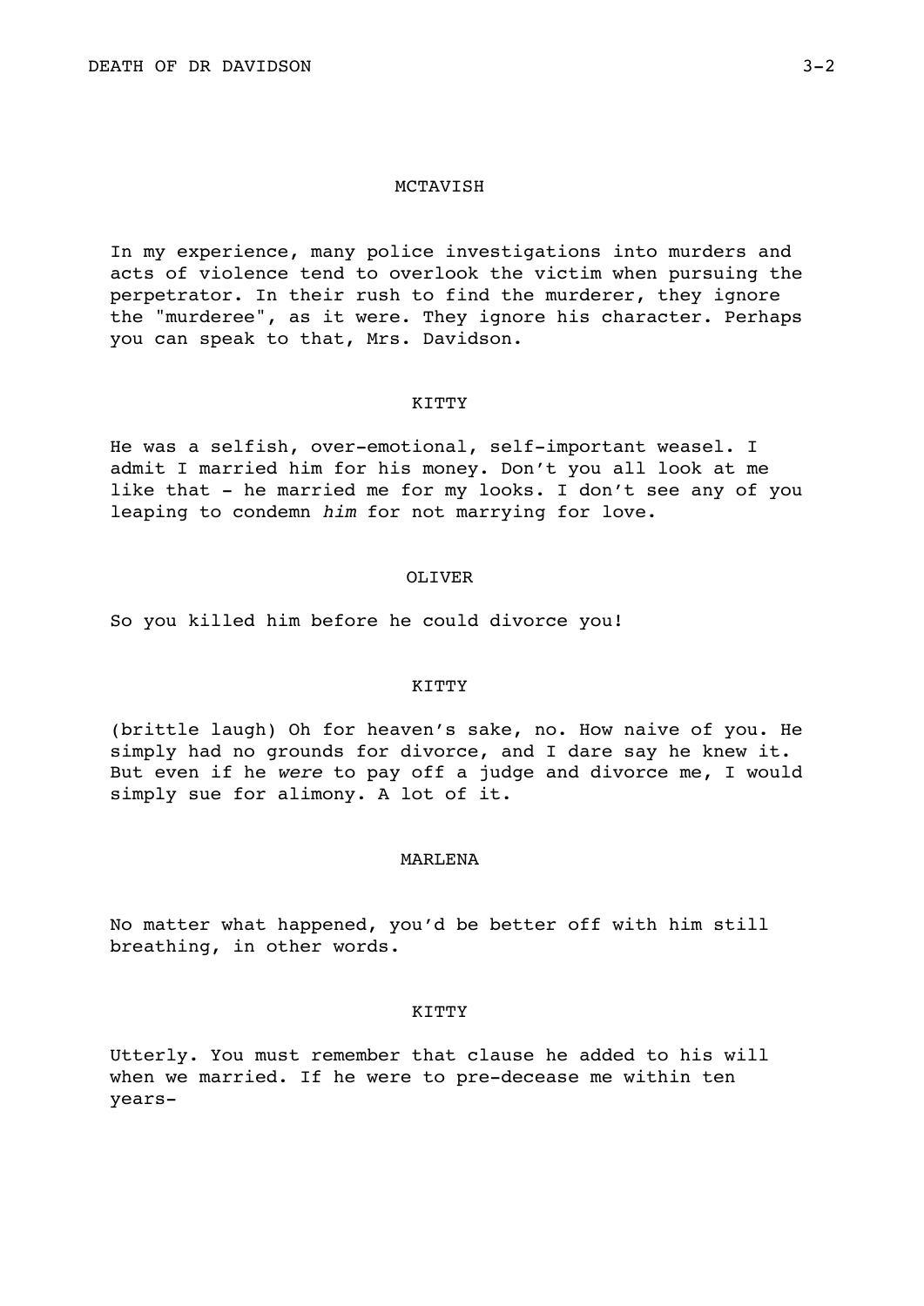MCTAVISH

In my experience, many police investigations into murders and acts of violence tend to overlook the victim when pursuing the perpetrator. In their rush to find the murderer, they ignore the "murderee", as it were. They ignore his character. Perhaps you can speak to that, Mrs. Davidson.

KITTY

He was a selfish, over-emotional, self-important weasel. I admit I married him for his money. Don't you all look at me like that - he married me for my looks. I don't see any of you leaping to condemn *him* for not marrying for love.

OLIVER

So you killed him before he could divorce you!

KITTY

(brittle laugh) Oh for heaven's sake, no. How naive of you. He simply had no grounds for divorce, and I dare say he knew it. But even if he *were* to pay off a judge and divorce me, I would simply sue for alimony. A lot of it.

MARLENA

No matter what happened, you'd be better off with him still breathing, in other words.

KITTY

Utterly. You must remember that clause he added to his will when we married. If he were to pre-decease me within ten years-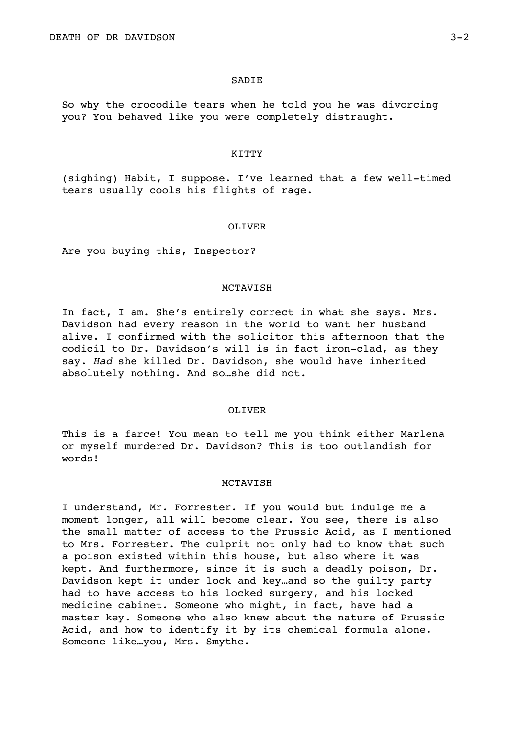SADIE

So why the crocodile tears when he told you he was divorcing you? You behaved like you were completely distraught.

KITTY

(sighing) Habit, I suppose. I've learned that a few well-timed tears usually cools his flights of rage.

OLIVER

Are you buying this, Inspector?

MCTAVISH

In fact, I am. She's entirely correct in what she says. Mrs. Davidson had every reason in the world to want her husband alive. I confirmed with the solicitor this afternoon that the codicil to Dr. Davidson's will is in fact iron-clad, as they say. *Had* she killed Dr. Davidson, she would have inherited absolutely nothing. And so…she did not.

OLIVER

This is a farce! You mean to tell me you think either Marlena or myself murdered Dr. Davidson? This is too outlandish for words!

MCTAVISH

I understand, Mr. Forrester. If you would but indulge me a moment longer, all will become clear. You see, there is also the small matter of access to the Prussic Acid, as I mentioned to Mrs. Forrester. The culprit not only had to know that such a poison existed within this house, but also where it was kept. And furthermore, since it is such a deadly poison, Dr. Davidson kept it under lock and key…and so the guilty party had to have access to his locked surgery, and his locked medicine cabinet. Someone who might, in fact, have had a master key. Someone who also knew about the nature of Prussic Acid, and how to identify it by its chemical formula alone. Someone like…you, Mrs. Smythe.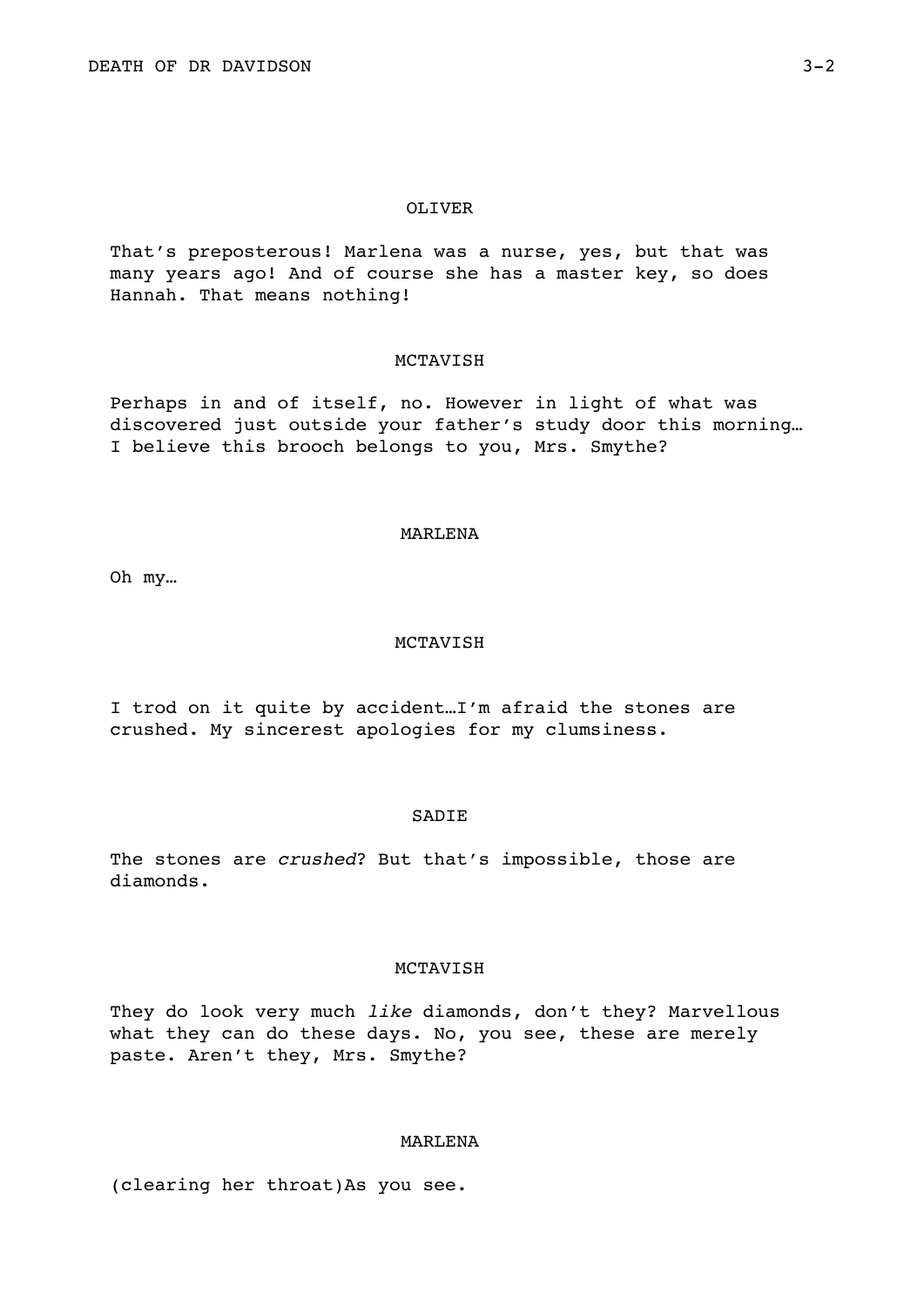OLIVER

That’s preposterous! Marlena was a nurse, yes, but that was many years ago! And of course she has a master key, so does Hannah. That means nothing!

MCTAVISH

Perhaps in and of itself, no. However in light of what was discovered just outside your father’s study door this morning… I believe this brooch belongs to you, Mrs. Smythe?

MARLENA

Oh my…

MCTAVISH

I trod on it quite by accident…I’m afraid the stones are crushed. My sincerest apologies for my clumsiness.

SADIE

The stones are *crushed*? But that’s impossible, those are diamonds.

MCTAVISH

They do look very much *like* diamonds, don’t they? Marvellous what they can do these days. No, you see, these are merely paste. Aren’t they, Mrs. Smythe?

MARLENA

(clearing her throat)As you see.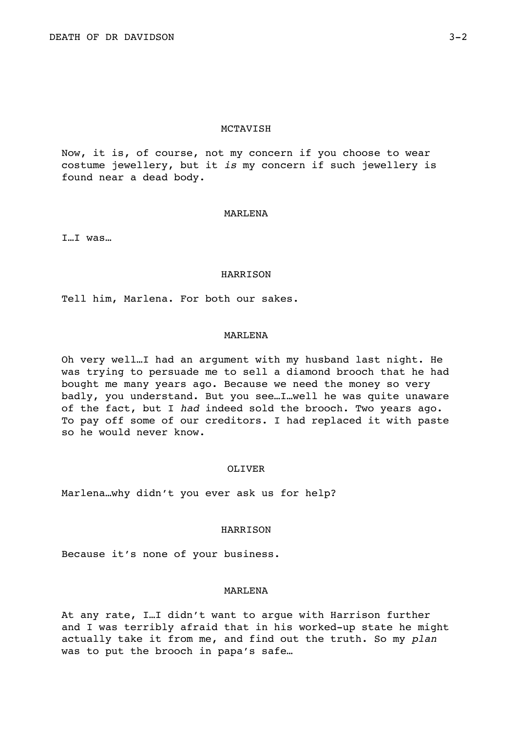MCTAVISH

Now, it is, of course, not my concern if you choose to wear costume jewellery, but it *is* my concern if such jewellery is found near a dead body.

MARLENA

I…I was…

HARRISON

Tell him, Marlena. For both our sakes.

MARLENA

Oh very well…I had an argument with my husband last night. He was trying to persuade me to sell a diamond brooch that he had bought me many years ago. Because we need the money so very badly, you understand. But you see…I…well he was quite unaware of the fact, but I *had* indeed sold the brooch. Two years ago. To pay off some of our creditors. I had replaced it with paste so he would never know.

OLIVER

Marlena…why didn't you ever ask us for help?

HARRISON

Because it's none of your business.

MARLENA

At any rate, I…I didn't want to argue with Harrison further and I was terribly afraid that in his worked-up state he might actually take it from me, and find out the truth. So my *plan* was to put the brooch in papa's safe…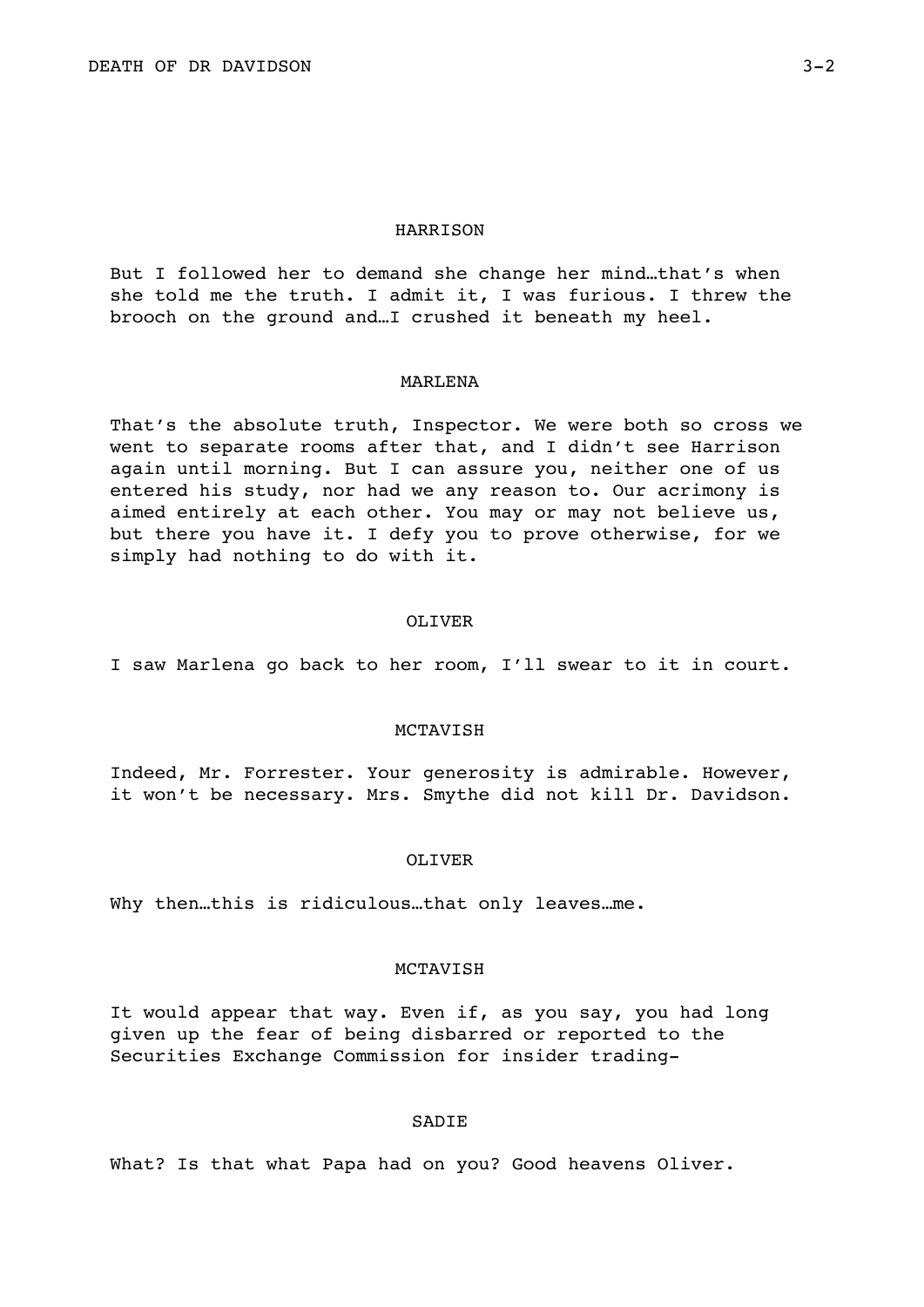HARRISON

But I followed her to demand she change her mind…that's when she told me the truth. I admit it, I was furious. I threw the brooch on the ground and…I crushed it beneath my heel.

MARLENA

That's the absolute truth, Inspector. We were both so cross we went to separate rooms after that, and I didn't see Harrison again until morning. But I can assure you, neither one of us entered his study, nor had we any reason to. Our acrimony is aimed entirely at each other. You may or may not believe us, but there you have it. I defy you to prove otherwise, for we simply had nothing to do with it.

OLIVER

I saw Marlena go back to her room, I'll swear to it in court.

MCTAVISH

Indeed, Mr. Forrester. Your generosity is admirable. However, it won't be necessary. Mrs. Smythe did not kill Dr. Davidson.

OLIVER

Why then…this is ridiculous…that only leaves…me.

MCTAVISH

It would appear that way. Even if, as you say, you had long given up the fear of being disbarred or reported to the Securities Exchange Commission for insider trading-

SADIE

What? Is that what Papa had on you? Good heavens Oliver.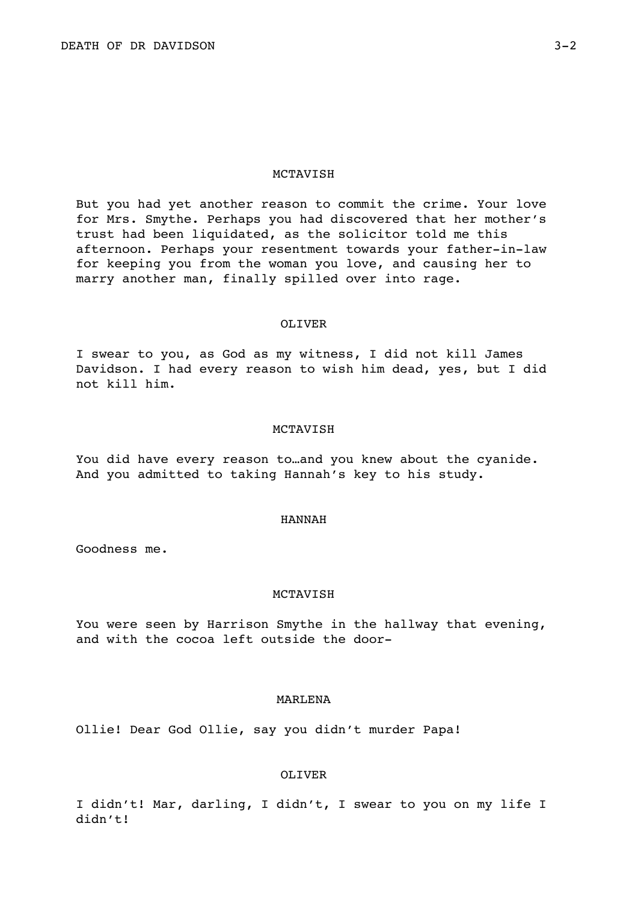MCTAVISH

But you had yet another reason to commit the crime. Your love for Mrs. Smythe. Perhaps you had discovered that her mother's trust had been liquidated, as the solicitor told me this afternoon. Perhaps your resentment towards your father-in-law for keeping you from the woman you love, and causing her to marry another man, finally spilled over into rage.

OLIVER

I swear to you, as God as my witness, I did not kill James Davidson. I had every reason to wish him dead, yes, but I did not kill him.

MCTAVISH

You did have every reason to…and you knew about the cyanide. And you admitted to taking Hannah's key to his study.

HANNAH

Goodness me.

MCTAVISH

You were seen by Harrison Smythe in the hallway that evening, and with the cocoa left outside the door-

MARLENA

Ollie! Dear God Ollie, say you didn't murder Papa!

OLIVER

I didn't! Mar, darling, I didn't, I swear to you on my life I didn't!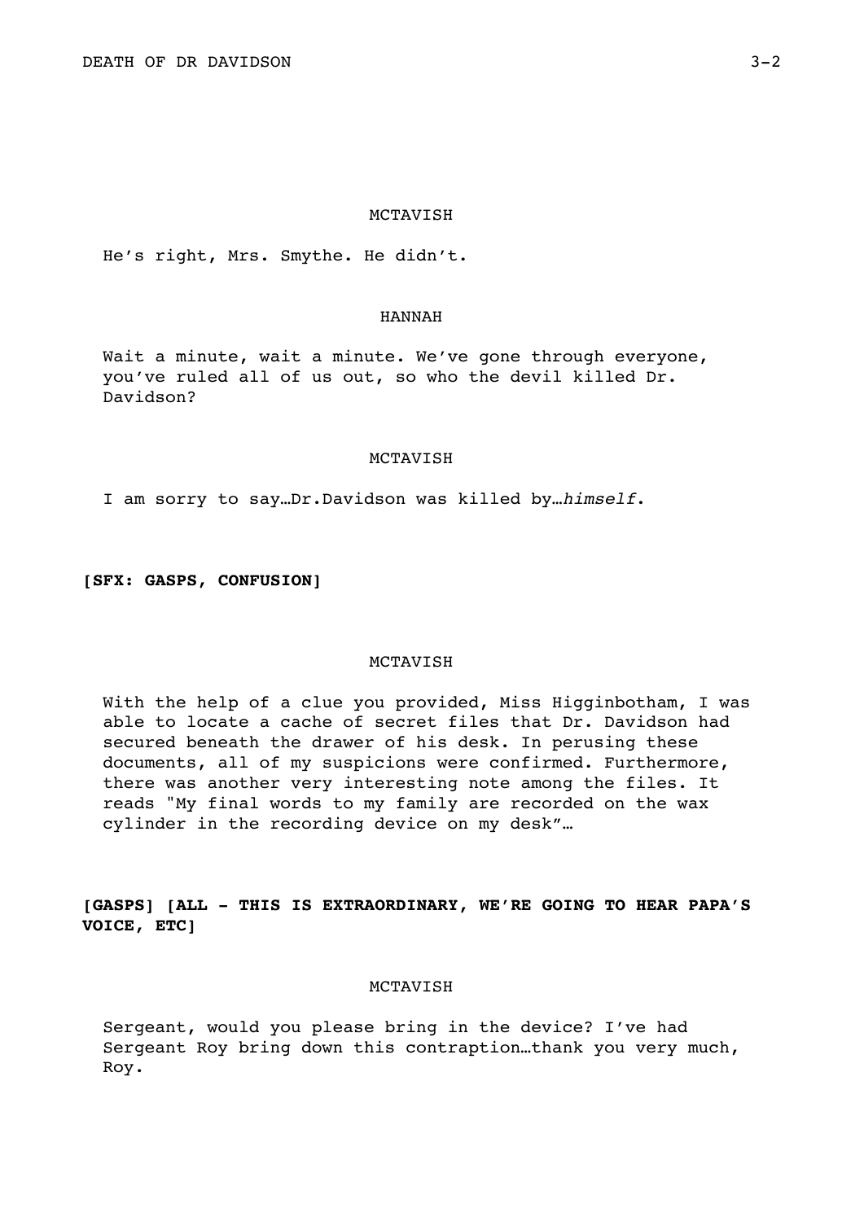MCTAVISH

He's right, Mrs. Smythe. He didn't.

HANNAH

Wait a minute, wait a minute. We've gone through everyone, you've ruled all of us out, so who the devil killed Dr. Davidson?

MCTAVISH

I am sorry to say…Dr.Davidson was killed by…*himself*.

**[SFX: GASPS, CONFUSION]**

MCTAVISH

With the help of a clue you provided, Miss Higginbotham, I was able to locate a cache of secret files that Dr. Davidson had secured beneath the drawer of his desk. In perusing these documents, all of my suspicions were confirmed. Furthermore, there was another very interesting note among the files. It reads "My final words to my family are recorded on the wax cylinder in the recording device on my desk"…

**[GASPS] [ALL - THIS IS EXTRAORDINARY, WE'RE GOING TO HEAR PAPA'S VOICE, ETC]**

MCTAVISH

Sergeant, would you please bring in the device? I've had Sergeant Roy bring down this contraption…thank you very much, Roy.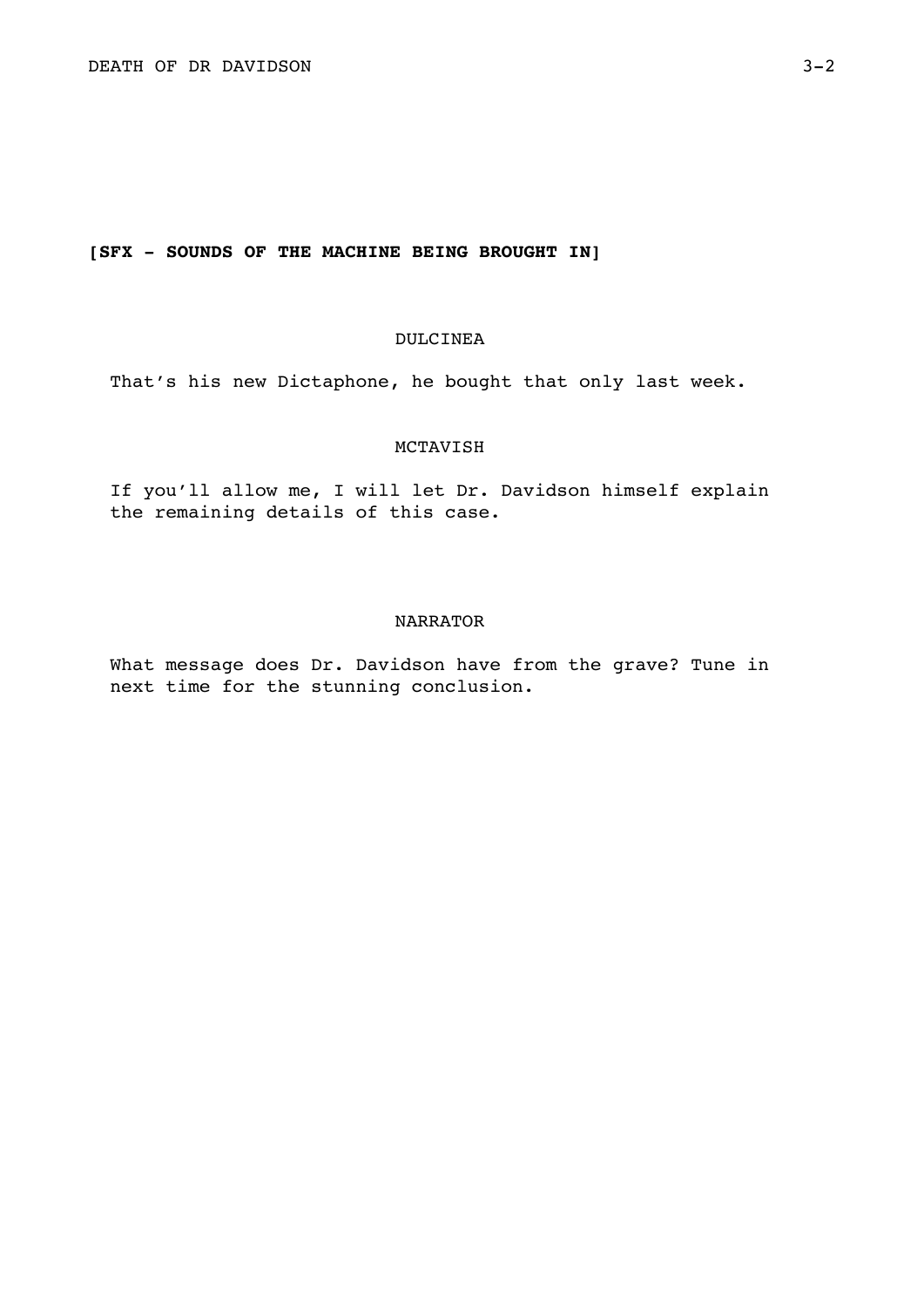**[SFX - SOUNDS OF THE MACHINE BEING BROUGHT IN]**

DULCINEA

That's his new Dictaphone, he bought that only last week.

MCTAVISH

If you'll allow me, I will let Dr. Davidson himself explain the remaining details of this case.

NARRATOR

What message does Dr. Davidson have from the grave? Tune in next time for the stunning conclusion.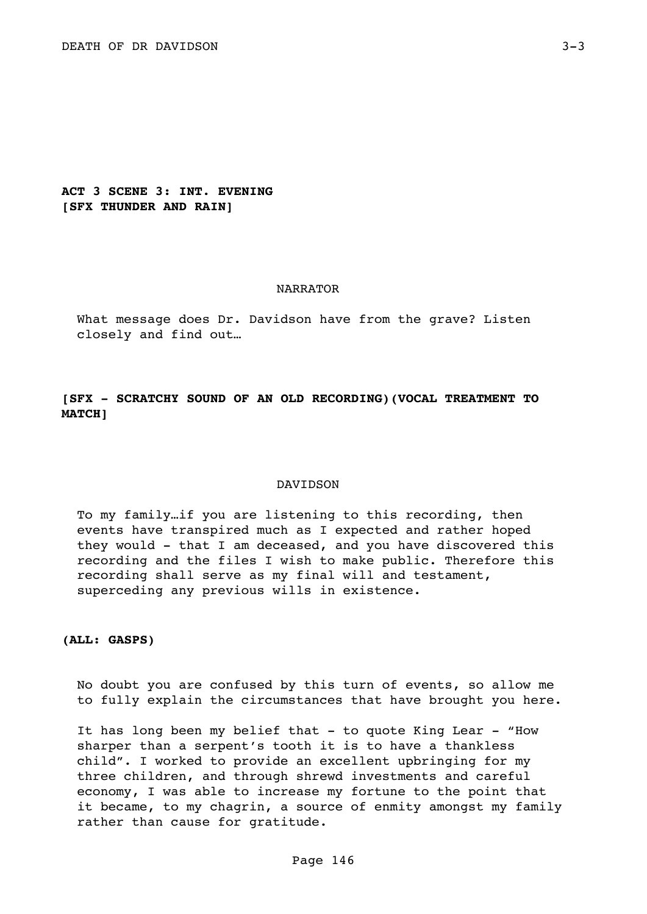**ACT 3 SCENE 3: INT. EVENING**
**[SFX THUNDER AND RAIN]**

NARRATOR

What message does Dr. Davidson have from the grave? Listen closely and find out…

**[SFX - SCRATCHY SOUND OF AN OLD RECORDING)(VOCAL TREATMENT TO MATCH]**

DAVIDSON

To my family…if you are listening to this recording, then events have transpired much as I expected and rather hoped they would - that I am deceased, and you have discovered this recording and the files I wish to make public. Therefore this recording shall serve as my final will and testament, superceding any previous wills in existence.

**(ALL: GASPS)**

No doubt you are confused by this turn of events, so allow me to fully explain the circumstances that have brought you here.

It has long been my belief that - to quote King Lear - "How sharper than a serpent's tooth it is to have a thankless child". I worked to provide an excellent upbringing for my three children, and through shrewd investments and careful economy, I was able to increase my fortune to the point that it became, to my chagrin, a source of enmity amongst my family rather than cause for gratitude.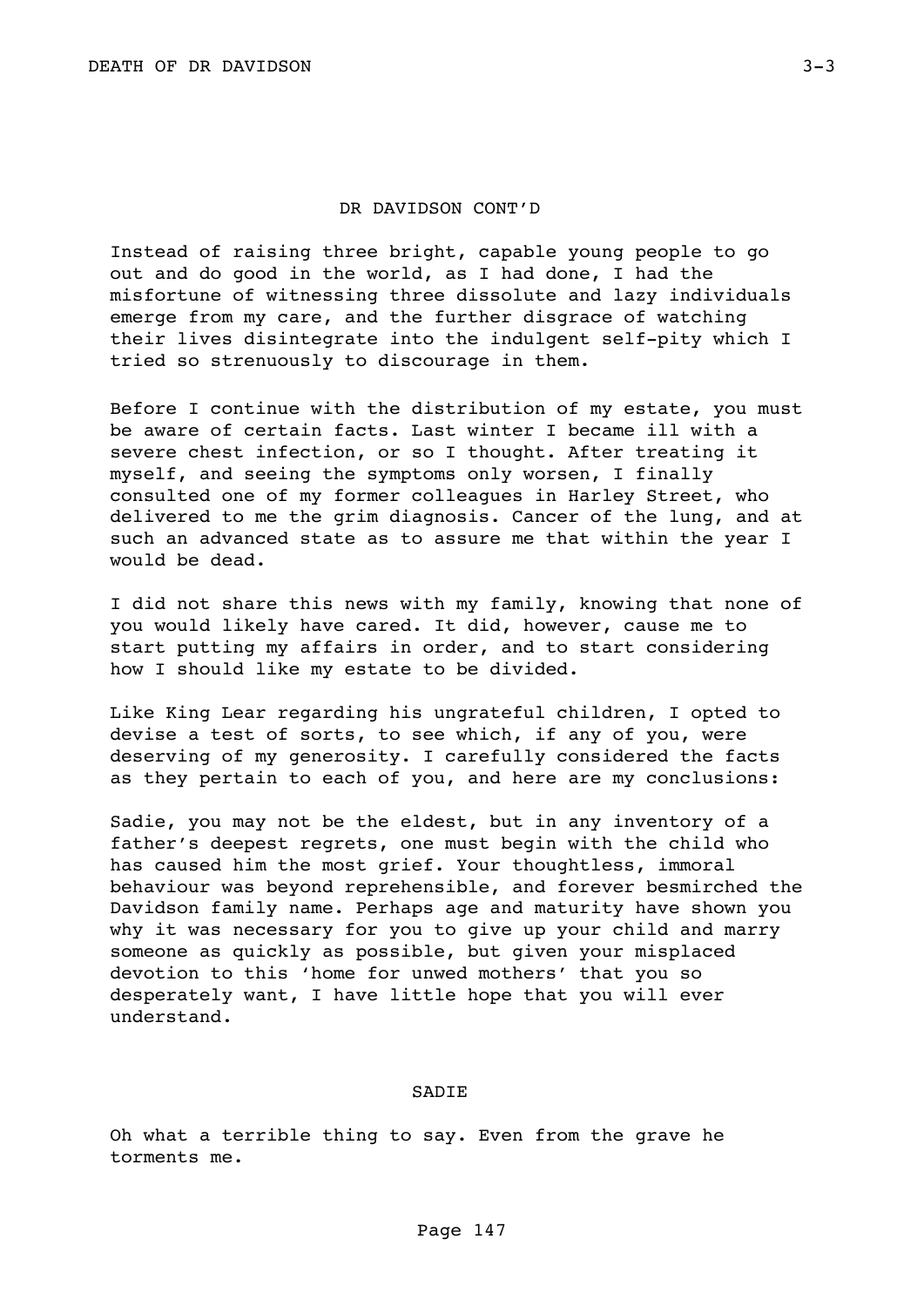DR DAVIDSON CONT'D

Instead of raising three bright, capable young people to go out and do good in the world, as I had done, I had the misfortune of witnessing three dissolute and lazy individuals emerge from my care, and the further disgrace of watching their lives disintegrate into the indulgent self-pity which I tried so strenuously to discourage in them.

Before I continue with the distribution of my estate, you must be aware of certain facts. Last winter I became ill with a severe chest infection, or so I thought. After treating it myself, and seeing the symptoms only worsen, I finally consulted one of my former colleagues in Harley Street, who delivered to me the grim diagnosis. Cancer of the lung, and at such an advanced state as to assure me that within the year I would be dead.

I did not share this news with my family, knowing that none of you would likely have cared. It did, however, cause me to start putting my affairs in order, and to start considering how I should like my estate to be divided.

Like King Lear regarding his ungrateful children, I opted to devise a test of sorts, to see which, if any of you, were deserving of my generosity. I carefully considered the facts as they pertain to each of you, and here are my conclusions:

Sadie, you may not be the eldest, but in any inventory of a father's deepest regrets, one must begin with the child who has caused him the most grief. Your thoughtless, immoral behaviour was beyond reprehensible, and forever besmirched the Davidson family name. Perhaps age and maturity have shown you why it was necessary for you to give up your child and marry someone as quickly as possible, but given your misplaced devotion to this 'home for unwed mothers' that you so desperately want, I have little hope that you will ever understand.

SADIE

Oh what a terrible thing to say. Even from the grave he torments me.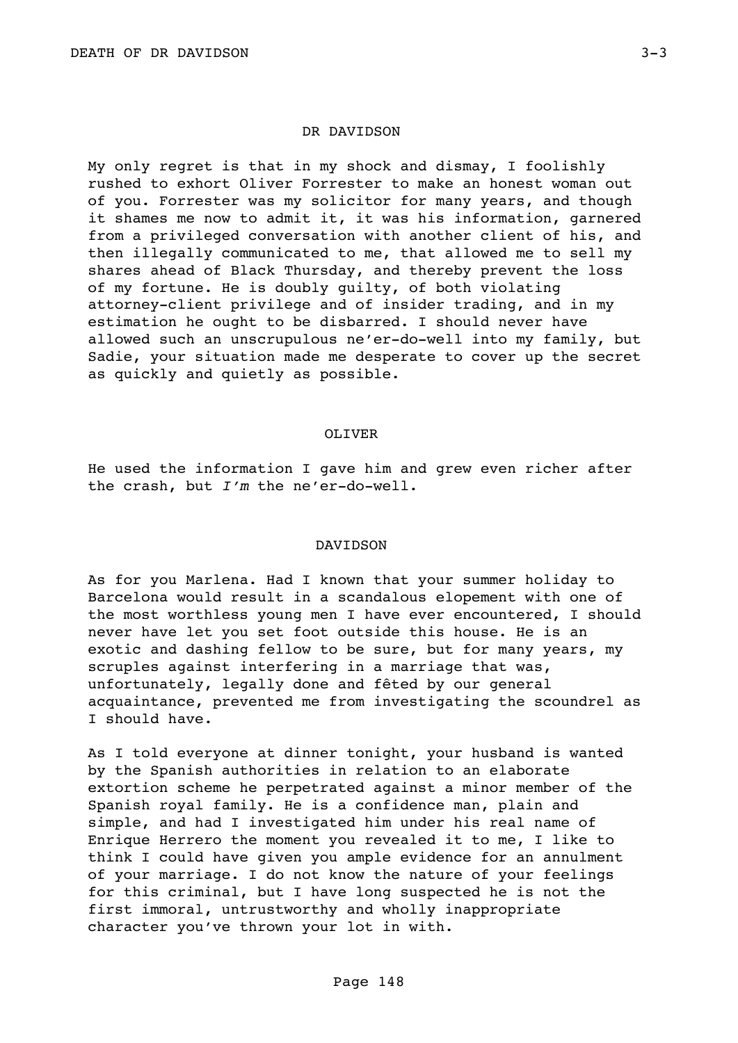DR DAVIDSON

My only regret is that in my shock and dismay, I foolishly rushed to exhort Oliver Forrester to make an honest woman out of you. Forrester was my solicitor for many years, and though it shames me now to admit it, it was his information, garnered from a privileged conversation with another client of his, and then illegally communicated to me, that allowed me to sell my shares ahead of Black Thursday, and thereby prevent the loss of my fortune. He is doubly guilty, of both violating attorney-client privilege and of insider trading, and in my estimation he ought to be disbarred. I should never have allowed such an unscrupulous ne'er-do-well into my family, but Sadie, your situation made me desperate to cover up the secret as quickly and quietly as possible.

OLIVER

He used the information I gave him and grew even richer after the crash, but *I'm* the ne'er-do-well.

DAVIDSON

As for you Marlena. Had I known that your summer holiday to Barcelona would result in a scandalous elopement with one of the most worthless young men I have ever encountered, I should never have let you set foot outside this house. He is an exotic and dashing fellow to be sure, but for many years, my scruples against interfering in a marriage that was, unfortunately, legally done and fêted by our general acquaintance, prevented me from investigating the scoundrel as I should have.

As I told everyone at dinner tonight, your husband is wanted by the Spanish authorities in relation to an elaborate extortion scheme he perpetrated against a minor member of the Spanish royal family. He is a confidence man, plain and simple, and had I investigated him under his real name of Enrique Herrero the moment you revealed it to me, I like to think I could have given you ample evidence for an annulment of your marriage. I do not know the nature of your feelings for this criminal, but I have long suspected he is not the first immoral, untrustworthy and wholly inappropriate character you've thrown your lot in with.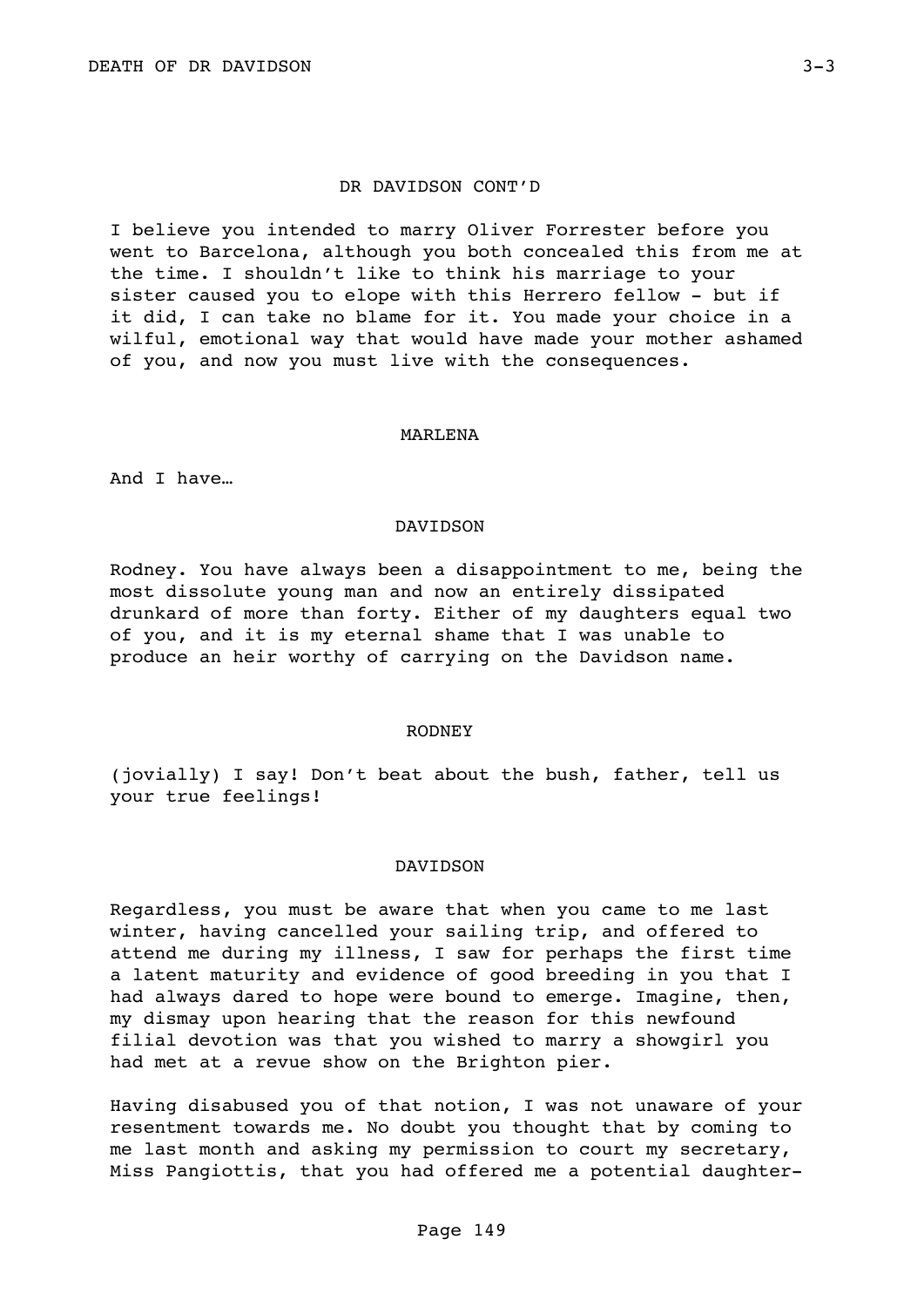DR DAVIDSON CONT'D

I believe you intended to marry Oliver Forrester before you went to Barcelona, although you both concealed this from me at the time. I shouldn't like to think his marriage to your sister caused you to elope with this Herrero fellow - but if it did, I can take no blame for it. You made your choice in a wilful, emotional way that would have made your mother ashamed of you, and now you must live with the consequences.

MARLENA

And I have…

DAVIDSON

Rodney. You have always been a disappointment to me, being the most dissolute young man and now an entirely dissipated drunkard of more than forty. Either of my daughters equal two of you, and it is my eternal shame that I was unable to produce an heir worthy of carrying on the Davidson name.

RODNEY

(jovially) I say! Don't beat about the bush, father, tell us your true feelings!

DAVIDSON

Regardless, you must be aware that when you came to me last winter, having cancelled your sailing trip, and offered to attend me during my illness, I saw for perhaps the first time a latent maturity and evidence of good breeding in you that I had always dared to hope were bound to emerge. Imagine, then, my dismay upon hearing that the reason for this newfound filial devotion was that you wished to marry a showgirl you had met at a revue show on the Brighton pier.

Having disabused you of that notion, I was not unaware of your resentment towards me. No doubt you thought that by coming to me last month and asking my permission to court my secretary, Miss Pangiottis, that you had offered me a potential daughter-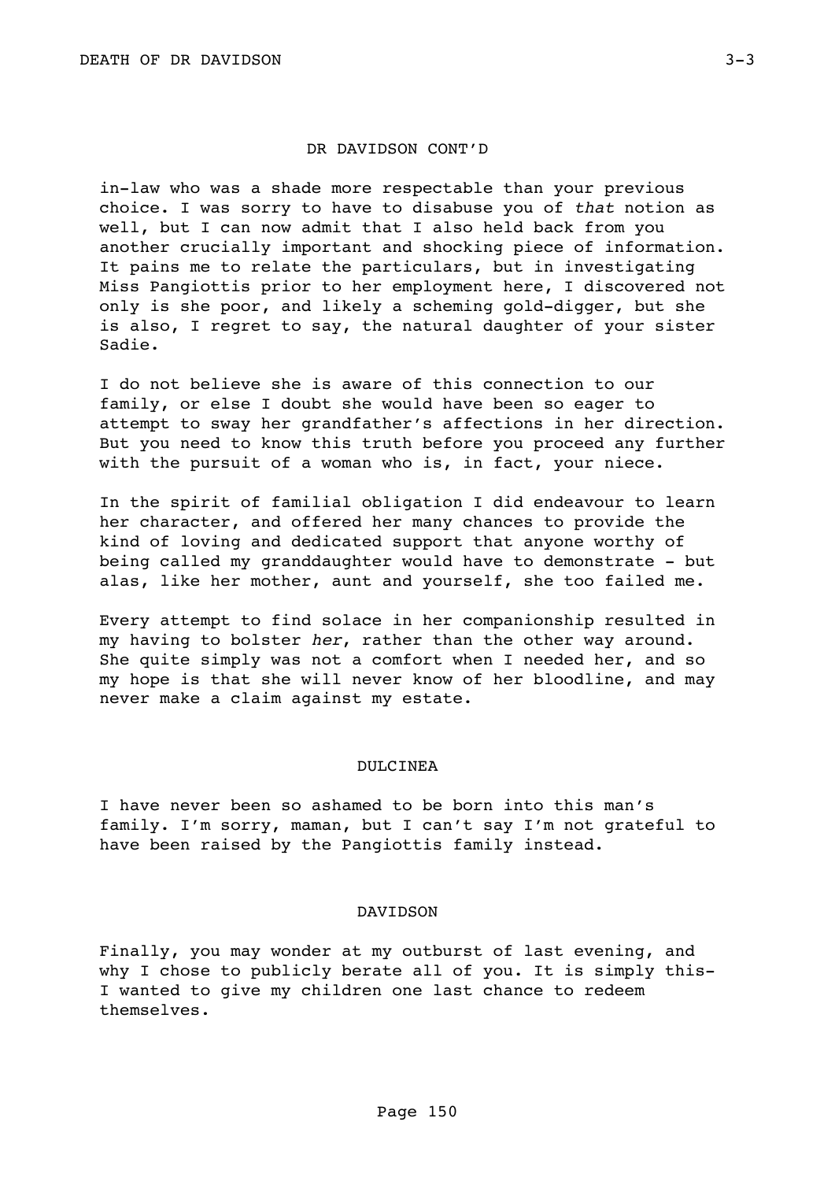DR DAVIDSON CONT'D

in-law who was a shade more respectable than your previous choice. I was sorry to have to disabuse you of *that* notion as well, but I can now admit that I also held back from you another crucially important and shocking piece of information. It pains me to relate the particulars, but in investigating Miss Pangiottis prior to her employment here, I discovered not only is she poor, and likely a scheming gold-digger, but she is also, I regret to say, the natural daughter of your sister Sadie.

I do not believe she is aware of this connection to our family, or else I doubt she would have been so eager to attempt to sway her grandfather's affections in her direction. But you need to know this truth before you proceed any further with the pursuit of a woman who is, in fact, your niece.

In the spirit of familial obligation I did endeavour to learn her character, and offered her many chances to provide the kind of loving and dedicated support that anyone worthy of being called my granddaughter would have to demonstrate - but alas, like her mother, aunt and yourself, she too failed me.

Every attempt to find solace in her companionship resulted in my having to bolster *her*, rather than the other way around. She quite simply was not a comfort when I needed her, and so my hope is that she will never know of her bloodline, and may never make a claim against my estate.

DULCINEA

I have never been so ashamed to be born into this man's family. I'm sorry, maman, but I can't say I'm not grateful to have been raised by the Pangiottis family instead.

DAVIDSON

Finally, you may wonder at my outburst of last evening, and why I chose to publicly berate all of you. It is simply this- I wanted to give my children one last chance to redeem themselves.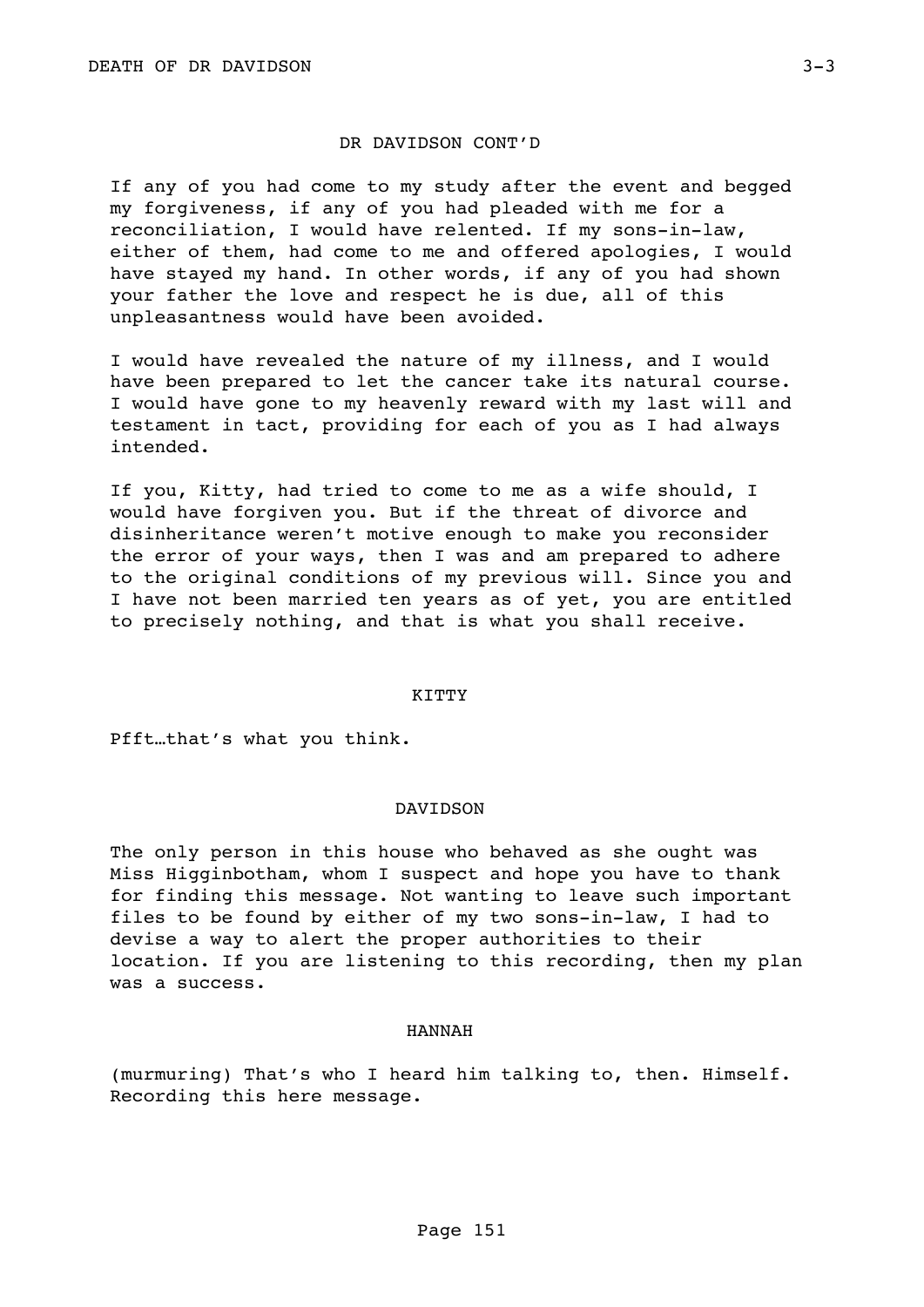DR DAVIDSON CONT'D

If any of you had come to my study after the event and begged my forgiveness, if any of you had pleaded with me for a reconciliation, I would have relented. If my sons-in-law, either of them, had come to me and offered apologies, I would have stayed my hand. In other words, if any of you had shown your father the love and respect he is due, all of this unpleasantness would have been avoided.

I would have revealed the nature of my illness, and I would have been prepared to let the cancer take its natural course. I would have gone to my heavenly reward with my last will and testament in tact, providing for each of you as I had always intended.

If you, Kitty, had tried to come to me as a wife should, I would have forgiven you. But if the threat of divorce and disinheritance weren't motive enough to make you reconsider the error of your ways, then I was and am prepared to adhere to the original conditions of my previous will. Since you and I have not been married ten years as of yet, you are entitled to precisely nothing, and that is what you shall receive.

KITTY

Pfft…that's what you think.

DAVIDSON

The only person in this house who behaved as she ought was Miss Higginbotham, whom I suspect and hope you have to thank for finding this message. Not wanting to leave such important files to be found by either of my two sons-in-law, I had to devise a way to alert the proper authorities to their location. If you are listening to this recording, then my plan was a success.

HANNAH

(murmuring) That's who I heard him talking to, then. Himself. Recording this here message.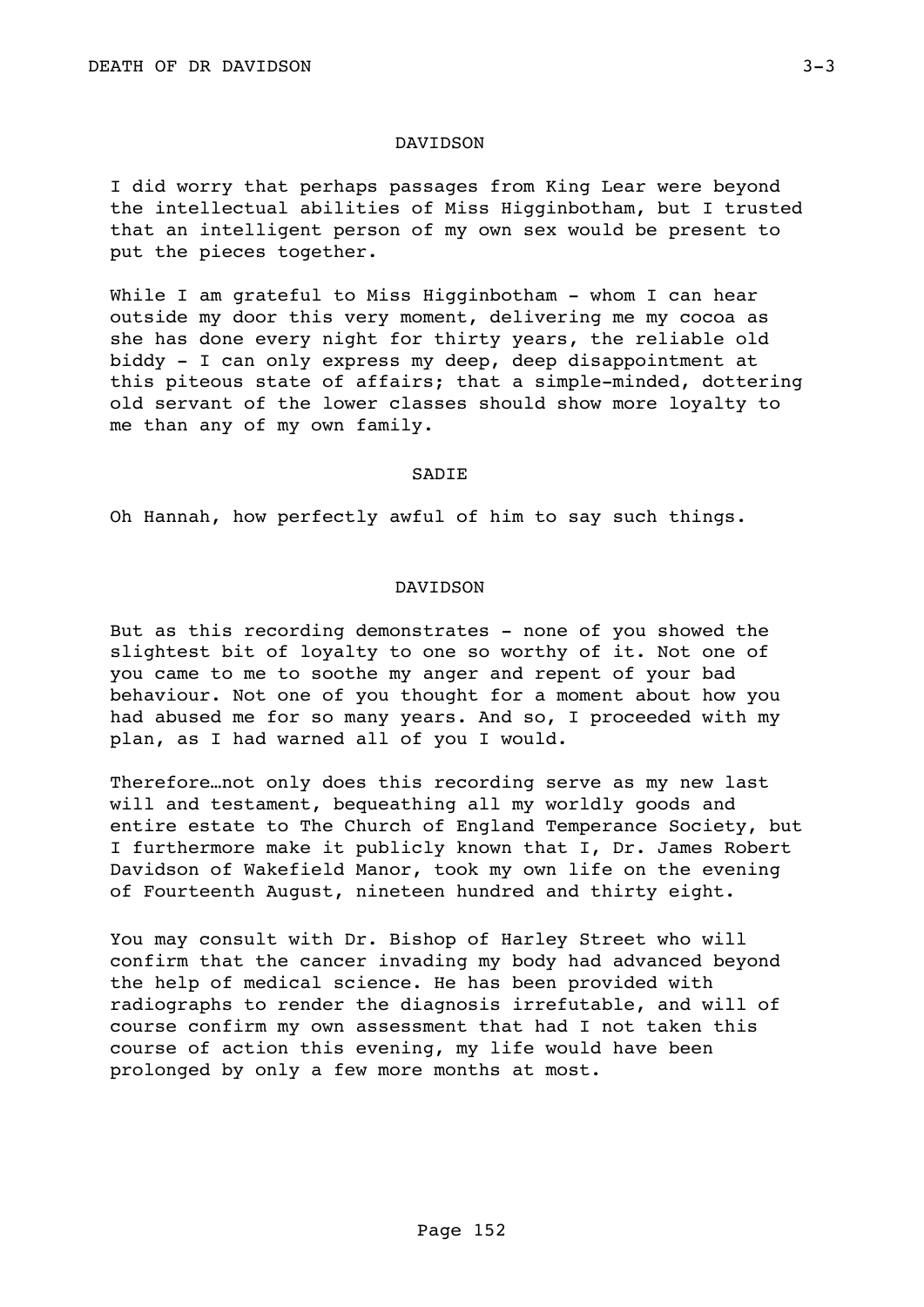DAVIDSON

I did worry that perhaps passages from King Lear were beyond the intellectual abilities of Miss Higginbotham, but I trusted that an intelligent person of my own sex would be present to put the pieces together.

While I am grateful to Miss Higginbotham - whom I can hear outside my door this very moment, delivering me my cocoa as she has done every night for thirty years, the reliable old biddy - I can only express my deep, deep disappointment at this piteous state of affairs; that a simple-minded, dottering old servant of the lower classes should show more loyalty to me than any of my own family.

SADIE

Oh Hannah, how perfectly awful of him to say such things.

DAVIDSON

But as this recording demonstrates - none of you showed the slightest bit of loyalty to one so worthy of it. Not one of you came to me to soothe my anger and repent of your bad behaviour. Not one of you thought for a moment about how you had abused me for so many years. And so, I proceeded with my plan, as I had warned all of you I would.

Therefore…not only does this recording serve as my new last will and testament, bequeathing all my worldly goods and entire estate to The Church of England Temperance Society, but I furthermore make it publicly known that I, Dr. James Robert Davidson of Wakefield Manor, took my own life on the evening of Fourteenth August, nineteen hundred and thirty eight.

You may consult with Dr. Bishop of Harley Street who will confirm that the cancer invading my body had advanced beyond the help of medical science. He has been provided with radiographs to render the diagnosis irrefutable, and will of course confirm my own assessment that had I not taken this course of action this evening, my life would have been prolonged by only a few more months at most.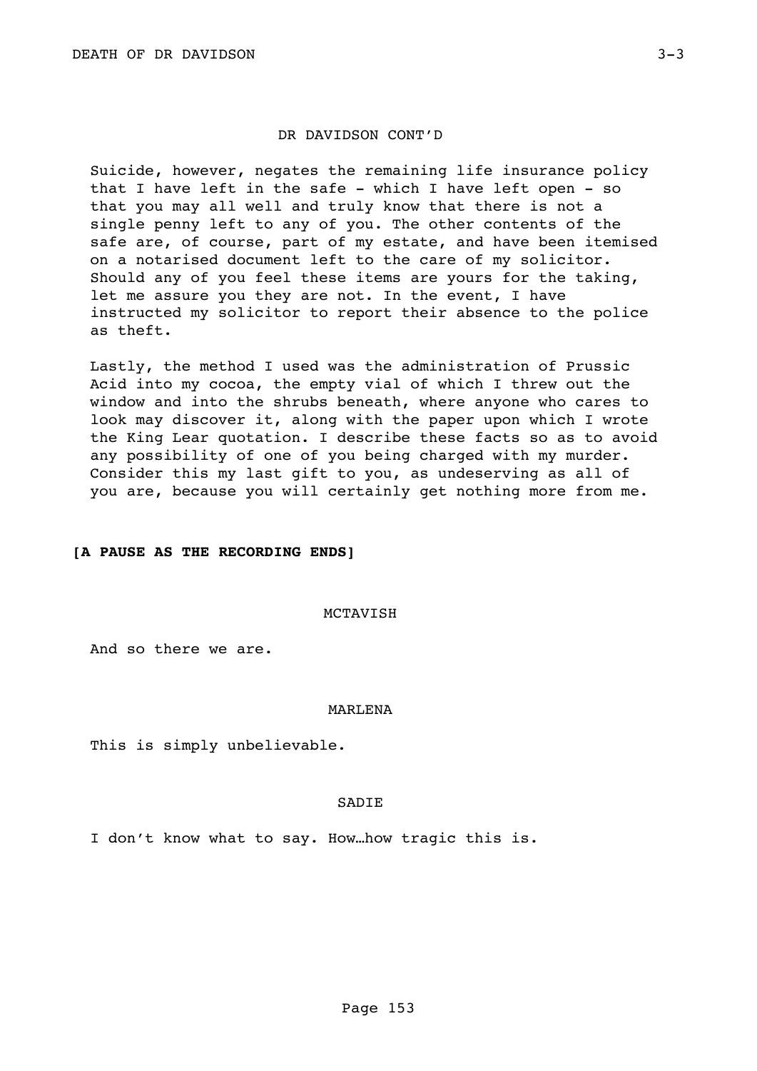DR DAVIDSON CONT'D

Suicide, however, negates the remaining life insurance policy that I have left in the safe - which I have left open - so that you may all well and truly know that there is not a single penny left to any of you. The other contents of the safe are, of course, part of my estate, and have been itemised on a notarised document left to the care of my solicitor. Should any of you feel these items are yours for the taking, let me assure you they are not. In the event, I have instructed my solicitor to report their absence to the police as theft.

Lastly, the method I used was the administration of Prussic Acid into my cocoa, the empty vial of which I threw out the window and into the shrubs beneath, where anyone who cares to look may discover it, along with the paper upon which I wrote the King Lear quotation. I describe these facts so as to avoid any possibility of one of you being charged with my murder. Consider this my last gift to you, as undeserving as all of you are, because you will certainly get nothing more from me.

**[A PAUSE AS THE RECORDING ENDS]**

MCTAVISH

And so there we are.

MARLENA

This is simply unbelievable.

SADIE

I don't know what to say. How…how tragic this is.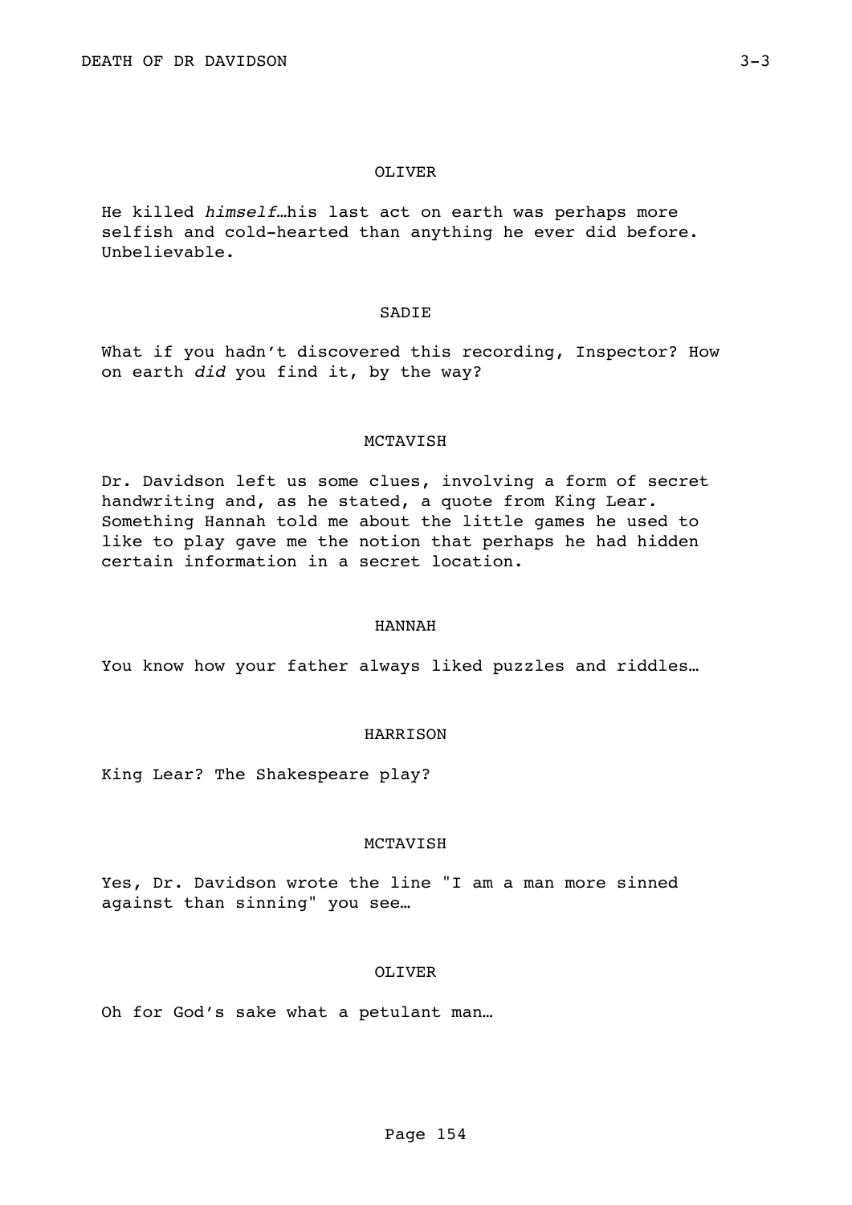OLIVER

He killed *himself*…his last act on earth was perhaps more selfish and cold-hearted than anything he ever did before. Unbelievable.

SADIE

What if you hadn't discovered this recording, Inspector? How on earth *did* you find it, by the way?

MCTAVISH

Dr. Davidson left us some clues, involving a form of secret handwriting and, as he stated, a quote from King Lear. Something Hannah told me about the little games he used to like to play gave me the notion that perhaps he had hidden certain information in a secret location.

HANNAH

You know how your father always liked puzzles and riddles…

HARRISON

King Lear? The Shakespeare play?

MCTAVISH

Yes, Dr. Davidson wrote the line "I am a man more sinned against than sinning" you see…

OLIVER

Oh for God's sake what a petulant man…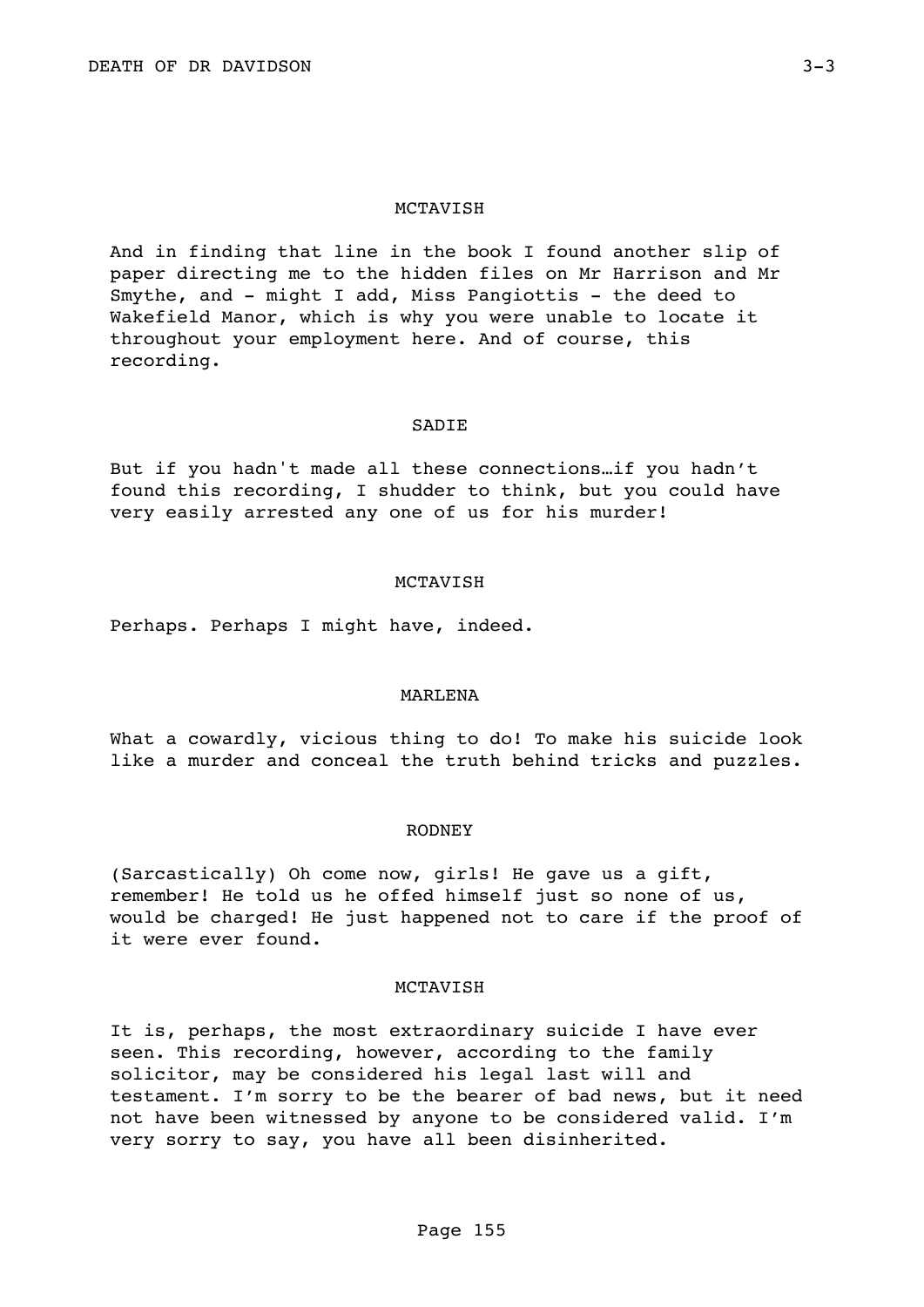MCTAVISH

And in finding that line in the book I found another slip of paper directing me to the hidden files on Mr Harrison and Mr Smythe, and - might I add, Miss Pangiottis - the deed to Wakefield Manor, which is why you were unable to locate it throughout your employment here. And of course, this recording.

SADIE

But if you hadn't made all these connections…if you hadn't found this recording, I shudder to think, but you could have very easily arrested any one of us for his murder!

MCTAVISH

Perhaps. Perhaps I might have, indeed.

MARLENA

What a cowardly, vicious thing to do! To make his suicide look like a murder and conceal the truth behind tricks and puzzles.

RODNEY

(Sarcastically) Oh come now, girls! He gave us a gift, remember! He told us he offed himself just so none of us, would be charged! He just happened not to care if the proof of it were ever found.

MCTAVISH

It is, perhaps, the most extraordinary suicide I have ever seen. This recording, however, according to the family solicitor, may be considered his legal last will and testament. I'm sorry to be the bearer of bad news, but it need not have been witnessed by anyone to be considered valid. I'm very sorry to say, you have all been disinherited.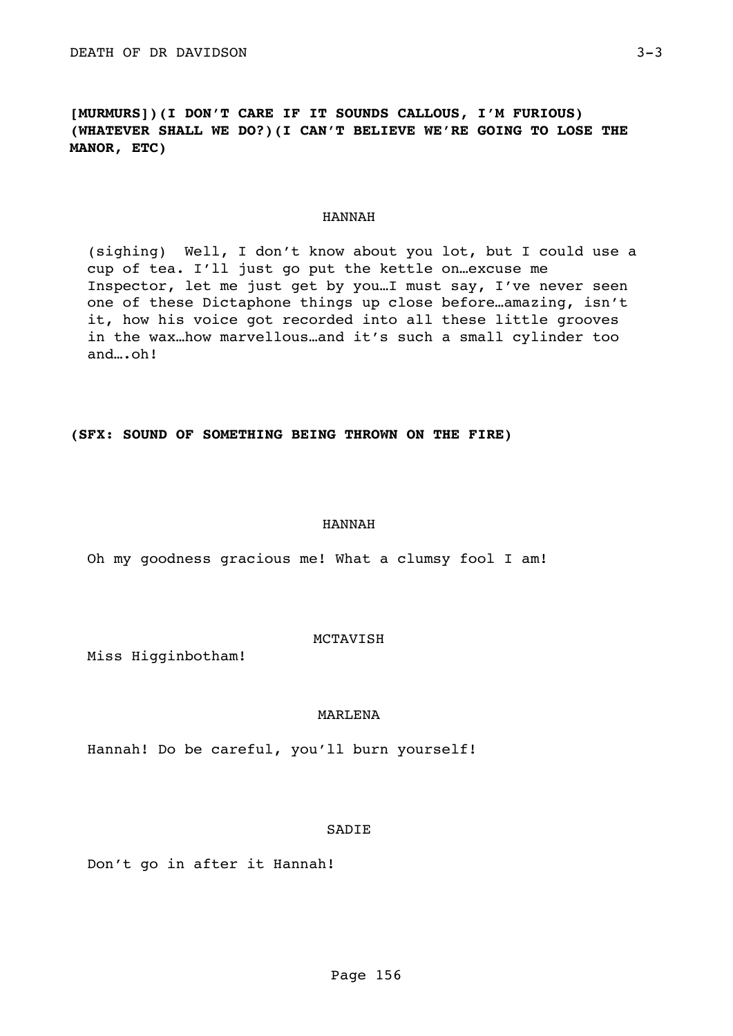**[MURMURS])(I DON'T CARE IF IT SOUNDS CALLOUS, I'M FURIOUS)(WHATEVER SHALL WE DO?)(I CAN'T BELIEVE WE'RE GOING TO LOSE THE MANOR, ETC)**

HANNAH

(sighing) Well, I don't know about you lot, but I could use a cup of tea. I'll just go put the kettle on…excuse me Inspector, let me just get by you…I must say, I've never seen one of these Dictaphone things up close before…amazing, isn't it, how his voice got recorded into all these little grooves in the wax…how marvellous…and it's such a small cylinder too and….oh!

**(SFX: SOUND OF SOMETHING BEING THROWN ON THE FIRE)**

HANNAH

Oh my goodness gracious me! What a clumsy fool I am!

MCTAVISH

Miss Higginbotham!

MARLENA

Hannah! Do be careful, you'll burn yourself!

SADIE

Don't go in after it Hannah!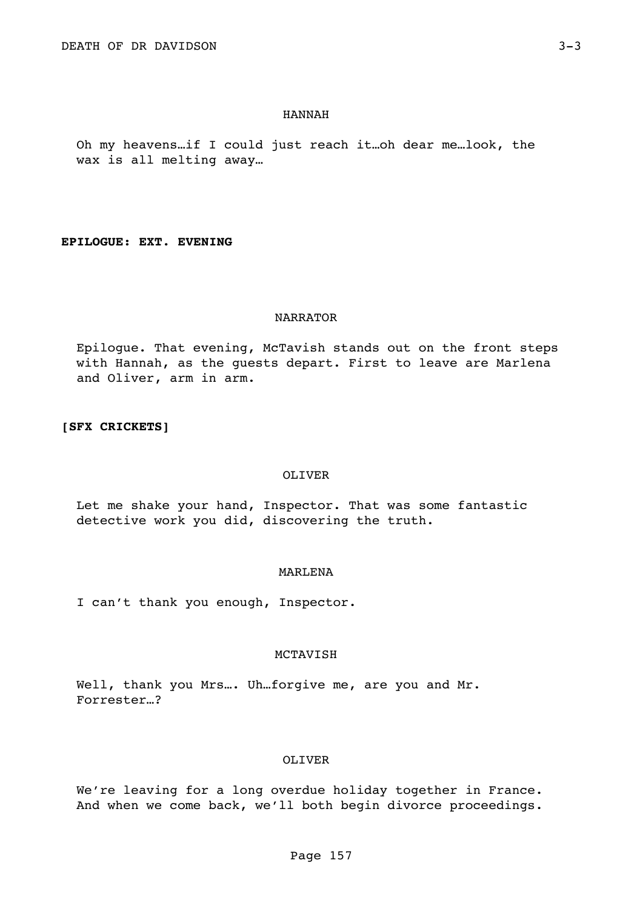HANNAH

Oh my heavens…if I could just reach it…oh dear me…look, the wax is all melting away…

**EPILOGUE: EXT. EVENING**

NARRATOR

Epilogue. That evening, McTavish stands out on the front steps with Hannah, as the guests depart. First to leave are Marlena and Oliver, arm in arm.

**[SFX CRICKETS]**

OLIVER

Let me shake your hand, Inspector. That was some fantastic detective work you did, discovering the truth.

MARLENA

I can't thank you enough, Inspector.

MCTAVISH

Well, thank you Mrs…. Uh…forgive me, are you and Mr. Forrester…?

OLIVER

We're leaving for a long overdue holiday together in France. And when we come back, we'll both begin divorce proceedings.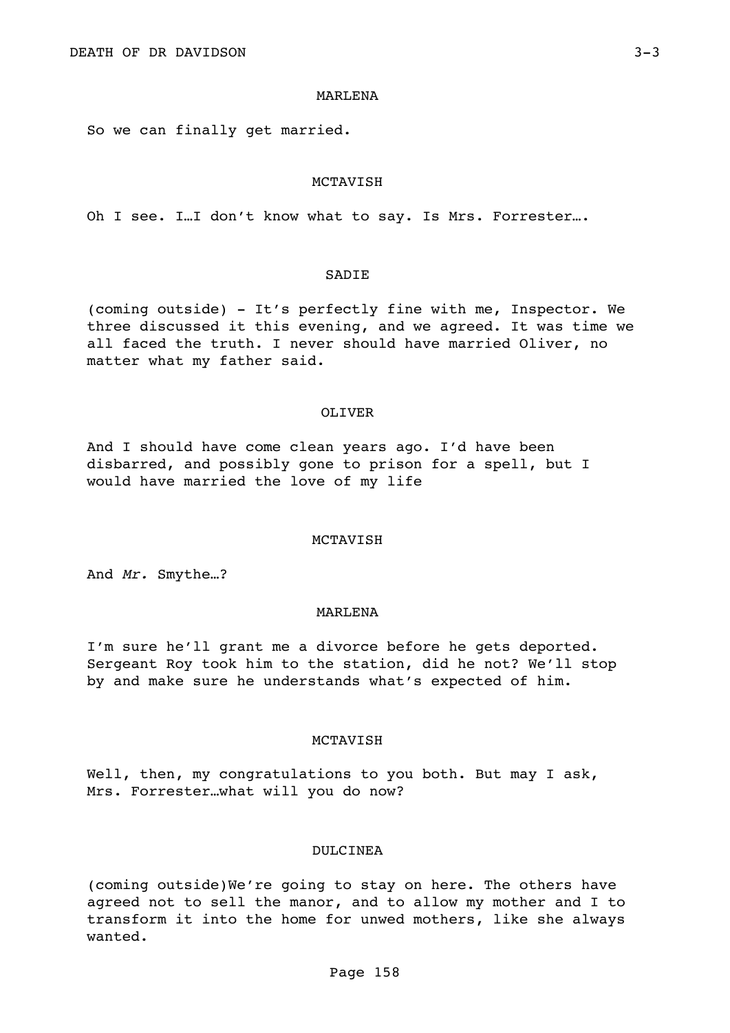MARLENA

So we can finally get married.

MCTAVISH

Oh I see. I…I don't know what to say. Is Mrs. Forrester….

SADIE

(coming outside) - It's perfectly fine with me, Inspector. We three discussed it this evening, and we agreed. It was time we all faced the truth. I never should have married Oliver, no matter what my father said.

OLIVER

And I should have come clean years ago. I'd have been disbarred, and possibly gone to prison for a spell, but I would have married the love of my life

MCTAVISH

And *Mr.* Smythe…?

MARLENA

I'm sure he'll grant me a divorce before he gets deported. Sergeant Roy took him to the station, did he not? We'll stop by and make sure he understands what's expected of him.

MCTAVISH

Well, then, my congratulations to you both. But may I ask, Mrs. Forrester…what will you do now?

DULCINEA

(coming outside)We're going to stay on here. The others have agreed not to sell the manor, and to allow my mother and I to transform it into the home for unwed mothers, like she always wanted.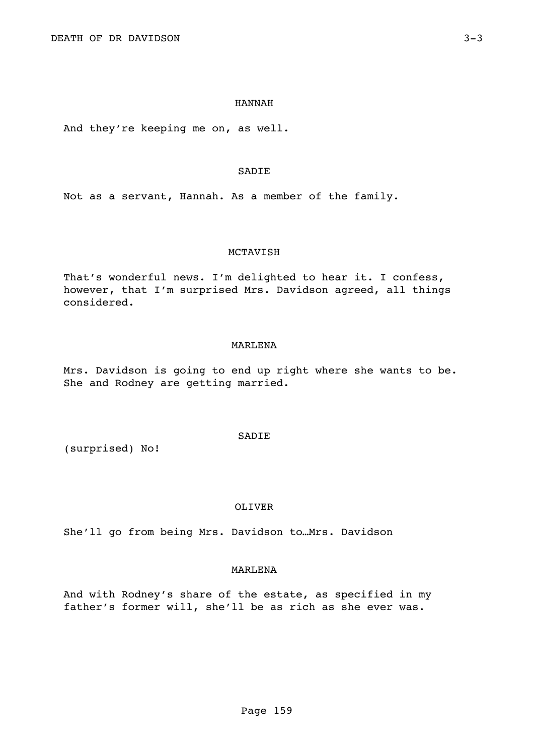HANNAH

And they're keeping me on, as well.

SADIE

Not as a servant, Hannah. As a member of the family.

MCTAVISH

That's wonderful news. I'm delighted to hear it. I confess, however, that I'm surprised Mrs. Davidson agreed, all things considered.

MARLENA

Mrs. Davidson is going to end up right where she wants to be. She and Rodney are getting married.

SADIE

(surprised) No!

OLIVER

She'll go from being Mrs. Davidson to…Mrs. Davidson

MARLENA

And with Rodney's share of the estate, as specified in my father's former will, she'll be as rich as she ever was.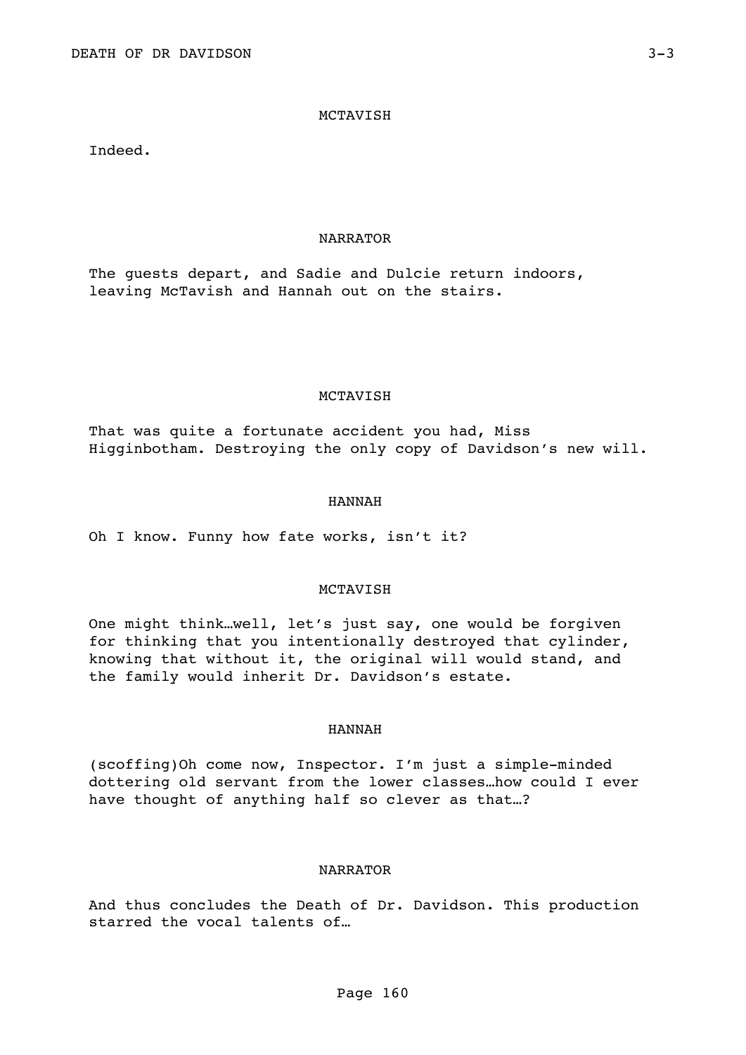MCTAVISH

Indeed.

NARRATOR

The guests depart, and Sadie and Dulcie return indoors, leaving McTavish and Hannah out on the stairs.

MCTAVISH

That was quite a fortunate accident you had, Miss Higginbotham. Destroying the only copy of Davidson's new will.

HANNAH

Oh I know. Funny how fate works, isn't it?

MCTAVISH

One might think…well, let's just say, one would be forgiven for thinking that you intentionally destroyed that cylinder, knowing that without it, the original will would stand, and the family would inherit Dr. Davidson's estate.

HANNAH

(scoffing)Oh come now, Inspector. I'm just a simple-minded dottering old servant from the lower classes…how could I ever have thought of anything half so clever as that…?

NARRATOR

And thus concludes the Death of Dr. Davidson. This production starred the vocal talents of…